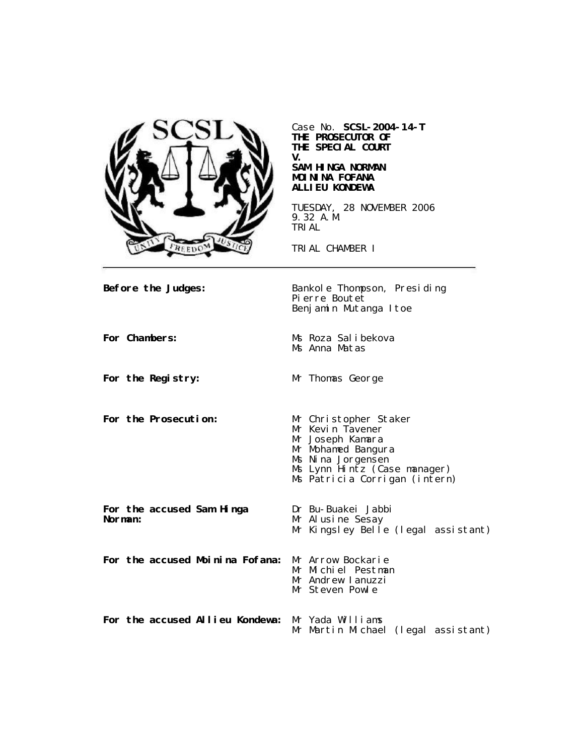Case No. **SCSL-2004-14-T**
**THE PROSECUTOR OF THE SPECIAL COURT**
**V.**
**SAM HINGA NORMAN**
**MOININA FOFANA**
**ALLIEU KONDEWA**

TUESDAY, 28 NOVEMBER 2006
9.32 A.M.
TRIAL

TRIAL CHAMBER I

---

**Before the Judges:** Bankole Thompson, Presiding
Pierre Boutet
Benjamin Mutanga Itoe

**For Chambers:** Ms Roza Salibekova
Ms Anna Matas

**For the Registry:** Mr Thomas George

**For the Prosecution:** Mr Christopher Staker
Mr Kevin Tavener
Mr Joseph Kamara
Mr Mohamed Bangura
Ms Nina Jorgensen
Ms Lynn Hintz (Case manager)
Ms Patricia Corrigan (intern)

**For the accused Sam Hinga Norman:** Dr Bu-Buakei Jabbi
Mr Alusine Sesay
Mr Kingsley Belle (legal assistant)

**For the accused Moinina Fofana:** Mr Arrow Bockarie
Mr Michiel Pestman
Mr Andrew Ianuzzi
Mr Steven Powle

**For the accused Allieu Kondewa:** Mr Yada Williams
Mr Martin Michael (legal assistant)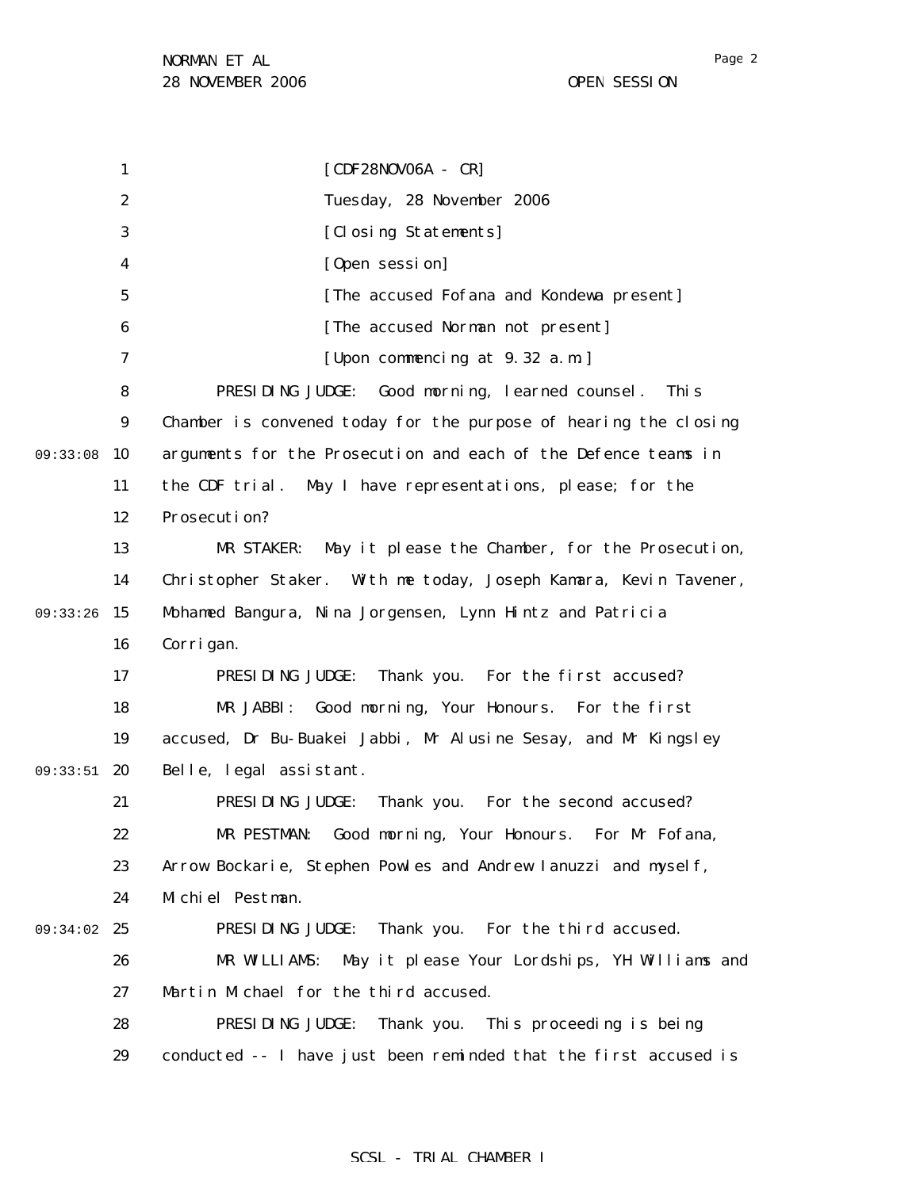[CDF28NOV06A - CR]

Tuesday, 28 November 2006

[Closing Statements]

[Open session]

[The accused Fofana and Kondewa present]

[The accused Norman not present]

[Upon commencing at 9.32 a.m.]

PRESIDING JUDGE: Good morning, learned counsel. This Chamber is convened today for the purpose of hearing the closing arguments for the Prosecution and each of the Defence teams in the CDF trial. May I have representations, please; for the Prosecution?

MR STAKER: May it please the Chamber, for the Prosecution, Christopher Staker. With me today, Joseph Kamara, Kevin Tavener, Mohamed Bangura, Nina Jorgensen, Lynn Hintz and Patricia Corrigan.

PRESIDING JUDGE: Thank you. For the first accused?

MR JABBI: Good morning, Your Honours. For the first accused, Dr Bu-Buakei Jabbi, Mr Alusine Sesay, and Mr Kingsley Belle, legal assistant.

PRESIDING JUDGE: Thank you. For the second accused?

MR PESTMAN: Good morning, Your Honours. For Mr Fofana, Arrow Bockarie, Stephen Powles and Andrew Ianuzzi and myself, Michiel Pestman.

PRESIDING JUDGE: Thank you. For the third accused.

MR WILLIAMS: May it please Your Lordships, YH Williams and Martin Michael for the third accused.

PRESIDING JUDGE: Thank you. This proceeding is being conducted -- I have just been reminded that the first accused is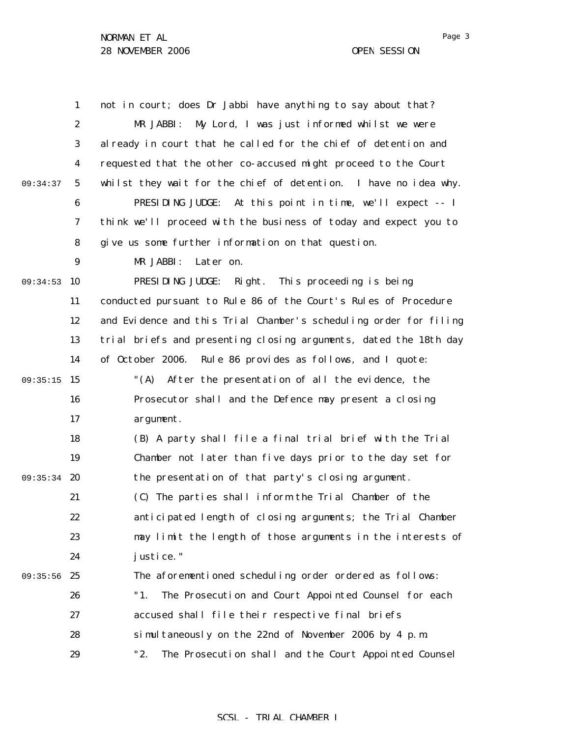not in court; does Dr Jabbi have anything to say about that?

MR JABBI: My Lord, I was just informed whilst we were already in court that he called for the chief of detention and requested that the other co-accused might proceed to the Court whilst they wait for the chief of detention. I have no idea why.

PRESIDING JUDGE: At this point in time, we'll expect -- I think we'll proceed with the business of today and expect you to give us some further information on that question.

MR JABBI: Later on.

PRESIDING JUDGE: Right. This proceeding is being conducted pursuant to Rule 86 of the Court's Rules of Procedure and Evidence and this Trial Chamber's scheduling order for filing trial briefs and presenting closing arguments, dated the 18th day of October 2006. Rule 86 provides as follows, and I quote:

> "(A) After the presentation of all the evidence, the Prosecutor shall and the Defence may present a closing argument.
>
> (B) A party shall file a final trial brief with the Trial Chamber not later than five days prior to the day set for the presentation of that party's closing argument.
>
> (C) The parties shall inform the Trial Chamber of the anticipated length of closing arguments; the Trial Chamber may limit the length of those arguments in the interests of justice."

The aforementioned scheduling order ordered as follows:

> "1. The Prosecution and Court Appointed Counsel for each accused shall file their respective final briefs simultaneously on the 22nd of November 2006 by 4 p.m.
>
> "2. The Prosecution shall and the Court Appointed Counsel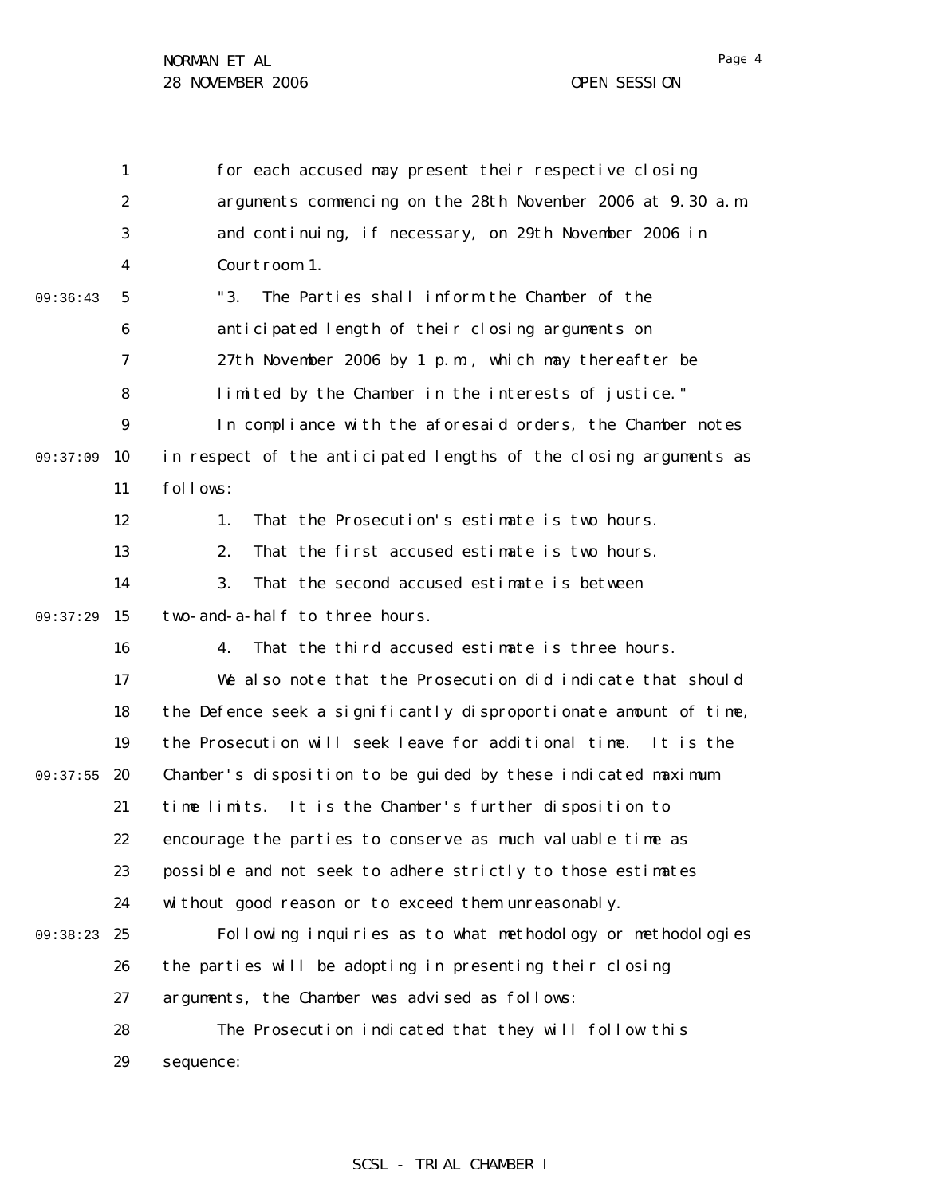for each accused may present their respective closing arguments commencing on the 28th November 2006 at 9.30 a.m. and continuing, if necessary, on 29th November 2006 in Courtroom 1.

"3. The Parties shall inform the Chamber of the anticipated length of their closing arguments on 27th November 2006 by 1 p.m., which may thereafter be limited by the Chamber in the interests of justice."

In compliance with the aforesaid orders, the Chamber notes in respect of the anticipated lengths of the closing arguments as follows:

1. That the Prosecution's estimate is two hours.

2. That the first accused estimate is two hours.

3. That the second accused estimate is between two-and-a-half to three hours.

4. That the third accused estimate is three hours.

We also note that the Prosecution did indicate that should the Defence seek a significantly disproportionate amount of time, the Prosecution will seek leave for additional time. It is the Chamber's disposition to be guided by these indicated maximum time limits. It is the Chamber's further disposition to encourage the parties to conserve as much valuable time as possible and not seek to adhere strictly to those estimates without good reason or to exceed them unreasonably.

Following inquiries as to what methodology or methodologies the parties will be adopting in presenting their closing arguments, the Chamber was advised as follows:

The Prosecution indicated that they will follow this sequence: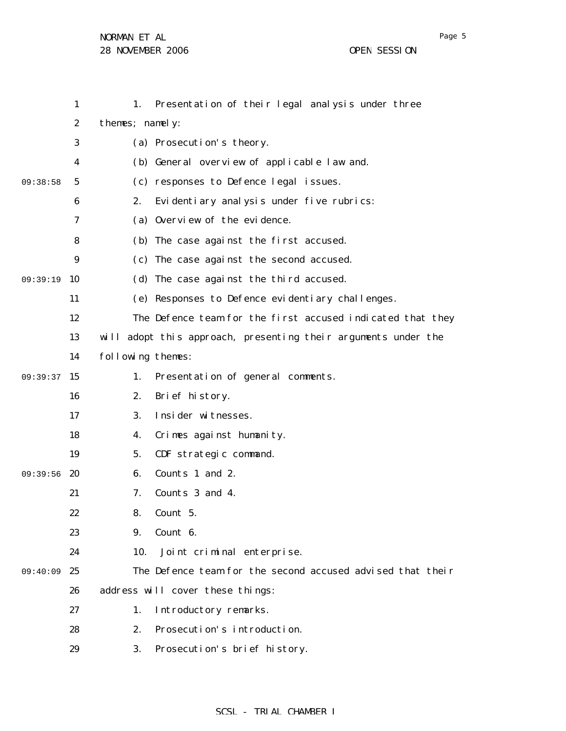1. Presentation of their legal analysis under three themes; namely:

(a) Prosecution's theory.

(b) General overview of applicable law and.

(c) responses to Defence legal issues.

2. Evidentiary analysis under five rubrics:

(a) Overview of the evidence.

(b) The case against the first accused.

(c) The case against the second accused.

(d) The case against the third accused.

(e) Responses to Defence evidentiary challenges.

The Defence team for the first accused indicated that they will adopt this approach, presenting their arguments under the following themes:

1. Presentation of general comments.
2. Brief history.
3. Insider witnesses.
4. Crimes against humanity.
5. CDF strategic command.
6. Counts 1 and 2.
7. Counts 3 and 4.
8. Count 5.
9. Count 6.
10. Joint criminal enterprise.

The Defence team for the second accused advised that their address will cover these things:

1. Introductory remarks.
2. Prosecution's introduction.
3. Prosecution's brief history.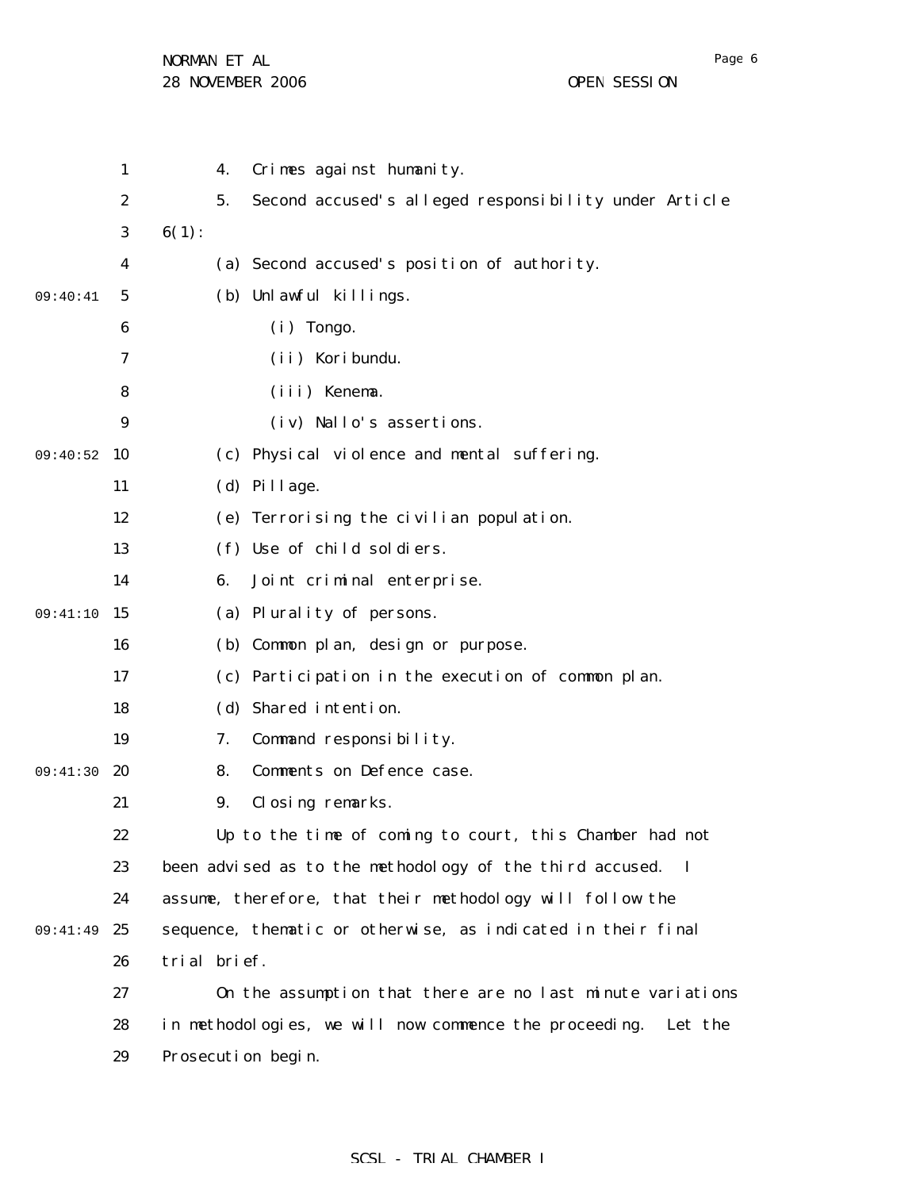4. Crimes against humanity.

5. Second accused's alleged responsibility under Article 6(1):

(a) Second accused's position of authority.

(b) Unlawful killings.

(i) Tongo.

(ii) Koribundu.

(iii) Kenema.

(iv) Nallo's assertions.

(c) Physical violence and mental suffering.

(d) Pillage.

(e) Terrorising the civilian population.

(f) Use of child soldiers.

6. Joint criminal enterprise.

(a) Plurality of persons.

(b) Common plan, design or purpose.

(c) Participation in the execution of common plan.

(d) Shared intention.

7. Command responsibility.

8. Comments on Defence case.

9. Closing remarks.

Up to the time of coming to court, this Chamber had not been advised as to the methodology of the third accused. I assume, therefore, that their methodology will follow the sequence, thematic or otherwise, as indicated in their final trial brief.

On the assumption that there are no last minute variations in methodologies, we will now commence the proceeding. Let the Prosecution begin.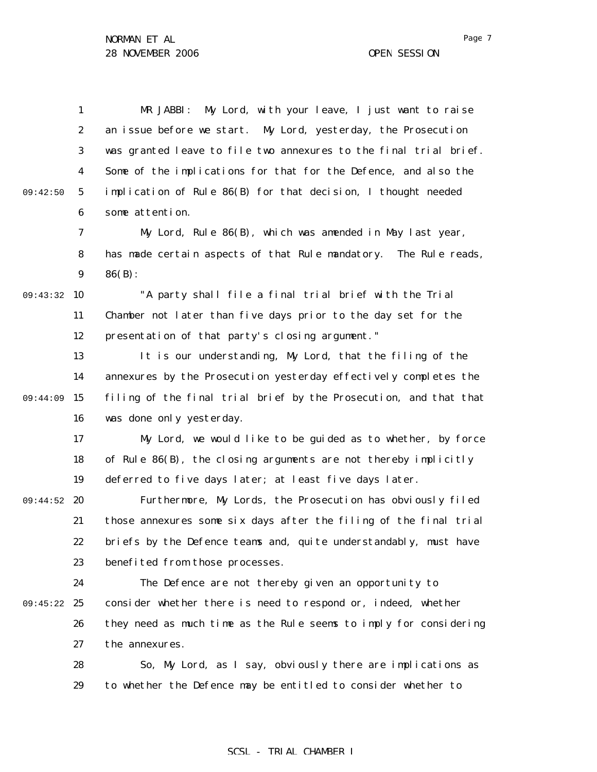MR JABBI: My Lord, with your leave, I just want to raise an issue before we start. My Lord, yesterday, the Prosecution was granted leave to file two annexures to the final trial brief. Some of the implications for that for the Defence, and also the implication of Rule 86(B) for that decision, I thought needed some attention.

My Lord, Rule 86(B), which was amended in May last year, has made certain aspects of that Rule mandatory. The Rule reads, 86(B):

"A party shall file a final trial brief with the Trial Chamber not later than five days prior to the day set for the presentation of that party's closing argument."

It is our understanding, My Lord, that the filing of the annexures by the Prosecution yesterday effectively completes the filing of the final trial brief by the Prosecution, and that that was done only yesterday.

My Lord, we would like to be guided as to whether, by force of Rule 86(B), the closing arguments are not thereby implicitly deferred to five days later; at least five days later.

Furthermore, My Lords, the Prosecution has obviously filed those annexures some six days after the filing of the final trial briefs by the Defence teams and, quite understandably, must have benefited from those processes.

The Defence are not thereby given an opportunity to consider whether there is need to respond or, indeed, whether they need as much time as the Rule seems to imply for considering the annexures.

So, My Lord, as I say, obviously there are implications as to whether the Defence may be entitled to consider whether to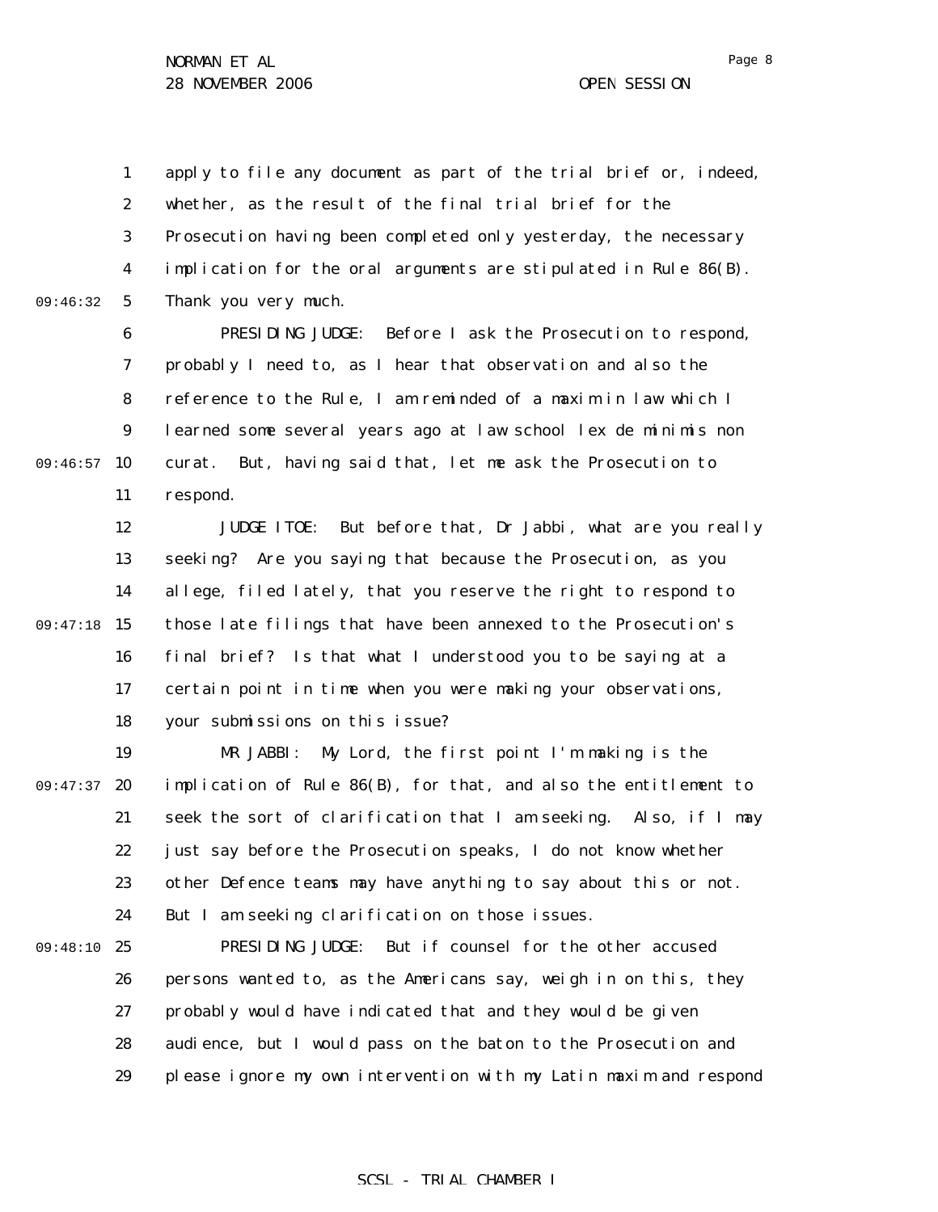apply to file any document as part of the trial brief or, indeed, whether, as the result of the final trial brief for the Prosecution having been completed only yesterday, the necessary implication for the oral arguments are stipulated in Rule 86(B). Thank you very much.

PRESIDING JUDGE: Before I ask the Prosecution to respond, probably I need to, as I hear that observation and also the reference to the Rule, I am reminded of a maxim in law which I learned some several years ago at law school lex de minimis non curat. But, having said that, let me ask the Prosecution to respond.

JUDGE ITOE: But before that, Dr Jabbi, what are you really seeking? Are you saying that because the Prosecution, as you allege, filed lately, that you reserve the right to respond to those late filings that have been annexed to the Prosecution's final brief? Is that what I understood you to be saying at a certain point in time when you were making your observations, your submissions on this issue?

MR JABBI: My Lord, the first point I'm making is the implication of Rule 86(B), for that, and also the entitlement to seek the sort of clarification that I am seeking. Also, if I may just say before the Prosecution speaks, I do not know whether other Defence teams may have anything to say about this or not. But I am seeking clarification on those issues.

PRESIDING JUDGE: But if counsel for the other accused persons wanted to, as the Americans say, weigh in on this, they probably would have indicated that and they would be given audience, but I would pass on the baton to the Prosecution and please ignore my own intervention with my Latin maxim and respond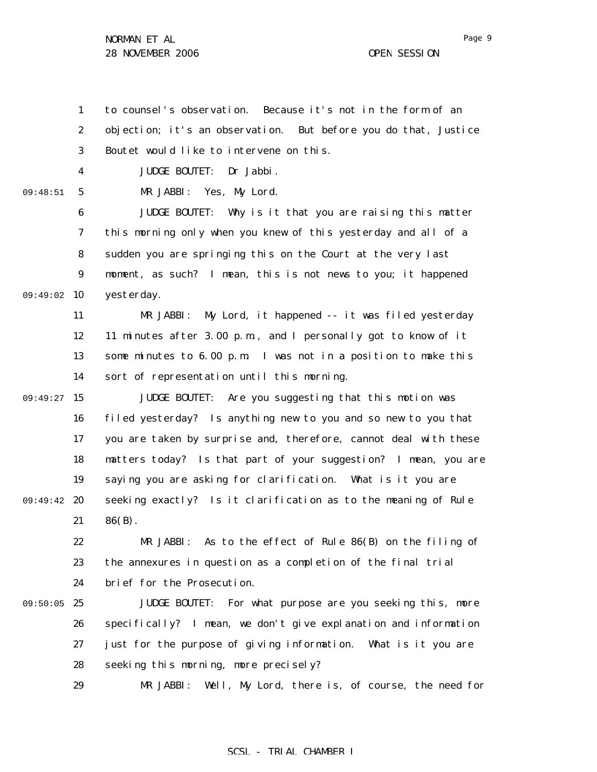to counsel's observation. Because it's not in the form of an objection; it's an observation. But before you do that, Justice Boutet would like to intervene on this.

JUDGE BOUTET: Dr Jabbi.

MR JABBI: Yes, My Lord.

JUDGE BOUTET: Why is it that you are raising this matter this morning only when you knew of this yesterday and all of a sudden you are springing this on the Court at the very last moment, as such? I mean, this is not news to you; it happened yesterday.

MR JABBI: My Lord, it happened -- it was filed yesterday 11 minutes after 3.00 p.m., and I personally got to know of it some minutes to 6.00 p.m. I was not in a position to make this sort of representation until this morning.

JUDGE BOUTET: Are you suggesting that this motion was filed yesterday? Is anything new to you and so new to you that you are taken by surprise and, therefore, cannot deal with these matters today? Is that part of your suggestion? I mean, you are saying you are asking for clarification. What is it you are seeking exactly? Is it clarification as to the meaning of Rule 86(B).

MR JABBI: As to the effect of Rule 86(B) on the filing of the annexures in question as a completion of the final trial brief for the Prosecution.

JUDGE BOUTET: For what purpose are you seeking this, more specifically? I mean, we don't give explanation and information just for the purpose of giving information. What is it you are seeking this morning, more precisely?

MR JABBI: Well, My Lord, there is, of course, the need for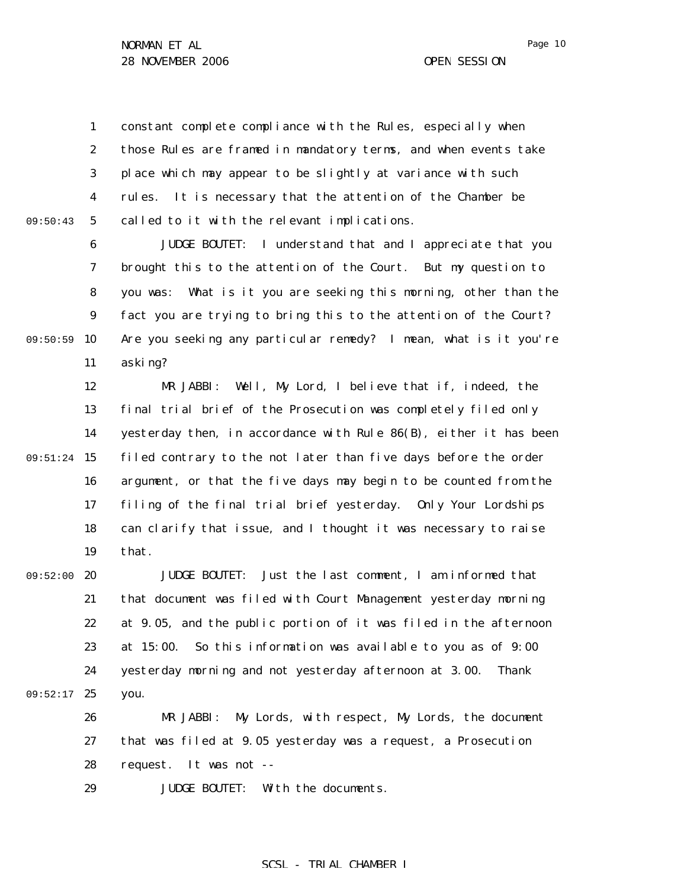constant complete compliance with the Rules, especially when those Rules are framed in mandatory terms, and when events take place which may appear to be slightly at variance with such rules. It is necessary that the attention of the Chamber be called to it with the relevant implications.

JUDGE BOUTET: I understand that and I appreciate that you brought this to the attention of the Court. But my question to you was: What is it you are seeking this morning, other than the fact you are trying to bring this to the attention of the Court? Are you seeking any particular remedy? I mean, what is it you're asking?

MR JABBI: Well, My Lord, I believe that if, indeed, the final trial brief of the Prosecution was completely filed only yesterday then, in accordance with Rule 86(B), either it has been filed contrary to the not later than five days before the order argument, or that the five days may begin to be counted from the filing of the final trial brief yesterday. Only Your Lordships can clarify that issue, and I thought it was necessary to raise that.

JUDGE BOUTET: Just the last comment, I am informed that that document was filed with Court Management yesterday morning at 9.05, and the public portion of it was filed in the afternoon at 15:00. So this information was available to you as of 9:00 yesterday morning and not yesterday afternoon at 3.00. Thank you.

MR JABBI: My Lords, with respect, My Lords, the document that was filed at 9.05 yesterday was a request, a Prosecution request. It was not --

JUDGE BOUTET: With the documents.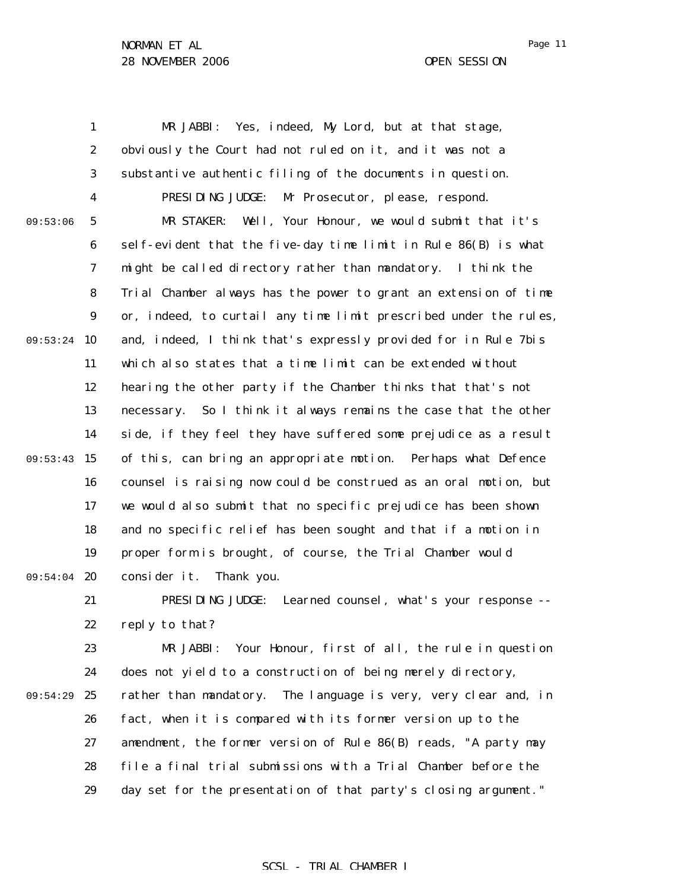MR JABBI: Yes, indeed, My Lord, but at that stage, obviously the Court had not ruled on it, and it was not a substantive authentic filing of the documents in question.

PRESIDING JUDGE: Mr Prosecutor, please, respond.

MR STAKER: Well, Your Honour, we would submit that it's self-evident that the five-day time limit in Rule 86(B) is what might be called directory rather than mandatory. I think the Trial Chamber always has the power to grant an extension of time or, indeed, to curtail any time limit prescribed under the rules, and, indeed, I think that's expressly provided for in Rule 7bis which also states that a time limit can be extended without hearing the other party if the Chamber thinks that that's not necessary. So I think it always remains the case that the other side, if they feel they have suffered some prejudice as a result of this, can bring an appropriate motion. Perhaps what Defence counsel is raising now could be construed as an oral motion, but we would also submit that no specific prejudice has been shown and no specific relief has been sought and that if a motion in proper form is brought, of course, the Trial Chamber would consider it. Thank you.

PRESIDING JUDGE: Learned counsel, what's your response -- reply to that?

MR JABBI: Your Honour, first of all, the rule in question does not yield to a construction of being merely directory, rather than mandatory. The language is very, very clear and, in fact, when it is compared with its former version up to the amendment, the former version of Rule 86(B) reads, "A party may file a final trial submissions with a Trial Chamber before the day set for the presentation of that party's closing argument."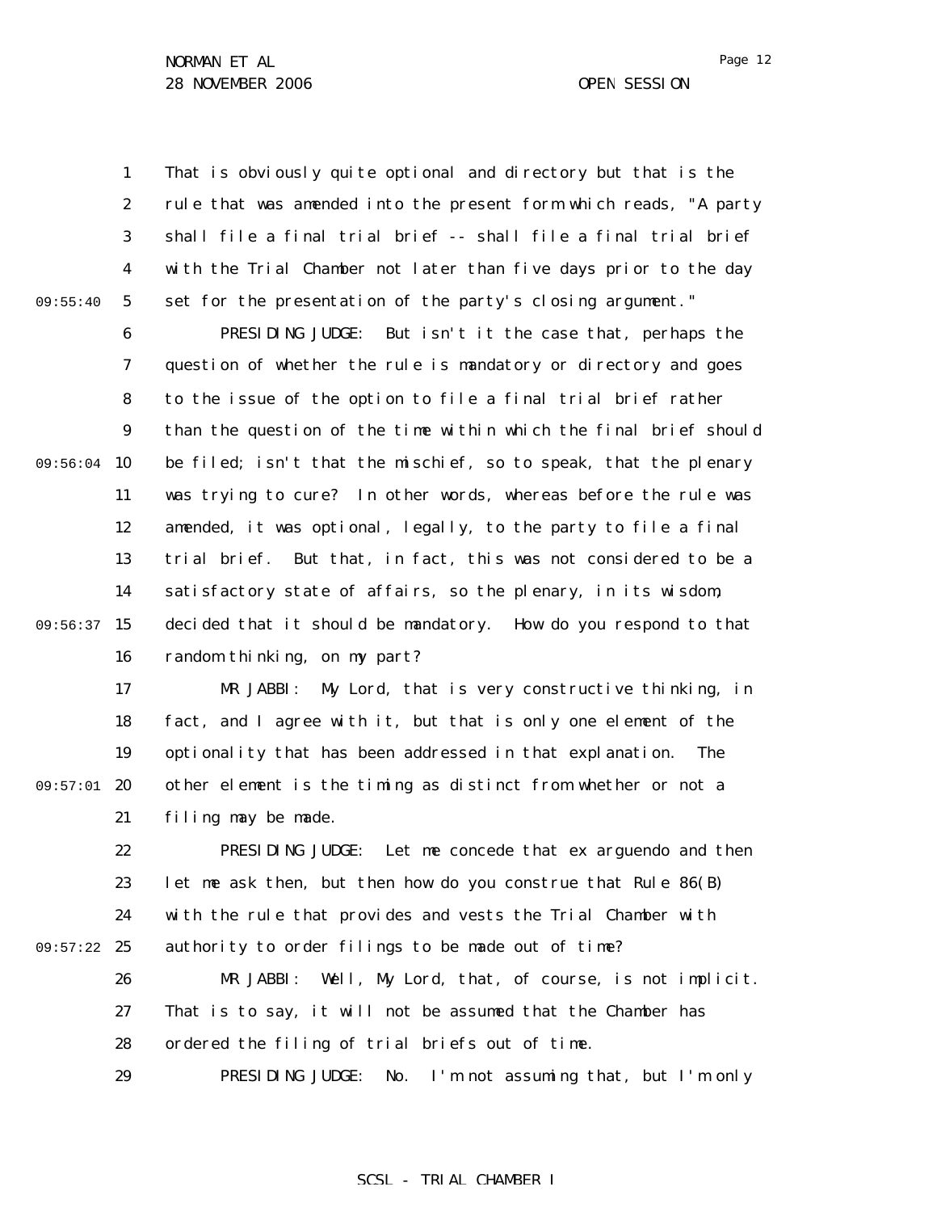That is obviously quite optional and directory but that is the rule that was amended into the present form which reads, "A party shall file a final trial brief -- shall file a final trial brief with the Trial Chamber not later than five days prior to the day set for the presentation of the party's closing argument."

PRESIDING JUDGE: But isn't it the case that, perhaps the question of whether the rule is mandatory or directory and goes to the issue of the option to file a final trial brief rather than the question of the time within which the final brief should be filed; isn't that the mischief, so to speak, that the plenary was trying to cure? In other words, whereas before the rule was amended, it was optional, legally, to the party to file a final trial brief. But that, in fact, this was not considered to be a satisfactory state of affairs, so the plenary, in its wisdom, decided that it should be mandatory. How do you respond to that random thinking, on my part?

MR JABBI: My Lord, that is very constructive thinking, in fact, and I agree with it, but that is only one element of the optionality that has been addressed in that explanation. The other element is the timing as distinct from whether or not a filing may be made.

PRESIDING JUDGE: Let me concede that ex arguendo and then let me ask then, but then how do you construe that Rule 86(B) with the rule that provides and vests the Trial Chamber with authority to order filings to be made out of time?

MR JABBI: Well, My Lord, that, of course, is not implicit. That is to say, it will not be assumed that the Chamber has ordered the filing of trial briefs out of time.

PRESIDING JUDGE: No. I'm not assuming that, but I'm only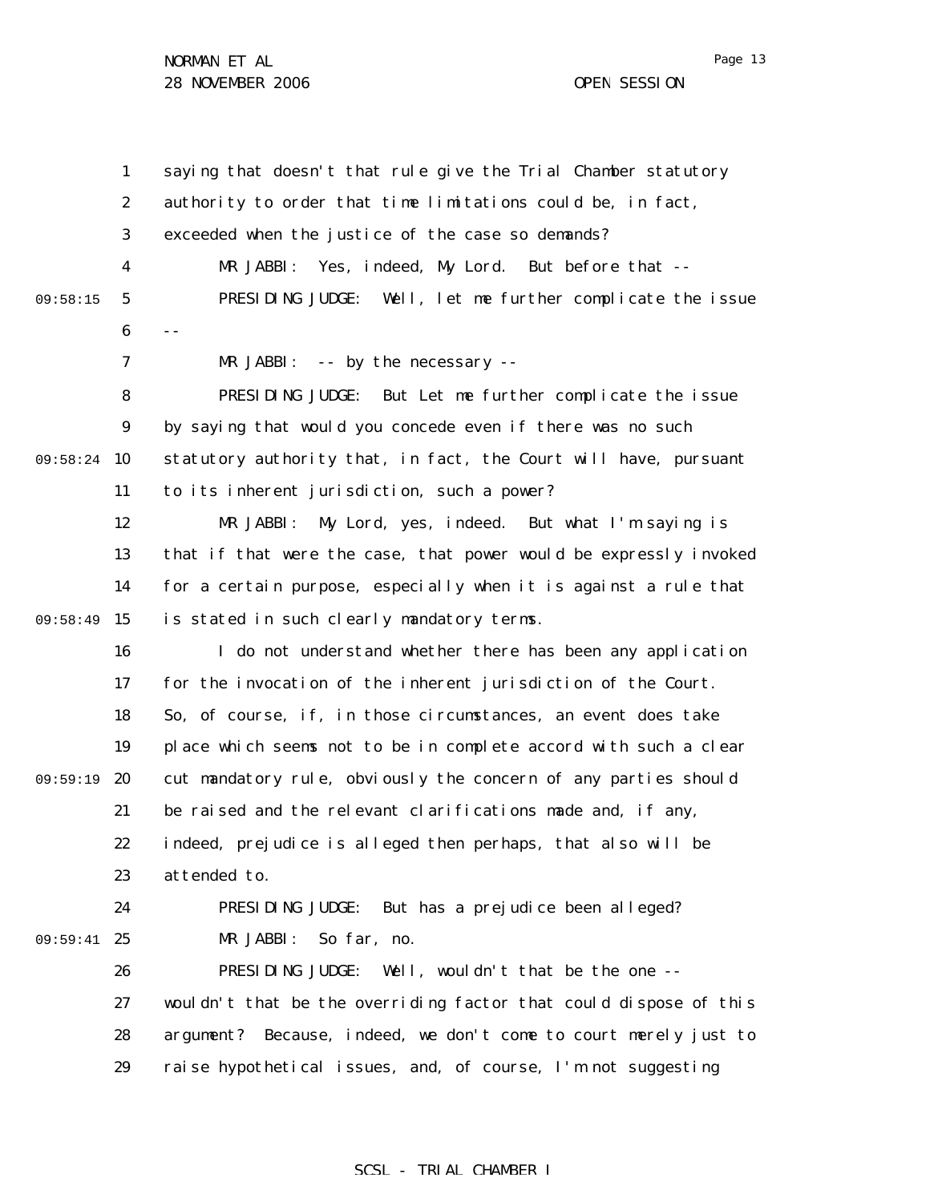saying that doesn't that rule give the Trial Chamber statutory authority to order that time limitations could be, in fact, exceeded when the justice of the case so demands?

MR JABBI: Yes, indeed, My Lord. But before that --

PRESIDING JUDGE: Well, let me further complicate the issue --

MR JABBI: -- by the necessary --

PRESIDING JUDGE: But Let me further complicate the issue by saying that would you concede even if there was no such statutory authority that, in fact, the Court will have, pursuant to its inherent jurisdiction, such a power?

MR JABBI: My Lord, yes, indeed. But what I'm saying is that if that were the case, that power would be expressly invoked for a certain purpose, especially when it is against a rule that is stated in such clearly mandatory terms.

I do not understand whether there has been any application for the invocation of the inherent jurisdiction of the Court. So, of course, if, in those circumstances, an event does take place which seems not to be in complete accord with such a clear cut mandatory rule, obviously the concern of any parties should be raised and the relevant clarifications made and, if any, indeed, prejudice is alleged then perhaps, that also will be attended to.

PRESIDING JUDGE: But has a prejudice been alleged?

MR JABBI: So far, no.

PRESIDING JUDGE: Well, wouldn't that be the one -- wouldn't that be the overriding factor that could dispose of this argument? Because, indeed, we don't come to court merely just to raise hypothetical issues, and, of course, I'm not suggesting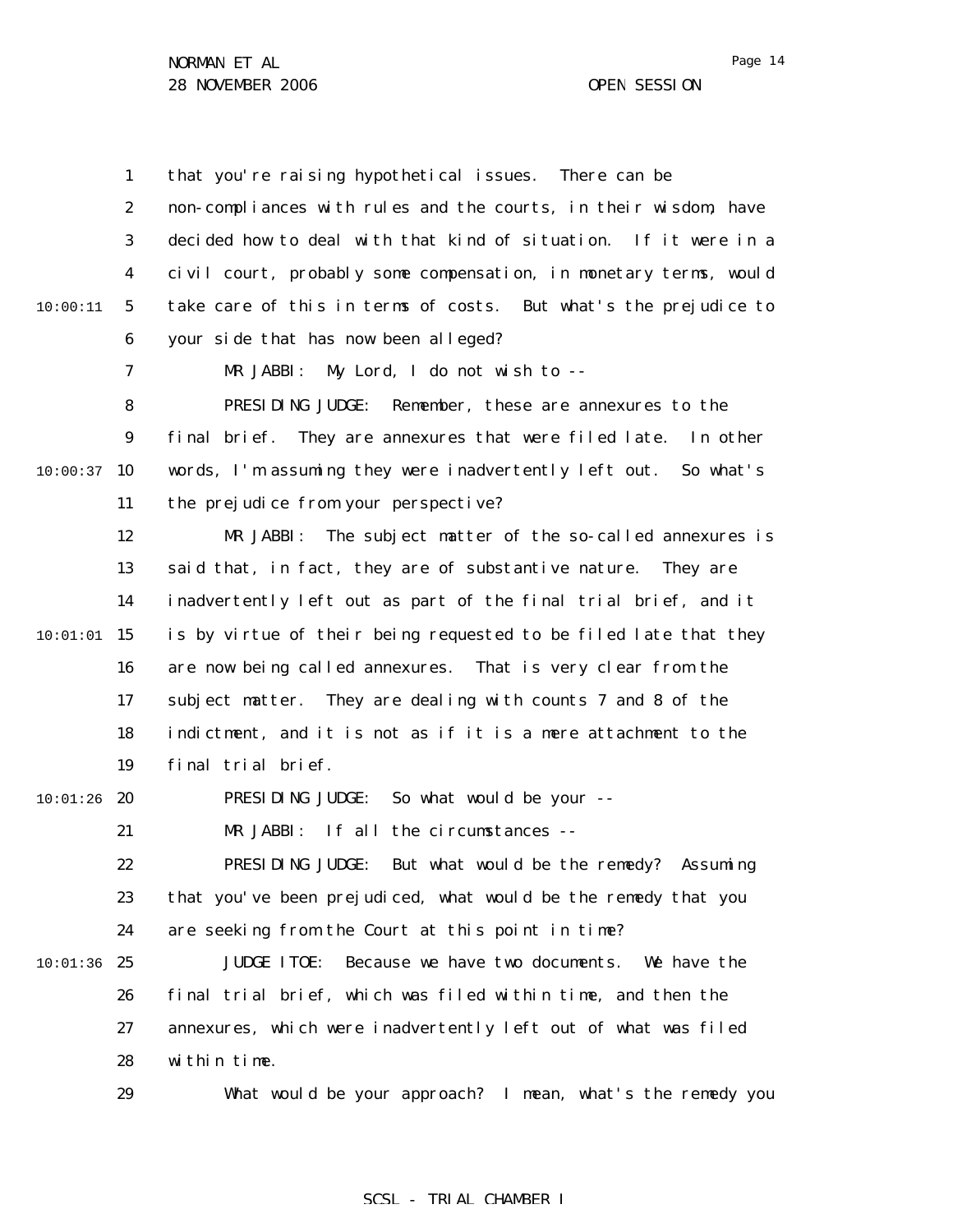that you're raising hypothetical issues. There can be non-compliances with rules and the courts, in their wisdom, have decided how to deal with that kind of situation. If it were in a civil court, probably some compensation, in monetary terms, would take care of this in terms of costs. But what's the prejudice to your side that has now been alleged?

MR JABBI: My Lord, I do not wish to --

PRESIDING JUDGE: Remember, these are annexures to the final brief. They are annexures that were filed late. In other words, I'm assuming they were inadvertently left out. So what's the prejudice from your perspective?

MR JABBI: The subject matter of the so-called annexures is said that, in fact, they are of substantive nature. They are inadvertently left out as part of the final trial brief, and it is by virtue of their being requested to be filed late that they are now being called annexures. That is very clear from the subject matter. They are dealing with counts 7 and 8 of the indictment, and it is not as if it is a mere attachment to the final trial brief.

PRESIDING JUDGE: So what would be your --

MR JABBI: If all the circumstances --

PRESIDING JUDGE: But what would be the remedy? Assuming that you've been prejudiced, what would be the remedy that you are seeking from the Court at this point in time?

JUDGE ITOE: Because we have two documents. We have the final trial brief, which was filed within time, and then the annexures, which were inadvertently left out of what was filed within time.

What would be your approach? I mean, what's the remedy you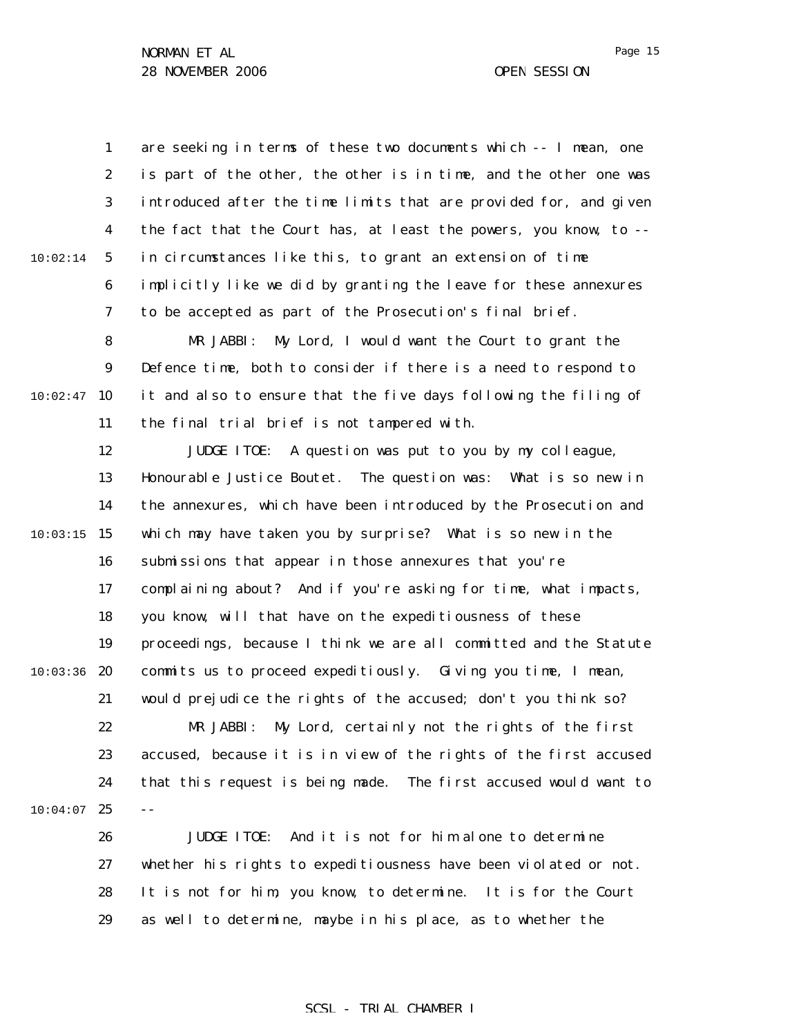are seeking in terms of these two documents which -- I mean, one is part of the other, the other is in time, and the other one was introduced after the time limits that are provided for, and given the fact that the Court has, at least the powers, you know, to -- in circumstances like this, to grant an extension of time implicitly like we did by granting the leave for these annexures to be accepted as part of the Prosecution's final brief.

MR JABBI: My Lord, I would want the Court to grant the Defence time, both to consider if there is a need to respond to it and also to ensure that the five days following the filing of the final trial brief is not tampered with.

JUDGE ITOE: A question was put to you by my colleague, Honourable Justice Boutet. The question was: What is so new in the annexures, which have been introduced by the Prosecution and which may have taken you by surprise? What is so new in the submissions that appear in those annexures that you're complaining about? And if you're asking for time, what impacts, you know, will that have on the expeditiousness of these proceedings, because I think we are all committed and the Statute commits us to proceed expeditiously. Giving you time, I mean, would prejudice the rights of the accused; don't you think so?

MR JABBI: My Lord, certainly not the rights of the first accused, because it is in view of the rights of the first accused that this request is being made. The first accused would want to --

JUDGE ITOE: And it is not for him alone to determine whether his rights to expeditiousness have been violated or not. It is not for him, you know, to determine. It is for the Court as well to determine, maybe in his place, as to whether the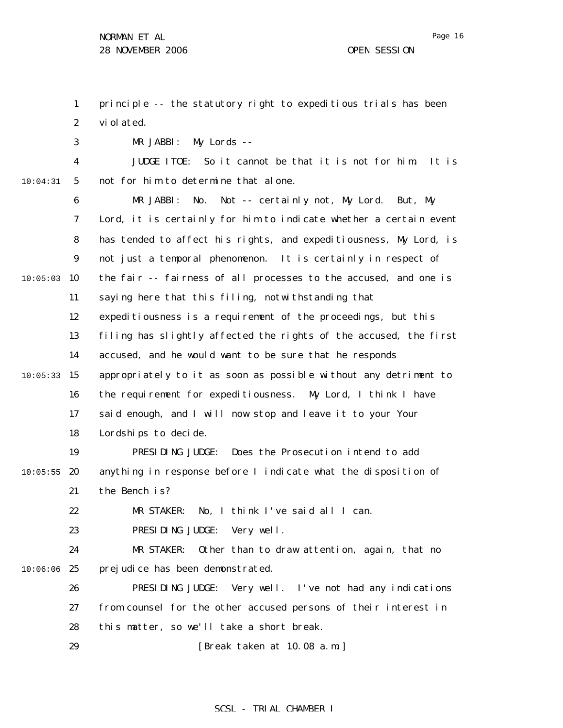principle -- the statutory right to expeditious trials has been violated.

MR JABBI: My Lords --

JUDGE ITOE: So it cannot be that it is not for him. It is not for him to determine that alone.

MR JABBI: No. Not -- certainly not, My Lord. But, My Lord, it is certainly for him to indicate whether a certain event has tended to affect his rights, and expeditiousness, My Lord, is not just a temporal phenomenon. It is certainly in respect of the fair -- fairness of all processes to the accused, and one is saying here that this filing, notwithstanding that expeditiousness is a requirement of the proceedings, but this filing has slightly affected the rights of the accused, the first accused, and he would want to be sure that he responds appropriately to it as soon as possible without any detriment to the requirement for expeditiousness. My Lord, I think I have said enough, and I will now stop and leave it to your Your Lordships to decide.

PRESIDING JUDGE: Does the Prosecution intend to add anything in response before I indicate what the disposition of the Bench is?

MR STAKER: No, I think I've said all I can.

PRESIDING JUDGE: Very well.

MR STAKER: Other than to draw attention, again, that no prejudice has been demonstrated.

PRESIDING JUDGE: Very well. I've not had any indications from counsel for the other accused persons of their interest in this matter, so we'll take a short break.

[Break taken at 10.08 a.m.]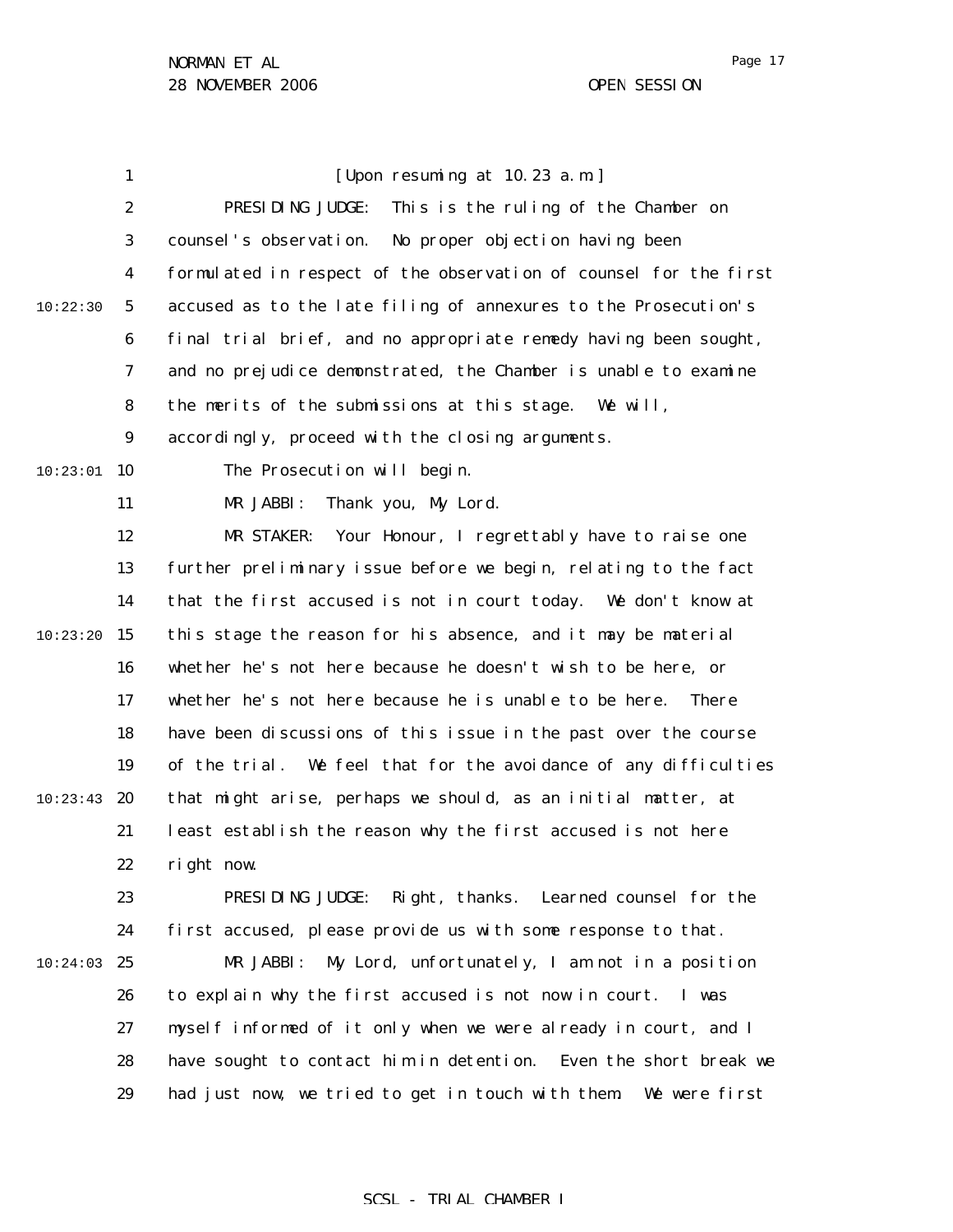[Upon resuming at 10.23 a.m.]

PRESIDING JUDGE: This is the ruling of the Chamber on counsel's observation. No proper objection having been formulated in respect of the observation of counsel for the first accused as to the late filing of annexures to the Prosecution's final trial brief, and no appropriate remedy having been sought, and no prejudice demonstrated, the Chamber is unable to examine the merits of the submissions at this stage. We will, accordingly, proceed with the closing arguments.

The Prosecution will begin.

MR JABBI: Thank you, My Lord.

MR STAKER: Your Honour, I regrettably have to raise one further preliminary issue before we begin, relating to the fact that the first accused is not in court today. We don't know at this stage the reason for his absence, and it may be material whether he's not here because he doesn't wish to be here, or whether he's not here because he is unable to be here. There have been discussions of this issue in the past over the course of the trial. We feel that for the avoidance of any difficulties that might arise, perhaps we should, as an initial matter, at least establish the reason why the first accused is not here right now.

PRESIDING JUDGE: Right, thanks. Learned counsel for the first accused, please provide us with some response to that.

MR JABBI: My Lord, unfortunately, I am not in a position to explain why the first accused is not now in court. I was myself informed of it only when we were already in court, and I have sought to contact him in detention. Even the short break we had just now, we tried to get in touch with them. We were first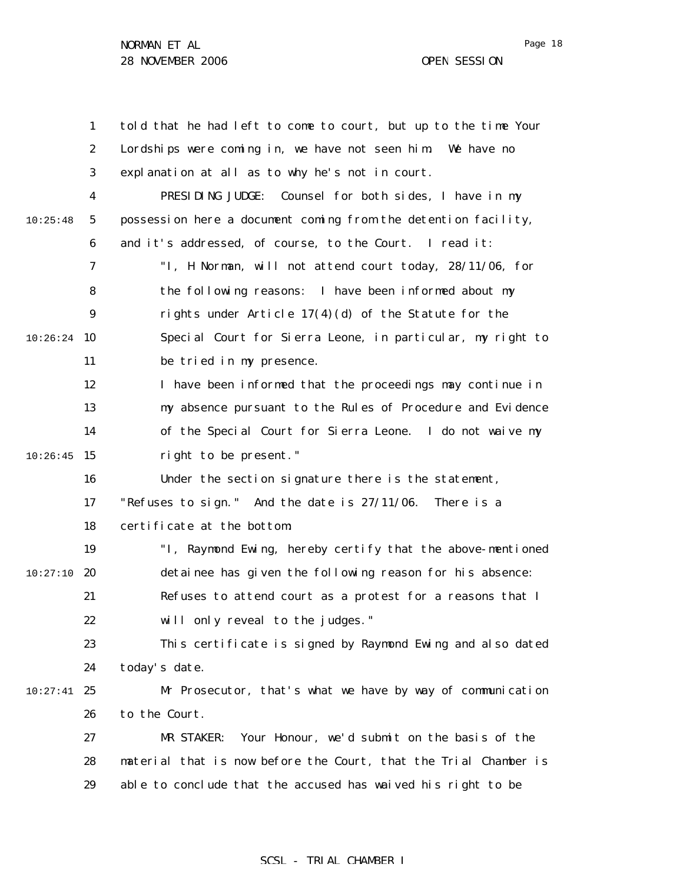told that he had left to come to court, but up to the time Your Lordships were coming in, we have not seen him. We have no explanation at all as to why he's not in court.

PRESIDING JUDGE: Counsel for both sides, I have in my possession here a document coming from the detention facility, and it's addressed, of course, to the Court. I read it:

> "I, H Norman, will not attend court today, 28/11/06, for the following reasons: I have been informed about my rights under Article 17(4)(d) of the Statute for the Special Court for Sierra Leone, in particular, my right to be tried in my presence.
>
> I have been informed that the proceedings may continue in my absence pursuant to the Rules of Procedure and Evidence of the Special Court for Sierra Leone. I do not waive my right to be present."

Under the section signature there is the statement, "Refuses to sign." And the date is 27/11/06. There is a certificate at the bottom:

> "I, Raymond Ewing, hereby certify that the above-mentioned detainee has given the following reason for his absence: Refuses to attend court as a protest for a reasons that I will only reveal to the judges."

This certificate is signed by Raymond Ewing and also dated today's date.

Mr Prosecutor, that's what we have by way of communication to the Court.

MR STAKER: Your Honour, we'd submit on the basis of the material that is now before the Court, that the Trial Chamber is able to conclude that the accused has waived his right to be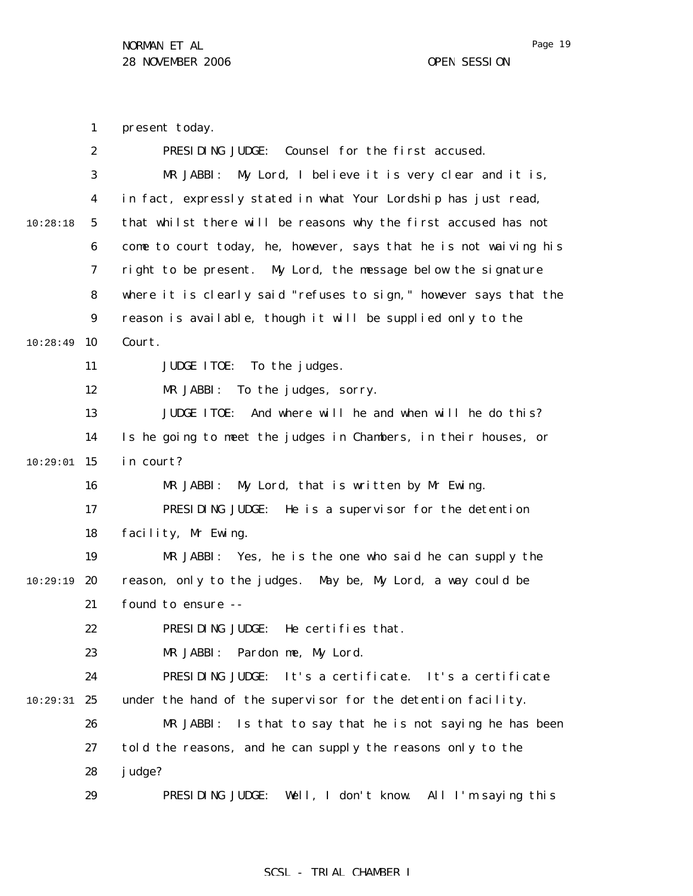present today.

PRESIDING JUDGE: Counsel for the first accused.

MR JABBI: My Lord, I believe it is very clear and it is, in fact, expressly stated in what Your Lordship has just read, that whilst there will be reasons why the first accused has not come to court today, he, however, says that he is not waiving his right to be present. My Lord, the message below the signature where it is clearly said "refuses to sign," however says that the reason is available, though it will be supplied only to the Court.

JUDGE ITOE: To the judges.

MR JABBI: To the judges, sorry.

JUDGE ITOE: And where will he and when will he do this? Is he going to meet the judges in Chambers, in their houses, or in court?

MR JABBI: My Lord, that is written by Mr Ewing.

PRESIDING JUDGE: He is a supervisor for the detention facility, Mr Ewing.

MR JABBI: Yes, he is the one who said he can supply the reason, only to the judges. May be, My Lord, a way could be found to ensure --

PRESIDING JUDGE: He certifies that.

MR JABBI: Pardon me, My Lord.

PRESIDING JUDGE: It's a certificate. It's a certificate under the hand of the supervisor for the detention facility.

MR JABBI: Is that to say that he is not saying he has been told the reasons, and he can supply the reasons only to the judge?

PRESIDING JUDGE: Well, I don't know. All I'm saying this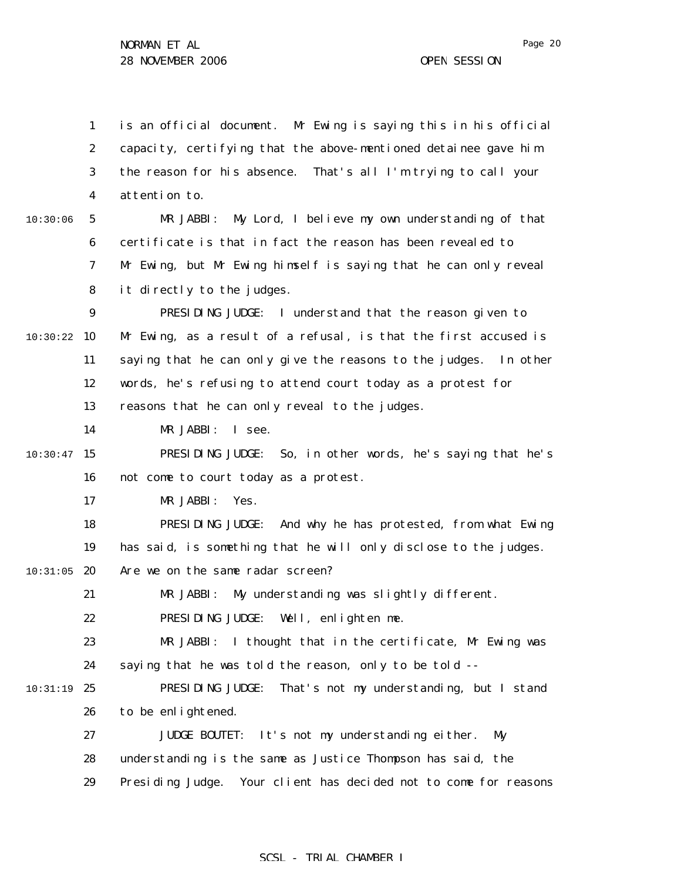is an official document. Mr Ewing is saying this in his official capacity, certifying that the above-mentioned detainee gave him the reason for his absence. That's all I'm trying to call your attention to.

MR JABBI: My Lord, I believe my own understanding of that certificate is that in fact the reason has been revealed to Mr Ewing, but Mr Ewing himself is saying that he can only reveal it directly to the judges.

PRESIDING JUDGE: I understand that the reason given to Mr Ewing, as a result of a refusal, is that the first accused is saying that he can only give the reasons to the judges. In other words, he's refusing to attend court today as a protest for reasons that he can only reveal to the judges.

MR JABBI: I see.

PRESIDING JUDGE: So, in other words, he's saying that he's not come to court today as a protest.

MR JABBI: Yes.

PRESIDING JUDGE: And why he has protested, from what Ewing has said, is something that he will only disclose to the judges. Are we on the same radar screen?

MR JABBI: My understanding was slightly different.

PRESIDING JUDGE: Well, enlighten me.

MR JABBI: I thought that in the certificate, Mr Ewing was saying that he was told the reason, only to be told --

PRESIDING JUDGE: That's not my understanding, but I stand to be enlightened.

JUDGE BOUTET: It's not my understanding either. My understanding is the same as Justice Thompson has said, the Presiding Judge. Your client has decided not to come for reasons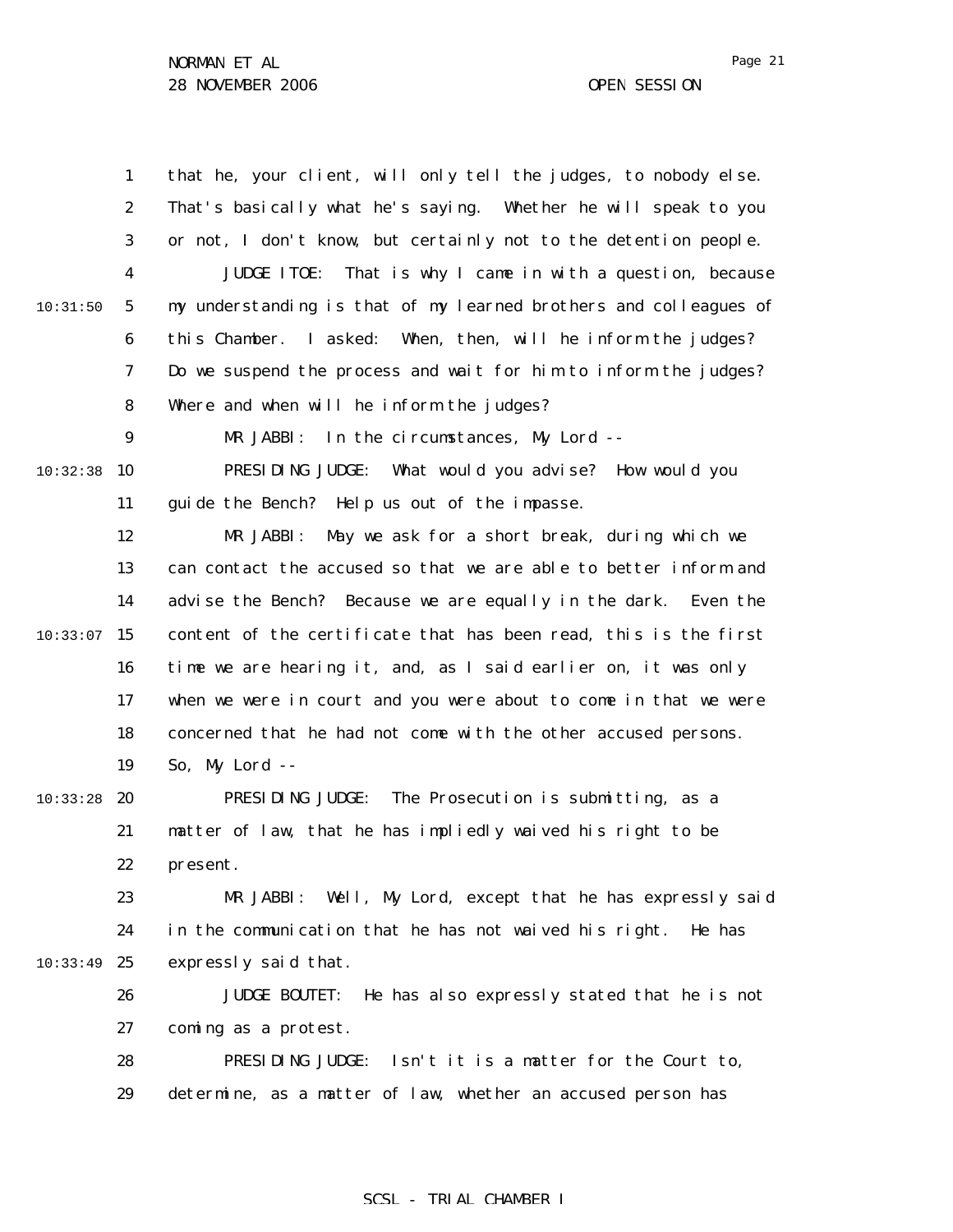that he, your client, will only tell the judges, to nobody else. That's basically what he's saying. Whether he will speak to you or not, I don't know, but certainly not to the detention people.

JUDGE ITOE: That is why I came in with a question, because my understanding is that of my learned brothers and colleagues of this Chamber. I asked: When, then, will he inform the judges? Do we suspend the process and wait for him to inform the judges? Where and when will he inform the judges?

MR JABBI: In the circumstances, My Lord --

PRESIDING JUDGE: What would you advise? How would you guide the Bench? Help us out of the impasse.

MR JABBI: May we ask for a short break, during which we can contact the accused so that we are able to better inform and advise the Bench? Because we are equally in the dark. Even the content of the certificate that has been read, this is the first time we are hearing it, and, as I said earlier on, it was only when we were in court and you were about to come in that we were concerned that he had not come with the other accused persons. So, My Lord --

PRESIDING JUDGE: The Prosecution is submitting, as a matter of law, that he has impliedly waived his right to be present.

MR JABBI: Well, My Lord, except that he has expressly said in the communication that he has not waived his right. He has expressly said that.

JUDGE BOUTET: He has also expressly stated that he is not coming as a protest.

PRESIDING JUDGE: Isn't it is a matter for the Court to, determine, as a matter of law, whether an accused person has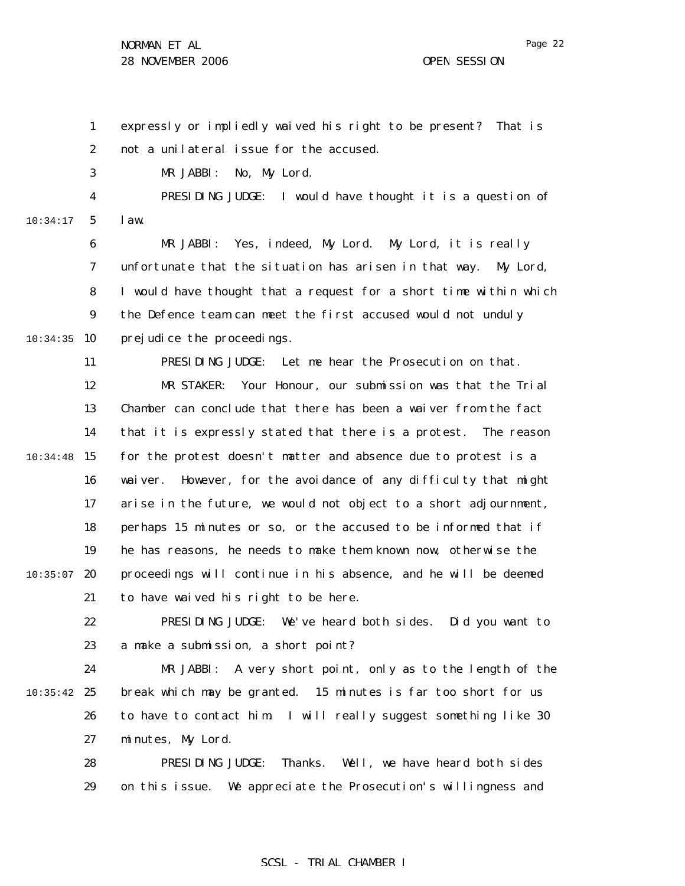expressly or impliedly waived his right to be present? That is not a unilateral issue for the accused.

MR JABBI: No, My Lord.

PRESIDING JUDGE: I would have thought it is a question of law.

MR JABBI: Yes, indeed, My Lord. My Lord, it is really unfortunate that the situation has arisen in that way. My Lord, I would have thought that a request for a short time within which the Defence team can meet the first accused would not unduly prejudice the proceedings.

PRESIDING JUDGE: Let me hear the Prosecution on that.

MR STAKER: Your Honour, our submission was that the Trial Chamber can conclude that there has been a waiver from the fact that it is expressly stated that there is a protest. The reason for the protest doesn't matter and absence due to protest is a waiver. However, for the avoidance of any difficulty that might arise in the future, we would not object to a short adjournment, perhaps 15 minutes or so, or the accused to be informed that if he has reasons, he needs to make them known now, otherwise the proceedings will continue in his absence, and he will be deemed to have waived his right to be here.

PRESIDING JUDGE: We've heard both sides. Did you want to a make a submission, a short point?

MR JABBI: A very short point, only as to the length of the break which may be granted. 15 minutes is far too short for us to have to contact him. I will really suggest something like 30 minutes, My Lord.

PRESIDING JUDGE: Thanks. Well, we have heard both sides on this issue. We appreciate the Prosecution's willingness and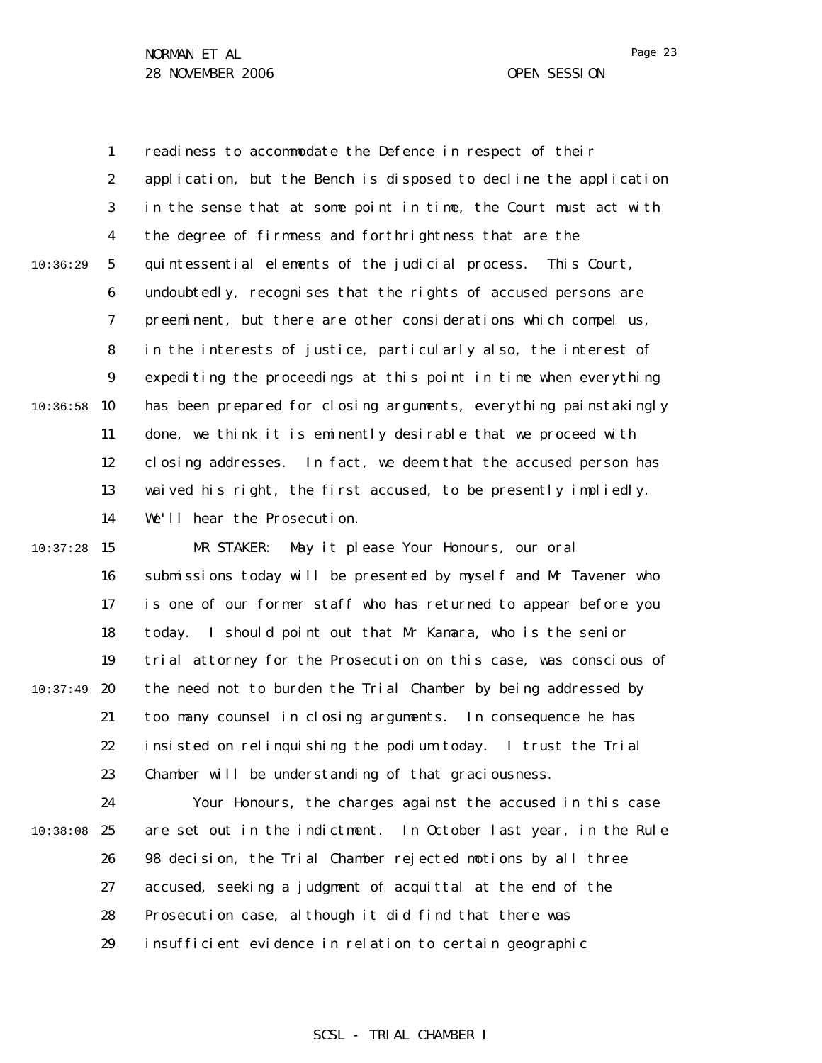readiness to accommodate the Defence in respect of their application, but the Bench is disposed to decline the application in the sense that at some point in time, the Court must act with the degree of firmness and forthrightness that are the quintessential elements of the judicial process. This Court, undoubtedly, recognises that the rights of accused persons are preeminent, but there are other considerations which compel us, in the interests of justice, particularly also, the interest of expediting the proceedings at this point in time when everything has been prepared for closing arguments, everything painstakingly done, we think it is eminently desirable that we proceed with closing addresses. In fact, we deem that the accused person has waived his right, the first accused, to be presently impliedly. We'll hear the Prosecution.

MR STAKER: May it please Your Honours, our oral submissions today will be presented by myself and Mr Tavener who is one of our former staff who has returned to appear before you today. I should point out that Mr Kamara, who is the senior trial attorney for the Prosecution on this case, was conscious of the need not to burden the Trial Chamber by being addressed by too many counsel in closing arguments. In consequence he has insisted on relinquishing the podium today. I trust the Trial Chamber will be understanding of that graciousness.

Your Honours, the charges against the accused in this case are set out in the indictment. In October last year, in the Rule 98 decision, the Trial Chamber rejected motions by all three accused, seeking a judgment of acquittal at the end of the Prosecution case, although it did find that there was insufficient evidence in relation to certain geographic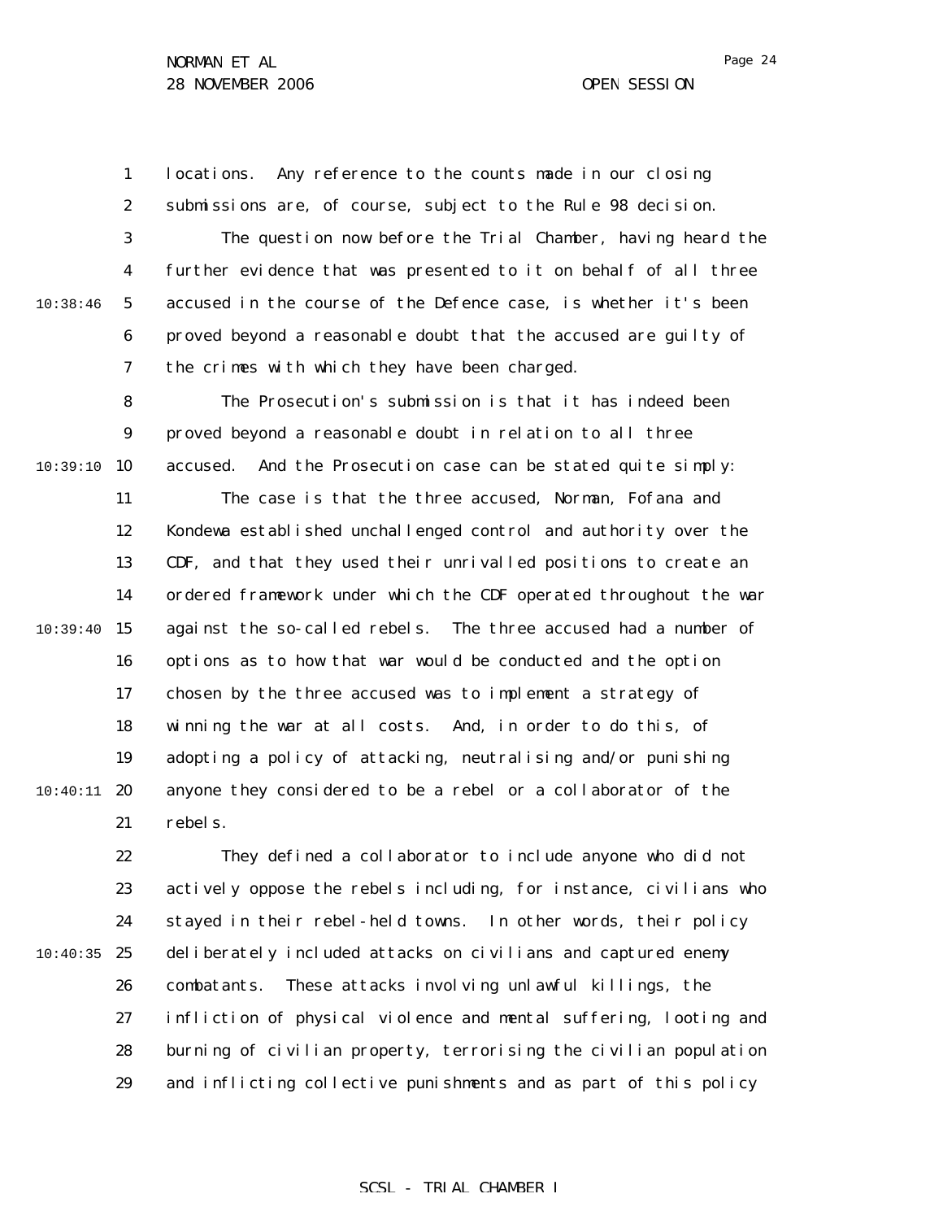locations. Any reference to the counts made in our closing submissions are, of course, subject to the Rule 98 decision.

The question now before the Trial Chamber, having heard the further evidence that was presented to it on behalf of all three accused in the course of the Defence case, is whether it's been proved beyond a reasonable doubt that the accused are guilty of the crimes with which they have been charged.

The Prosecution's submission is that it has indeed been proved beyond a reasonable doubt in relation to all three accused. And the Prosecution case can be stated quite simply:

The case is that the three accused, Norman, Fofana and Kondewa established unchallenged control and authority over the CDF, and that they used their unrivalled positions to create an ordered framework under which the CDF operated throughout the war against the so-called rebels. The three accused had a number of options as to how that war would be conducted and the option chosen by the three accused was to implement a strategy of winning the war at all costs. And, in order to do this, of adopting a policy of attacking, neutralising and/or punishing anyone they considered to be a rebel or a collaborator of the rebels.

They defined a collaborator to include anyone who did not actively oppose the rebels including, for instance, civilians who stayed in their rebel-held towns. In other words, their policy deliberately included attacks on civilians and captured enemy combatants. These attacks involving unlawful killings, the infliction of physical violence and mental suffering, looting and burning of civilian property, terrorising the civilian population and inflicting collective punishments and as part of this policy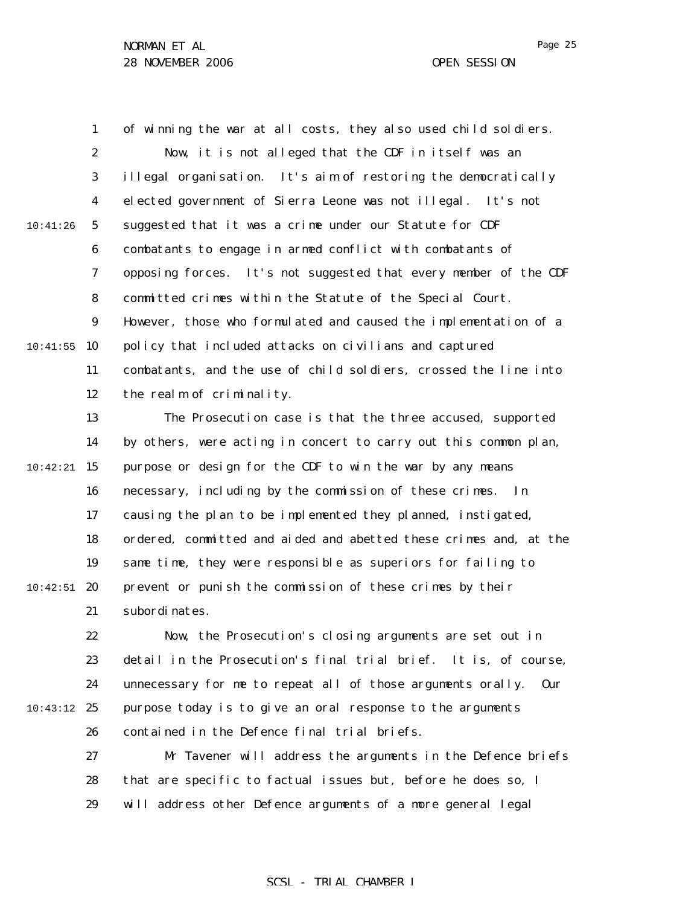of winning the war at all costs, they also used child soldiers.

Now, it is not alleged that the CDF in itself was an illegal organisation. It's aim of restoring the democratically elected government of Sierra Leone was not illegal. It's not suggested that it was a crime under our Statute for CDF combatants to engage in armed conflict with combatants of opposing forces. It's not suggested that every member of the CDF committed crimes within the Statute of the Special Court. However, those who formulated and caused the implementation of a policy that included attacks on civilians and captured combatants, and the use of child soldiers, crossed the line into the realm of criminality.

The Prosecution case is that the three accused, supported by others, were acting in concert to carry out this common plan, purpose or design for the CDF to win the war by any means necessary, including by the commission of these crimes. In causing the plan to be implemented they planned, instigated, ordered, committed and aided and abetted these crimes and, at the same time, they were responsible as superiors for failing to prevent or punish the commission of these crimes by their subordinates.

Now, the Prosecution's closing arguments are set out in detail in the Prosecution's final trial brief. It is, of course, unnecessary for me to repeat all of those arguments orally. Our purpose today is to give an oral response to the arguments contained in the Defence final trial briefs.

Mr Tavener will address the arguments in the Defence briefs that are specific to factual issues but, before he does so, I will address other Defence arguments of a more general legal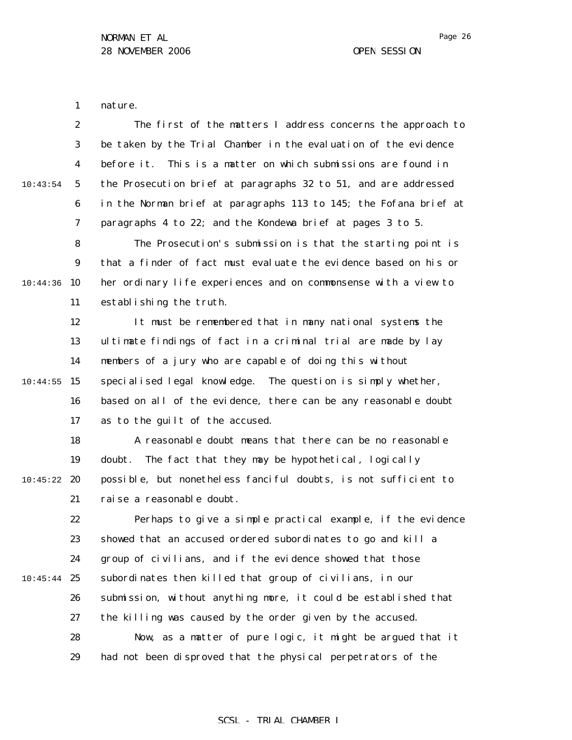nature.

The first of the matters I address concerns the approach to be taken by the Trial Chamber in the evaluation of the evidence before it. This is a matter on which submissions are found in the Prosecution brief at paragraphs 32 to 51, and are addressed in the Norman brief at paragraphs 113 to 145; the Fofana brief at paragraphs 4 to 22; and the Kondewa brief at pages 3 to 5.

The Prosecution's submission is that the starting point is that a finder of fact must evaluate the evidence based on his or her ordinary life experiences and on commonsense with a view to establishing the truth.

It must be remembered that in many national systems the ultimate findings of fact in a criminal trial are made by lay members of a jury who are capable of doing this without specialised legal knowledge. The question is simply whether, based on all of the evidence, there can be any reasonable doubt as to the guilt of the accused.

A reasonable doubt means that there can be no reasonable doubt. The fact that they may be hypothetical, logically possible, but nonetheless fanciful doubts, is not sufficient to raise a reasonable doubt.

Perhaps to give a simple practical example, if the evidence showed that an accused ordered subordinates to go and kill a group of civilians, and if the evidence showed that those subordinates then killed that group of civilians, in our submission, without anything more, it could be established that the killing was caused by the order given by the accused.

Now, as a matter of pure logic, it might be argued that it had not been disproved that the physical perpetrators of the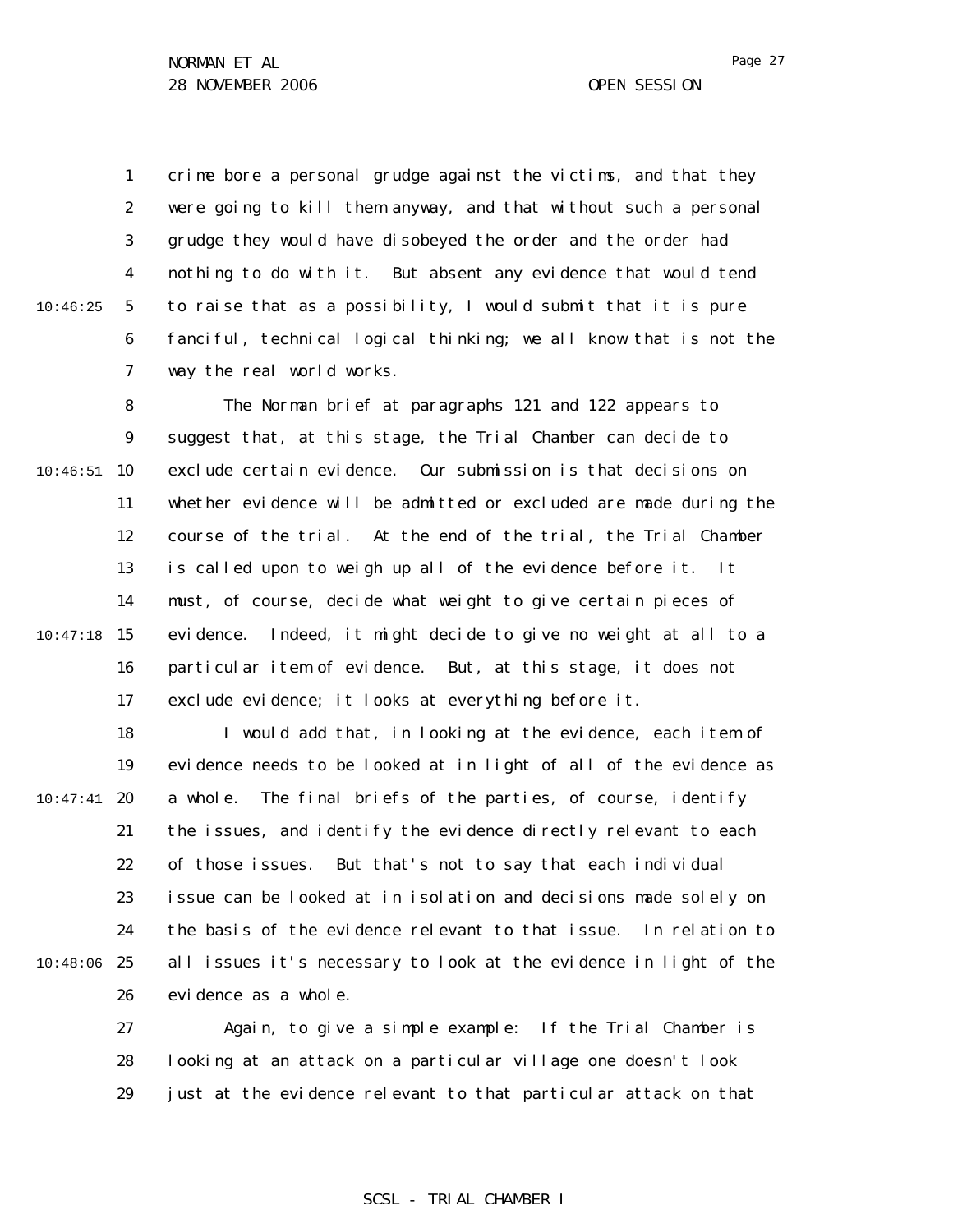crime bore a personal grudge against the victims, and that they were going to kill them anyway, and that without such a personal grudge they would have disobeyed the order and the order had nothing to do with it. But absent any evidence that would tend to raise that as a possibility, I would submit that it is pure fanciful, technical logical thinking; we all know that is not the way the real world works.

The Norman brief at paragraphs 121 and 122 appears to suggest that, at this stage, the Trial Chamber can decide to exclude certain evidence. Our submission is that decisions on whether evidence will be admitted or excluded are made during the course of the trial. At the end of the trial, the Trial Chamber is called upon to weigh up all of the evidence before it. It must, of course, decide what weight to give certain pieces of evidence. Indeed, it might decide to give no weight at all to a particular item of evidence. But, at this stage, it does not exclude evidence; it looks at everything before it.

I would add that, in looking at the evidence, each item of evidence needs to be looked at in light of all of the evidence as a whole. The final briefs of the parties, of course, identify the issues, and identify the evidence directly relevant to each of those issues. But that's not to say that each individual issue can be looked at in isolation and decisions made solely on the basis of the evidence relevant to that issue. In relation to all issues it's necessary to look at the evidence in light of the evidence as a whole.

Again, to give a simple example: If the Trial Chamber is looking at an attack on a particular village one doesn't look just at the evidence relevant to that particular attack on that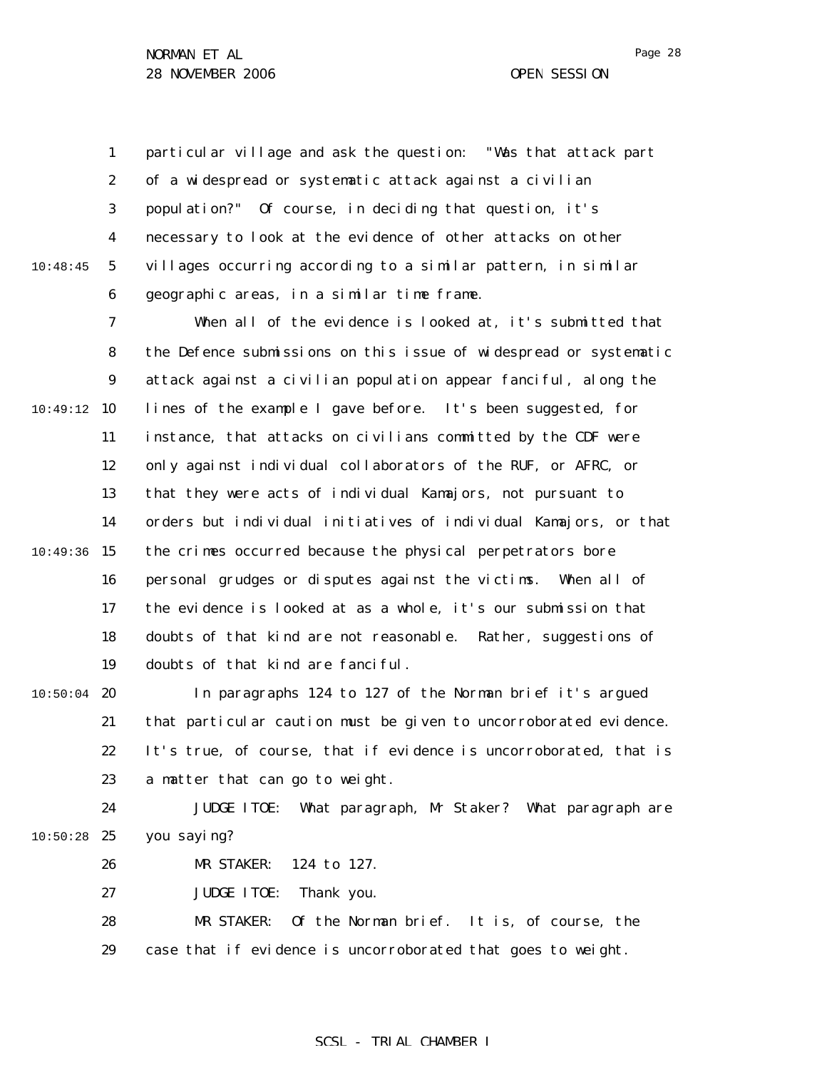particular village and ask the question: "Was that attack part of a widespread or systematic attack against a civilian population?" Of course, in deciding that question, it's necessary to look at the evidence of other attacks on other villages occurring according to a similar pattern, in similar geographic areas, in a similar time frame.

When all of the evidence is looked at, it's submitted that the Defence submissions on this issue of widespread or systematic attack against a civilian population appear fanciful, along the lines of the example I gave before. It's been suggested, for instance, that attacks on civilians committed by the CDF were only against individual collaborators of the RUF, or AFRC, or that they were acts of individual Kamajors, not pursuant to orders but individual initiatives of individual Kamajors, or that the crimes occurred because the physical perpetrators bore personal grudges or disputes against the victims. When all of the evidence is looked at as a whole, it's our submission that doubts of that kind are not reasonable. Rather, suggestions of doubts of that kind are fanciful.

In paragraphs 124 to 127 of the Norman brief it's argued that particular caution must be given to uncorroborated evidence. It's true, of course, that if evidence is uncorroborated, that is a matter that can go to weight.

JUDGE ITOE: What paragraph, Mr Staker? What paragraph are you saying?

MR STAKER: 124 to 127.

JUDGE ITOE: Thank you.

MR STAKER: Of the Norman brief. It is, of course, the case that if evidence is uncorroborated that goes to weight.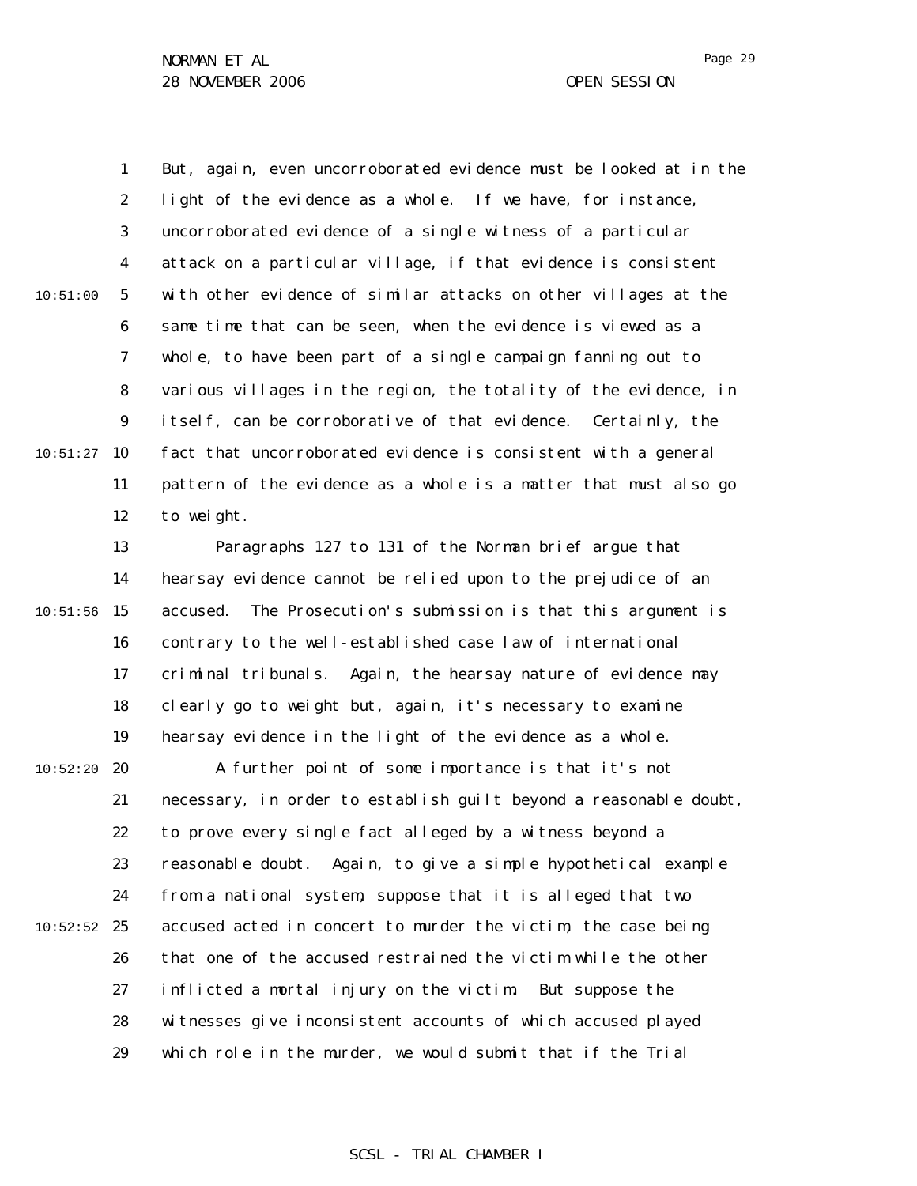But, again, even uncorroborated evidence must be looked at in the light of the evidence as a whole. If we have, for instance, uncorroborated evidence of a single witness of a particular attack on a particular village, if that evidence is consistent with other evidence of similar attacks on other villages at the same time that can be seen, when the evidence is viewed as a whole, to have been part of a single campaign fanning out to various villages in the region, the totality of the evidence, in itself, can be corroborative of that evidence. Certainly, the fact that uncorroborated evidence is consistent with a general pattern of the evidence as a whole is a matter that must also go to weight.

Paragraphs 127 to 131 of the Norman brief argue that hearsay evidence cannot be relied upon to the prejudice of an accused. The Prosecution's submission is that this argument is contrary to the well-established case law of international criminal tribunals. Again, the hearsay nature of evidence may clearly go to weight but, again, it's necessary to examine hearsay evidence in the light of the evidence as a whole.

A further point of some importance is that it's not necessary, in order to establish guilt beyond a reasonable doubt, to prove every single fact alleged by a witness beyond a reasonable doubt. Again, to give a simple hypothetical example from a national system, suppose that it is alleged that two accused acted in concert to murder the victim, the case being that one of the accused restrained the victim while the other inflicted a mortal injury on the victim. But suppose the witnesses give inconsistent accounts of which accused played which role in the murder, we would submit that if the Trial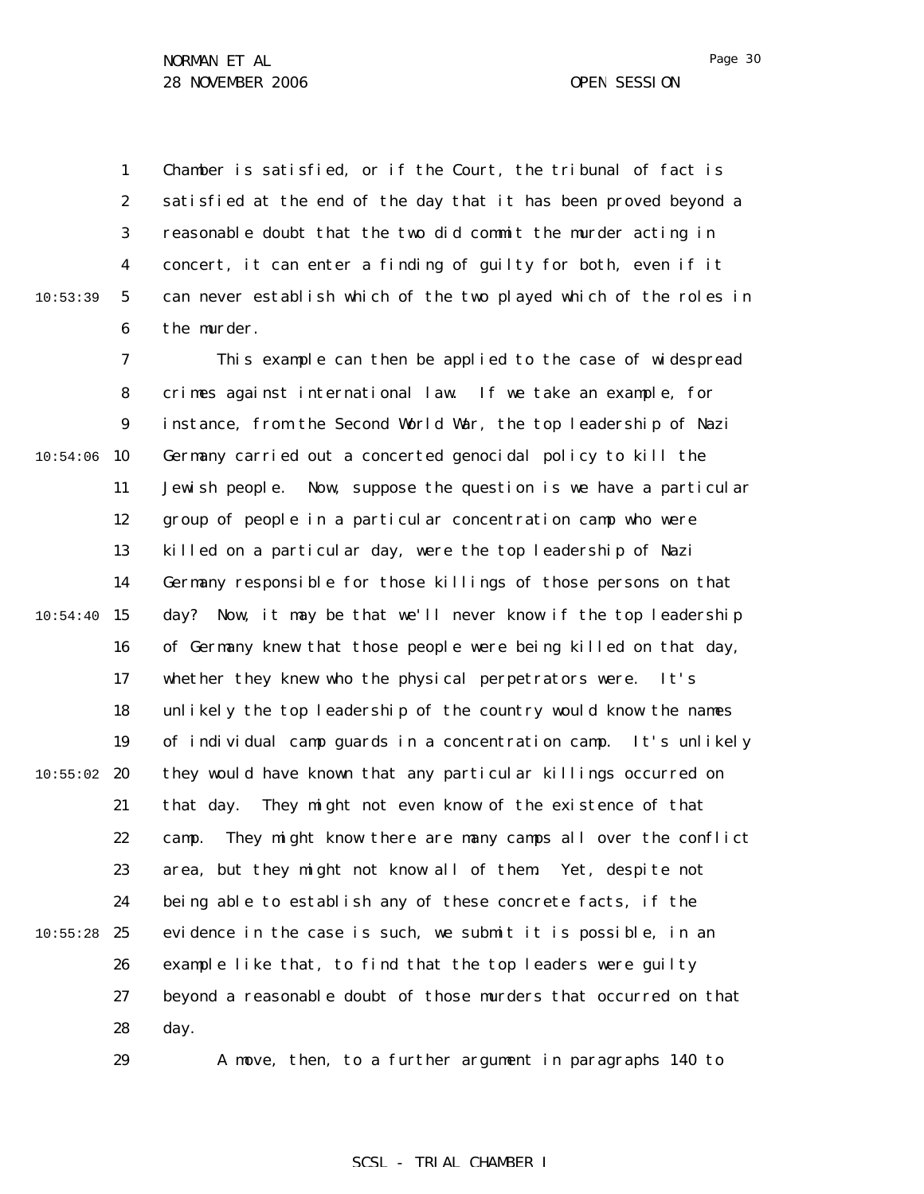Chamber is satisfied, or if the Court, the tribunal of fact is satisfied at the end of the day that it has been proved beyond a reasonable doubt that the two did commit the murder acting in concert, it can enter a finding of guilty for both, even if it can never establish which of the two played which of the roles in the murder.

This example can then be applied to the case of widespread crimes against international law. If we take an example, for instance, from the Second World War, the top leadership of Nazi Germany carried out a concerted genocidal policy to kill the Jewish people. Now, suppose the question is we have a particular group of people in a particular concentration camp who were killed on a particular day, were the top leadership of Nazi Germany responsible for those killings of those persons on that day? Now, it may be that we'll never know if the top leadership of Germany knew that those people were being killed on that day, whether they knew who the physical perpetrators were. It's unlikely the top leadership of the country would know the names of individual camp guards in a concentration camp. It's unlikely they would have known that any particular killings occurred on that day. They might not even know of the existence of that camp. They might know there are many camps all over the conflict area, but they might not know all of them. Yet, despite not being able to establish any of these concrete facts, if the evidence in the case is such, we submit it is possible, in an example like that, to find that the top leaders were guilty beyond a reasonable doubt of those murders that occurred on that day.

A move, then, to a further argument in paragraphs 140 to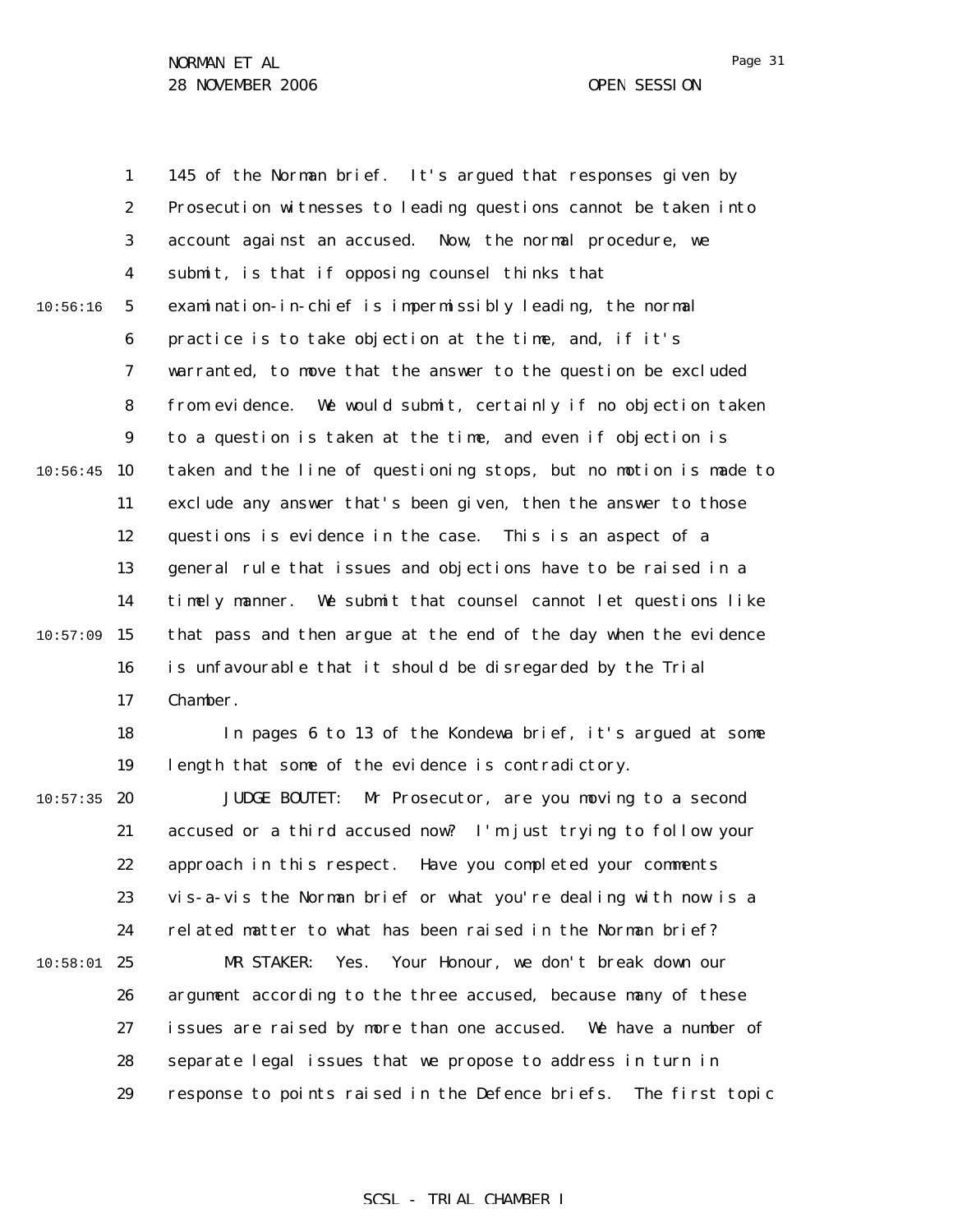145 of the Norman brief. It's argued that responses given by Prosecution witnesses to leading questions cannot be taken into account against an accused. Now, the normal procedure, we submit, is that if opposing counsel thinks that examination-in-chief is impermissibly leading, the normal practice is to take objection at the time, and, if it's warranted, to move that the answer to the question be excluded from evidence. We would submit, certainly if no objection taken to a question is taken at the time, and even if objection is taken and the line of questioning stops, but no motion is made to exclude any answer that's been given, then the answer to those questions is evidence in the case. This is an aspect of a general rule that issues and objections have to be raised in a timely manner. We submit that counsel cannot let questions like that pass and then argue at the end of the day when the evidence is unfavourable that it should be disregarded by the Trial Chamber.

In pages 6 to 13 of the Kondewa brief, it's argued at some length that some of the evidence is contradictory.

JUDGE BOUTET: Mr Prosecutor, are you moving to a second accused or a third accused now? I'm just trying to follow your approach in this respect. Have you completed your comments vis-a-vis the Norman brief or what you're dealing with now is a related matter to what has been raised in the Norman brief?

MR STAKER: Yes. Your Honour, we don't break down our argument according to the three accused, because many of these issues are raised by more than one accused. We have a number of separate legal issues that we propose to address in turn in response to points raised in the Defence briefs. The first topic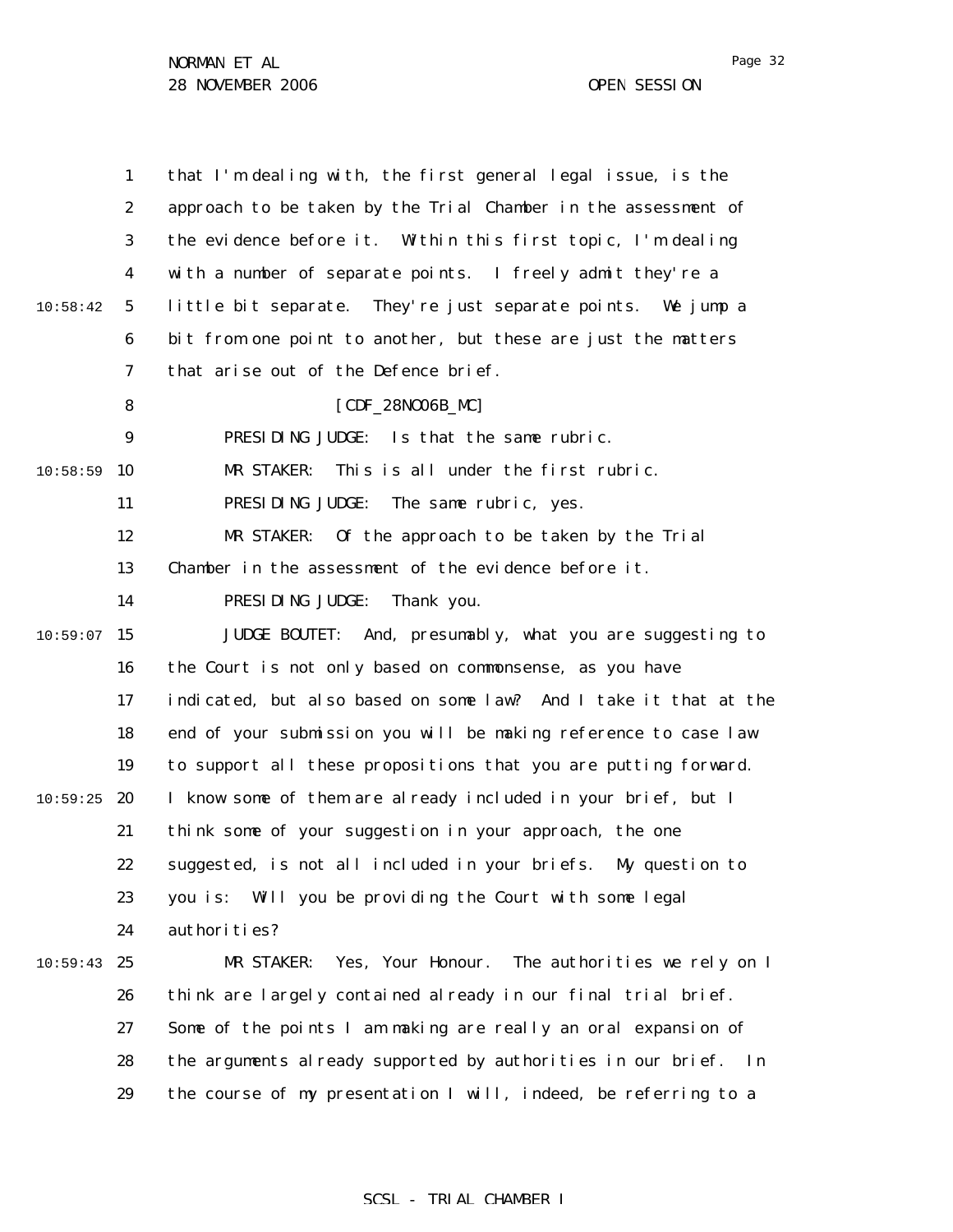that I'm dealing with, the first general legal issue, is the approach to be taken by the Trial Chamber in the assessment of the evidence before it. Within this first topic, I'm dealing with a number of separate points. I freely admit they're a little bit separate. They're just separate points. We jump a bit from one point to another, but these are just the matters that arise out of the Defence brief.

[CDF_28NO06B_MC]

PRESIDING JUDGE: Is that the same rubric.

MR STAKER: This is all under the first rubric.

PRESIDING JUDGE: The same rubric, yes.

MR STAKER: Of the approach to be taken by the Trial Chamber in the assessment of the evidence before it.

PRESIDING JUDGE: Thank you.

JUDGE BOUTET: And, presumably, what you are suggesting to the Court is not only based on commonsense, as you have indicated, but also based on some law? And I take it that at the end of your submission you will be making reference to case law to support all these propositions that you are putting forward. I know some of them are already included in your brief, but I think some of your suggestion in your approach, the one suggested, is not all included in your briefs. My question to you is: Will you be providing the Court with some legal authorities?

MR STAKER: Yes, Your Honour. The authorities we rely on I think are largely contained already in our final trial brief. Some of the points I am making are really an oral expansion of the arguments already supported by authorities in our brief. In the course of my presentation I will, indeed, be referring to a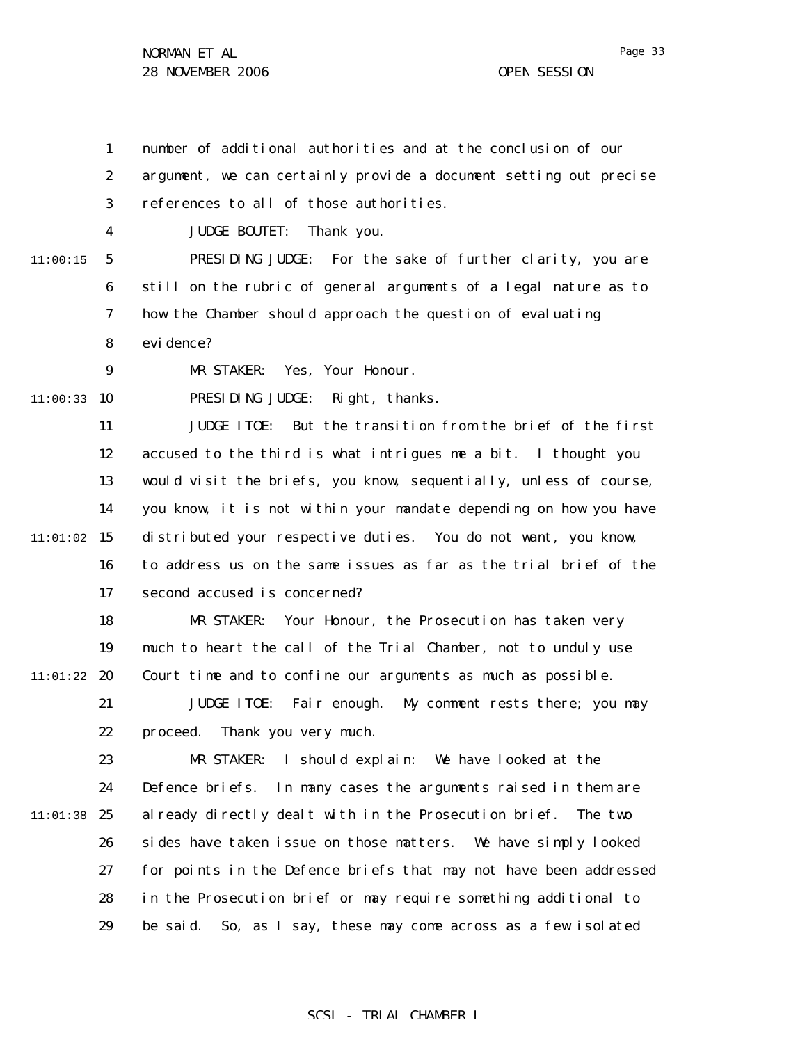number of additional authorities and at the conclusion of our argument, we can certainly provide a document setting out precise references to all of those authorities.

JUDGE BOUTET: Thank you.

PRESIDING JUDGE: For the sake of further clarity, you are still on the rubric of general arguments of a legal nature as to how the Chamber should approach the question of evaluating evidence?

MR STAKER: Yes, Your Honour.

PRESIDING JUDGE: Right, thanks.

JUDGE ITOE: But the transition from the brief of the first accused to the third is what intrigues me a bit. I thought you would visit the briefs, you know, sequentially, unless of course, you know, it is not within your mandate depending on how you have distributed your respective duties. You do not want, you know, to address us on the same issues as far as the trial brief of the second accused is concerned?

MR STAKER: Your Honour, the Prosecution has taken very much to heart the call of the Trial Chamber, not to unduly use Court time and to confine our arguments as much as possible.

JUDGE ITOE: Fair enough. My comment rests there; you may proceed. Thank you very much.

MR STAKER: I should explain: We have looked at the Defence briefs. In many cases the arguments raised in them are already directly dealt with in the Prosecution brief. The two sides have taken issue on those matters. We have simply looked for points in the Defence briefs that may not have been addressed in the Prosecution brief or may require something additional to be said. So, as I say, these may come across as a few isolated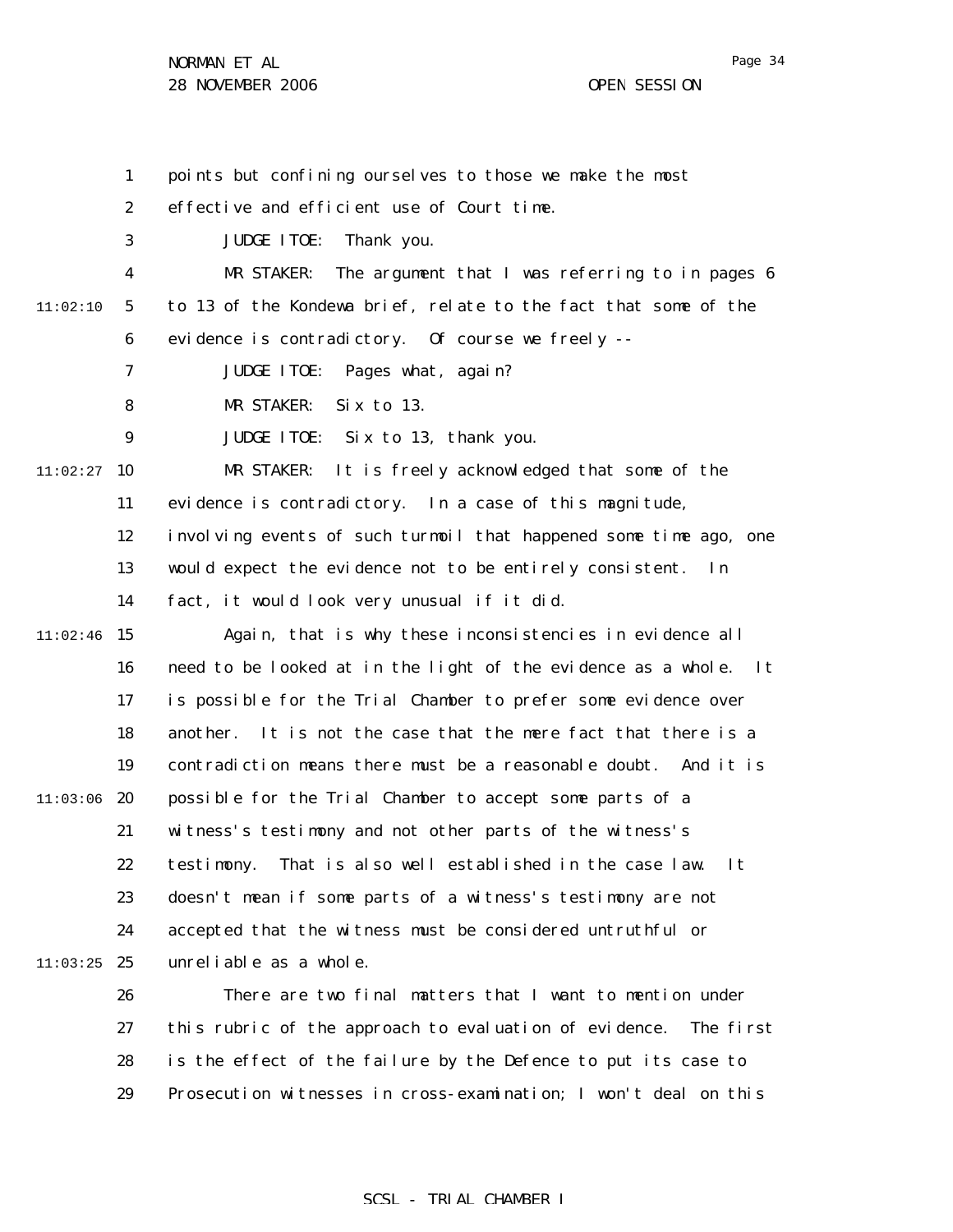points but confining ourselves to those we make the most effective and efficient use of Court time.

JUDGE ITOE: Thank you.

MR STAKER: The argument that I was referring to in pages 6 to 13 of the Kondewa brief, relate to the fact that some of the evidence is contradictory. Of course we freely --

JUDGE ITOE: Pages what, again?

MR STAKER: Six to 13.

JUDGE ITOE: Six to 13, thank you.

MR STAKER: It is freely acknowledged that some of the evidence is contradictory. In a case of this magnitude, involving events of such turmoil that happened some time ago, one would expect the evidence not to be entirely consistent. In fact, it would look very unusual if it did.

Again, that is why these inconsistencies in evidence all need to be looked at in the light of the evidence as a whole. It is possible for the Trial Chamber to prefer some evidence over another. It is not the case that the mere fact that there is a contradiction means there must be a reasonable doubt. And it is possible for the Trial Chamber to accept some parts of a witness's testimony and not other parts of the witness's testimony. That is also well established in the case law. It doesn't mean if some parts of a witness's testimony are not accepted that the witness must be considered untruthful or unreliable as a whole.

There are two final matters that I want to mention under this rubric of the approach to evaluation of evidence. The first is the effect of the failure by the Defence to put its case to Prosecution witnesses in cross-examination; I won't deal on this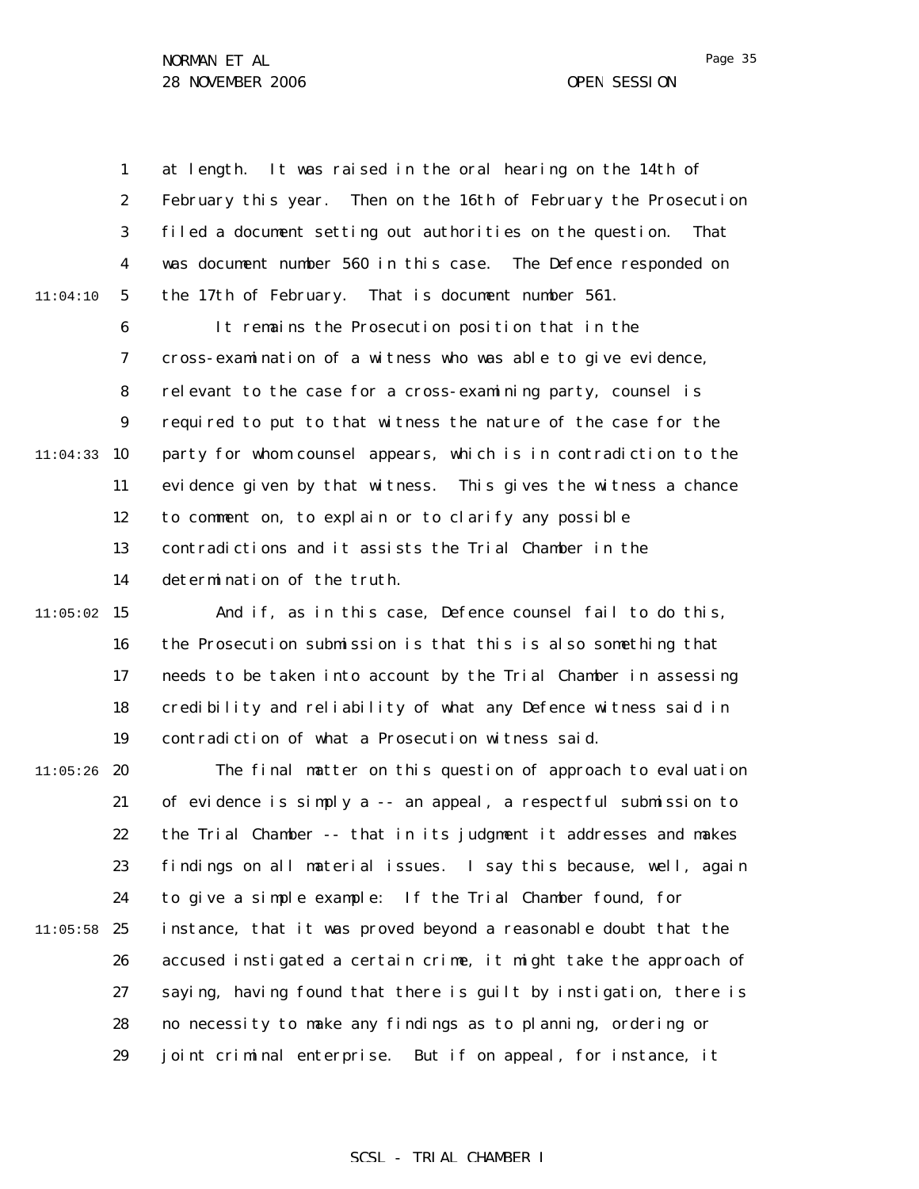at length. It was raised in the oral hearing on the 14th of February this year. Then on the 16th of February the Prosecution filed a document setting out authorities on the question. That was document number 560 in this case. The Defence responded on the 17th of February. That is document number 561.

It remains the Prosecution position that in the cross-examination of a witness who was able to give evidence, relevant to the case for a cross-examining party, counsel is required to put to that witness the nature of the case for the party for whom counsel appears, which is in contradiction to the evidence given by that witness. This gives the witness a chance to comment on, to explain or to clarify any possible contradictions and it assists the Trial Chamber in the determination of the truth.

And if, as in this case, Defence counsel fail to do this, the Prosecution submission is that this is also something that needs to be taken into account by the Trial Chamber in assessing credibility and reliability of what any Defence witness said in contradiction of what a Prosecution witness said.

The final matter on this question of approach to evaluation of evidence is simply a -- an appeal, a respectful submission to the Trial Chamber -- that in its judgment it addresses and makes findings on all material issues. I say this because, well, again to give a simple example: If the Trial Chamber found, for instance, that it was proved beyond a reasonable doubt that the accused instigated a certain crime, it might take the approach of saying, having found that there is guilt by instigation, there is no necessity to make any findings as to planning, ordering or joint criminal enterprise. But if on appeal, for instance, it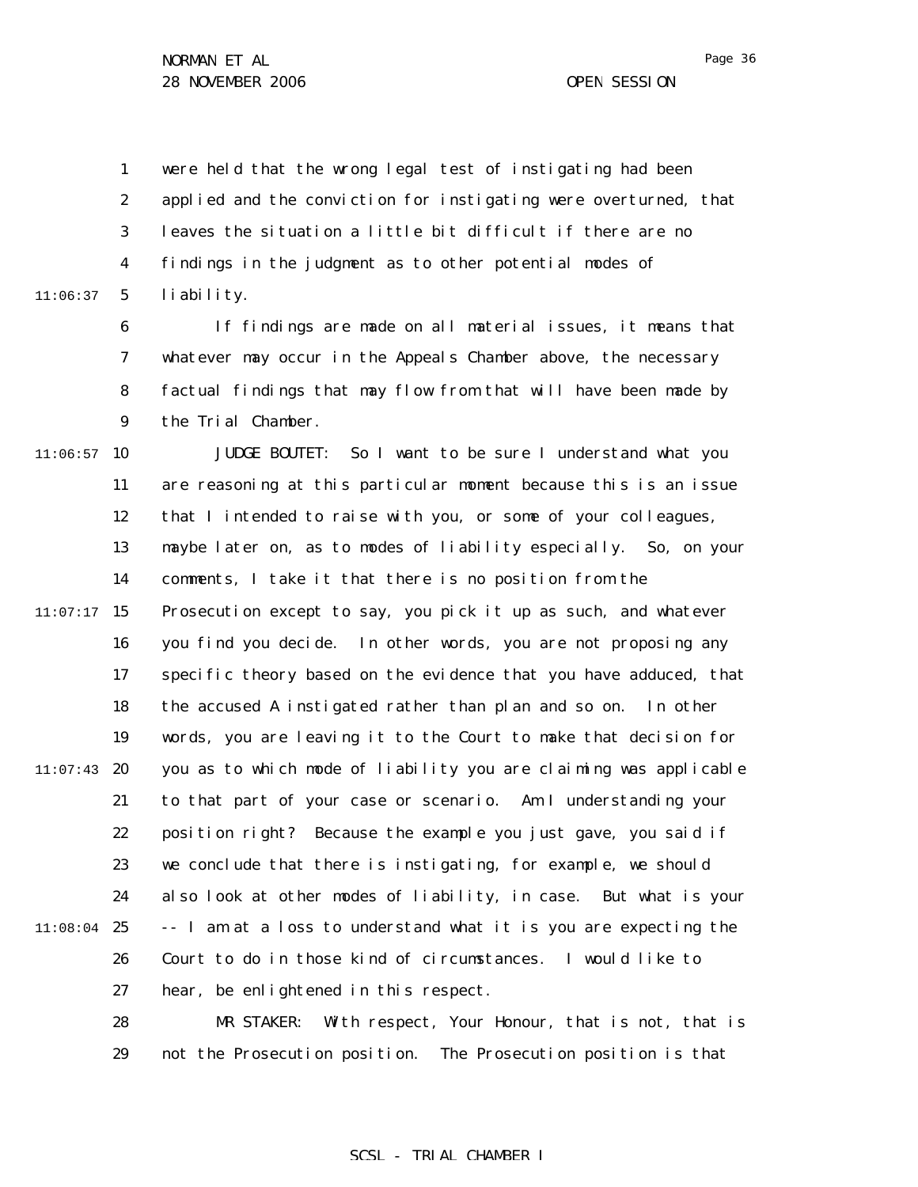were held that the wrong legal test of instigating had been applied and the conviction for instigating were overturned, that leaves the situation a little bit difficult if there are no findings in the judgment as to other potential modes of liability.

If findings are made on all material issues, it means that whatever may occur in the Appeals Chamber above, the necessary factual findings that may flow from that will have been made by the Trial Chamber.

JUDGE BOUTET: So I want to be sure I understand what you are reasoning at this particular moment because this is an issue that I intended to raise with you, or some of your colleagues, maybe later on, as to modes of liability especially. So, on your comments, I take it that there is no position from the Prosecution except to say, you pick it up as such, and whatever you find you decide. In other words, you are not proposing any specific theory based on the evidence that you have adduced, that the accused A instigated rather than plan and so on. In other words, you are leaving it to the Court to make that decision for you as to which mode of liability you are claiming was applicable to that part of your case or scenario. Am I understanding your position right? Because the example you just gave, you said if we conclude that there is instigating, for example, we should also look at other modes of liability, in case. But what is your -- I am at a loss to understand what it is you are expecting the Court to do in those kind of circumstances. I would like to hear, be enlightened in this respect.

MR STAKER: With respect, Your Honour, that is not, that is not the Prosecution position. The Prosecution position is that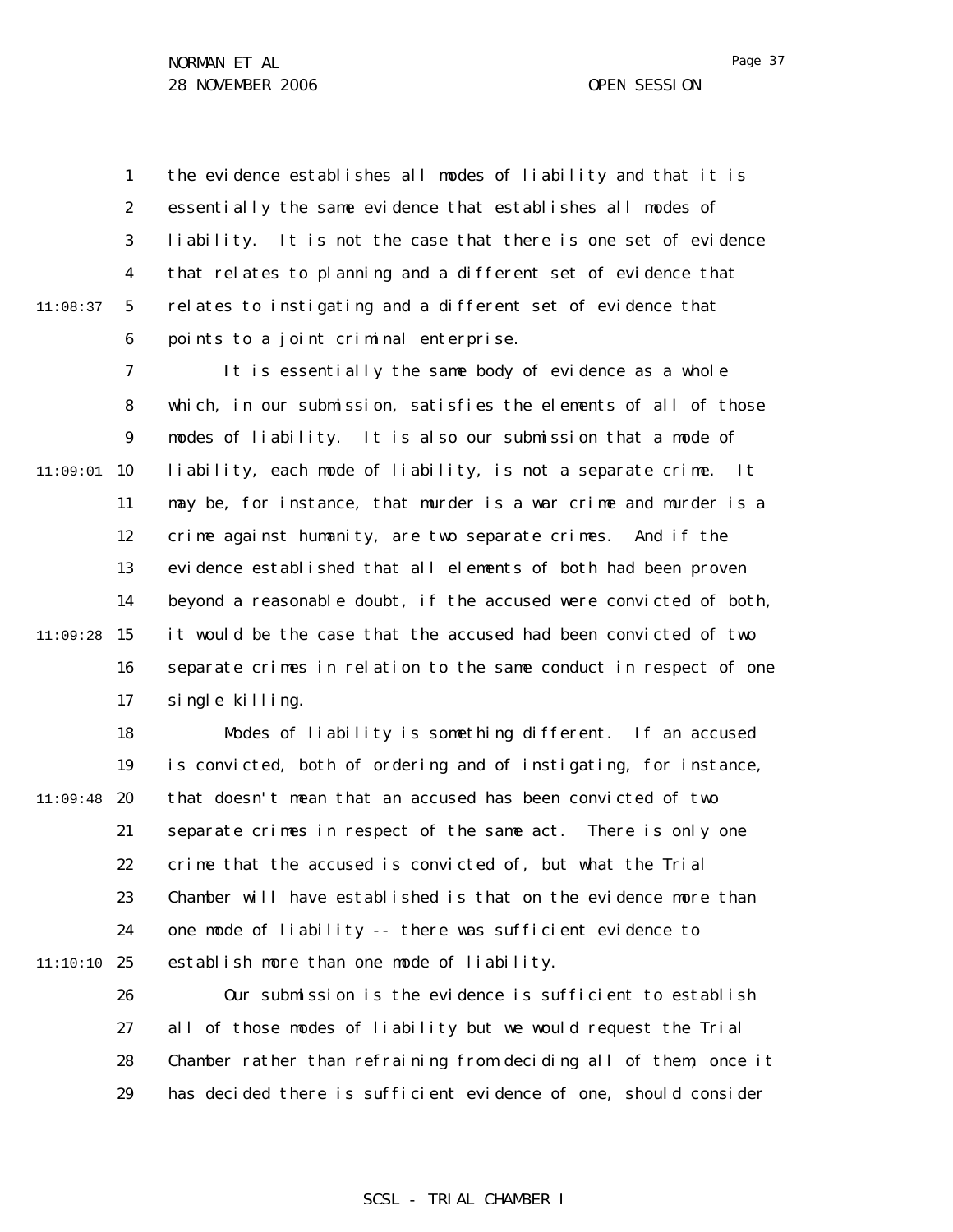the evidence establishes all modes of liability and that it is essentially the same evidence that establishes all modes of liability. It is not the case that there is one set of evidence that relates to planning and a different set of evidence that relates to instigating and a different set of evidence that points to a joint criminal enterprise.

It is essentially the same body of evidence as a whole which, in our submission, satisfies the elements of all of those modes of liability. It is also our submission that a mode of liability, each mode of liability, is not a separate crime. It may be, for instance, that murder is a war crime and murder is a crime against humanity, are two separate crimes. And if the evidence established that all elements of both had been proven beyond a reasonable doubt, if the accused were convicted of both, it would be the case that the accused had been convicted of two separate crimes in relation to the same conduct in respect of one single killing.

Modes of liability is something different. If an accused is convicted, both of ordering and of instigating, for instance, that doesn't mean that an accused has been convicted of two separate crimes in respect of the same act. There is only one crime that the accused is convicted of, but what the Trial Chamber will have established is that on the evidence more than one mode of liability -- there was sufficient evidence to establish more than one mode of liability.

Our submission is the evidence is sufficient to establish all of those modes of liability but we would request the Trial Chamber rather than refraining from deciding all of them, once it has decided there is sufficient evidence of one, should consider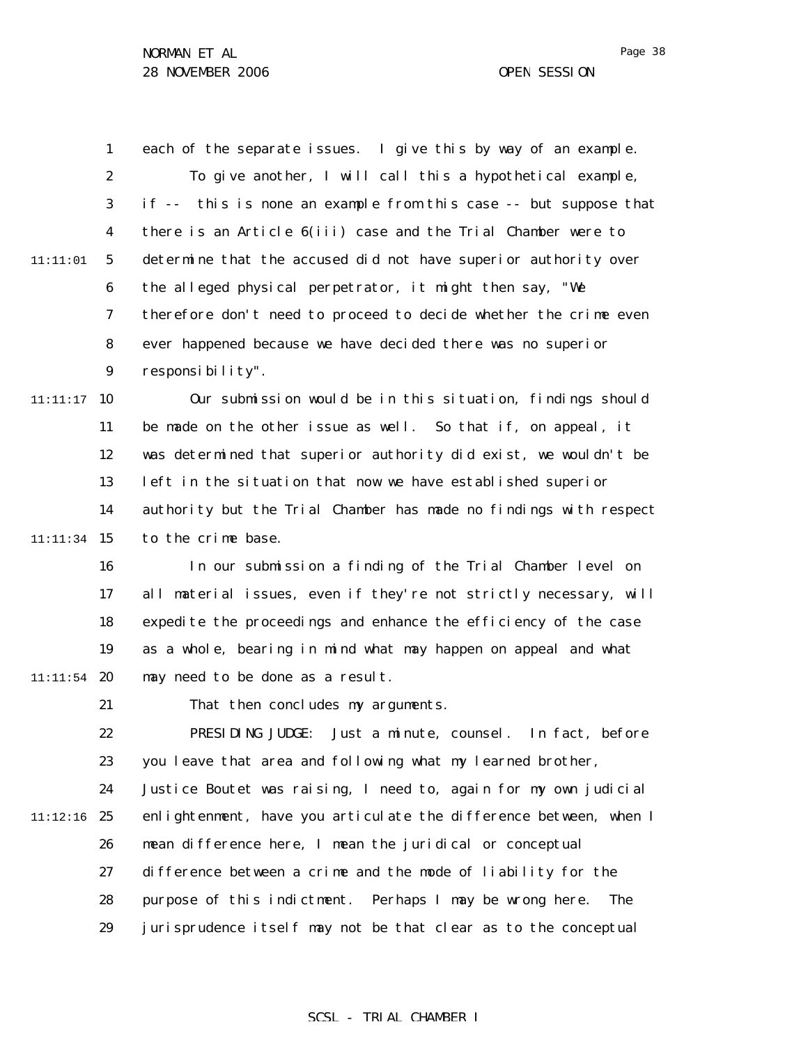each of the separate issues. I give this by way of an example.

To give another, I will call this a hypothetical example, if -- this is none an example from this case -- but suppose that there is an Article 6(iii) case and the Trial Chamber were to determine that the accused did not have superior authority over the alleged physical perpetrator, it might then say, "We therefore don't need to proceed to decide whether the crime even ever happened because we have decided there was no superior responsibility".

Our submission would be in this situation, findings should be made on the other issue as well. So that if, on appeal, it was determined that superior authority did exist, we wouldn't be left in the situation that now we have established superior authority but the Trial Chamber has made no findings with respect to the crime base.

In our submission a finding of the Trial Chamber level on all material issues, even if they're not strictly necessary, will expedite the proceedings and enhance the efficiency of the case as a whole, bearing in mind what may happen on appeal and what may need to be done as a result.

That then concludes my arguments.

PRESIDING JUDGE: Just a minute, counsel. In fact, before you leave that area and following what my learned brother, Justice Boutet was raising, I need to, again for my own judicial enlightenment, have you articulate the difference between, when I mean difference here, I mean the juridical or conceptual difference between a crime and the mode of liability for the purpose of this indictment. Perhaps I may be wrong here. The jurisprudence itself may not be that clear as to the conceptual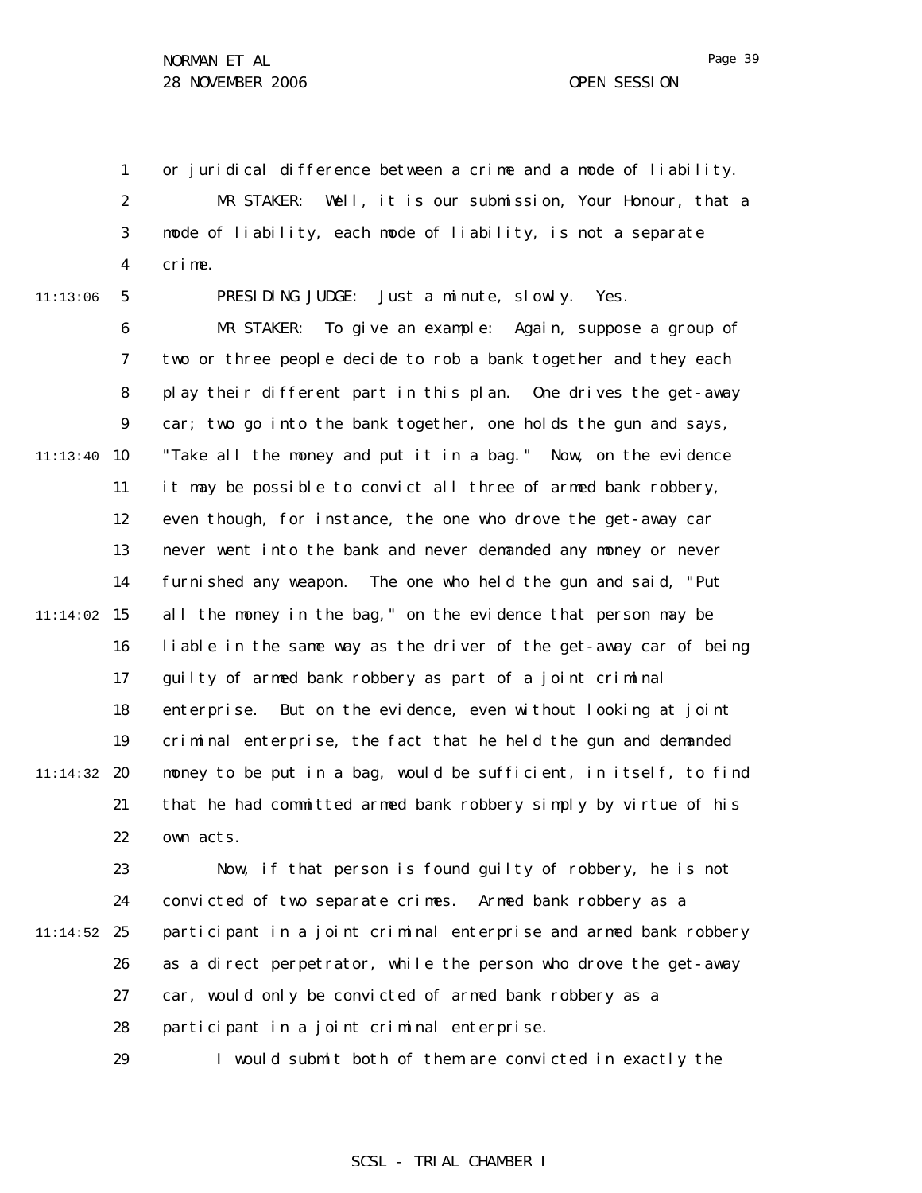or juridical difference between a crime and a mode of liability.

MR STAKER: Well, it is our submission, Your Honour, that a mode of liability, each mode of liability, is not a separate crime.

PRESIDING JUDGE: Just a minute, slowly. Yes.

MR STAKER: To give an example: Again, suppose a group of two or three people decide to rob a bank together and they each play their different part in this plan. One drives the get-away car; two go into the bank together, one holds the gun and says, "Take all the money and put it in a bag." Now, on the evidence it may be possible to convict all three of armed bank robbery, even though, for instance, the one who drove the get-away car never went into the bank and never demanded any money or never furnished any weapon. The one who held the gun and said, "Put all the money in the bag," on the evidence that person may be liable in the same way as the driver of the get-away car of being guilty of armed bank robbery as part of a joint criminal enterprise. But on the evidence, even without looking at joint criminal enterprise, the fact that he held the gun and demanded money to be put in a bag, would be sufficient, in itself, to find that he had committed armed bank robbery simply by virtue of his own acts.

Now, if that person is found guilty of robbery, he is not convicted of two separate crimes. Armed bank robbery as a participant in a joint criminal enterprise and armed bank robbery as a direct perpetrator, while the person who drove the get-away car, would only be convicted of armed bank robbery as a participant in a joint criminal enterprise.

I would submit both of them are convicted in exactly the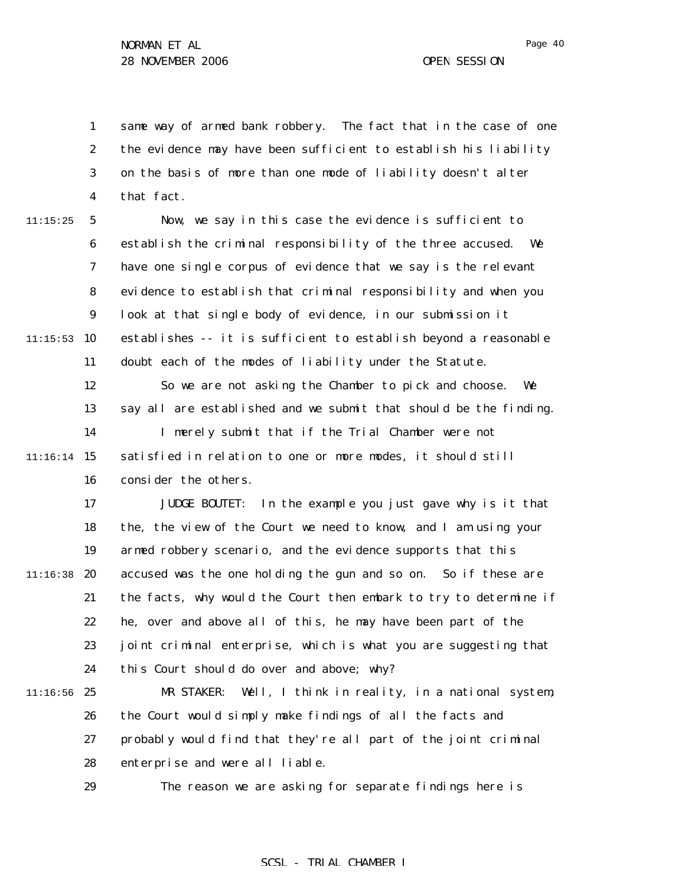same way of armed bank robbery. The fact that in the case of one the evidence may have been sufficient to establish his liability on the basis of more than one mode of liability doesn't alter that fact.

Now, we say in this case the evidence is sufficient to establish the criminal responsibility of the three accused. We have one single corpus of evidence that we say is the relevant evidence to establish that criminal responsibility and when you look at that single body of evidence, in our submission it establishes -- it is sufficient to establish beyond a reasonable doubt each of the modes of liability under the Statute.

So we are not asking the Chamber to pick and choose. We say all are established and we submit that should be the finding.

I merely submit that if the Trial Chamber were not satisfied in relation to one or more modes, it should still consider the others.

JUDGE BOUTET: In the example you just gave why is it that the, the view of the Court we need to know, and I am using your armed robbery scenario, and the evidence supports that this accused was the one holding the gun and so on. So if these are the facts, why would the Court then embark to try to determine if he, over and above all of this, he may have been part of the joint criminal enterprise, which is what you are suggesting that this Court should do over and above; why?

MR STAKER: Well, I think in reality, in a national system, the Court would simply make findings of all the facts and probably would find that they're all part of the joint criminal enterprise and were all liable.

The reason we are asking for separate findings here is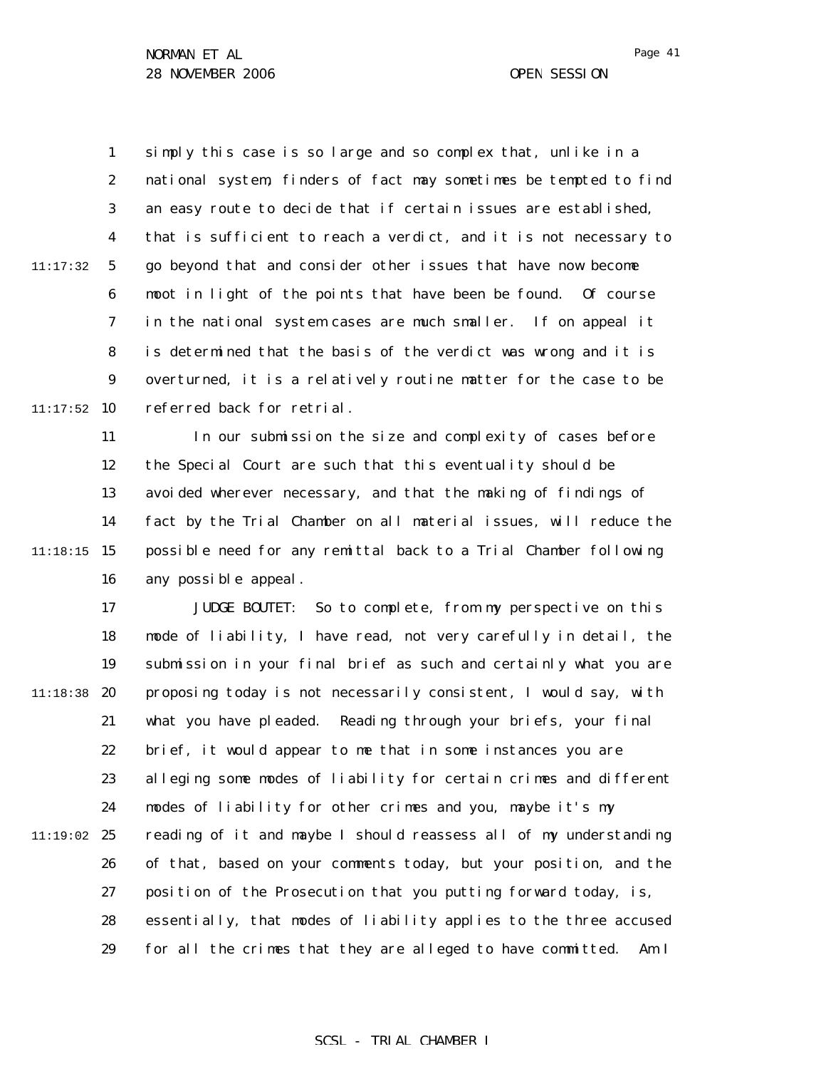simply this case is so large and so complex that, unlike in a national system, finders of fact may sometimes be tempted to find an easy route to decide that if certain issues are established, that is sufficient to reach a verdict, and it is not necessary to go beyond that and consider other issues that have now become moot in light of the points that have been be found. Of course in the national system cases are much smaller. If on appeal it is determined that the basis of the verdict was wrong and it is overturned, it is a relatively routine matter for the case to be referred back for retrial.

In our submission the size and complexity of cases before the Special Court are such that this eventuality should be avoided wherever necessary, and that the making of findings of fact by the Trial Chamber on all material issues, will reduce the possible need for any remittal back to a Trial Chamber following any possible appeal.

JUDGE BOUTET: So to complete, from my perspective on this mode of liability, I have read, not very carefully in detail, the submission in your final brief as such and certainly what you are proposing today is not necessarily consistent, I would say, with what you have pleaded. Reading through your briefs, your final brief, it would appear to me that in some instances you are alleging some modes of liability for certain crimes and different modes of liability for other crimes and you, maybe it's my reading of it and maybe I should reassess all of my understanding of that, based on your comments today, but your position, and the position of the Prosecution that you putting forward today, is, essentially, that modes of liability applies to the three accused for all the crimes that they are alleged to have committed. Am I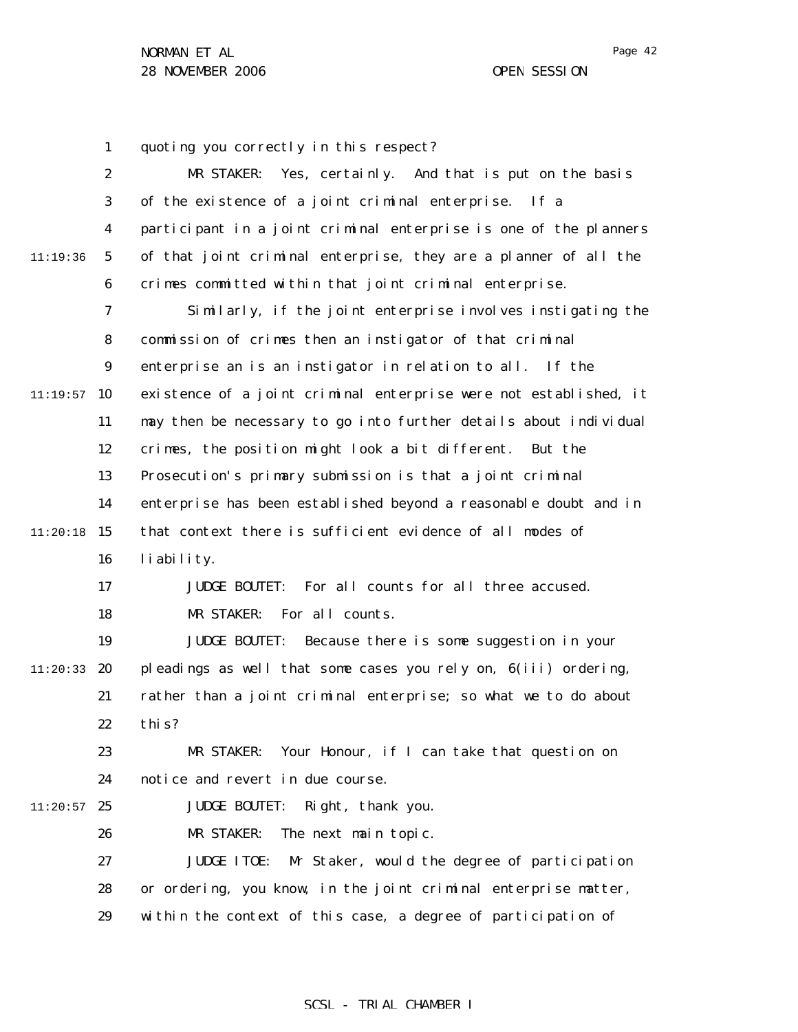quoting you correctly in this respect?

MR STAKER: Yes, certainly. And that is put on the basis of the existence of a joint criminal enterprise. If a participant in a joint criminal enterprise is one of the planners of that joint criminal enterprise, they are a planner of all the crimes committed within that joint criminal enterprise.

Similarly, if the joint enterprise involves instigating the commission of crimes then an instigator of that criminal enterprise an is an instigator in relation to all. If the existence of a joint criminal enterprise were not established, it may then be necessary to go into further details about individual crimes, the position might look a bit different. But the Prosecution's primary submission is that a joint criminal enterprise has been established beyond a reasonable doubt and in that context there is sufficient evidence of all modes of liability.

JUDGE BOUTET: For all counts for all three accused.

MR STAKER: For all counts.

JUDGE BOUTET: Because there is some suggestion in your pleadings as well that some cases you rely on, 6(iii) ordering, rather than a joint criminal enterprise; so what we to do about this?

MR STAKER: Your Honour, if I can take that question on notice and revert in due course.

JUDGE BOUTET: Right, thank you.

MR STAKER: The next main topic.

JUDGE ITOE: Mr Staker, would the degree of participation or ordering, you know, in the joint criminal enterprise matter, within the context of this case, a degree of participation of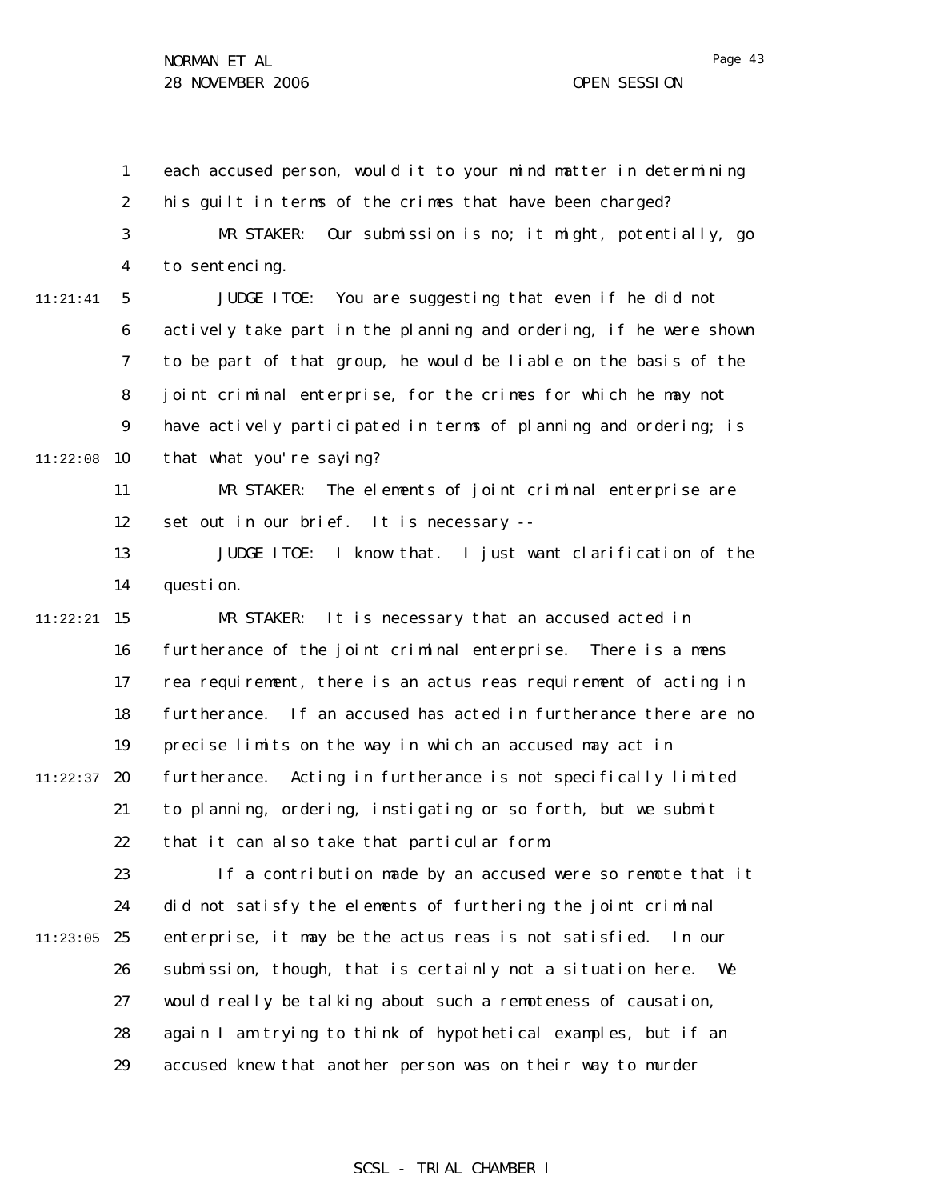each accused person, would it to your mind matter in determining his guilt in terms of the crimes that have been charged?

MR STAKER: Our submission is no; it might, potentially, go to sentencing.

JUDGE ITOE: You are suggesting that even if he did not actively take part in the planning and ordering, if he were shown to be part of that group, he would be liable on the basis of the joint criminal enterprise, for the crimes for which he may not have actively participated in terms of planning and ordering; is that what you're saying?

MR STAKER: The elements of joint criminal enterprise are set out in our brief. It is necessary --

JUDGE ITOE: I know that. I just want clarification of the question.

MR STAKER: It is necessary that an accused acted in furtherance of the joint criminal enterprise. There is a mens rea requirement, there is an actus reas requirement of acting in furtherance. If an accused has acted in furtherance there are no precise limits on the way in which an accused may act in furtherance. Acting in furtherance is not specifically limited to planning, ordering, instigating or so forth, but we submit that it can also take that particular form.

If a contribution made by an accused were so remote that it did not satisfy the elements of furthering the joint criminal enterprise, it may be the actus reas is not satisfied. In our submission, though, that is certainly not a situation here. We would really be talking about such a remoteness of causation, again I am trying to think of hypothetical examples, but if an accused knew that another person was on their way to murder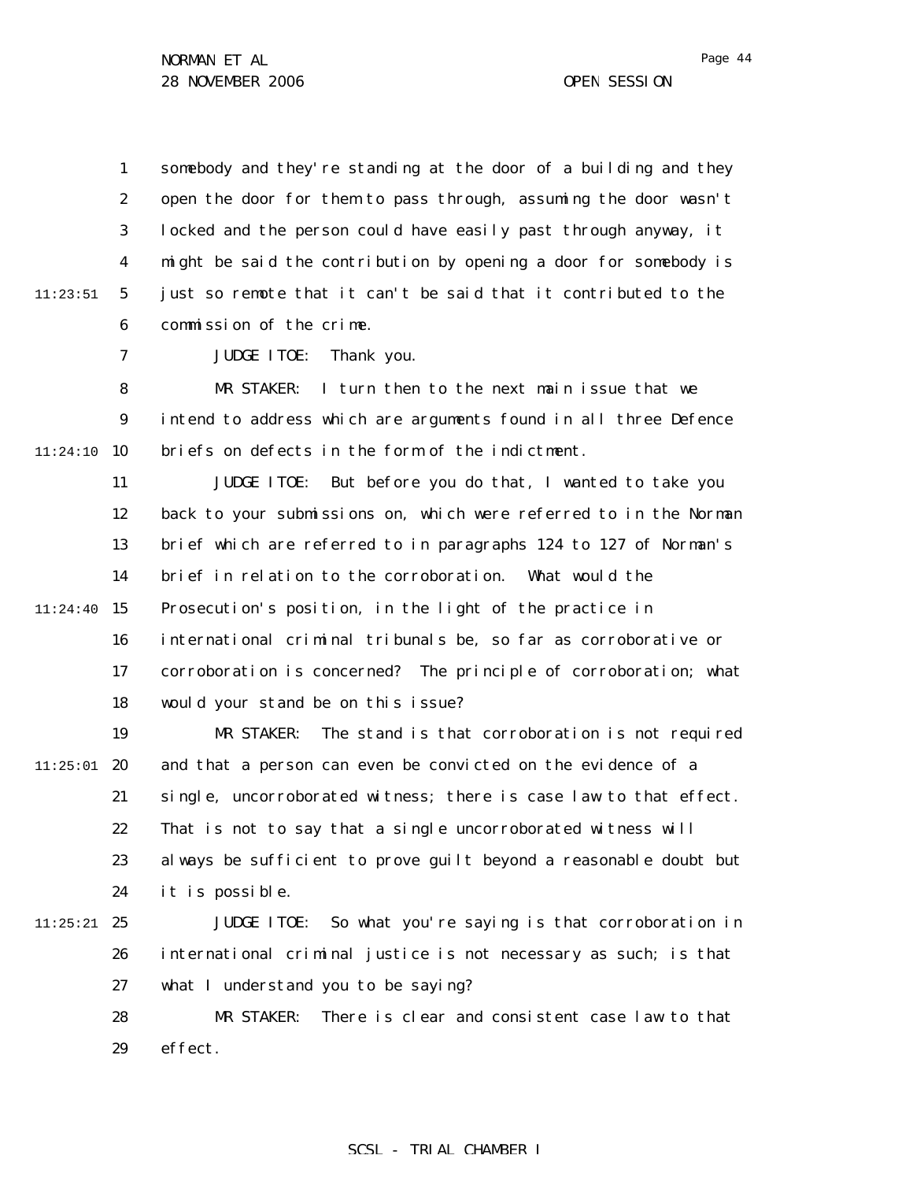somebody and they're standing at the door of a building and they open the door for them to pass through, assuming the door wasn't locked and the person could have easily past through anyway, it might be said the contribution by opening a door for somebody is just so remote that it can't be said that it contributed to the commission of the crime.

JUDGE ITOE: Thank you.

MR STAKER: I turn then to the next main issue that we intend to address which are arguments found in all three Defence briefs on defects in the form of the indictment.

JUDGE ITOE: But before you do that, I wanted to take you back to your submissions on, which were referred to in the Norman brief which are referred to in paragraphs 124 to 127 of Norman's brief in relation to the corroboration. What would the Prosecution's position, in the light of the practice in international criminal tribunals be, so far as corroborative or corroboration is concerned? The principle of corroboration; what would your stand be on this issue?

MR STAKER: The stand is that corroboration is not required and that a person can even be convicted on the evidence of a single, uncorroborated witness; there is case law to that effect. That is not to say that a single uncorroborated witness will always be sufficient to prove guilt beyond a reasonable doubt but it is possible.

JUDGE ITOE: So what you're saying is that corroboration in international criminal justice is not necessary as such; is that what I understand you to be saying?

MR STAKER: There is clear and consistent case law to that effect.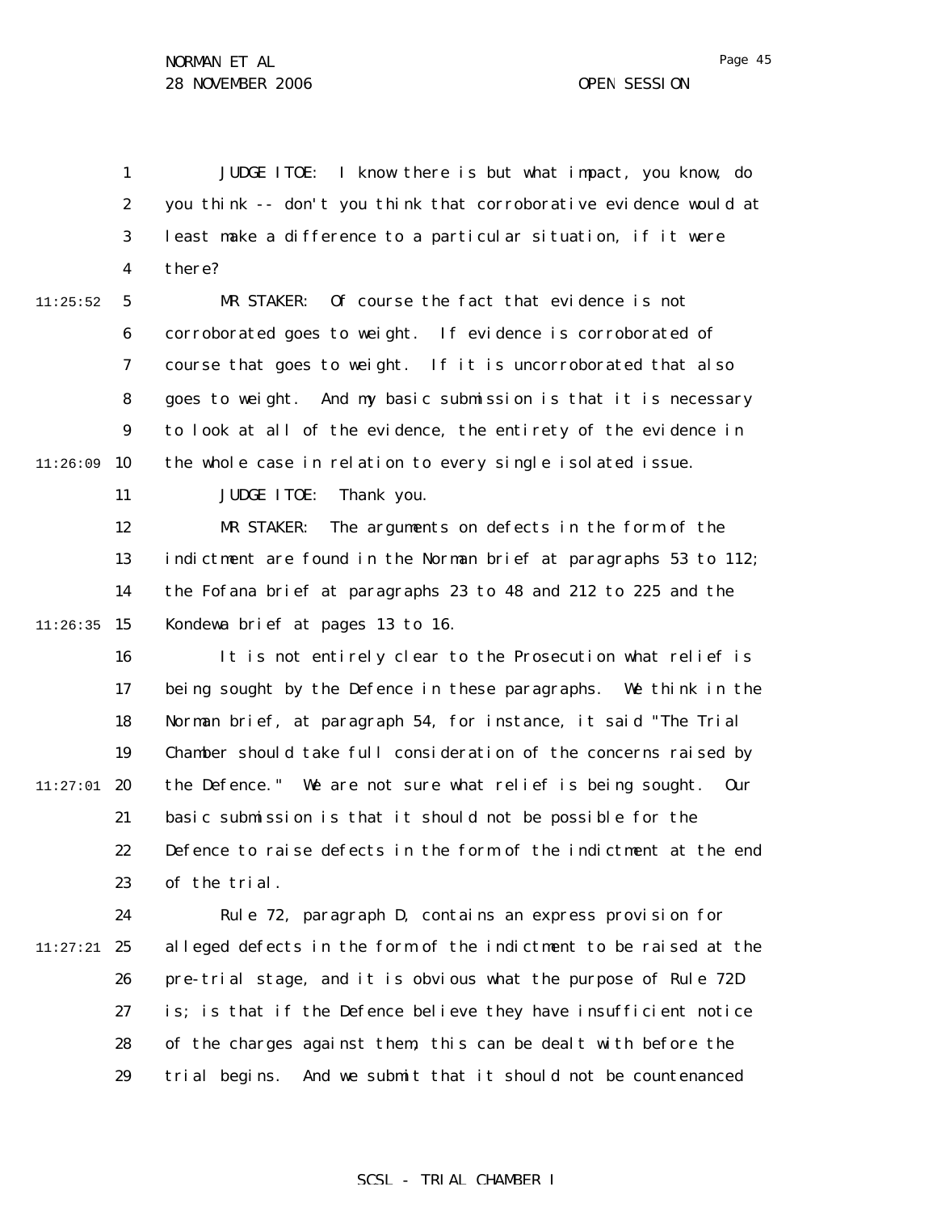JUDGE ITOE: I know there is but what impact, you know, do you think -- don't you think that corroborative evidence would at least make a difference to a particular situation, if it were there?

MR STAKER: Of course the fact that evidence is not corroborated goes to weight. If evidence is corroborated of course that goes to weight. If it is uncorroborated that also goes to weight. And my basic submission is that it is necessary to look at all of the evidence, the entirety of the evidence in the whole case in relation to every single isolated issue.

JUDGE ITOE: Thank you.

MR STAKER: The arguments on defects in the form of the indictment are found in the Norman brief at paragraphs 53 to 112; the Fofana brief at paragraphs 23 to 48 and 212 to 225 and the Kondewa brief at pages 13 to 16.

It is not entirely clear to the Prosecution what relief is being sought by the Defence in these paragraphs. We think in the Norman brief, at paragraph 54, for instance, it said "The Trial Chamber should take full consideration of the concerns raised by the Defence." We are not sure what relief is being sought. Our basic submission is that it should not be possible for the Defence to raise defects in the form of the indictment at the end of the trial.

Rule 72, paragraph D, contains an express provision for alleged defects in the form of the indictment to be raised at the pre-trial stage, and it is obvious what the purpose of Rule 72D is; is that if the Defence believe they have insufficient notice of the charges against them, this can be dealt with before the trial begins. And we submit that it should not be countenanced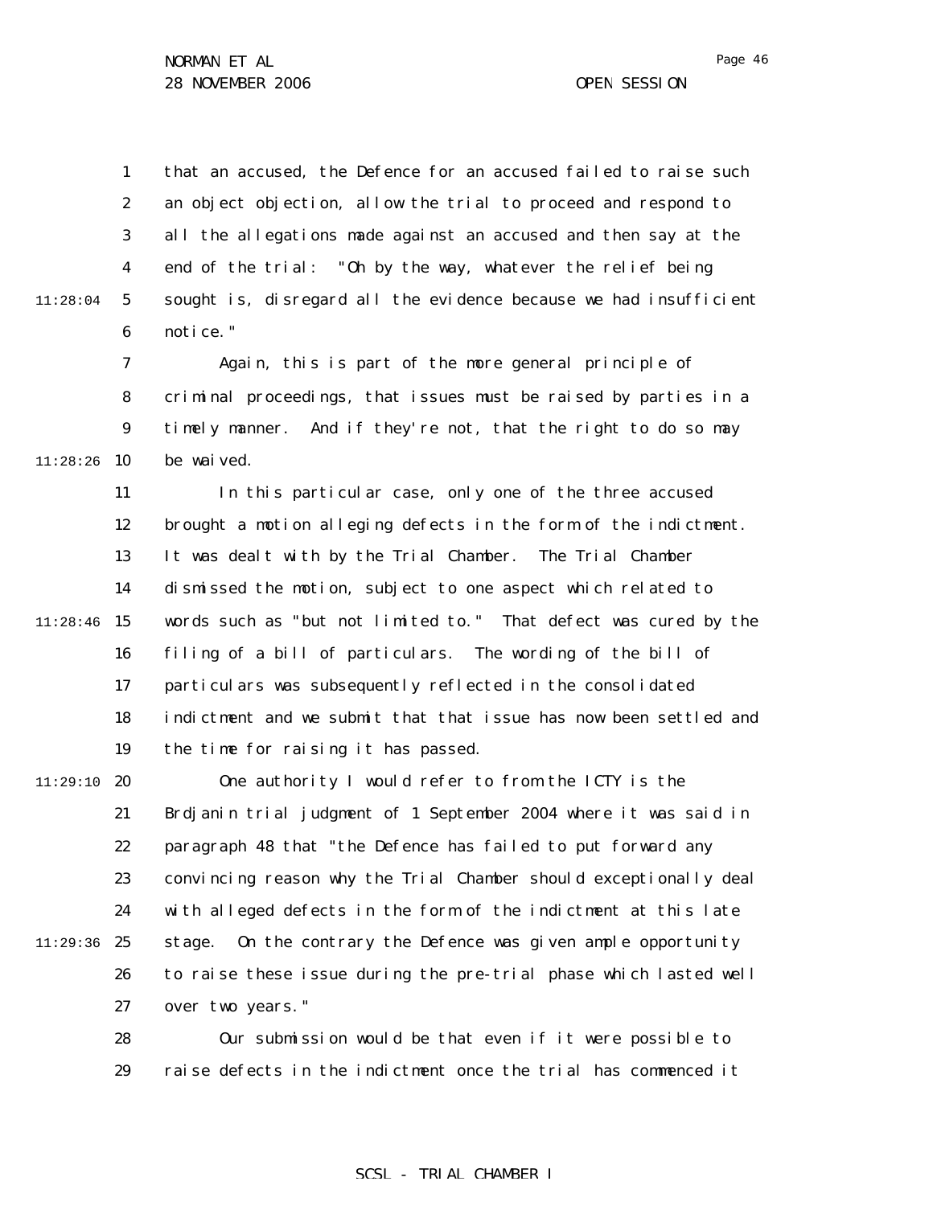that an accused, the Defence for an accused failed to raise such an object objection, allow the trial to proceed and respond to all the allegations made against an accused and then say at the end of the trial: "Oh by the way, whatever the relief being sought is, disregard all the evidence because we had insufficient notice."

Again, this is part of the more general principle of criminal proceedings, that issues must be raised by parties in a timely manner. And if they're not, that the right to do so may be waived.

In this particular case, only one of the three accused brought a motion alleging defects in the form of the indictment. It was dealt with by the Trial Chamber. The Trial Chamber dismissed the motion, subject to one aspect which related to words such as "but not limited to." That defect was cured by the filing of a bill of particulars. The wording of the bill of particulars was subsequently reflected in the consolidated indictment and we submit that that issue has now been settled and the time for raising it has passed.

One authority I would refer to from the ICTY is the Brdjanin trial judgment of 1 September 2004 where it was said in paragraph 48 that "the Defence has failed to put forward any convincing reason why the Trial Chamber should exceptionally deal with alleged defects in the form of the indictment at this late stage. On the contrary the Defence was given ample opportunity to raise these issue during the pre-trial phase which lasted well over two years."

Our submission would be that even if it were possible to raise defects in the indictment once the trial has commenced it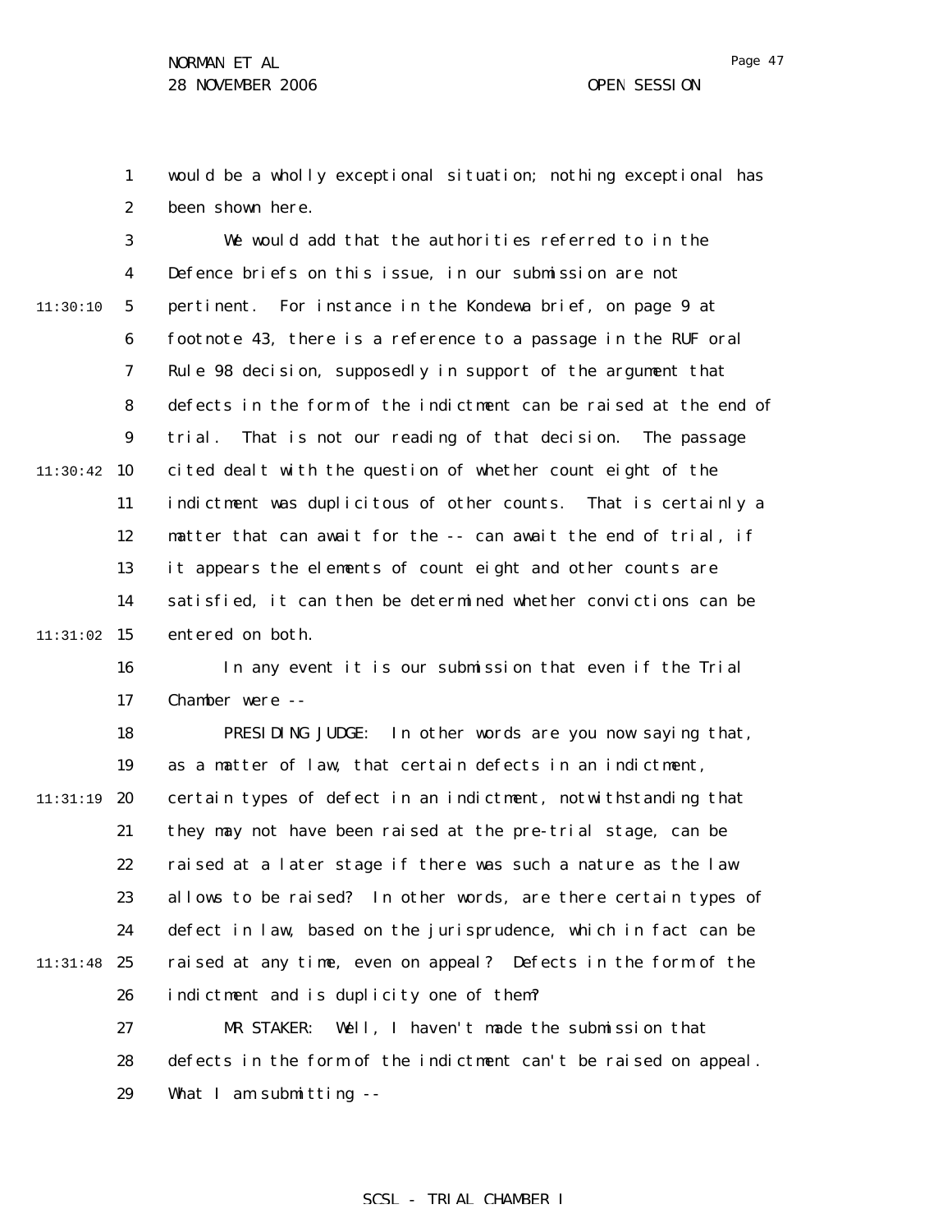would be a wholly exceptional situation; nothing exceptional has been shown here.

We would add that the authorities referred to in the Defence briefs on this issue, in our submission are not pertinent. For instance in the Kondewa brief, on page 9 at footnote 43, there is a reference to a passage in the RUF oral Rule 98 decision, supposedly in support of the argument that defects in the form of the indictment can be raised at the end of trial. That is not our reading of that decision. The passage cited dealt with the question of whether count eight of the indictment was duplicitous of other counts. That is certainly a matter that can await for the -- can await the end of trial, if it appears the elements of count eight and other counts are satisfied, it can then be determined whether convictions can be entered on both.

In any event it is our submission that even if the Trial Chamber were --

PRESIDING JUDGE: In other words are you now saying that, as a matter of law, that certain defects in an indictment, certain types of defect in an indictment, notwithstanding that they may not have been raised at the pre-trial stage, can be raised at a later stage if there was such a nature as the law allows to be raised? In other words, are there certain types of defect in law, based on the jurisprudence, which in fact can be raised at any time, even on appeal? Defects in the form of the indictment and is duplicity one of them?

MR STAKER: Well, I haven't made the submission that defects in the form of the indictment can't be raised on appeal. What I am submitting --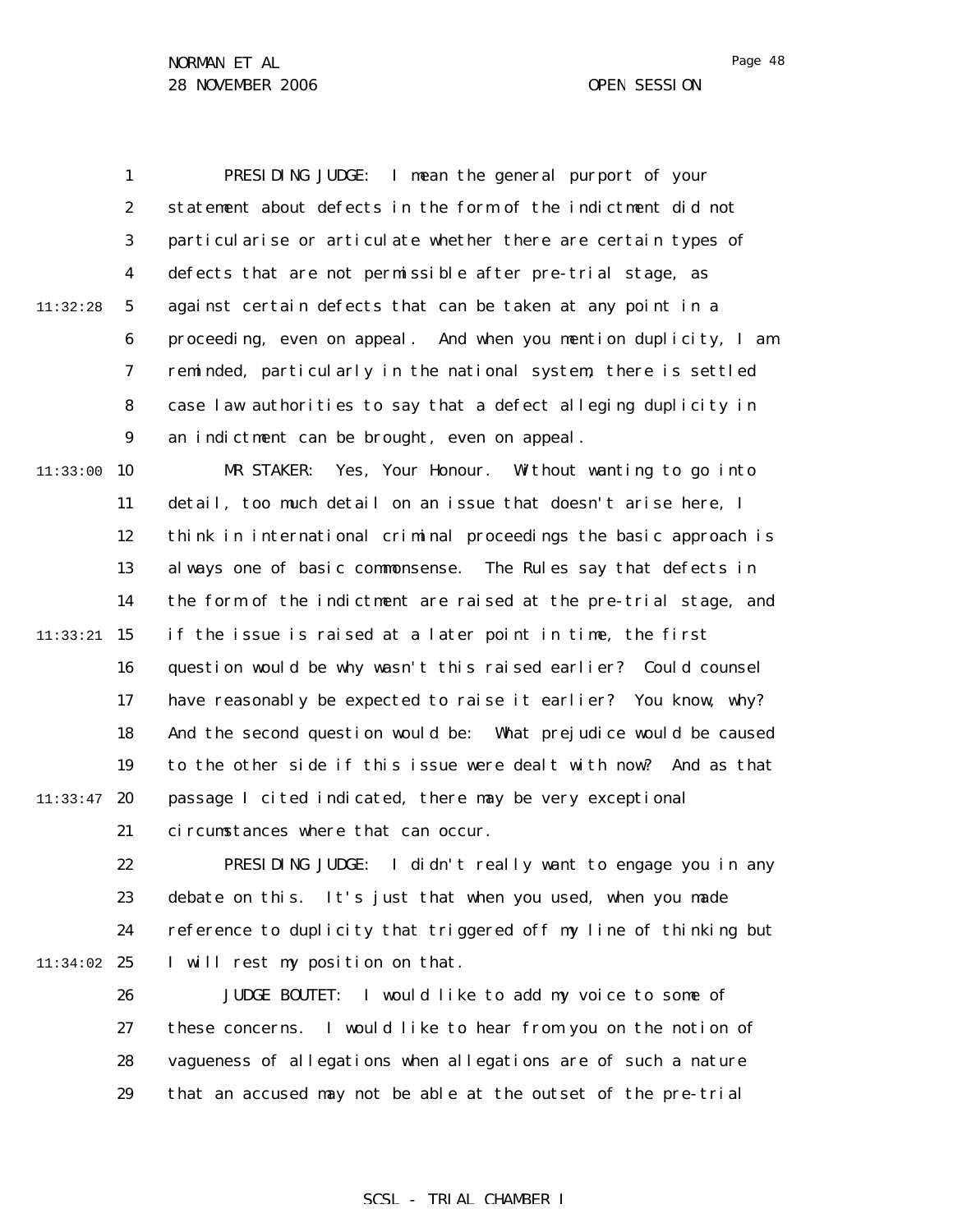PRESIDING JUDGE: I mean the general purport of your statement about defects in the form of the indictment did not particularise or articulate whether there are certain types of defects that are not permissible after pre-trial stage, as against certain defects that can be taken at any point in a proceeding, even on appeal. And when you mention duplicity, I am reminded, particularly in the national system, there is settled case law authorities to say that a defect alleging duplicity in an indictment can be brought, even on appeal.

MR STAKER: Yes, Your Honour. Without wanting to go into detail, too much detail on an issue that doesn't arise here, I think in international criminal proceedings the basic approach is always one of basic commonsense. The Rules say that defects in the form of the indictment are raised at the pre-trial stage, and if the issue is raised at a later point in time, the first question would be why wasn't this raised earlier? Could counsel have reasonably be expected to raise it earlier? You know, why? And the second question would be: What prejudice would be caused to the other side if this issue were dealt with now? And as that passage I cited indicated, there may be very exceptional circumstances where that can occur.

PRESIDING JUDGE: I didn't really want to engage you in any debate on this. It's just that when you used, when you made reference to duplicity that triggered off my line of thinking but I will rest my position on that.

JUDGE BOUTET: I would like to add my voice to some of these concerns. I would like to hear from you on the notion of vagueness of allegations when allegations are of such a nature that an accused may not be able at the outset of the pre-trial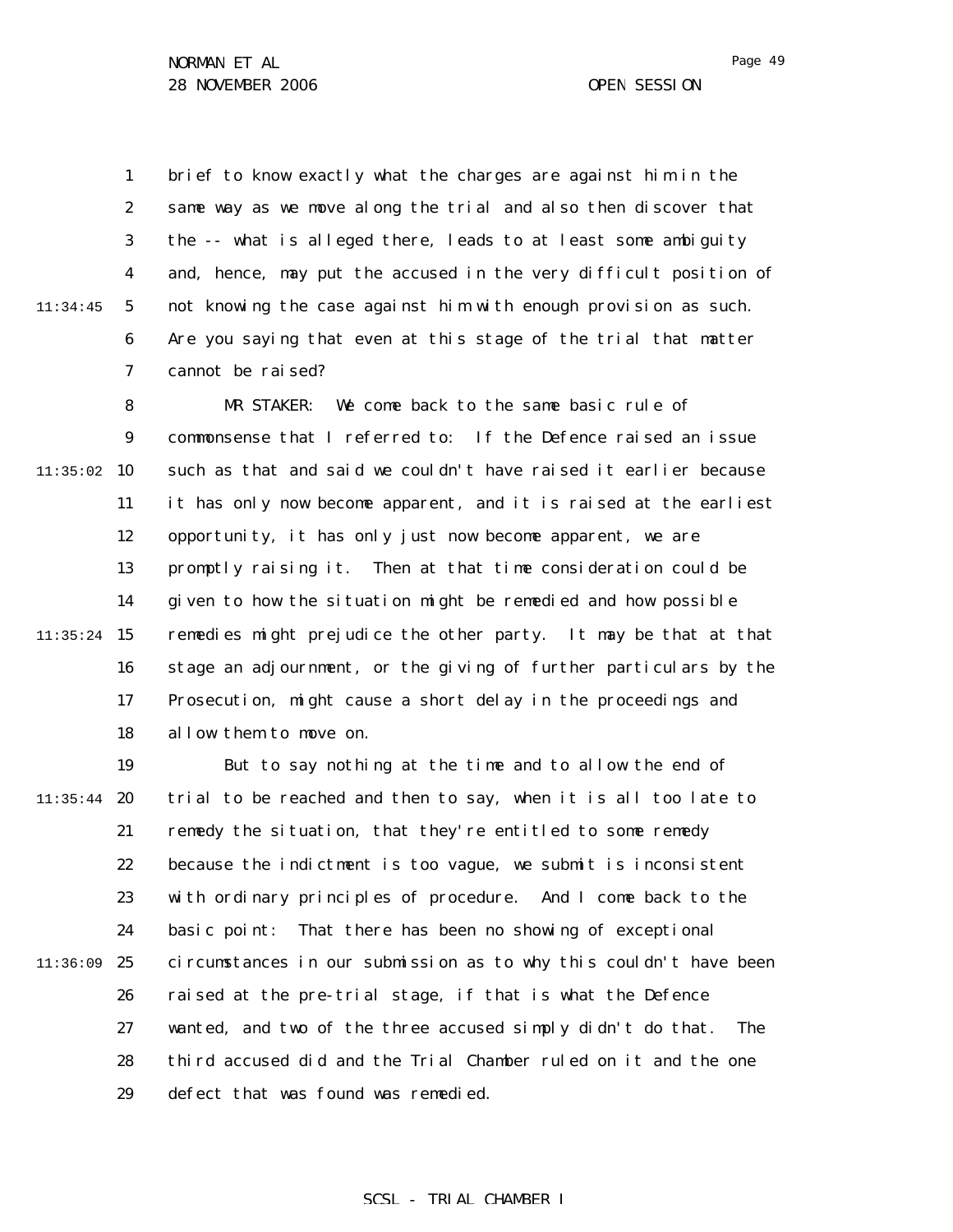brief to know exactly what the charges are against him in the same way as we move along the trial and also then discover that the -- what is alleged there, leads to at least some ambiguity and, hence, may put the accused in the very difficult position of not knowing the case against him with enough provision as such. Are you saying that even at this stage of the trial that matter cannot be raised?

MR STAKER: We come back to the same basic rule of commonsense that I referred to: If the Defence raised an issue such as that and said we couldn't have raised it earlier because it has only now become apparent, and it is raised at the earliest opportunity, it has only just now become apparent, we are promptly raising it. Then at that time consideration could be given to how the situation might be remedied and how possible remedies might prejudice the other party. It may be that at that stage an adjournment, or the giving of further particulars by the Prosecution, might cause a short delay in the proceedings and allow them to move on.

But to say nothing at the time and to allow the end of trial to be reached and then to say, when it is all too late to remedy the situation, that they're entitled to some remedy because the indictment is too vague, we submit is inconsistent with ordinary principles of procedure. And I come back to the basic point: That there has been no showing of exceptional circumstances in our submission as to why this couldn't have been raised at the pre-trial stage, if that is what the Defence wanted, and two of the three accused simply didn't do that. The third accused did and the Trial Chamber ruled on it and the one defect that was found was remedied.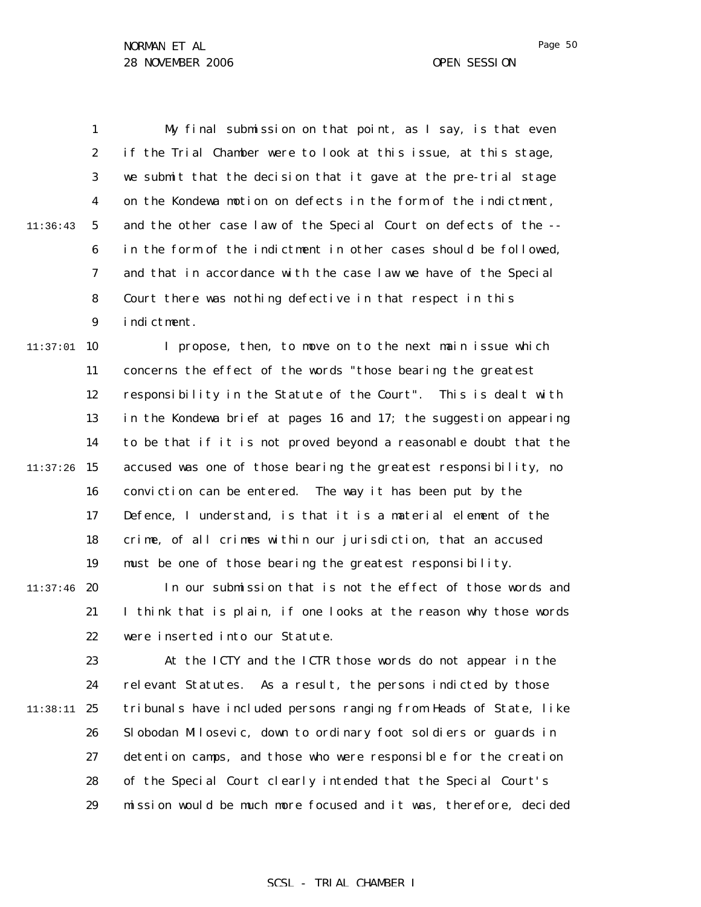My final submission on that point, as I say, is that even if the Trial Chamber were to look at this issue, at this stage, we submit that the decision that it gave at the pre-trial stage on the Kondewa motion on defects in the form of the indictment, and the other case law of the Special Court on defects of the -- in the form of the indictment in other cases should be followed, and that in accordance with the case law we have of the Special Court there was nothing defective in that respect in this indictment.

I propose, then, to move on to the next main issue which concerns the effect of the words "those bearing the greatest responsibility in the Statute of the Court". This is dealt with in the Kondewa brief at pages 16 and 17; the suggestion appearing to be that if it is not proved beyond a reasonable doubt that the accused was one of those bearing the greatest responsibility, no conviction can be entered. The way it has been put by the Defence, I understand, is that it is a material element of the crime, of all crimes within our jurisdiction, that an accused must be one of those bearing the greatest responsibility.

In our submission that is not the effect of those words and I think that is plain, if one looks at the reason why those words were inserted into our Statute.

At the ICTY and the ICTR those words do not appear in the relevant Statutes. As a result, the persons indicted by those tribunals have included persons ranging from Heads of State, like Slobodan Milosevic, down to ordinary foot soldiers or guards in detention camps, and those who were responsible for the creation of the Special Court clearly intended that the Special Court's mission would be much more focused and it was, therefore, decided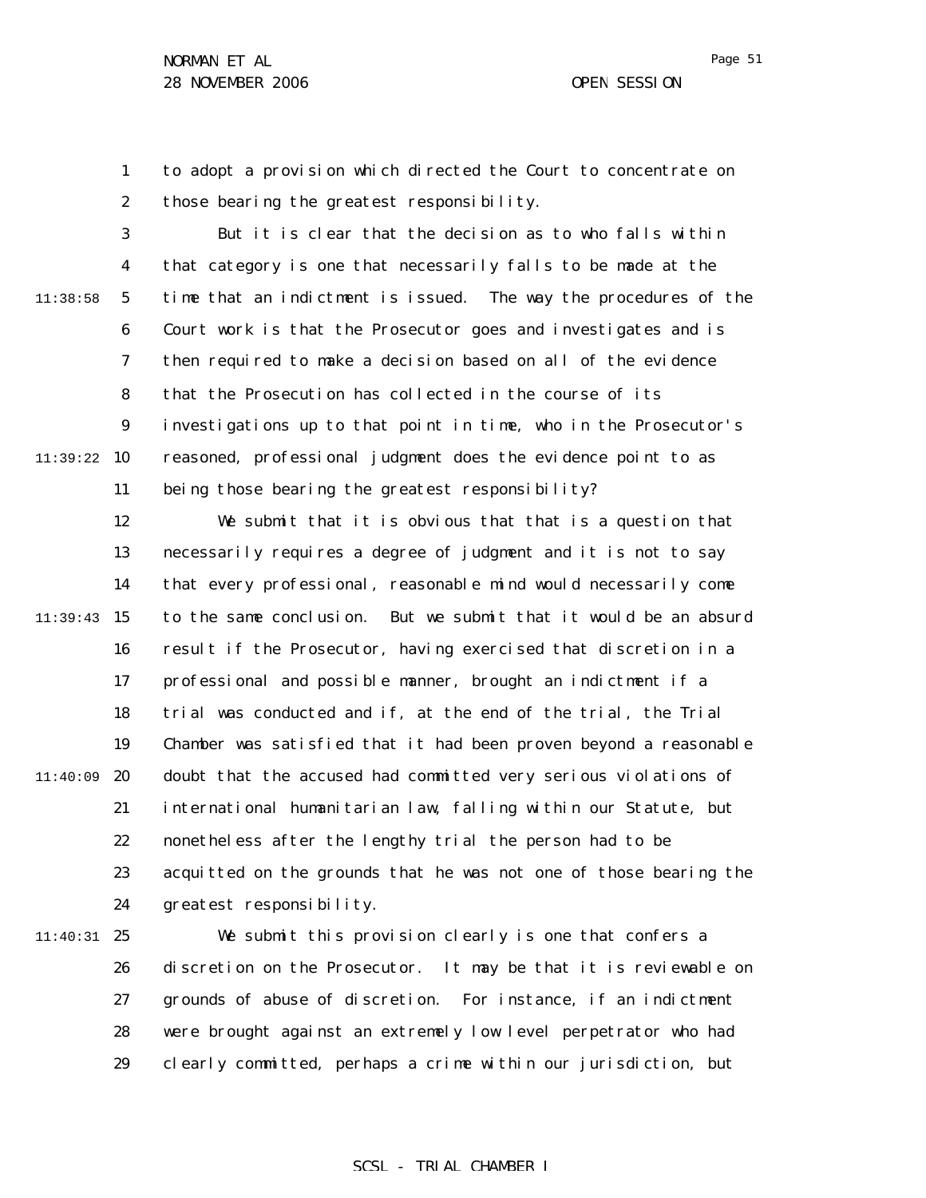to adopt a provision which directed the Court to concentrate on those bearing the greatest responsibility.

But it is clear that the decision as to who falls within that category is one that necessarily falls to be made at the time that an indictment is issued. The way the procedures of the Court work is that the Prosecutor goes and investigates and is then required to make a decision based on all of the evidence that the Prosecution has collected in the course of its investigations up to that point in time, who in the Prosecutor's reasoned, professional judgment does the evidence point to as being those bearing the greatest responsibility?

We submit that it is obvious that that is a question that necessarily requires a degree of judgment and it is not to say that every professional, reasonable mind would necessarily come to the same conclusion. But we submit that it would be an absurd result if the Prosecutor, having exercised that discretion in a professional and possible manner, brought an indictment if a trial was conducted and if, at the end of the trial, the Trial Chamber was satisfied that it had been proven beyond a reasonable doubt that the accused had committed very serious violations of international humanitarian law, falling within our Statute, but nonetheless after the lengthy trial the person had to be acquitted on the grounds that he was not one of those bearing the greatest responsibility.

We submit this provision clearly is one that confers a discretion on the Prosecutor. It may be that it is reviewable on grounds of abuse of discretion. For instance, if an indictment were brought against an extremely low level perpetrator who had clearly committed, perhaps a crime within our jurisdiction, but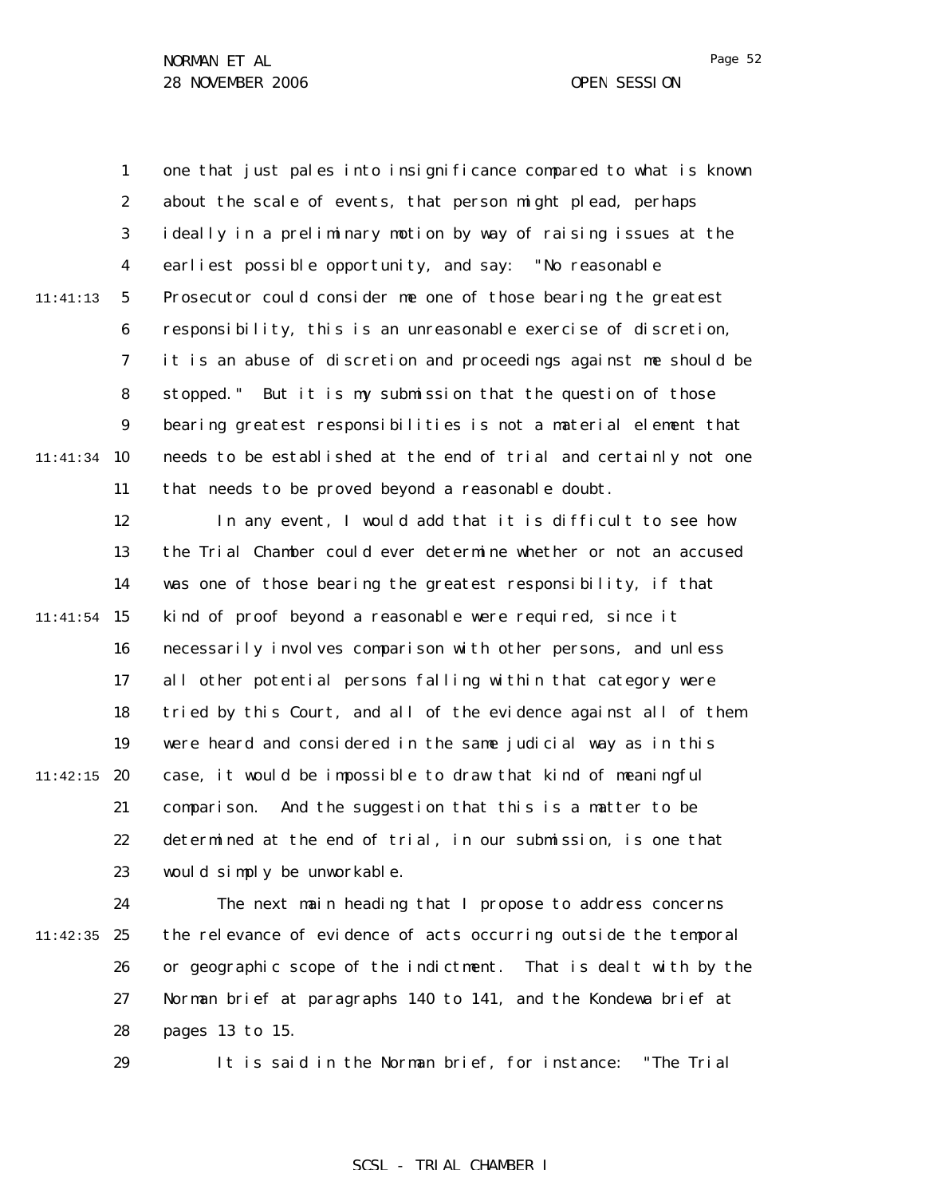one that just pales into insignificance compared to what is known about the scale of events, that person might plead, perhaps ideally in a preliminary motion by way of raising issues at the earliest possible opportunity, and say: "No reasonable Prosecutor could consider me one of those bearing the greatest responsibility, this is an unreasonable exercise of discretion, it is an abuse of discretion and proceedings against me should be stopped." But it is my submission that the question of those bearing greatest responsibilities is not a material element that needs to be established at the end of trial and certainly not one that needs to be proved beyond a reasonable doubt.

In any event, I would add that it is difficult to see how the Trial Chamber could ever determine whether or not an accused was one of those bearing the greatest responsibility, if that kind of proof beyond a reasonable were required, since it necessarily involves comparison with other persons, and unless all other potential persons falling within that category were tried by this Court, and all of the evidence against all of them were heard and considered in the same judicial way as in this case, it would be impossible to draw that kind of meaningful comparison. And the suggestion that this is a matter to be determined at the end of trial, in our submission, is one that would simply be unworkable.

The next main heading that I propose to address concerns the relevance of evidence of acts occurring outside the temporal or geographic scope of the indictment. That is dealt with by the Norman brief at paragraphs 140 to 141, and the Kondewa brief at pages 13 to 15.

It is said in the Norman brief, for instance: "The Trial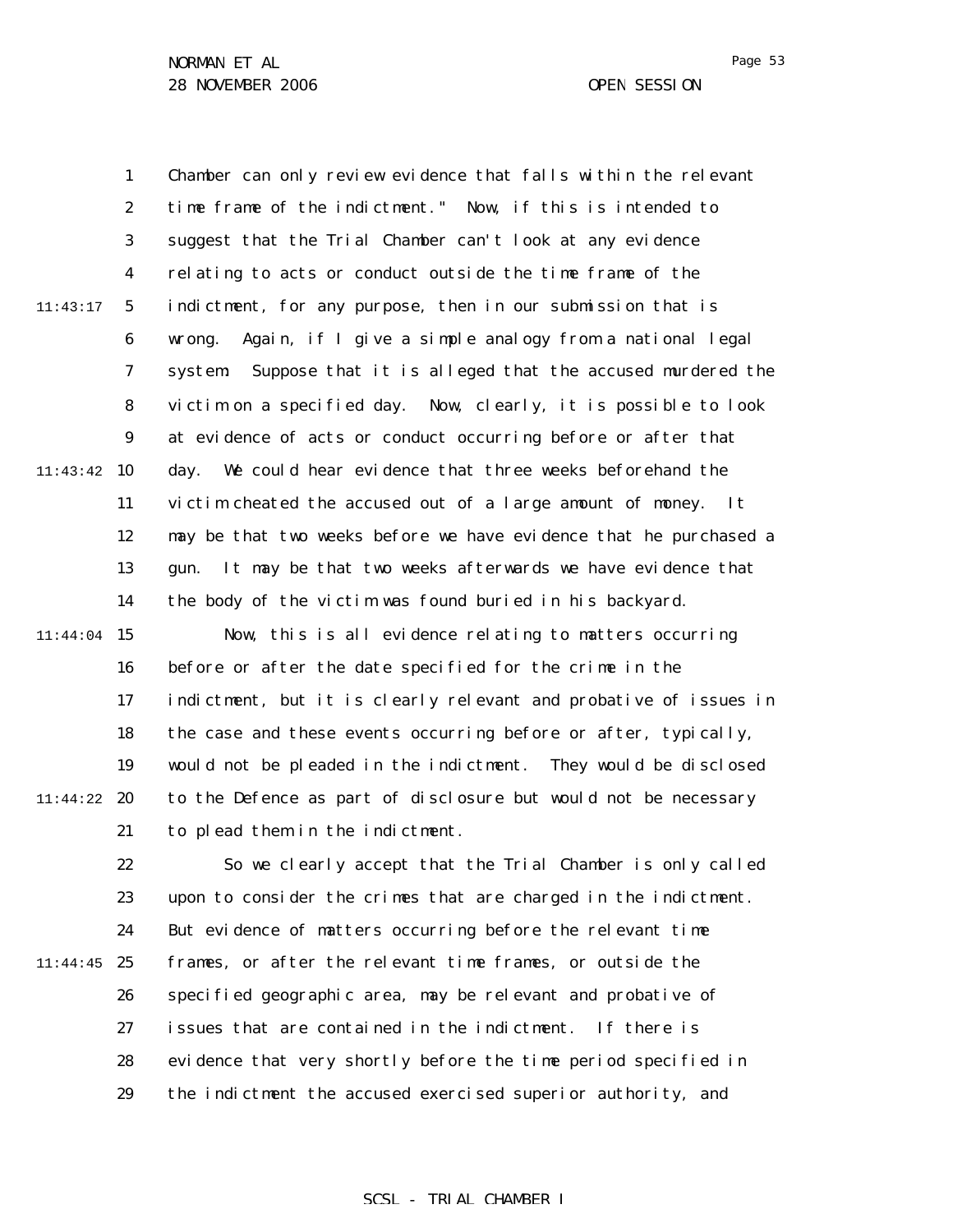Chamber can only review evidence that falls within the relevant time frame of the indictment." Now, if this is intended to suggest that the Trial Chamber can't look at any evidence relating to acts or conduct outside the time frame of the indictment, for any purpose, then in our submission that is wrong. Again, if I give a simple analogy from a national legal system. Suppose that it is alleged that the accused murdered the victim on a specified day. Now, clearly, it is possible to look at evidence of acts or conduct occurring before or after that day. We could hear evidence that three weeks beforehand the victim cheated the accused out of a large amount of money. It may be that two weeks before we have evidence that he purchased a gun. It may be that two weeks afterwards we have evidence that the body of the victim was found buried in his backyard.

Now, this is all evidence relating to matters occurring before or after the date specified for the crime in the indictment, but it is clearly relevant and probative of issues in the case and these events occurring before or after, typically, would not be pleaded in the indictment. They would be disclosed to the Defence as part of disclosure but would not be necessary to plead them in the indictment.

So we clearly accept that the Trial Chamber is only called upon to consider the crimes that are charged in the indictment. But evidence of matters occurring before the relevant time frames, or after the relevant time frames, or outside the specified geographic area, may be relevant and probative of issues that are contained in the indictment. If there is evidence that very shortly before the time period specified in the indictment the accused exercised superior authority, and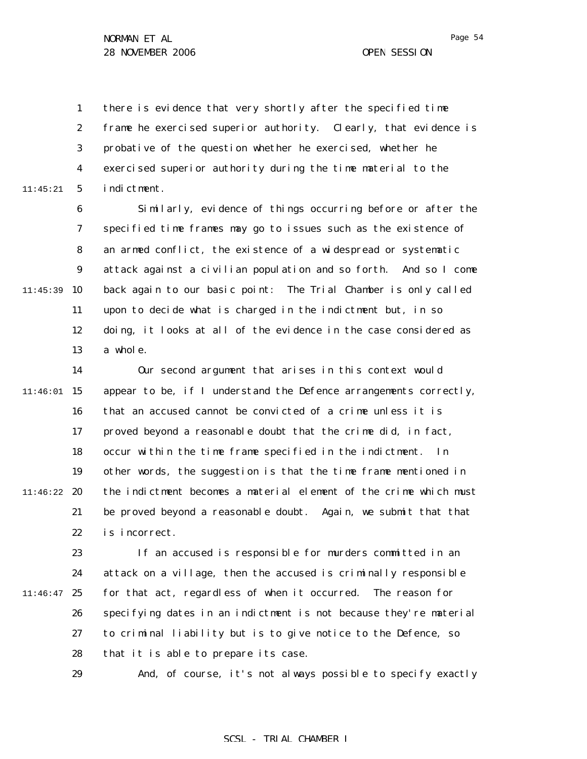there is evidence that very shortly after the specified time frame he exercised superior authority. Clearly, that evidence is probative of the question whether he exercised, whether he exercised superior authority during the time material to the indictment.

Similarly, evidence of things occurring before or after the specified time frames may go to issues such as the existence of an armed conflict, the existence of a widespread or systematic attack against a civilian population and so forth. And so I come back again to our basic point: The Trial Chamber is only called upon to decide what is charged in the indictment but, in so doing, it looks at all of the evidence in the case considered as a whole.

Our second argument that arises in this context would appear to be, if I understand the Defence arrangements correctly, that an accused cannot be convicted of a crime unless it is proved beyond a reasonable doubt that the crime did, in fact, occur within the time frame specified in the indictment. In other words, the suggestion is that the time frame mentioned in the indictment becomes a material element of the crime which must be proved beyond a reasonable doubt. Again, we submit that that is incorrect.

If an accused is responsible for murders committed in an attack on a village, then the accused is criminally responsible for that act, regardless of when it occurred. The reason for specifying dates in an indictment is not because they're material to criminal liability but is to give notice to the Defence, so that it is able to prepare its case.

And, of course, it's not always possible to specify exactly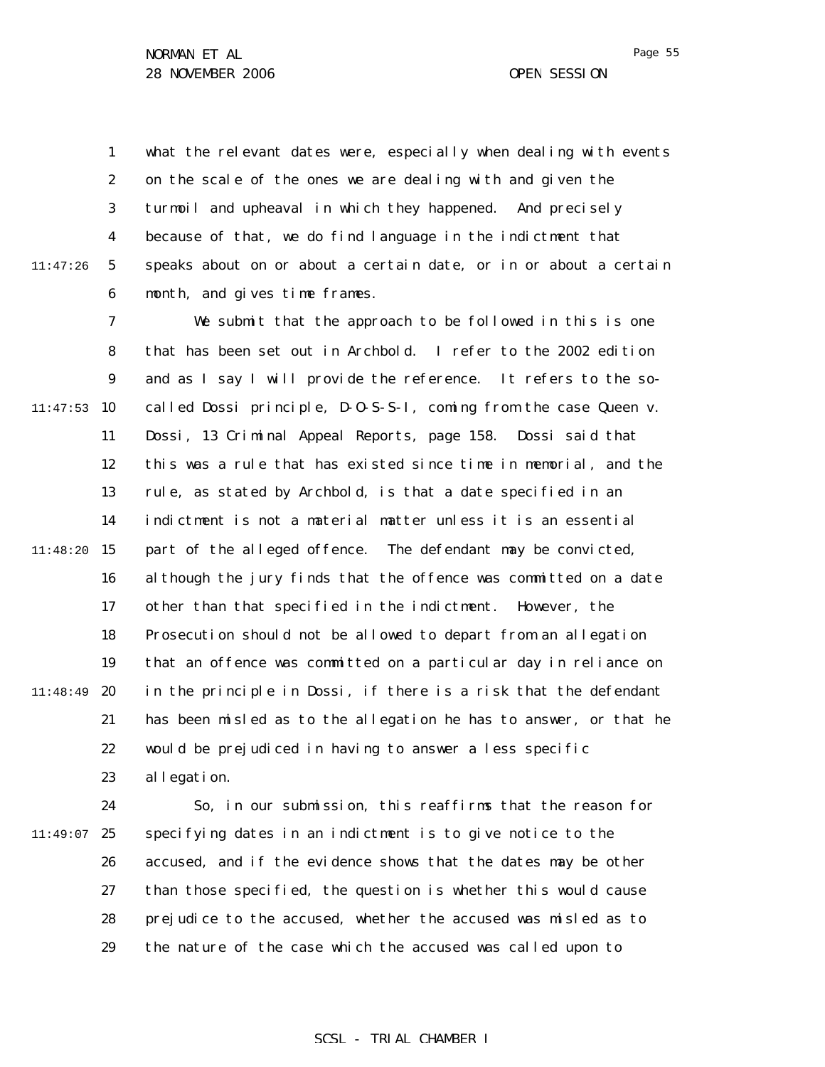what the relevant dates were, especially when dealing with events on the scale of the ones we are dealing with and given the turmoil and upheaval in which they happened. And precisely because of that, we do find language in the indictment that speaks about on or about a certain date, or in or about a certain month, and gives time frames.

We submit that the approach to be followed in this is one that has been set out in Archbold. I refer to the 2002 edition and as I say I will provide the reference. It refers to the so-called Dossi principle, D-O-S-S-I, coming from the case Queen v. Dossi, 13 Criminal Appeal Reports, page 158. Dossi said that this was a rule that has existed since time in memorial, and the rule, as stated by Archbold, is that a date specified in an indictment is not a material matter unless it is an essential part of the alleged offence. The defendant may be convicted, although the jury finds that the offence was committed on a date other than that specified in the indictment. However, the Prosecution should not be allowed to depart from an allegation that an offence was committed on a particular day in reliance on in the principle in Dossi, if there is a risk that the defendant has been misled as to the allegation he has to answer, or that he would be prejudiced in having to answer a less specific allegation.

So, in our submission, this reaffirms that the reason for specifying dates in an indictment is to give notice to the accused, and if the evidence shows that the dates may be other than those specified, the question is whether this would cause prejudice to the accused, whether the accused was misled as to the nature of the case which the accused was called upon to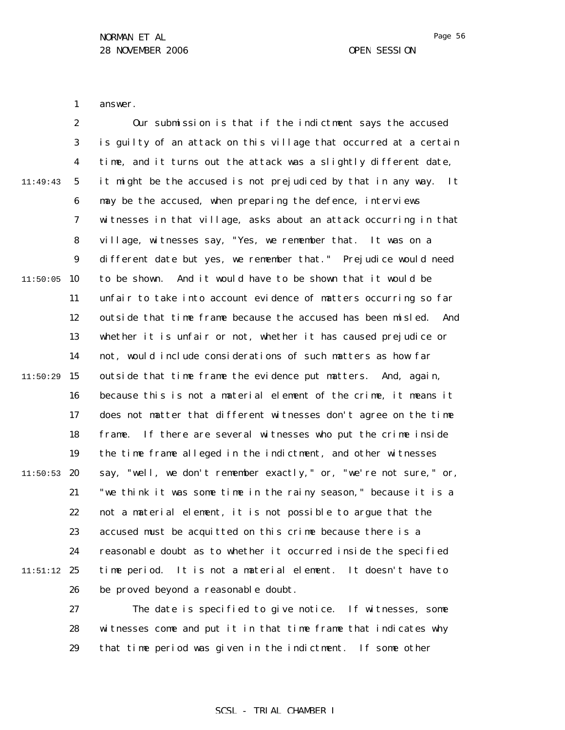answer.

Our submission is that if the indictment says the accused is guilty of an attack on this village that occurred at a certain time, and it turns out the attack was a slightly different date, it might be the accused is not prejudiced by that in any way. It may be the accused, when preparing the defence, interviews witnesses in that village, asks about an attack occurring in that village, witnesses say, "Yes, we remember that. It was on a different date but yes, we remember that." Prejudice would need to be shown. And it would have to be shown that it would be unfair to take into account evidence of matters occurring so far outside that time frame because the accused has been misled. And whether it is unfair or not, whether it has caused prejudice or not, would include considerations of such matters as how far outside that time frame the evidence put matters. And, again, because this is not a material element of the crime, it means it does not matter that different witnesses don't agree on the time frame. If there are several witnesses who put the crime inside the time frame alleged in the indictment, and other witnesses say, "well, we don't remember exactly," or, "we're not sure," or, "we think it was some time in the rainy season," because it is a not a material element, it is not possible to argue that the accused must be acquitted on this crime because there is a reasonable doubt as to whether it occurred inside the specified time period. It is not a material element. It doesn't have to be proved beyond a reasonable doubt.

The date is specified to give notice. If witnesses, some witnesses come and put it in that time frame that indicates why that time period was given in the indictment. If some other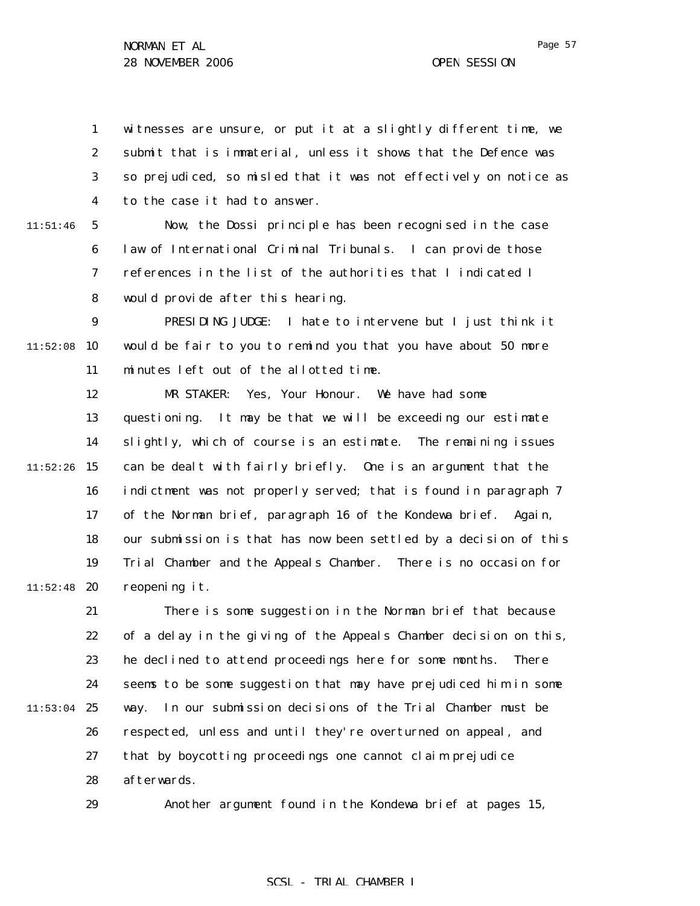witnesses are unsure, or put it at a slightly different time, we submit that is immaterial, unless it shows that the Defence was so prejudiced, so misled that it was not effectively on notice as to the case it had to answer.

Now, the Dossi principle has been recognised in the case law of International Criminal Tribunals. I can provide those references in the list of the authorities that I indicated I would provide after this hearing.

PRESIDING JUDGE: I hate to intervene but I just think it would be fair to you to remind you that you have about 50 more minutes left out of the allotted time.

MR STAKER: Yes, Your Honour. We have had some questioning. It may be that we will be exceeding our estimate slightly, which of course is an estimate. The remaining issues can be dealt with fairly briefly. One is an argument that the indictment was not properly served; that is found in paragraph 7 of the Norman brief, paragraph 16 of the Kondewa brief. Again, our submission is that has now been settled by a decision of this Trial Chamber and the Appeals Chamber. There is no occasion for reopening it.

There is some suggestion in the Norman brief that because of a delay in the giving of the Appeals Chamber decision on this, he declined to attend proceedings here for some months. There seems to be some suggestion that may have prejudiced him in some way. In our submission decisions of the Trial Chamber must be respected, unless and until they're overturned on appeal, and that by boycotting proceedings one cannot claim prejudice afterwards.

Another argument found in the Kondewa brief at pages 15,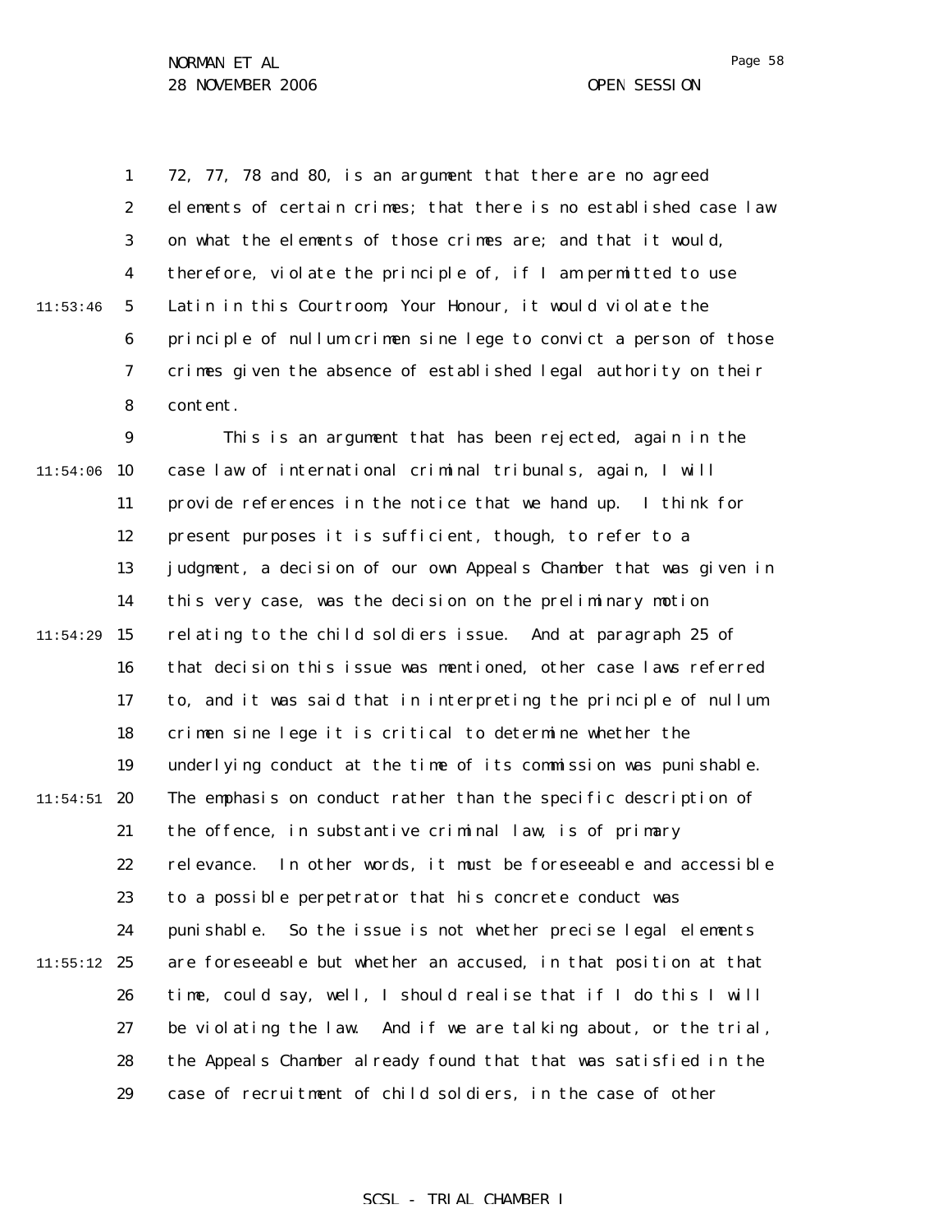72, 77, 78 and 80, is an argument that there are no agreed elements of certain crimes; that there is no established case law on what the elements of those crimes are; and that it would, therefore, violate the principle of, if I am permitted to use Latin in this Courtroom, Your Honour, it would violate the principle of nullum crimen sine lege to convict a person of those crimes given the absence of established legal authority on their content.

This is an argument that has been rejected, again in the case law of international criminal tribunals, again, I will provide references in the notice that we hand up. I think for present purposes it is sufficient, though, to refer to a judgment, a decision of our own Appeals Chamber that was given in this very case, was the decision on the preliminary motion relating to the child soldiers issue. And at paragraph 25 of that decision this issue was mentioned, other case laws referred to, and it was said that in interpreting the principle of nullum crimen sine lege it is critical to determine whether the underlying conduct at the time of its commission was punishable. The emphasis on conduct rather than the specific description of the offence, in substantive criminal law, is of primary relevance. In other words, it must be foreseeable and accessible to a possible perpetrator that his concrete conduct was punishable. So the issue is not whether precise legal elements are foreseeable but whether an accused, in that position at that time, could say, well, I should realise that if I do this I will be violating the law. And if we are talking about, or the trial, the Appeals Chamber already found that that was satisfied in the case of recruitment of child soldiers, in the case of other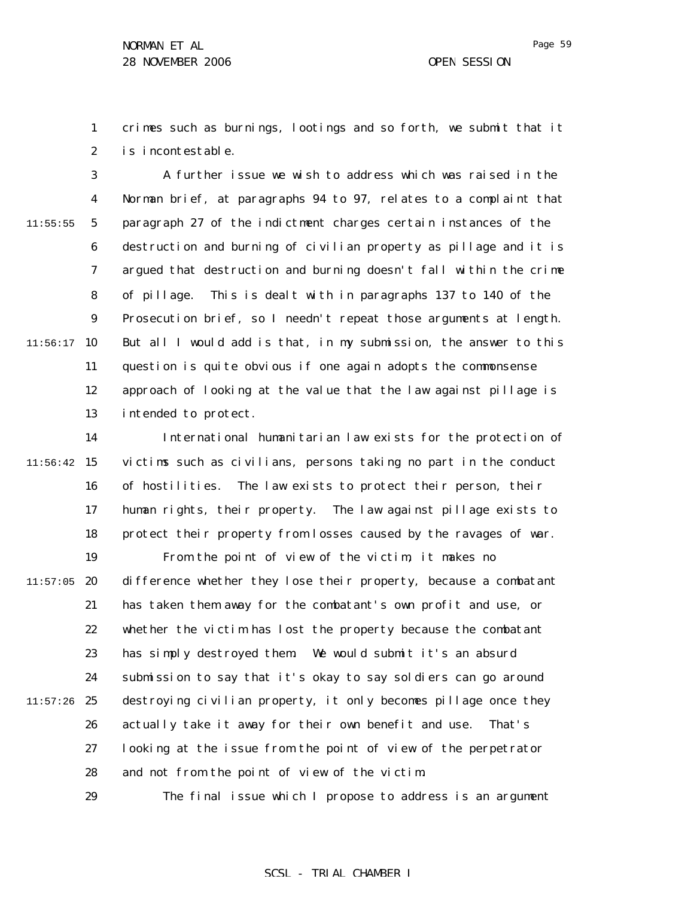crimes such as burnings, lootings and so forth, we submit that it is incontestable.

A further issue we wish to address which was raised in the Norman brief, at paragraphs 94 to 97, relates to a complaint that paragraph 27 of the indictment charges certain instances of the destruction and burning of civilian property as pillage and it is argued that destruction and burning doesn't fall within the crime of pillage. This is dealt with in paragraphs 137 to 140 of the Prosecution brief, so I needn't repeat those arguments at length. But all I would add is that, in my submission, the answer to this question is quite obvious if one again adopts the commonsense approach of looking at the value that the law against pillage is intended to protect.

International humanitarian law exists for the protection of victims such as civilians, persons taking no part in the conduct of hostilities. The law exists to protect their person, their human rights, their property. The law against pillage exists to protect their property from losses caused by the ravages of war.

From the point of view of the victim, it makes no difference whether they lose their property, because a combatant has taken them away for the combatant's own profit and use, or whether the victim has lost the property because the combatant has simply destroyed them. We would submit it's an absurd submission to say that it's okay to say soldiers can go around destroying civilian property, it only becomes pillage once they actually take it away for their own benefit and use. That's looking at the issue from the point of view of the perpetrator and not from the point of view of the victim.

The final issue which I propose to address is an argument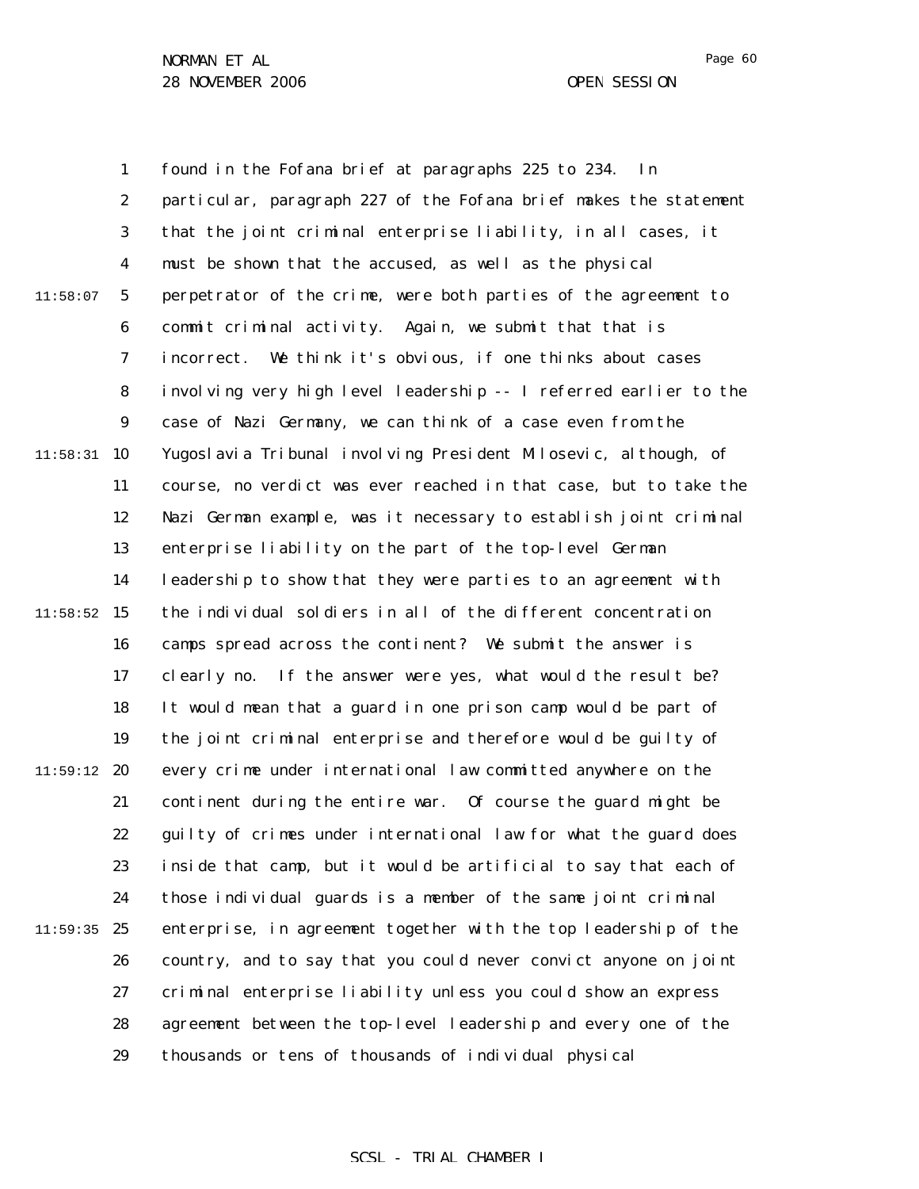found in the Fofana brief at paragraphs 225 to 234. In particular, paragraph 227 of the Fofana brief makes the statement that the joint criminal enterprise liability, in all cases, it must be shown that the accused, as well as the physical perpetrator of the crime, were both parties of the agreement to commit criminal activity. Again, we submit that that is incorrect. We think it's obvious, if one thinks about cases involving very high level leadership -- I referred earlier to the case of Nazi Germany, we can think of a case even from the Yugoslavia Tribunal involving President Milosevic, although, of course, no verdict was ever reached in that case, but to take the Nazi German example, was it necessary to establish joint criminal enterprise liability on the part of the top-level German leadership to show that they were parties to an agreement with the individual soldiers in all of the different concentration camps spread across the continent? We submit the answer is clearly no. If the answer were yes, what would the result be? It would mean that a guard in one prison camp would be part of the joint criminal enterprise and therefore would be guilty of every crime under international law committed anywhere on the continent during the entire war. Of course the guard might be guilty of crimes under international law for what the guard does inside that camp, but it would be artificial to say that each of those individual guards is a member of the same joint criminal enterprise, in agreement together with the top leadership of the country, and to say that you could never convict anyone on joint criminal enterprise liability unless you could show an express agreement between the top-level leadership and every one of the thousands or tens of thousands of individual physical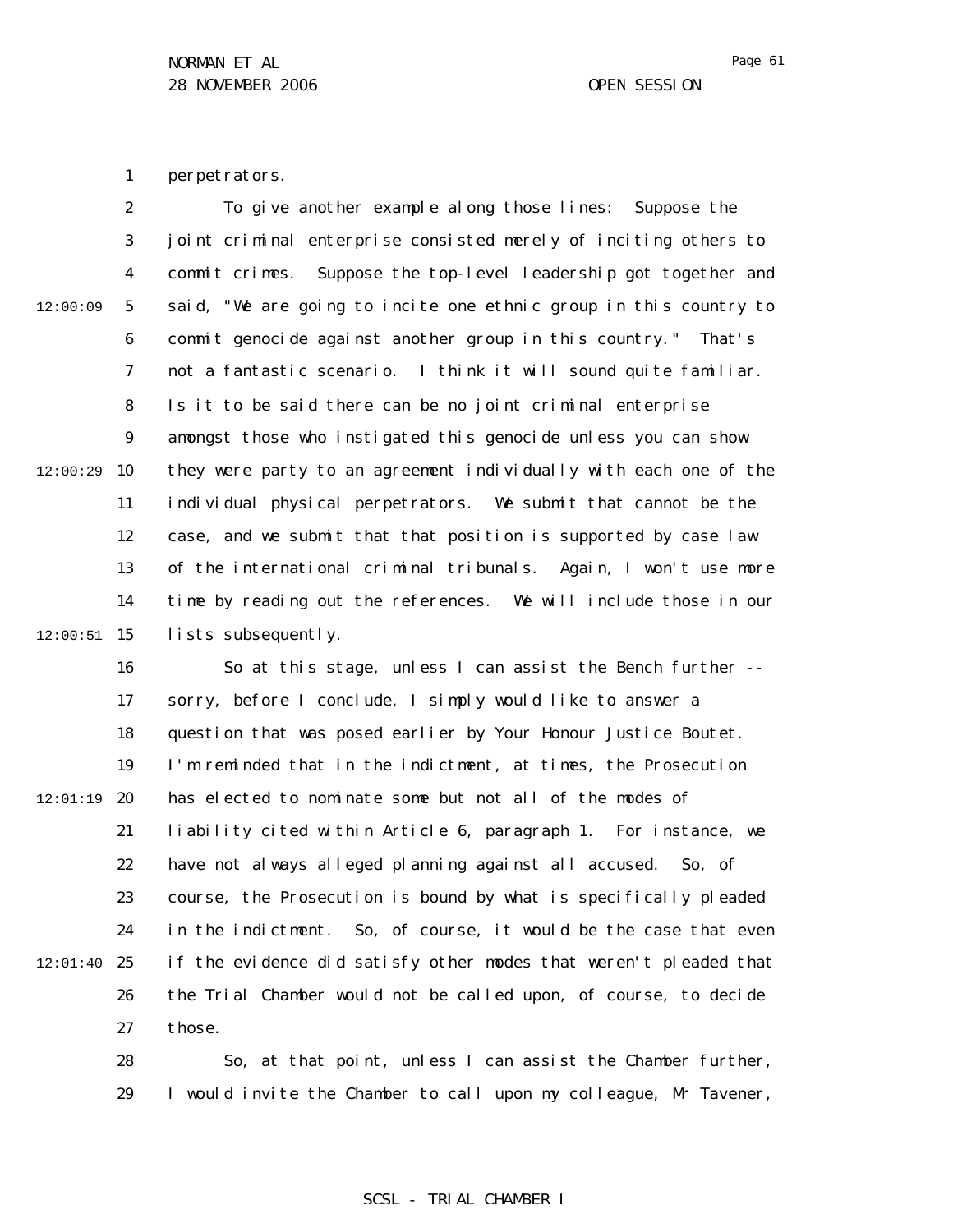perpetrators.

To give another example along those lines: Suppose the joint criminal enterprise consisted merely of inciting others to commit crimes. Suppose the top-level leadership got together and said, "We are going to incite one ethnic group in this country to commit genocide against another group in this country." That's not a fantastic scenario. I think it will sound quite familiar. Is it to be said there can be no joint criminal enterprise amongst those who instigated this genocide unless you can show they were party to an agreement individually with each one of the individual physical perpetrators. We submit that cannot be the case, and we submit that that position is supported by case law of the international criminal tribunals. Again, I won't use more time by reading out the references. We will include those in our lists subsequently.

So at this stage, unless I can assist the Bench further -- sorry, before I conclude, I simply would like to answer a question that was posed earlier by Your Honour Justice Boutet. I'm reminded that in the indictment, at times, the Prosecution has elected to nominate some but not all of the modes of liability cited within Article 6, paragraph 1. For instance, we have not always alleged planning against all accused. So, of course, the Prosecution is bound by what is specifically pleaded in the indictment. So, of course, it would be the case that even if the evidence did satisfy other modes that weren't pleaded that the Trial Chamber would not be called upon, of course, to decide those.

So, at that point, unless I can assist the Chamber further, I would invite the Chamber to call upon my colleague, Mr Tavener,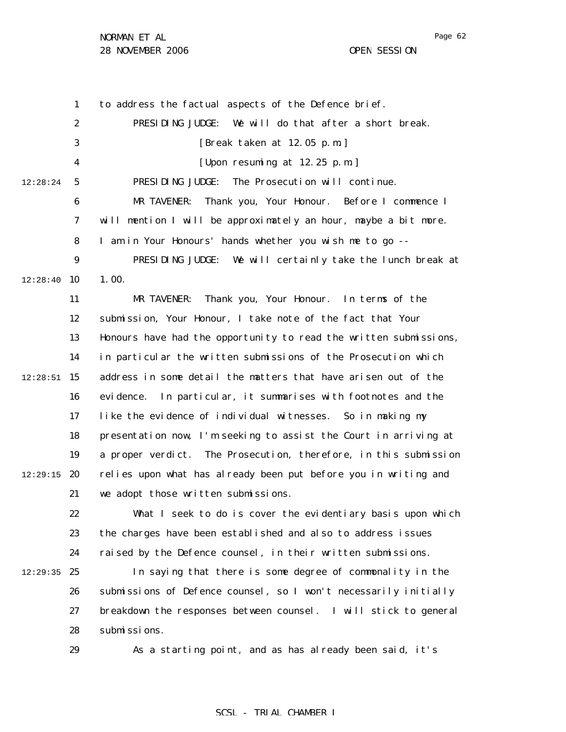to address the factual aspects of the Defence brief.

PRESIDING JUDGE: We will do that after a short break.

[Break taken at 12.05 p.m.]

[Upon resuming at 12.25 p.m.]

PRESIDING JUDGE: The Prosecution will continue.

MR TAVENER: Thank you, Your Honour. Before I commence I will mention I will be approximately an hour, maybe a bit more. I am in Your Honours' hands whether you wish me to go --

PRESIDING JUDGE: We will certainly take the lunch break at 1.00.

MR TAVENER: Thank you, Your Honour. In terms of the submission, Your Honour, I take note of the fact that Your Honours have had the opportunity to read the written submissions, in particular the written submissions of the Prosecution which address in some detail the matters that have arisen out of the evidence. In particular, it summarises with footnotes and the like the evidence of individual witnesses. So in making my presentation now, I'm seeking to assist the Court in arriving at a proper verdict. The Prosecution, therefore, in this submission relies upon what has already been put before you in writing and we adopt those written submissions.

What I seek to do is cover the evidentiary basis upon which the charges have been established and also to address issues raised by the Defence counsel, in their written submissions.

In saying that there is some degree of commonality in the submissions of Defence counsel, so I won't necessarily initially breakdown the responses between counsel. I will stick to general submissions.

As a starting point, and as has already been said, it's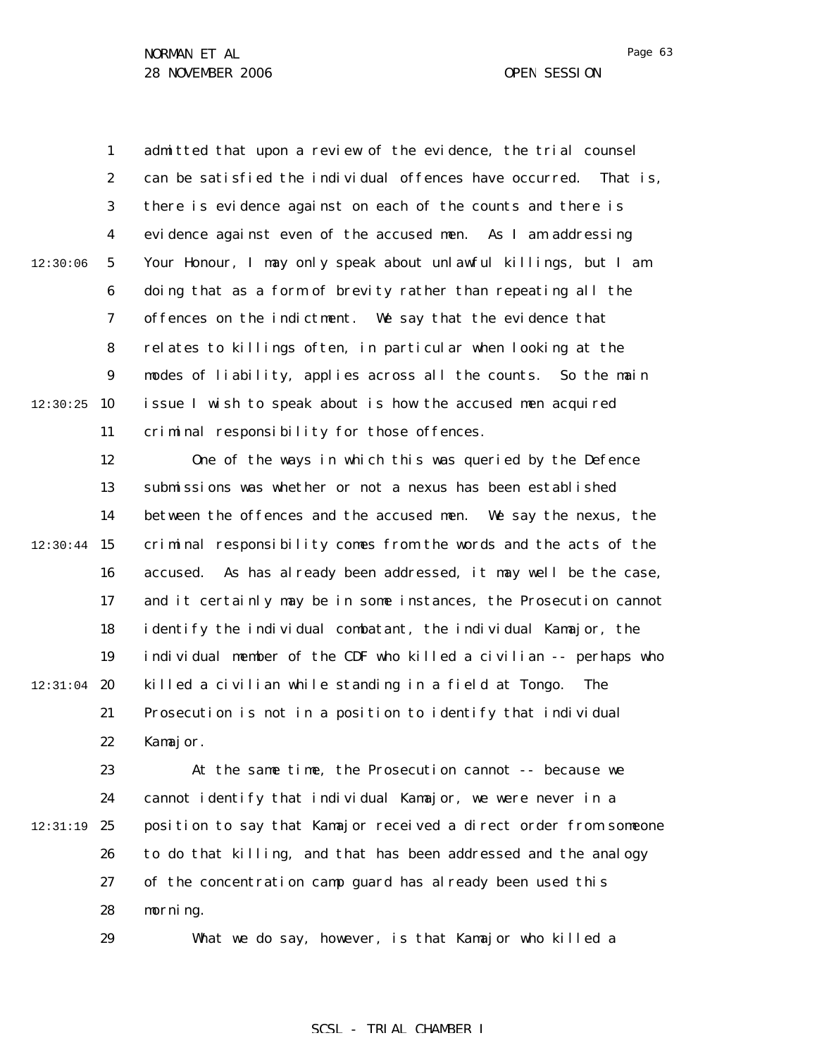admitted that upon a review of the evidence, the trial counsel can be satisfied the individual offences have occurred. That is, there is evidence against on each of the counts and there is evidence against even of the accused men. As I am addressing Your Honour, I may only speak about unlawful killings, but I am doing that as a form of brevity rather than repeating all the offences on the indictment. We say that the evidence that relates to killings often, in particular when looking at the modes of liability, applies across all the counts. So the main issue I wish to speak about is how the accused men acquired criminal responsibility for those offences.

One of the ways in which this was queried by the Defence submissions was whether or not a nexus has been established between the offences and the accused men. We say the nexus, the criminal responsibility comes from the words and the acts of the accused. As has already been addressed, it may well be the case, and it certainly may be in some instances, the Prosecution cannot identify the individual combatant, the individual Kamajor, the individual member of the CDF who killed a civilian -- perhaps who killed a civilian while standing in a field at Tongo. The Prosecution is not in a position to identify that individual Kamajor.

At the same time, the Prosecution cannot -- because we cannot identify that individual Kamajor, we were never in a position to say that Kamajor received a direct order from someone to do that killing, and that has been addressed and the analogy of the concentration camp guard has already been used this morning.

What we do say, however, is that Kamajor who killed a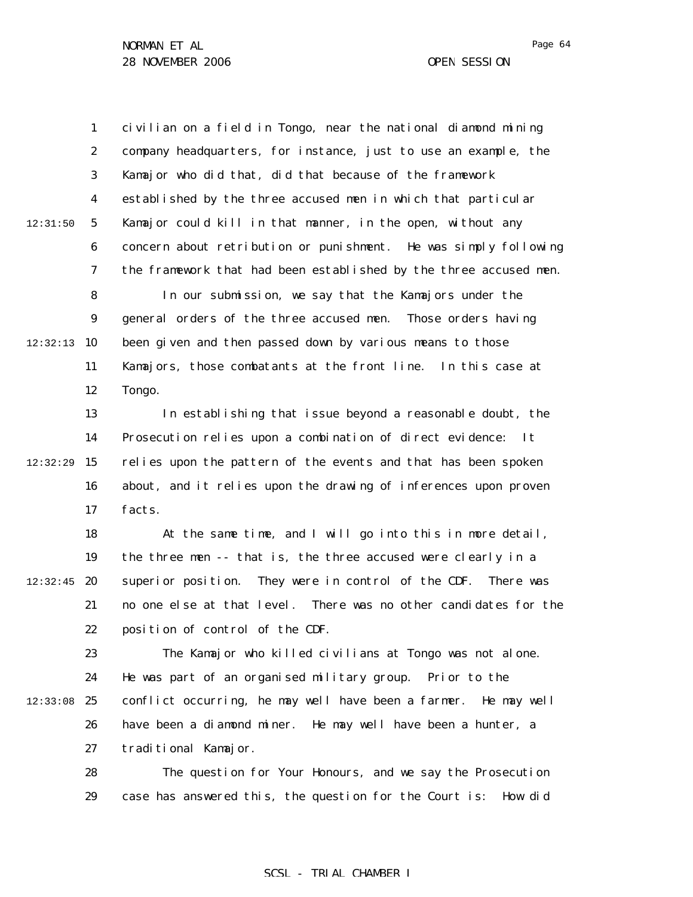civilian on a field in Tongo, near the national diamond mining company headquarters, for instance, just to use an example, the Kamajor who did that, did that because of the framework established by the three accused men in which that particular Kamajor could kill in that manner, in the open, without any concern about retribution or punishment. He was simply following the framework that had been established by the three accused men.

In our submission, we say that the Kamajors under the general orders of the three accused men. Those orders having been given and then passed down by various means to those Kamajors, those combatants at the front line. In this case at Tongo.

In establishing that issue beyond a reasonable doubt, the Prosecution relies upon a combination of direct evidence: It relies upon the pattern of the events and that has been spoken about, and it relies upon the drawing of inferences upon proven facts.

At the same time, and I will go into this in more detail, the three men -- that is, the three accused were clearly in a superior position. They were in control of the CDF. There was no one else at that level. There was no other candidates for the position of control of the CDF.

The Kamajor who killed civilians at Tongo was not alone. He was part of an organised military group. Prior to the conflict occurring, he may well have been a farmer. He may well have been a diamond miner. He may well have been a hunter, a traditional Kamajor.

The question for Your Honours, and we say the Prosecution case has answered this, the question for the Court is: How did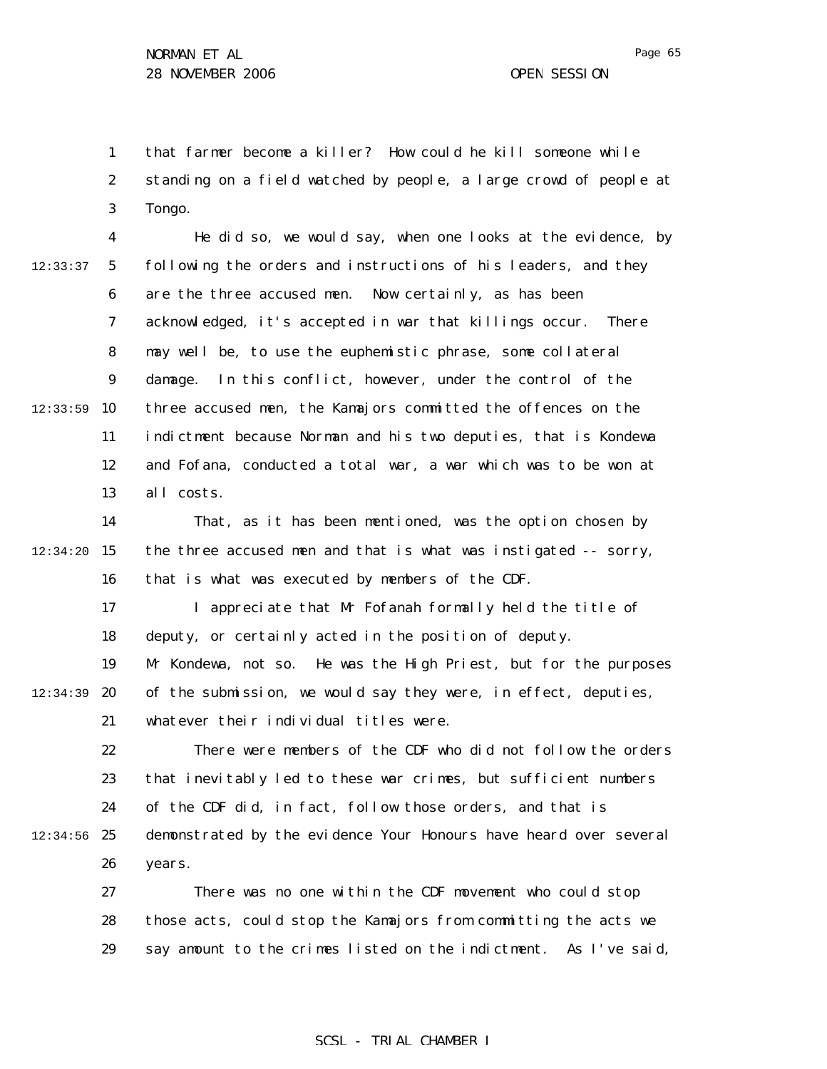that farmer become a killer? How could he kill someone while standing on a field watched by people, a large crowd of people at Tongo.

He did so, we would say, when one looks at the evidence, by following the orders and instructions of his leaders, and they are the three accused men. Now certainly, as has been acknowledged, it's accepted in war that killings occur. There may well be, to use the euphemistic phrase, some collateral damage. In this conflict, however, under the control of the three accused men, the Kamajors committed the offences on the indictment because Norman and his two deputies, that is Kondewa and Fofana, conducted a total war, a war which was to be won at all costs.

That, as it has been mentioned, was the option chosen by the three accused men and that is what was instigated -- sorry, that is what was executed by members of the CDF.

I appreciate that Mr Fofanah formally held the title of deputy, or certainly acted in the position of deputy. Mr Kondewa, not so. He was the High Priest, but for the purposes of the submission, we would say they were, in effect, deputies, whatever their individual titles were.

There were members of the CDF who did not follow the orders that inevitably led to these war crimes, but sufficient numbers of the CDF did, in fact, follow those orders, and that is demonstrated by the evidence Your Honours have heard over several years.

There was no one within the CDF movement who could stop those acts, could stop the Kamajors from committing the acts we say amount to the crimes listed on the indictment. As I've said,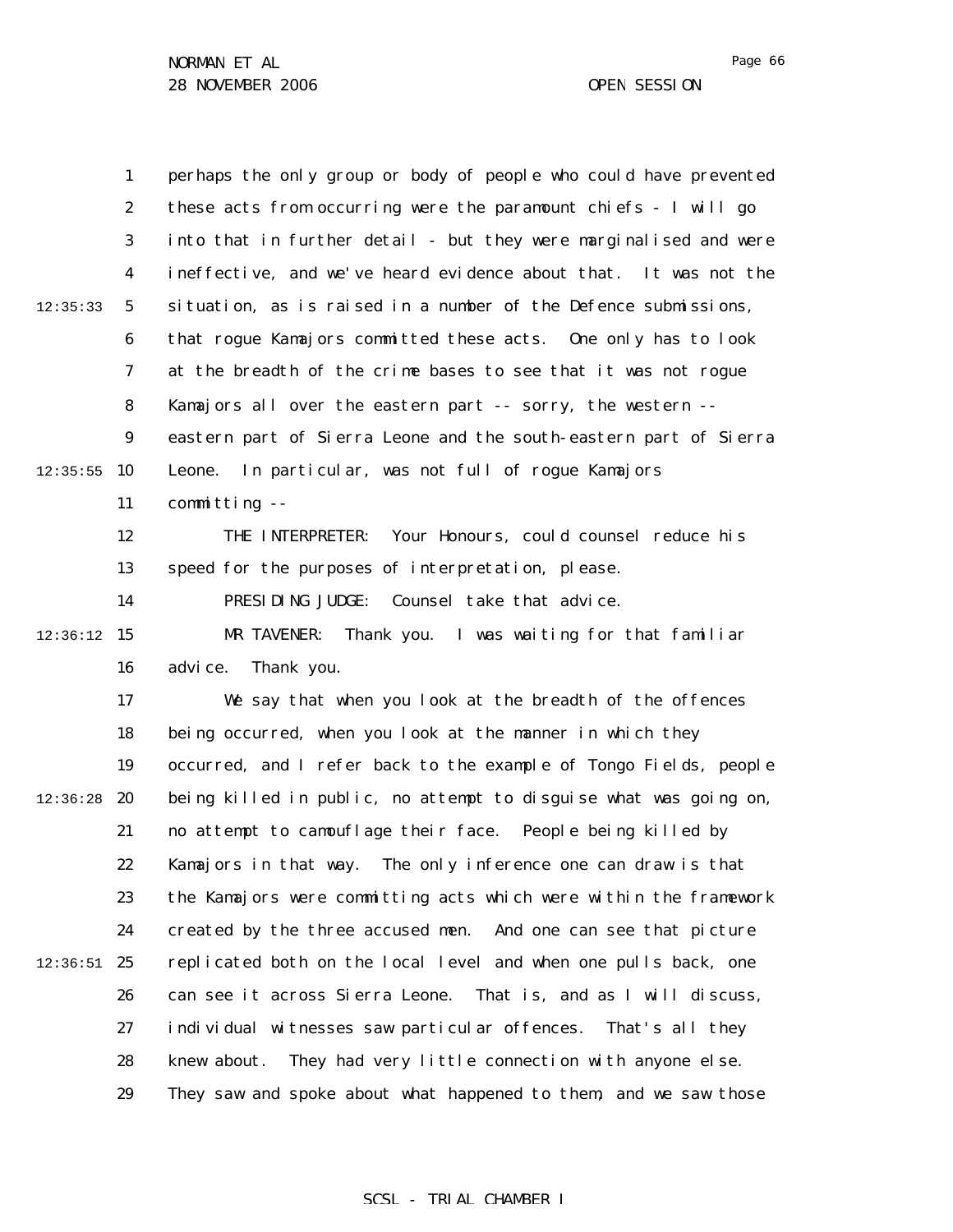perhaps the only group or body of people who could have prevented these acts from occurring were the paramount chiefs - I will go into that in further detail - but they were marginalised and were ineffective, and we've heard evidence about that. It was not the situation, as is raised in a number of the Defence submissions, that rogue Kamajors committed these acts. One only has to look at the breadth of the crime bases to see that it was not rogue Kamajors all over the eastern part -- sorry, the western -- eastern part of Sierra Leone and the south-eastern part of Sierra Leone. In particular, was not full of rogue Kamajors committing --

THE INTERPRETER: Your Honours, could counsel reduce his speed for the purposes of interpretation, please.

PRESIDING JUDGE: Counsel take that advice.

MR TAVENER: Thank you. I was waiting for that familiar advice. Thank you.

We say that when you look at the breadth of the offences being occurred, when you look at the manner in which they occurred, and I refer back to the example of Tongo Fields, people being killed in public, no attempt to disguise what was going on, no attempt to camouflage their face. People being killed by Kamajors in that way. The only inference one can draw is that the Kamajors were committing acts which were within the framework created by the three accused men. And one can see that picture replicated both on the local level and when one pulls back, one can see it across Sierra Leone. That is, and as I will discuss, individual witnesses saw particular offences. That's all they knew about. They had very little connection with anyone else. They saw and spoke about what happened to them, and we saw those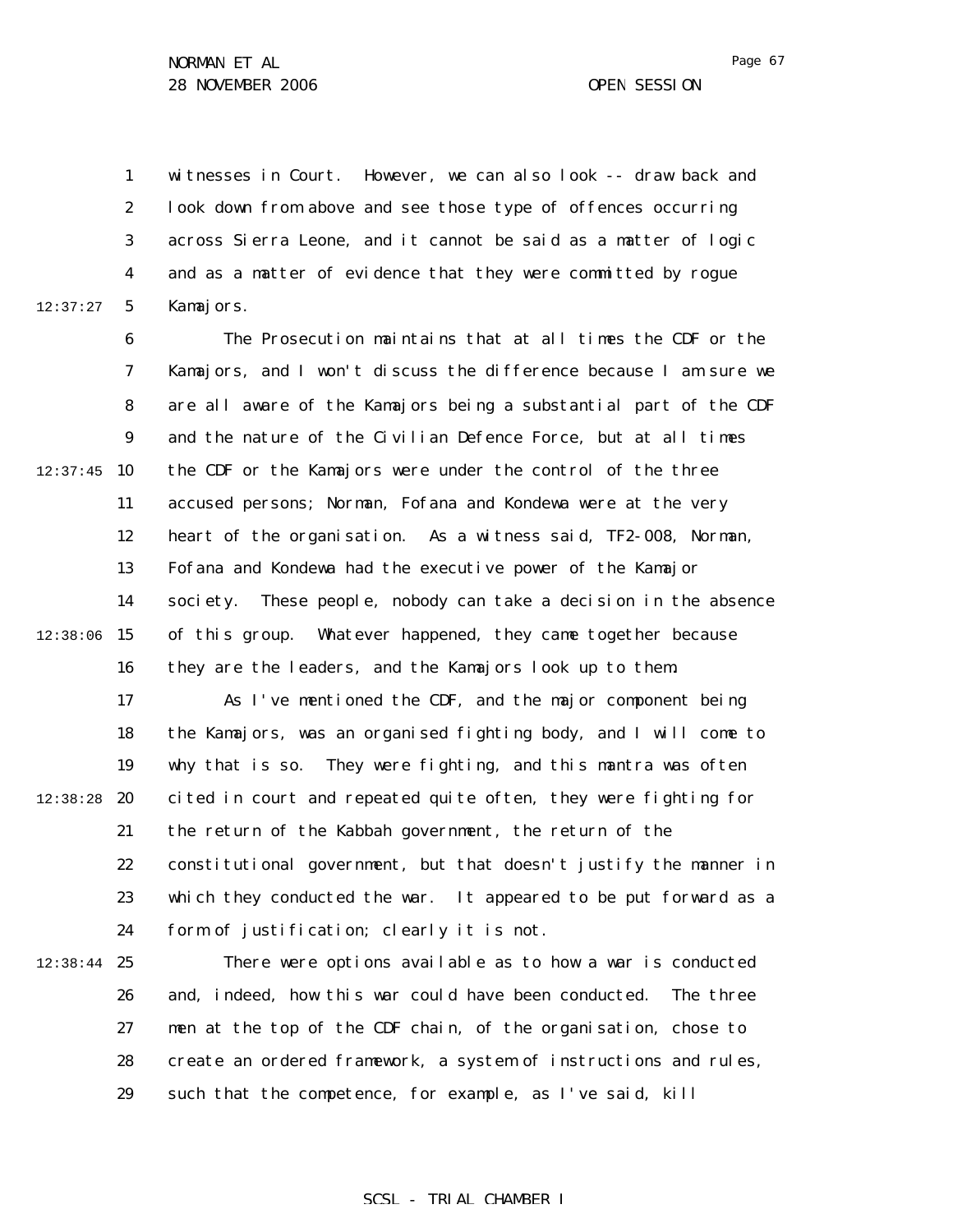witnesses in Court. However, we can also look -- draw back and look down from above and see those type of offences occurring across Sierra Leone, and it cannot be said as a matter of logic and as a matter of evidence that they were committed by rogue Kamajors.

The Prosecution maintains that at all times the CDF or the Kamajors, and I won't discuss the difference because I am sure we are all aware of the Kamajors being a substantial part of the CDF and the nature of the Civilian Defence Force, but at all times the CDF or the Kamajors were under the control of the three accused persons; Norman, Fofana and Kondewa were at the very heart of the organisation. As a witness said, TF2-008, Norman, Fofana and Kondewa had the executive power of the Kamajor society. These people, nobody can take a decision in the absence of this group. Whatever happened, they came together because they are the leaders, and the Kamajors look up to them.

As I've mentioned the CDF, and the major component being the Kamajors, was an organised fighting body, and I will come to why that is so. They were fighting, and this mantra was often cited in court and repeated quite often, they were fighting for the return of the Kabbah government, the return of the constitutional government, but that doesn't justify the manner in which they conducted the war. It appeared to be put forward as a form of justification; clearly it is not.

There were options available as to how a war is conducted and, indeed, how this war could have been conducted. The three men at the top of the CDF chain, of the organisation, chose to create an ordered framework, a system of instructions and rules, such that the competence, for example, as I've said, kill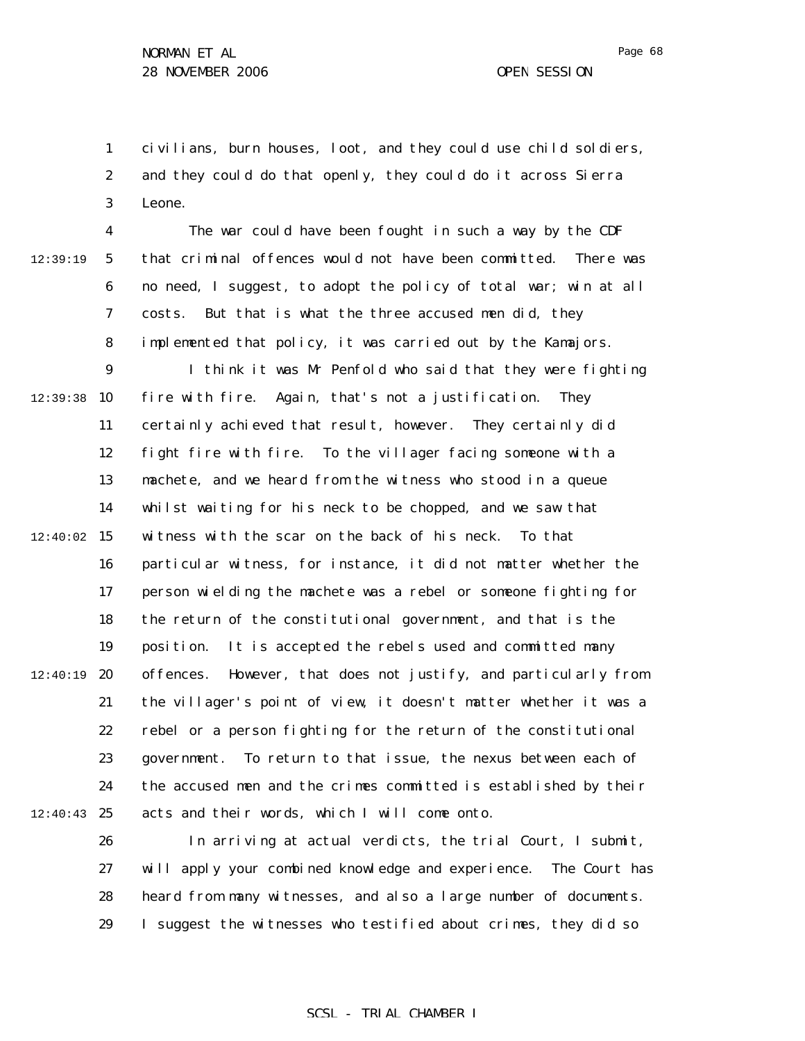civilians, burn houses, loot, and they could use child soldiers, and they could do that openly, they could do it across Sierra Leone.

The war could have been fought in such a way by the CDF that criminal offences would not have been committed. There was no need, I suggest, to adopt the policy of total war; win at all costs. But that is what the three accused men did, they implemented that policy, it was carried out by the Kamajors.

I think it was Mr Penfold who said that they were fighting fire with fire. Again, that's not a justification. They certainly achieved that result, however. They certainly did fight fire with fire. To the villager facing someone with a machete, and we heard from the witness who stood in a queue whilst waiting for his neck to be chopped, and we saw that witness with the scar on the back of his neck. To that particular witness, for instance, it did not matter whether the person wielding the machete was a rebel or someone fighting for the return of the constitutional government, and that is the position. It is accepted the rebels used and committed many offences. However, that does not justify, and particularly from the villager's point of view, it doesn't matter whether it was a rebel or a person fighting for the return of the constitutional government. To return to that issue, the nexus between each of the accused men and the crimes committed is established by their acts and their words, which I will come onto.

In arriving at actual verdicts, the trial Court, I submit, will apply your combined knowledge and experience. The Court has heard from many witnesses, and also a large number of documents. I suggest the witnesses who testified about crimes, they did so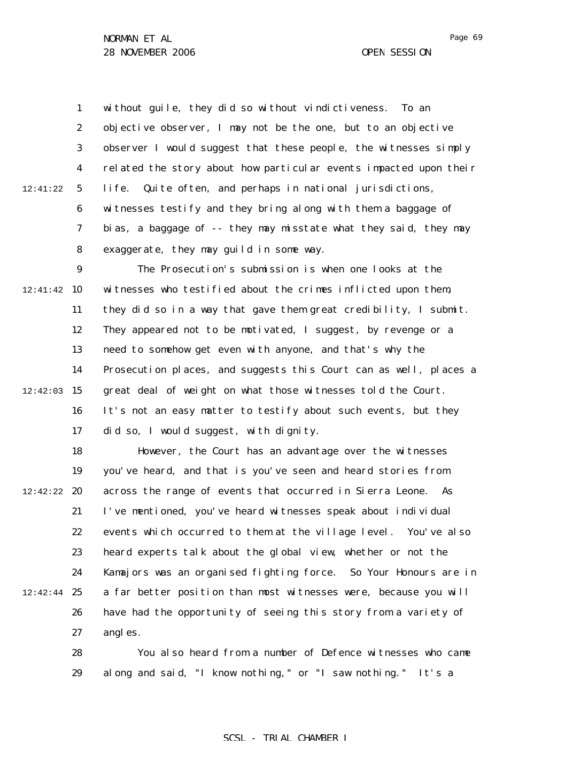without guile, they did so without vindictiveness. To an objective observer, I may not be the one, but to an objective observer I would suggest that these people, the witnesses simply related the story about how particular events impacted upon their life. Quite often, and perhaps in national jurisdictions, witnesses testify and they bring along with them a baggage of bias, a baggage of -- they may misstate what they said, they may exaggerate, they may guild in some way.

The Prosecution's submission is when one looks at the witnesses who testified about the crimes inflicted upon them, they did so in a way that gave them great credibility, I submit. They appeared not to be motivated, I suggest, by revenge or a need to somehow get even with anyone, and that's why the Prosecution places, and suggests this Court can as well, places a great deal of weight on what those witnesses told the Court. It's not an easy matter to testify about such events, but they did so, I would suggest, with dignity.

However, the Court has an advantage over the witnesses you've heard, and that is you've seen and heard stories from across the range of events that occurred in Sierra Leone. As I've mentioned, you've heard witnesses speak about individual events which occurred to them at the village level. You've also heard experts talk about the global view, whether or not the Kamajors was an organised fighting force. So Your Honours are in a far better position than most witnesses were, because you will have had the opportunity of seeing this story from a variety of angles.

You also heard from a number of Defence witnesses who came along and said, "I know nothing," or "I saw nothing." It's a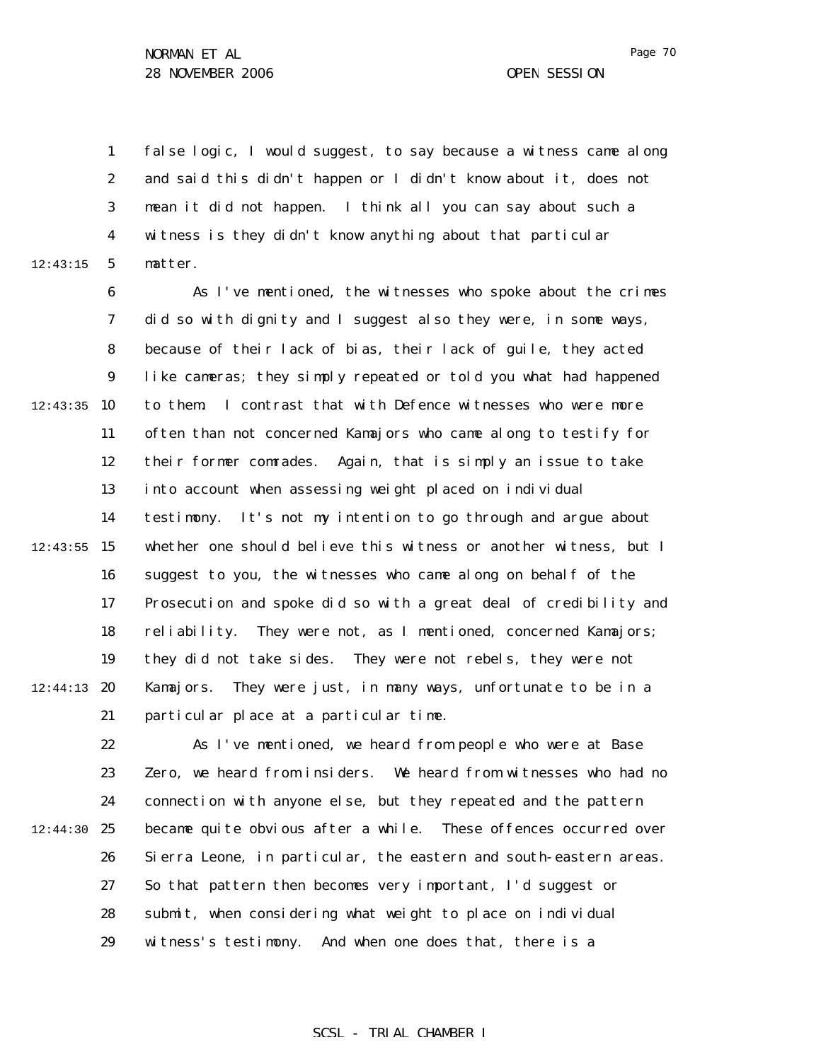false logic, I would suggest, to say because a witness came along and said this didn't happen or I didn't know about it, does not mean it did not happen. I think all you can say about such a witness is they didn't know anything about that particular matter.

As I've mentioned, the witnesses who spoke about the crimes did so with dignity and I suggest also they were, in some ways, because of their lack of bias, their lack of guile, they acted like cameras; they simply repeated or told you what had happened to them. I contrast that with Defence witnesses who were more often than not concerned Kamajors who came along to testify for their former comrades. Again, that is simply an issue to take into account when assessing weight placed on individual testimony. It's not my intention to go through and argue about whether one should believe this witness or another witness, but I suggest to you, the witnesses who came along on behalf of the Prosecution and spoke did so with a great deal of credibility and reliability. They were not, as I mentioned, concerned Kamajors; they did not take sides. They were not rebels, they were not Kamajors. They were just, in many ways, unfortunate to be in a particular place at a particular time.

As I've mentioned, we heard from people who were at Base Zero, we heard from insiders. We heard from witnesses who had no connection with anyone else, but they repeated and the pattern became quite obvious after a while. These offences occurred over Sierra Leone, in particular, the eastern and south-eastern areas. So that pattern then becomes very important, I'd suggest or submit, when considering what weight to place on individual witness's testimony. And when one does that, there is a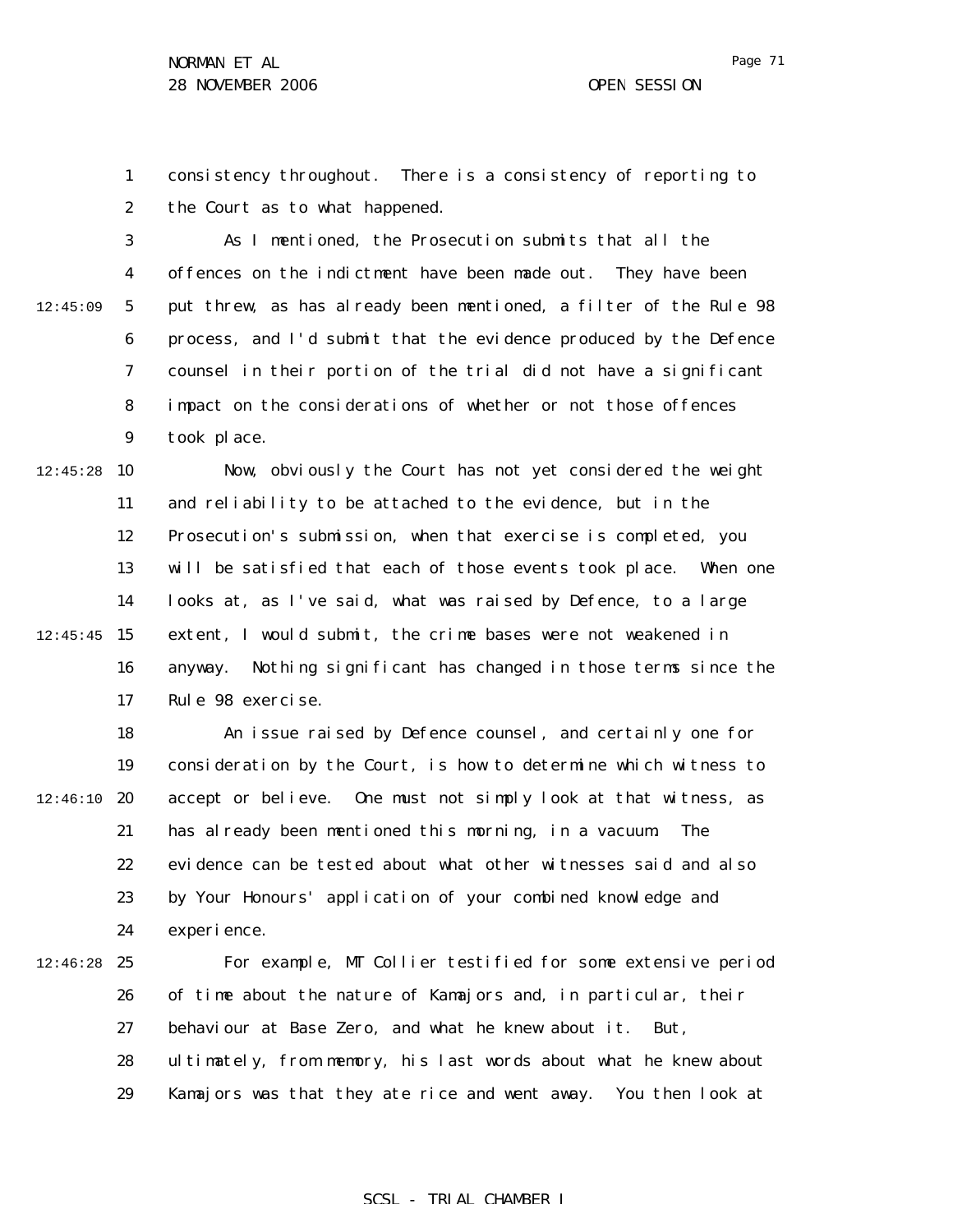consistency throughout. There is a consistency of reporting to the Court as to what happened.

As I mentioned, the Prosecution submits that all the offences on the indictment have been made out. They have been put threw, as has already been mentioned, a filter of the Rule 98 process, and I'd submit that the evidence produced by the Defence counsel in their portion of the trial did not have a significant impact on the considerations of whether or not those offences took place.

Now, obviously the Court has not yet considered the weight and reliability to be attached to the evidence, but in the Prosecution's submission, when that exercise is completed, you will be satisfied that each of those events took place. When one looks at, as I've said, what was raised by Defence, to a large extent, I would submit, the crime bases were not weakened in anyway. Nothing significant has changed in those terms since the Rule 98 exercise.

An issue raised by Defence counsel, and certainly one for consideration by the Court, is how to determine which witness to accept or believe. One must not simply look at that witness, as has already been mentioned this morning, in a vacuum. The evidence can be tested about what other witnesses said and also by Your Honours' application of your combined knowledge and experience.

For example, MT Collier testified for some extensive period of time about the nature of Kamajors and, in particular, their behaviour at Base Zero, and what he knew about it. But, ultimately, from memory, his last words about what he knew about Kamajors was that they ate rice and went away. You then look at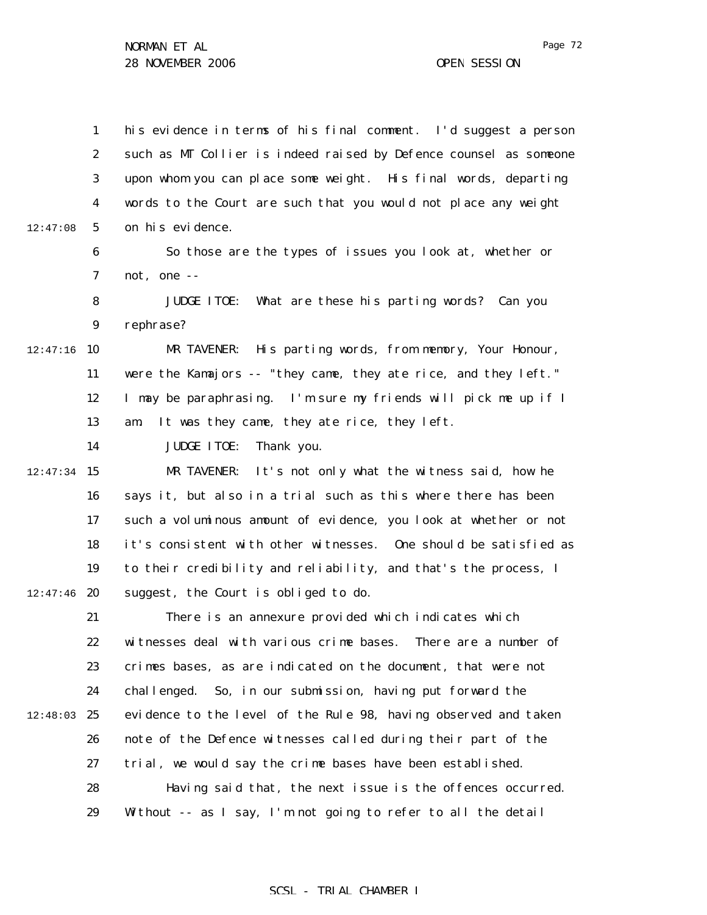his evidence in terms of his final comment. I'd suggest a person such as MT Collier is indeed raised by Defence counsel as someone upon whom you can place some weight. His final words, departing words to the Court are such that you would not place any weight on his evidence.

So those are the types of issues you look at, whether or not, one --

JUDGE ITOE: What are these his parting words? Can you rephrase?

MR TAVENER: His parting words, from memory, Your Honour, were the Kamajors -- "they came, they ate rice, and they left." I may be paraphrasing. I'm sure my friends will pick me up if I am. It was they came, they ate rice, they left.

JUDGE ITOE: Thank you.

MR TAVENER: It's not only what the witness said, how he says it, but also in a trial such as this where there has been such a voluminous amount of evidence, you look at whether or not it's consistent with other witnesses. One should be satisfied as to their credibility and reliability, and that's the process, I suggest, the Court is obliged to do.

There is an annexure provided which indicates which witnesses deal with various crime bases. There are a number of crimes bases, as are indicated on the document, that were not challenged. So, in our submission, having put forward the evidence to the level of the Rule 98, having observed and taken note of the Defence witnesses called during their part of the trial, we would say the crime bases have been established.

Having said that, the next issue is the offences occurred. Without -- as I say, I'm not going to refer to all the detail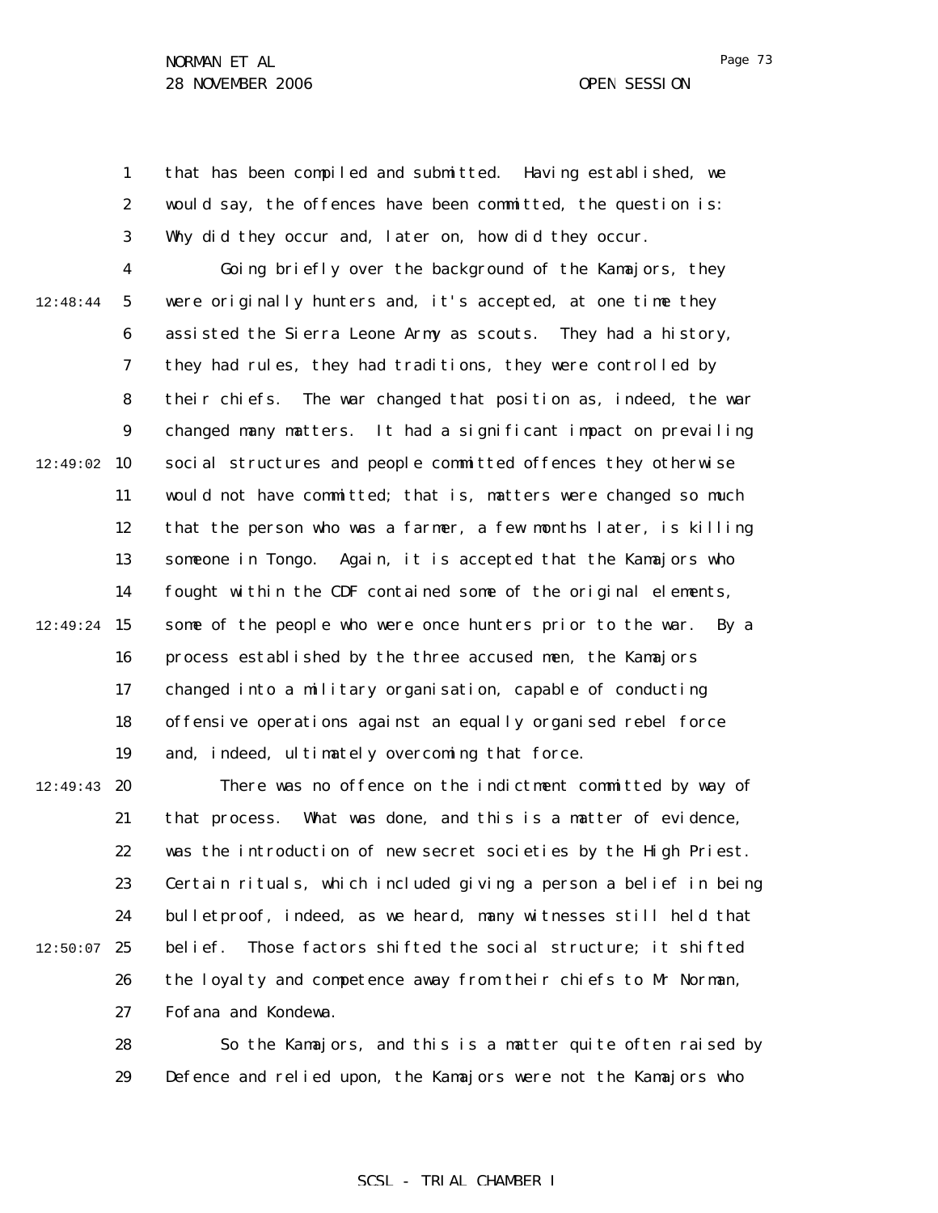that has been compiled and submitted. Having established, we would say, the offences have been committed, the question is: Why did they occur and, later on, how did they occur.

Going briefly over the background of the Kamajors, they were originally hunters and, it's accepted, at one time they assisted the Sierra Leone Army as scouts. They had a history, they had rules, they had traditions, they were controlled by their chiefs. The war changed that position as, indeed, the war changed many matters. It had a significant impact on prevailing social structures and people committed offences they otherwise would not have committed; that is, matters were changed so much that the person who was a farmer, a few months later, is killing someone in Tongo. Again, it is accepted that the Kamajors who fought within the CDF contained some of the original elements, some of the people who were once hunters prior to the war. By a process established by the three accused men, the Kamajors changed into a military organisation, capable of conducting offensive operations against an equally organised rebel force and, indeed, ultimately overcoming that force.

There was no offence on the indictment committed by way of that process. What was done, and this is a matter of evidence, was the introduction of new secret societies by the High Priest. Certain rituals, which included giving a person a belief in being bulletproof, indeed, as we heard, many witnesses still held that belief. Those factors shifted the social structure; it shifted the loyalty and competence away from their chiefs to Mr Norman, Fofana and Kondewa.

So the Kamajors, and this is a matter quite often raised by Defence and relied upon, the Kamajors were not the Kamajors who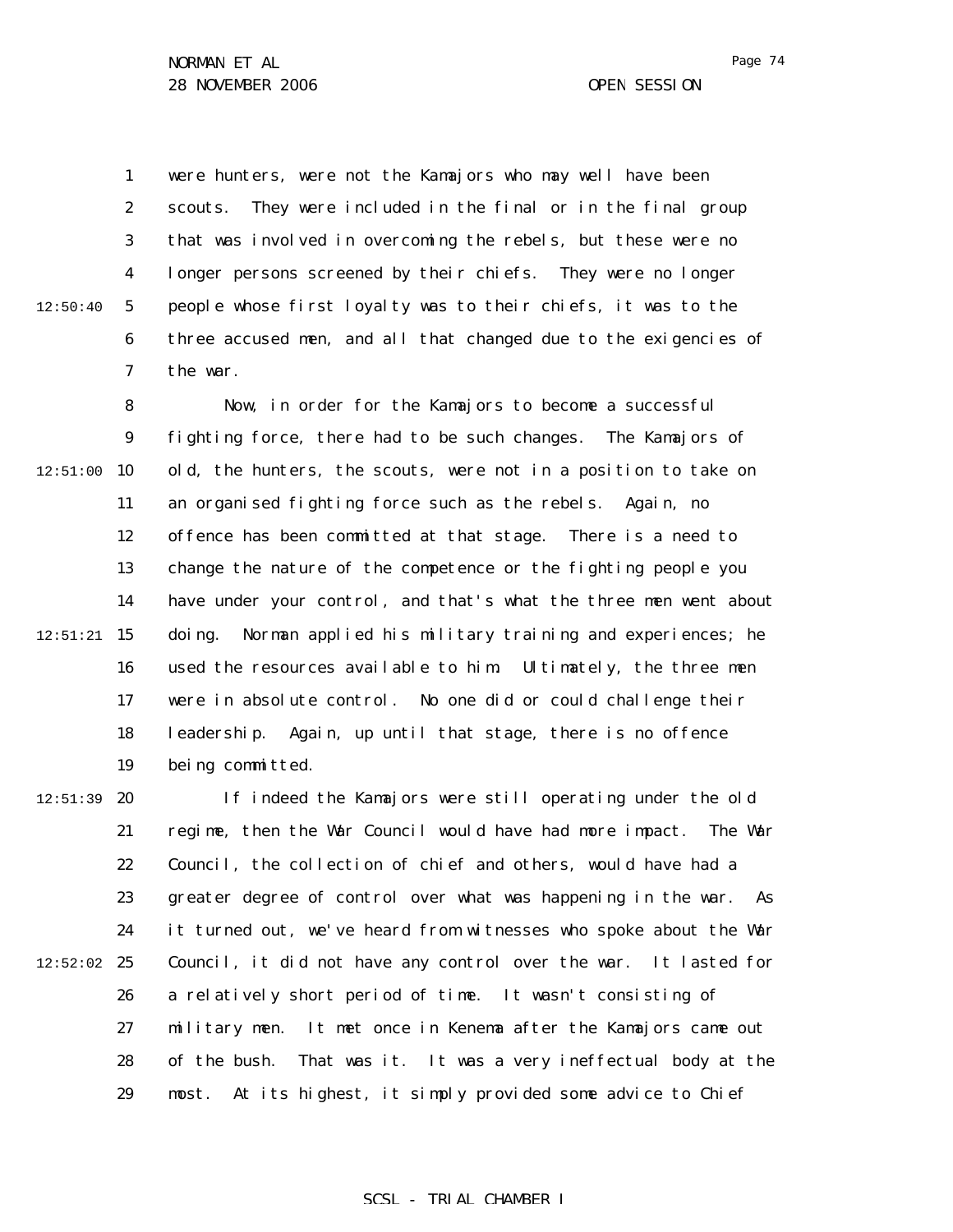were hunters, were not the Kamajors who may well have been scouts. They were included in the final or in the final group that was involved in overcoming the rebels, but these were no longer persons screened by their chiefs. They were no longer people whose first loyalty was to their chiefs, it was to the three accused men, and all that changed due to the exigencies of the war.

Now, in order for the Kamajors to become a successful fighting force, there had to be such changes. The Kamajors of old, the hunters, the scouts, were not in a position to take on an organised fighting force such as the rebels. Again, no offence has been committed at that stage. There is a need to change the nature of the competence or the fighting people you have under your control, and that's what the three men went about doing. Norman applied his military training and experiences; he used the resources available to him. Ultimately, the three men were in absolute control. No one did or could challenge their leadership. Again, up until that stage, there is no offence being committed.

If indeed the Kamajors were still operating under the old regime, then the War Council would have had more impact. The War Council, the collection of chief and others, would have had a greater degree of control over what was happening in the war. As it turned out, we've heard from witnesses who spoke about the War Council, it did not have any control over the war. It lasted for a relatively short period of time. It wasn't consisting of military men. It met once in Kenema after the Kamajors came out of the bush. That was it. It was a very ineffectual body at the most. At its highest, it simply provided some advice to Chief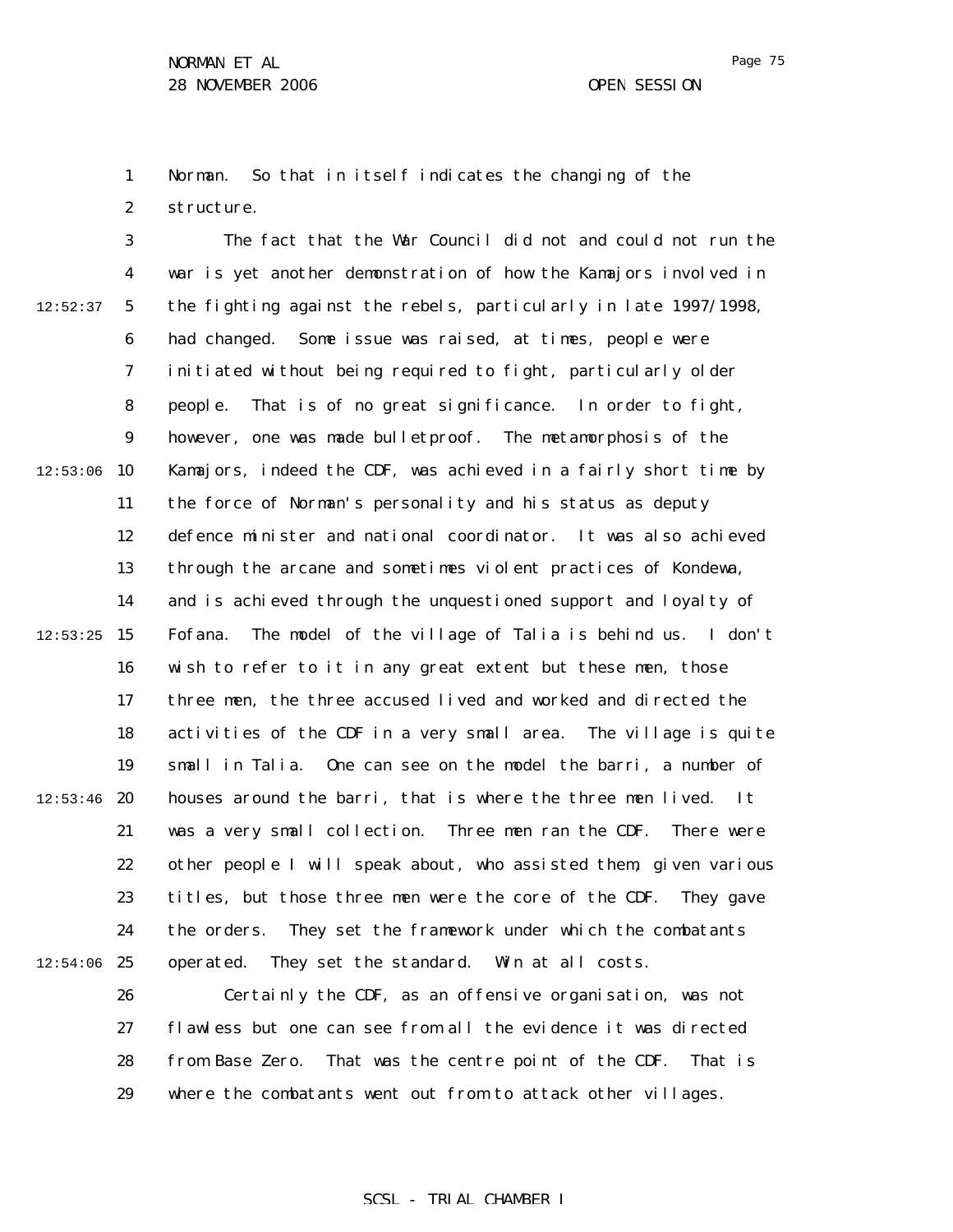Norman. So that in itself indicates the changing of the structure.

The fact that the War Council did not and could not run the war is yet another demonstration of how the Kamajors involved in the fighting against the rebels, particularly in late 1997/1998, had changed. Some issue was raised, at times, people were initiated without being required to fight, particularly older people. That is of no great significance. In order to fight, however, one was made bulletproof. The metamorphosis of the Kamajors, indeed the CDF, was achieved in a fairly short time by the force of Norman's personality and his status as deputy defence minister and national coordinator. It was also achieved through the arcane and sometimes violent practices of Kondewa, and is achieved through the unquestioned support and loyalty of Fofana. The model of the village of Talia is behind us. I don't wish to refer to it in any great extent but these men, those three men, the three accused lived and worked and directed the activities of the CDF in a very small area. The village is quite small in Talia. One can see on the model the barri, a number of houses around the barri, that is where the three men lived. It was a very small collection. Three men ran the CDF. There were other people I will speak about, who assisted them, given various titles, but those three men were the core of the CDF. They gave the orders. They set the framework under which the combatants operated. They set the standard. Win at all costs.

Certainly the CDF, as an offensive organisation, was not flawless but one can see from all the evidence it was directed from Base Zero. That was the centre point of the CDF. That is where the combatants went out from to attack other villages.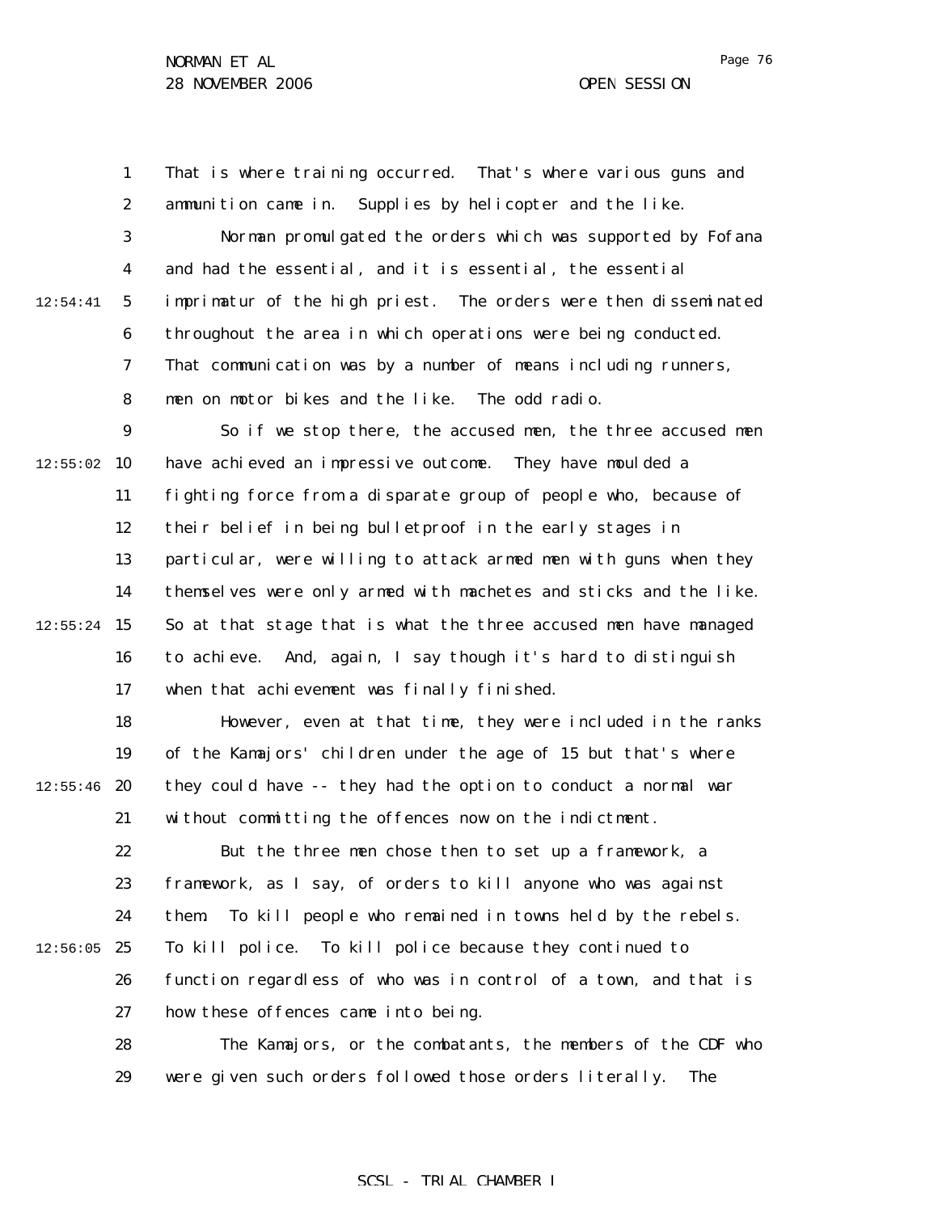That is where training occurred. That's where various guns and ammunition came in. Supplies by helicopter and the like.

Norman promulgated the orders which was supported by Fofana and had the essential, and it is essential, the essential imprimatur of the high priest. The orders were then disseminated throughout the area in which operations were being conducted. That communication was by a number of means including runners, men on motor bikes and the like. The odd radio.

So if we stop there, the accused men, the three accused men have achieved an impressive outcome. They have moulded a fighting force from a disparate group of people who, because of their belief in being bulletproof in the early stages in particular, were willing to attack armed men with guns when they themselves were only armed with machetes and sticks and the like. So at that stage that is what the three accused men have managed to achieve. And, again, I say though it's hard to distinguish when that achievement was finally finished.

However, even at that time, they were included in the ranks of the Kamajors' children under the age of 15 but that's where they could have -- they had the option to conduct a normal war without committing the offences now on the indictment.

But the three men chose then to set up a framework, a framework, as I say, of orders to kill anyone who was against them. To kill people who remained in towns held by the rebels. To kill police. To kill police because they continued to function regardless of who was in control of a town, and that is how these offences came into being.

The Kamajors, or the combatants, the members of the CDF who were given such orders followed those orders literally. The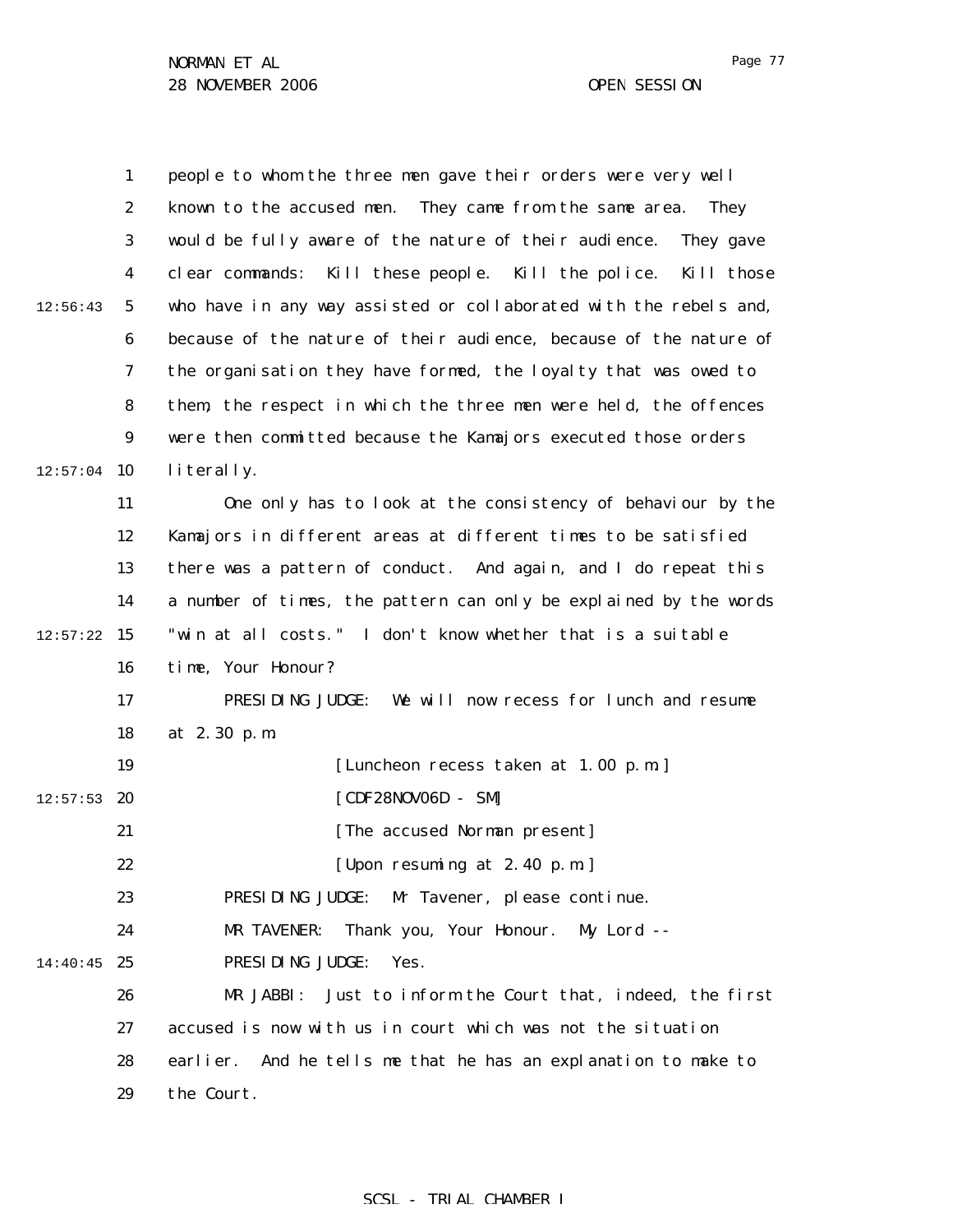people to whom the three men gave their orders were very well known to the accused men. They came from the same area. They would be fully aware of the nature of their audience. They gave clear commands: Kill these people. Kill the police. Kill those who have in any way assisted or collaborated with the rebels and, because of the nature of their audience, because of the nature of the organisation they have formed, the loyalty that was owed to them, the respect in which the three men were held, the offences were then committed because the Kamajors executed those orders literally.

One only has to look at the consistency of behaviour by the Kamajors in different areas at different times to be satisfied there was a pattern of conduct. And again, and I do repeat this a number of times, the pattern can only be explained by the words "win at all costs." I don't know whether that is a suitable time, Your Honour?

PRESIDING JUDGE: We will now recess for lunch and resume at 2.30 p.m.

[Luncheon recess taken at 1.00 p.m.]

[CDF28NOV06D - SM]

[The accused Norman present]

[Upon resuming at 2.40 p.m.]

PRESIDING JUDGE: Mr Tavener, please continue.

MR TAVENER: Thank you, Your Honour. My Lord --

PRESIDING JUDGE: Yes.

MR JABBI: Just to inform the Court that, indeed, the first accused is now with us in court which was not the situation earlier. And he tells me that he has an explanation to make to the Court.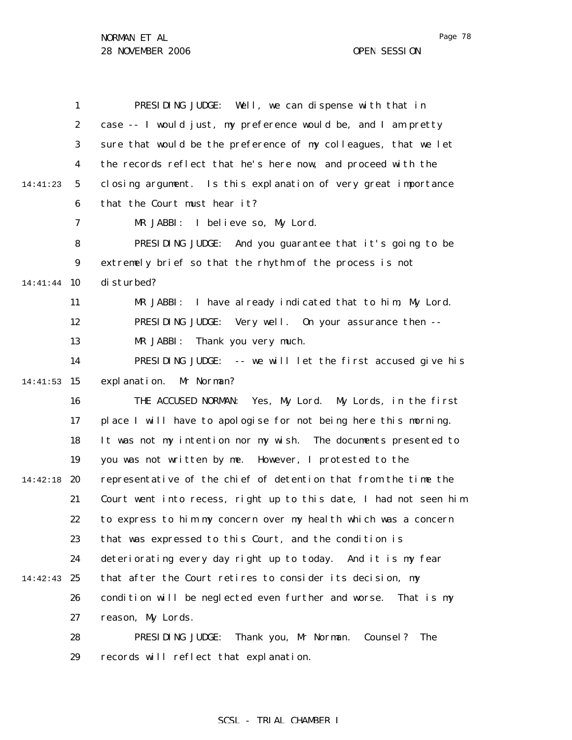PRESIDING JUDGE: Well, we can dispense with that in case -- I would just, my preference would be, and I am pretty sure that would be the preference of my colleagues, that we let the records reflect that he's here now, and proceed with the closing argument. Is this explanation of very great importance that the Court must hear it?

MR JABBI: I believe so, My Lord.

PRESIDING JUDGE: And you guarantee that it's going to be extremely brief so that the rhythm of the process is not disturbed?

MR JABBI: I have already indicated that to him, My Lord.

PRESIDING JUDGE: Very well. On your assurance then --

MR JABBI: Thank you very much.

PRESIDING JUDGE: -- we will let the first accused give his explanation. Mr Norman?

THE ACCUSED NORMAN: Yes, My Lord. My Lords, in the first place I will have to apologise for not being here this morning. It was not my intention nor my wish. The documents presented to you was not written by me. However, I protested to the representative of the chief of detention that from the time the Court went into recess, right up to this date, I had not seen him to express to him my concern over my health which was a concern that was expressed to this Court, and the condition is deteriorating every day right up to today. And it is my fear that after the Court retires to consider its decision, my condition will be neglected even further and worse. That is my reason, My Lords.

PRESIDING JUDGE: Thank you, Mr Norman. Counsel? The records will reflect that explanation.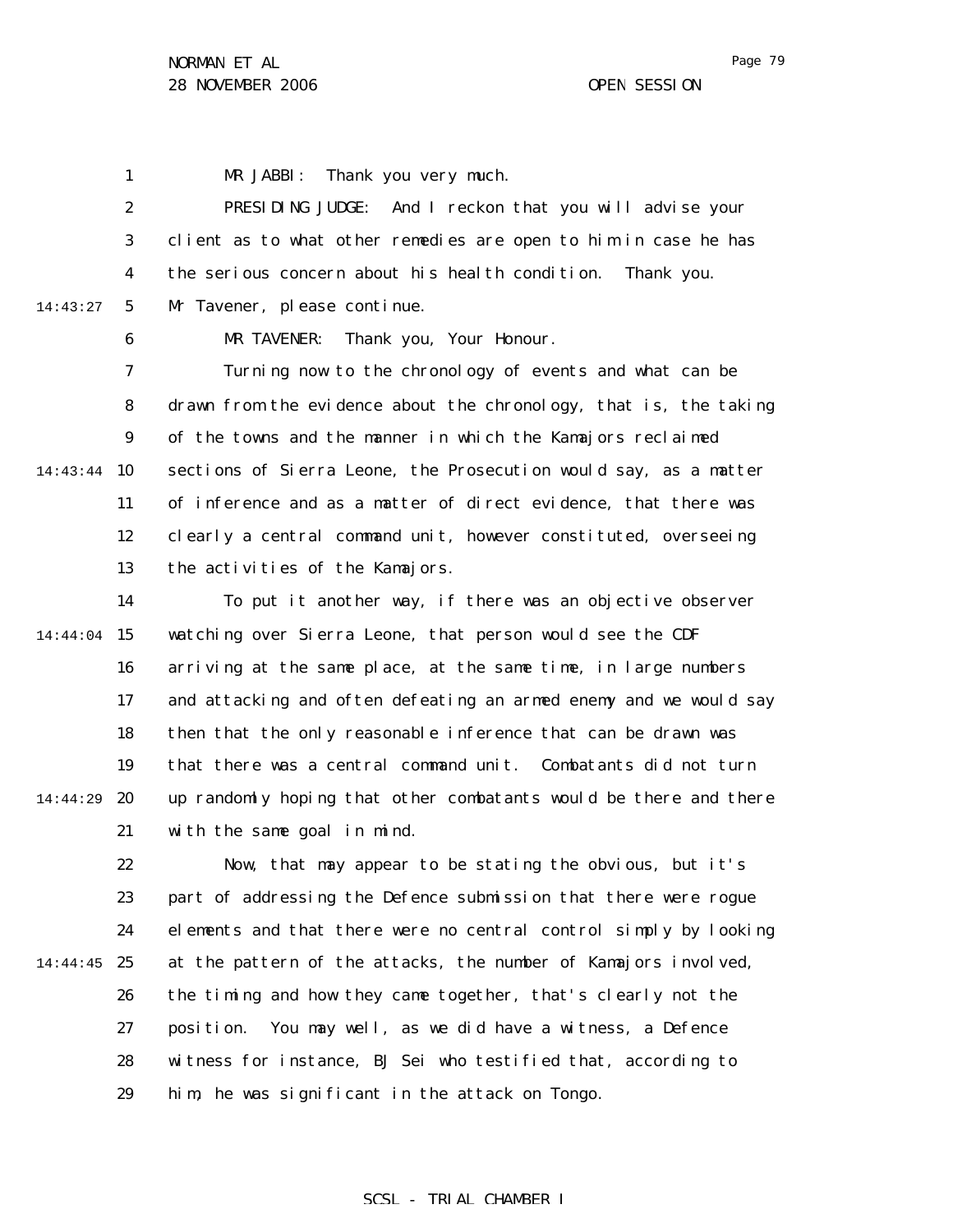MR JABBI: Thank you very much.

PRESIDING JUDGE: And I reckon that you will advise your client as to what other remedies are open to him in case he has the serious concern about his health condition. Thank you. Mr Tavener, please continue.

MR TAVENER: Thank you, Your Honour.

Turning now to the chronology of events and what can be drawn from the evidence about the chronology, that is, the taking of the towns and the manner in which the Kamajors reclaimed sections of Sierra Leone, the Prosecution would say, as a matter of inference and as a matter of direct evidence, that there was clearly a central command unit, however constituted, overseeing the activities of the Kamajors.

To put it another way, if there was an objective observer watching over Sierra Leone, that person would see the CDF arriving at the same place, at the same time, in large numbers and attacking and often defeating an armed enemy and we would say then that the only reasonable inference that can be drawn was that there was a central command unit. Combatants did not turn up randomly hoping that other combatants would be there and there with the same goal in mind.

Now, that may appear to be stating the obvious, but it's part of addressing the Defence submission that there were rogue elements and that there were no central control simply by looking at the pattern of the attacks, the number of Kamajors involved, the timing and how they came together, that's clearly not the position. You may well, as we did have a witness, a Defence witness for instance, BJ Sei who testified that, according to him, he was significant in the attack on Tongo.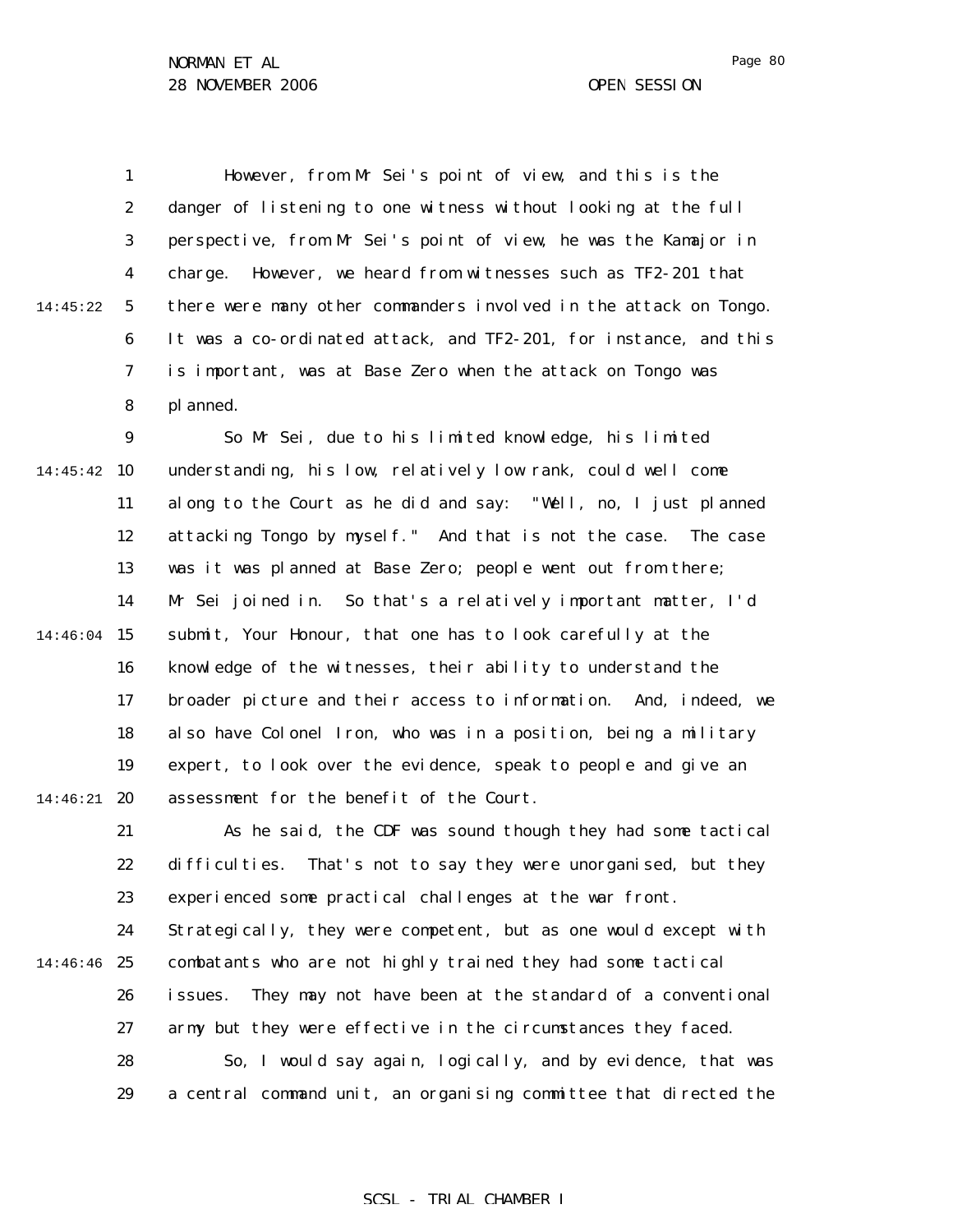However, from Mr Sei's point of view, and this is the danger of listening to one witness without looking at the full perspective, from Mr Sei's point of view, he was the Kamajor in charge. However, we heard from witnesses such as TF2-201 that there were many other commanders involved in the attack on Tongo. It was a co-ordinated attack, and TF2-201, for instance, and this is important, was at Base Zero when the attack on Tongo was planned.

So Mr Sei, due to his limited knowledge, his limited understanding, his low, relatively low rank, could well come along to the Court as he did and say: "Well, no, I just planned attacking Tongo by myself." And that is not the case. The case was it was planned at Base Zero; people went out from there; Mr Sei joined in. So that's a relatively important matter, I'd submit, Your Honour, that one has to look carefully at the knowledge of the witnesses, their ability to understand the broader picture and their access to information. And, indeed, we also have Colonel Iron, who was in a position, being a military expert, to look over the evidence, speak to people and give an assessment for the benefit of the Court.

As he said, the CDF was sound though they had some tactical difficulties. That's not to say they were unorganised, but they experienced some practical challenges at the war front. Strategically, they were competent, but as one would except with combatants who are not highly trained they had some tactical issues. They may not have been at the standard of a conventional army but they were effective in the circumstances they faced.

So, I would say again, logically, and by evidence, that was a central command unit, an organising committee that directed the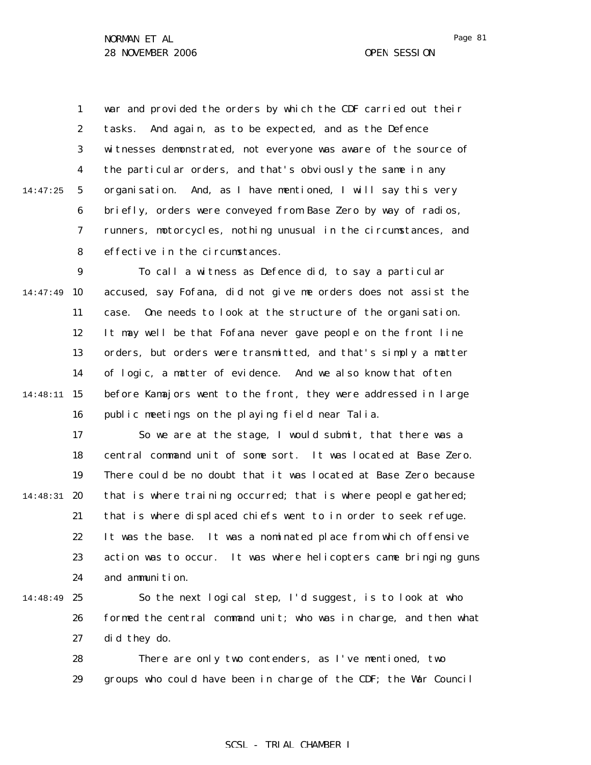war and provided the orders by which the CDF carried out their tasks. And again, as to be expected, and as the Defence witnesses demonstrated, not everyone was aware of the source of the particular orders, and that's obviously the same in any organisation. And, as I have mentioned, I will say this very briefly, orders were conveyed from Base Zero by way of radios, runners, motorcycles, nothing unusual in the circumstances, and effective in the circumstances.

To call a witness as Defence did, to say a particular accused, say Fofana, did not give me orders does not assist the case. One needs to look at the structure of the organisation. It may well be that Fofana never gave people on the front line orders, but orders were transmitted, and that's simply a matter of logic, a matter of evidence. And we also know that often before Kamajors went to the front, they were addressed in large public meetings on the playing field near Talia.

So we are at the stage, I would submit, that there was a central command unit of some sort. It was located at Base Zero. There could be no doubt that it was located at Base Zero because that is where training occurred; that is where people gathered; that is where displaced chiefs went to in order to seek refuge. It was the base. It was a nominated place from which offensive action was to occur. It was where helicopters came bringing guns and ammunition.

So the next logical step, I'd suggest, is to look at who formed the central command unit; who was in charge, and then what did they do.

There are only two contenders, as I've mentioned, two groups who could have been in charge of the CDF; the War Council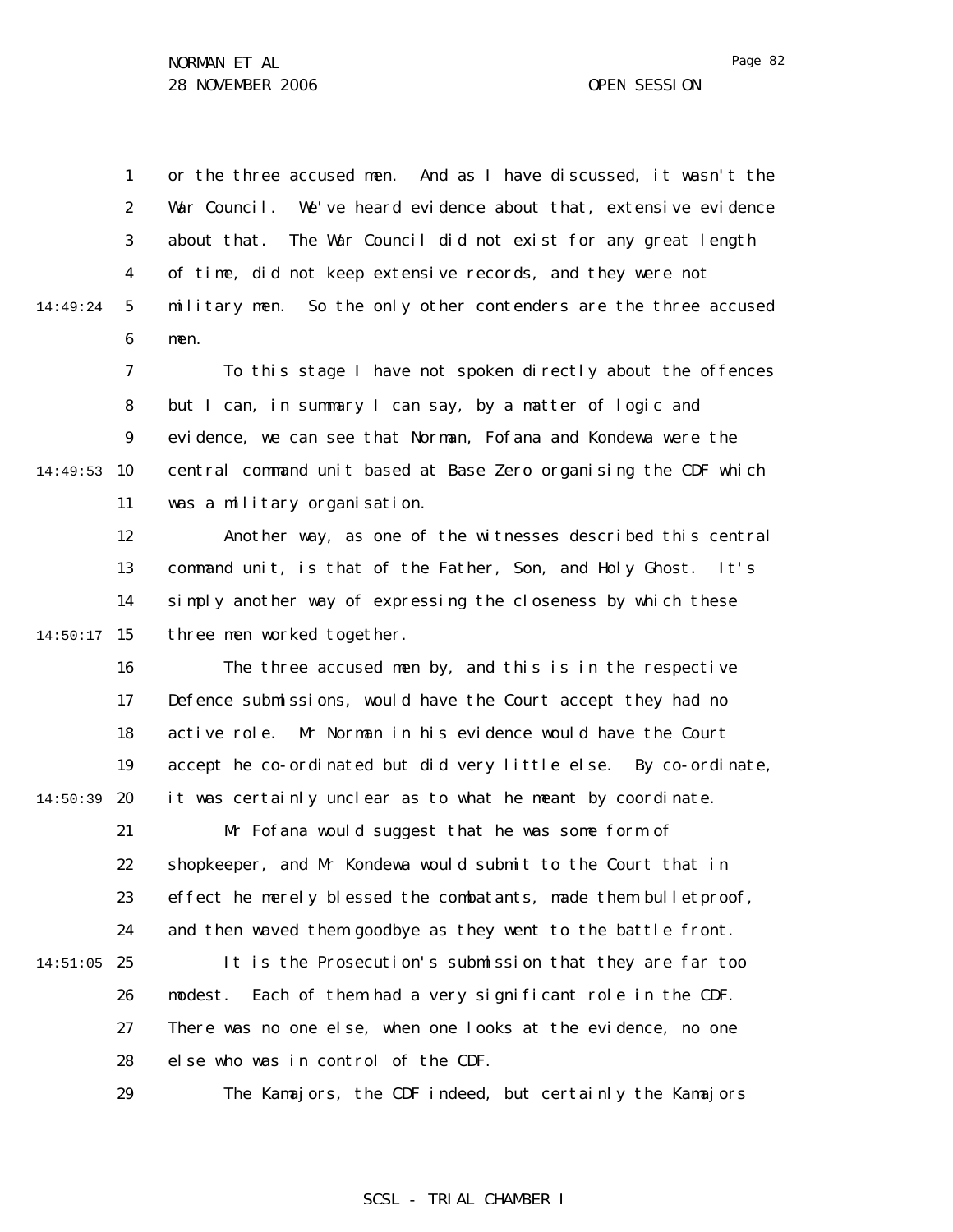or the three accused men. And as I have discussed, it wasn't the War Council. We've heard evidence about that, extensive evidence about that. The War Council did not exist for any great length of time, did not keep extensive records, and they were not military men. So the only other contenders are the three accused men.

To this stage I have not spoken directly about the offences but I can, in summary I can say, by a matter of logic and evidence, we can see that Norman, Fofana and Kondewa were the central command unit based at Base Zero organising the CDF which was a military organisation.

Another way, as one of the witnesses described this central command unit, is that of the Father, Son, and Holy Ghost. It's simply another way of expressing the closeness by which these three men worked together.

The three accused men by, and this is in the respective Defence submissions, would have the Court accept they had no active role. Mr Norman in his evidence would have the Court accept he co-ordinated but did very little else. By co-ordinate, it was certainly unclear as to what he meant by coordinate.

Mr Fofana would suggest that he was some form of shopkeeper, and Mr Kondewa would submit to the Court that in effect he merely blessed the combatants, made them bulletproof, and then waved them goodbye as they went to the battle front.

It is the Prosecution's submission that they are far too modest. Each of them had a very significant role in the CDF. There was no one else, when one looks at the evidence, no one else who was in control of the CDF.

The Kamajors, the CDF indeed, but certainly the Kamajors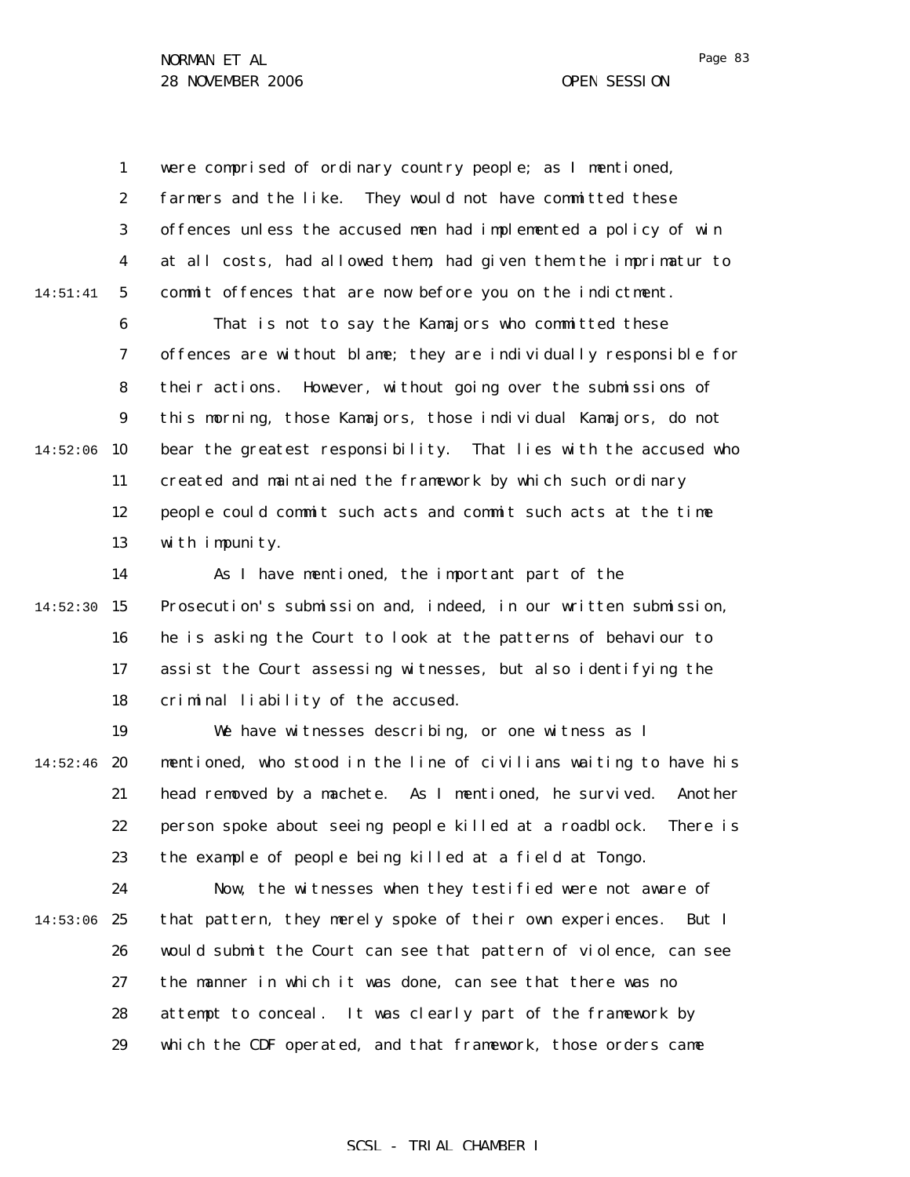were comprised of ordinary country people; as I mentioned, farmers and the like. They would not have committed these offences unless the accused men had implemented a policy of win at all costs, had allowed them, had given them the imprimatur to commit offences that are now before you on the indictment.

That is not to say the Kamajors who committed these offences are without blame; they are individually responsible for their actions. However, without going over the submissions of this morning, those Kamajors, those individual Kamajors, do not bear the greatest responsibility. That lies with the accused who created and maintained the framework by which such ordinary people could commit such acts and commit such acts at the time with impunity.

As I have mentioned, the important part of the Prosecution's submission and, indeed, in our written submission, he is asking the Court to look at the patterns of behaviour to assist the Court assessing witnesses, but also identifying the criminal liability of the accused.

We have witnesses describing, or one witness as I mentioned, who stood in the line of civilians waiting to have his head removed by a machete. As I mentioned, he survived. Another person spoke about seeing people killed at a roadblock. There is the example of people being killed at a field at Tongo.

Now, the witnesses when they testified were not aware of that pattern, they merely spoke of their own experiences. But I would submit the Court can see that pattern of violence, can see the manner in which it was done, can see that there was no attempt to conceal. It was clearly part of the framework by which the CDF operated, and that framework, those orders came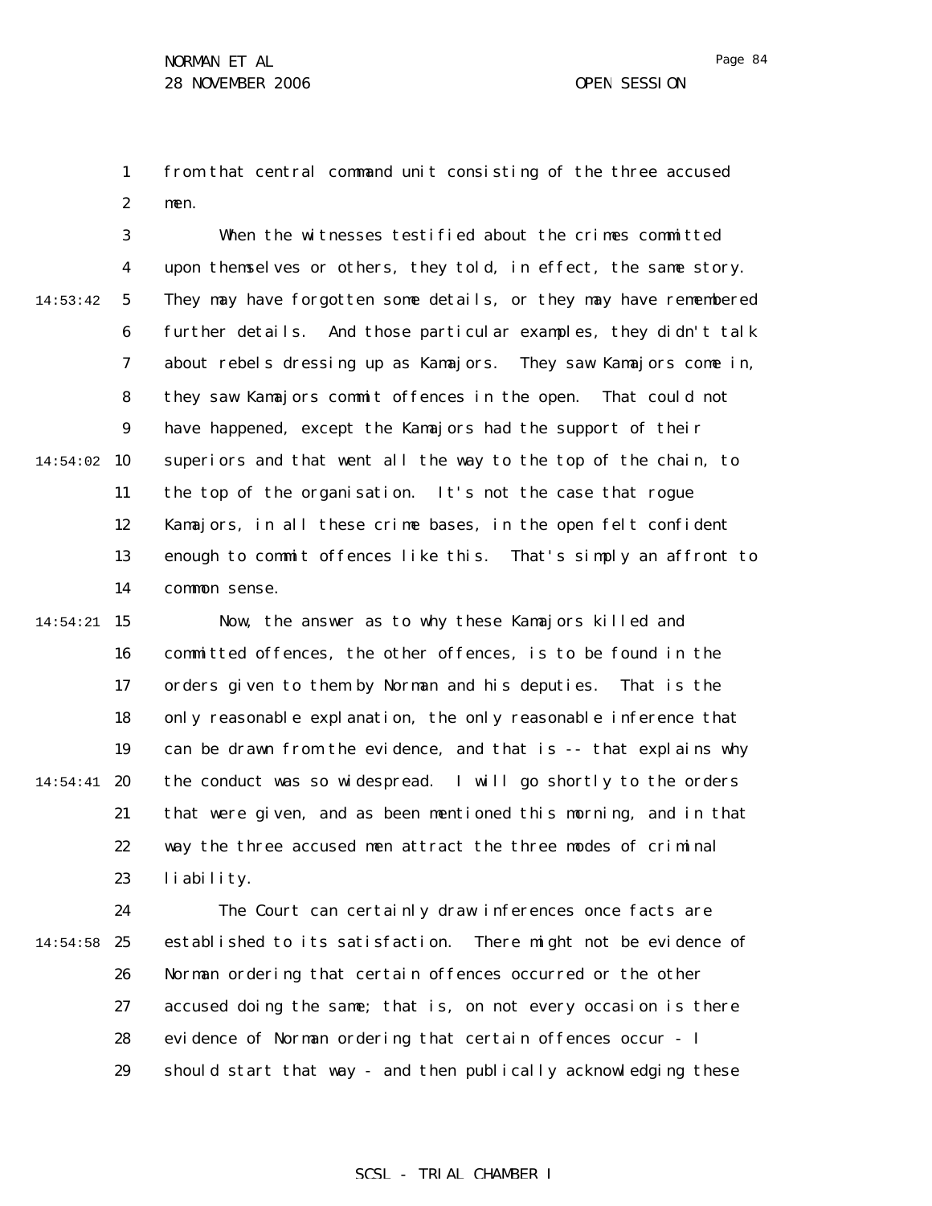from that central command unit consisting of the three accused men.

When the witnesses testified about the crimes committed upon themselves or others, they told, in effect, the same story. They may have forgotten some details, or they may have remembered further details. And those particular examples, they didn't talk about rebels dressing up as Kamajors. They saw Kamajors come in, they saw Kamajors commit offences in the open. That could not have happened, except the Kamajors had the support of their superiors and that went all the way to the top of the chain, to the top of the organisation. It's not the case that rogue Kamajors, in all these crime bases, in the open felt confident enough to commit offences like this. That's simply an affront to common sense.

Now, the answer as to why these Kamajors killed and committed offences, the other offences, is to be found in the orders given to them by Norman and his deputies. That is the only reasonable explanation, the only reasonable inference that can be drawn from the evidence, and that is -- that explains why the conduct was so widespread. I will go shortly to the orders that were given, and as been mentioned this morning, and in that way the three accused men attract the three modes of criminal liability.

The Court can certainly draw inferences once facts are established to its satisfaction. There might not be evidence of Norman ordering that certain offences occurred or the other accused doing the same; that is, on not every occasion is there evidence of Norman ordering that certain offences occur - I should start that way - and then publically acknowledging these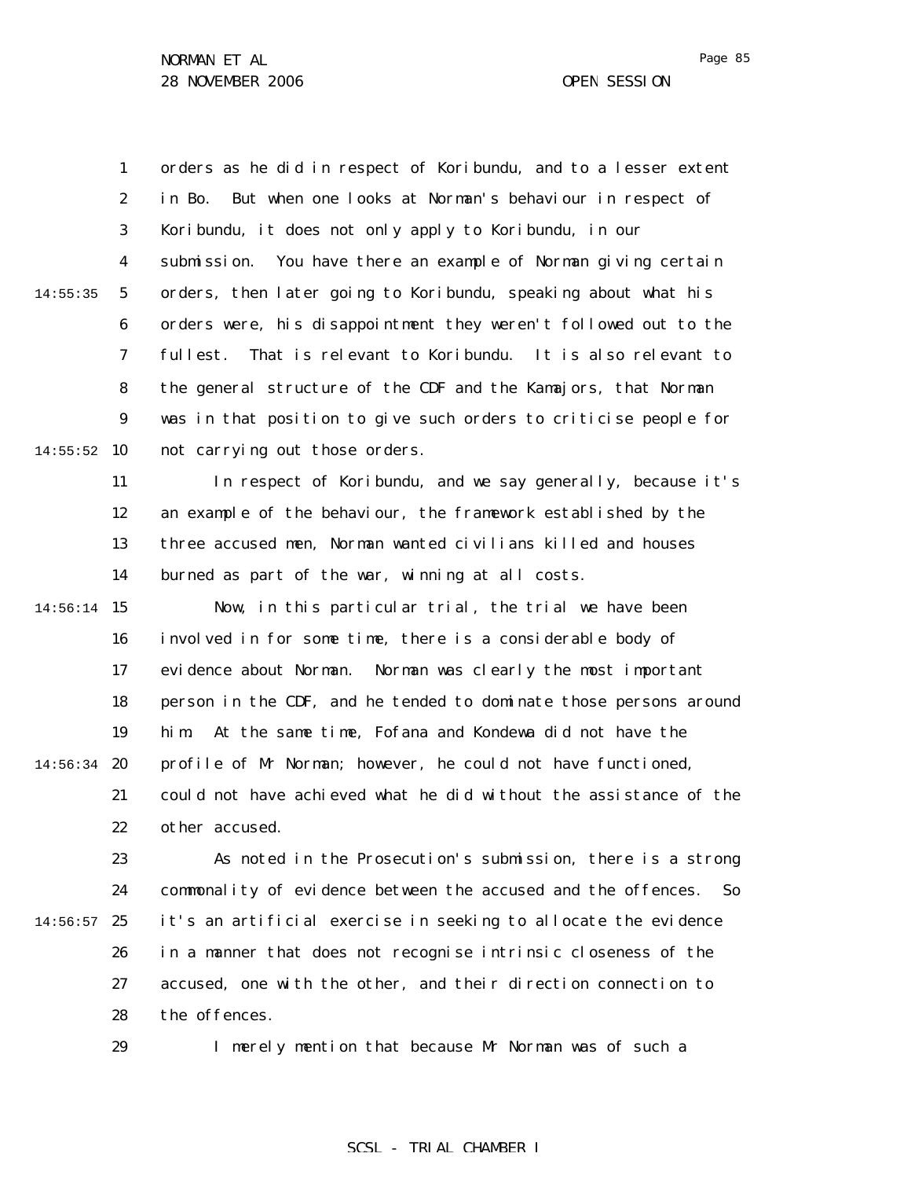orders as he did in respect of Koribundu, and to a lesser extent in Bo. But when one looks at Norman's behaviour in respect of Koribundu, it does not only apply to Koribundu, in our submission. You have there an example of Norman giving certain orders, then later going to Koribundu, speaking about what his orders were, his disappointment they weren't followed out to the fullest. That is relevant to Koribundu. It is also relevant to the general structure of the CDF and the Kamajors, that Norman was in that position to give such orders to criticise people for not carrying out those orders.

In respect of Koribundu, and we say generally, because it's an example of the behaviour, the framework established by the three accused men, Norman wanted civilians killed and houses burned as part of the war, winning at all costs.

Now, in this particular trial, the trial we have been involved in for some time, there is a considerable body of evidence about Norman. Norman was clearly the most important person in the CDF, and he tended to dominate those persons around him. At the same time, Fofana and Kondewa did not have the profile of Mr Norman; however, he could not have functioned, could not have achieved what he did without the assistance of the other accused.

As noted in the Prosecution's submission, there is a strong commonality of evidence between the accused and the offences. So it's an artificial exercise in seeking to allocate the evidence in a manner that does not recognise intrinsic closeness of the accused, one with the other, and their direction connection to the offences.

I merely mention that because Mr Norman was of such a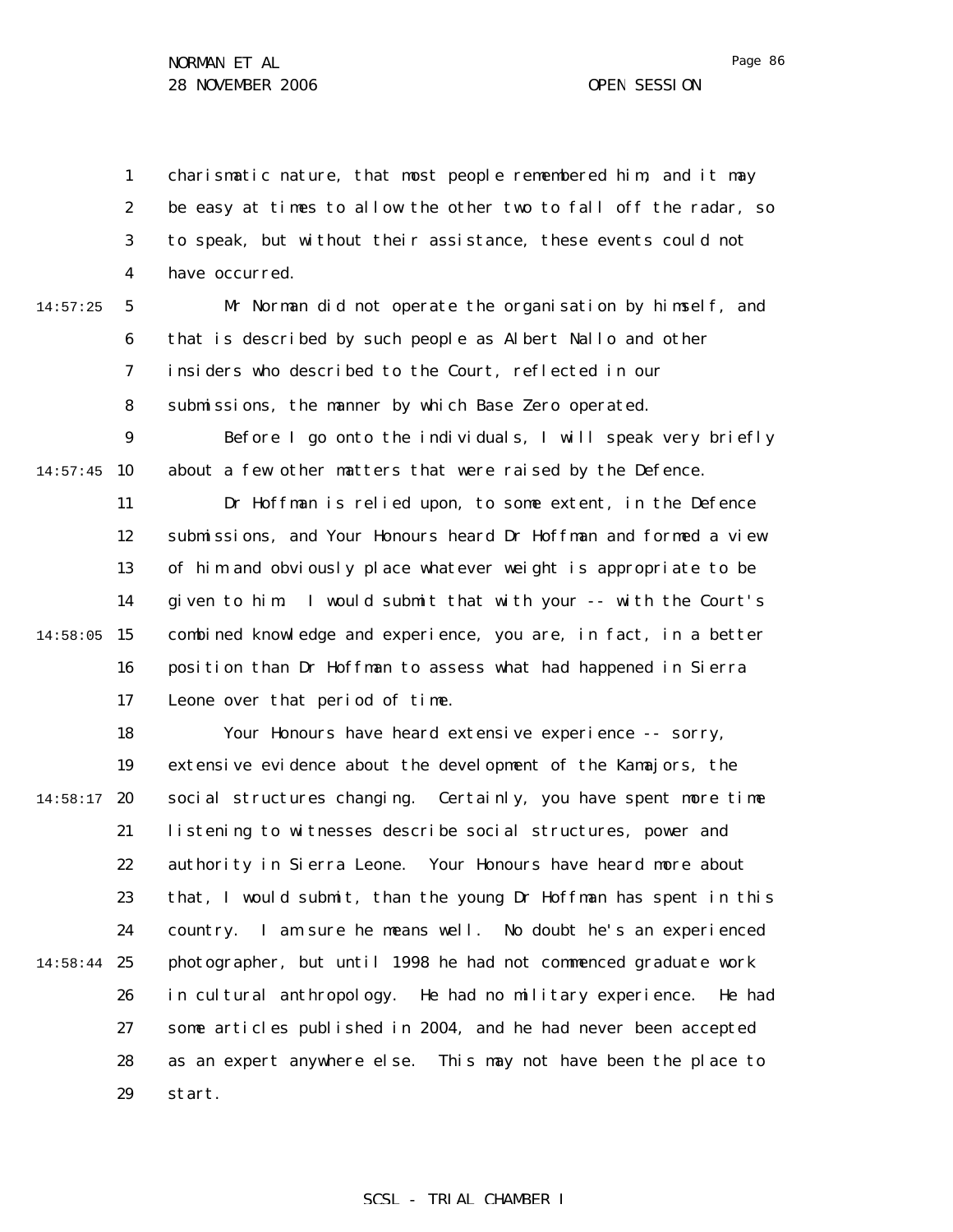charismatic nature, that most people remembered him, and it may be easy at times to allow the other two to fall off the radar, so to speak, but without their assistance, these events could not have occurred.

Mr Norman did not operate the organisation by himself, and that is described by such people as Albert Nallo and other insiders who described to the Court, reflected in our submissions, the manner by which Base Zero operated.

Before I go onto the individuals, I will speak very briefly about a few other matters that were raised by the Defence.

Dr Hoffman is relied upon, to some extent, in the Defence submissions, and Your Honours heard Dr Hoffman and formed a view of him and obviously place whatever weight is appropriate to be given to him. I would submit that with your -- with the Court's combined knowledge and experience, you are, in fact, in a better position than Dr Hoffman to assess what had happened in Sierra Leone over that period of time.

Your Honours have heard extensive experience -- sorry, extensive evidence about the development of the Kamajors, the social structures changing. Certainly, you have spent more time listening to witnesses describe social structures, power and authority in Sierra Leone. Your Honours have heard more about that, I would submit, than the young Dr Hoffman has spent in this country. I am sure he means well. No doubt he's an experienced photographer, but until 1998 he had not commenced graduate work in cultural anthropology. He had no military experience. He had some articles published in 2004, and he had never been accepted as an expert anywhere else. This may not have been the place to start.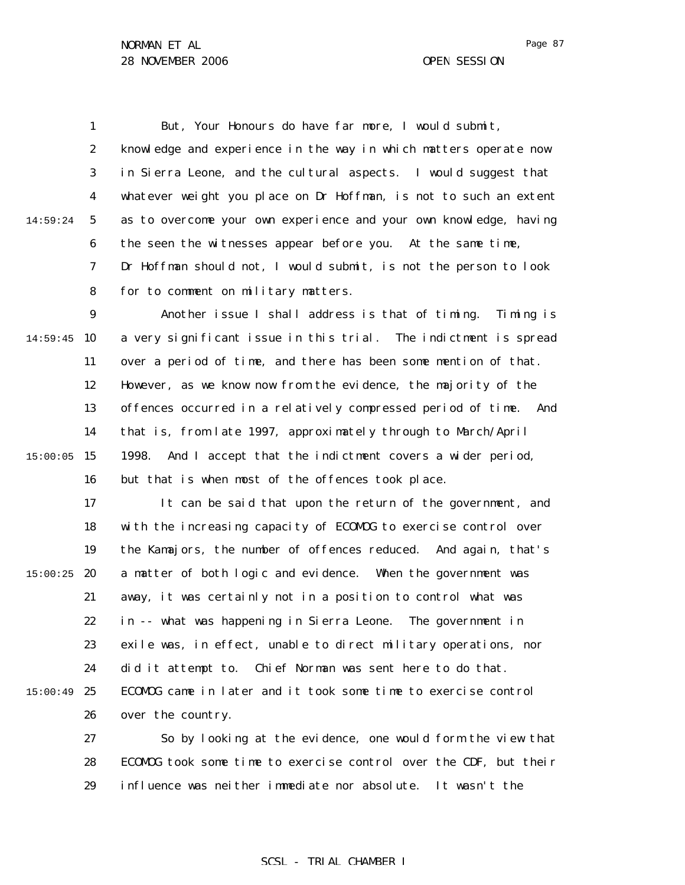But, Your Honours do have far more, I would submit, knowledge and experience in the way in which matters operate now in Sierra Leone, and the cultural aspects. I would suggest that whatever weight you place on Dr Hoffman, is not to such an extent as to overcome your own experience and your own knowledge, having the seen the witnesses appear before you. At the same time, Dr Hoffman should not, I would submit, is not the person to look for to comment on military matters.

Another issue I shall address is that of timing. Timing is a very significant issue in this trial. The indictment is spread over a period of time, and there has been some mention of that. However, as we know now from the evidence, the majority of the offences occurred in a relatively compressed period of time. And that is, from late 1997, approximately through to March/April 1998. And I accept that the indictment covers a wider period, but that is when most of the offences took place.

It can be said that upon the return of the government, and with the increasing capacity of ECOMOG to exercise control over the Kamajors, the number of offences reduced. And again, that's a matter of both logic and evidence. When the government was away, it was certainly not in a position to control what was in -- what was happening in Sierra Leone. The government in exile was, in effect, unable to direct military operations, nor did it attempt to. Chief Norman was sent here to do that. ECOMOG came in later and it took some time to exercise control over the country.

So by looking at the evidence, one would form the view that ECOMOG took some time to exercise control over the CDF, but their influence was neither immediate nor absolute. It wasn't the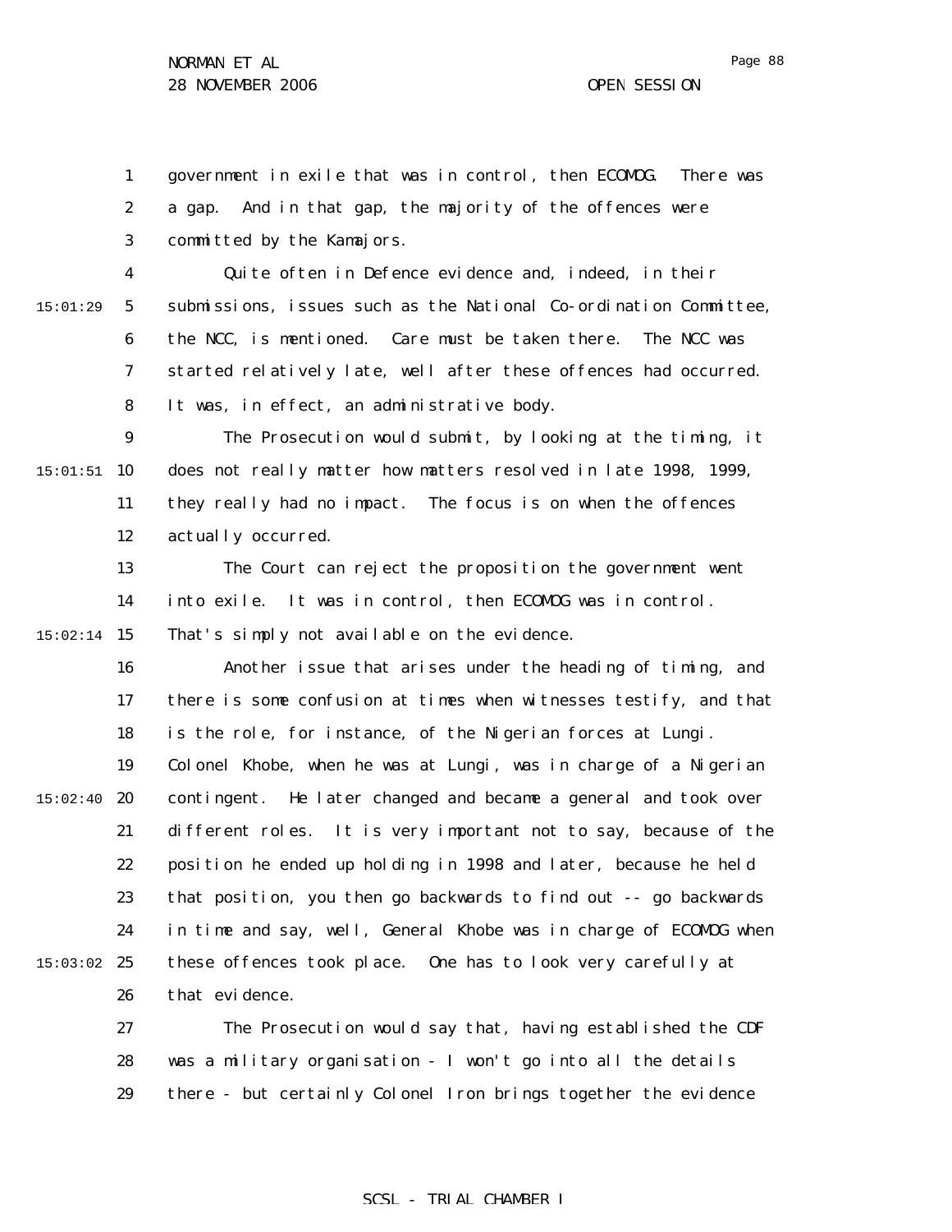government in exile that was in control, then ECOMOG. There was a gap. And in that gap, the majority of the offences were committed by the Kamajors.

Quite often in Defence evidence and, indeed, in their submissions, issues such as the National Co-ordination Committee, the NCC, is mentioned. Care must be taken there. The NCC was started relatively late, well after these offences had occurred. It was, in effect, an administrative body.

The Prosecution would submit, by looking at the timing, it does not really matter how matters resolved in late 1998, 1999, they really had no impact. The focus is on when the offences actually occurred.

The Court can reject the proposition the government went into exile. It was in control, then ECOMOG was in control. That's simply not available on the evidence.

Another issue that arises under the heading of timing, and there is some confusion at times when witnesses testify, and that is the role, for instance, of the Nigerian forces at Lungi. Colonel Khobe, when he was at Lungi, was in charge of a Nigerian contingent. He later changed and became a general and took over different roles. It is very important not to say, because of the position he ended up holding in 1998 and later, because he held that position, you then go backwards to find out -- go backwards in time and say, well, General Khobe was in charge of ECOMOG when these offences took place. One has to look very carefully at that evidence.

The Prosecution would say that, having established the CDF was a military organisation - I won't go into all the details there - but certainly Colonel Iron brings together the evidence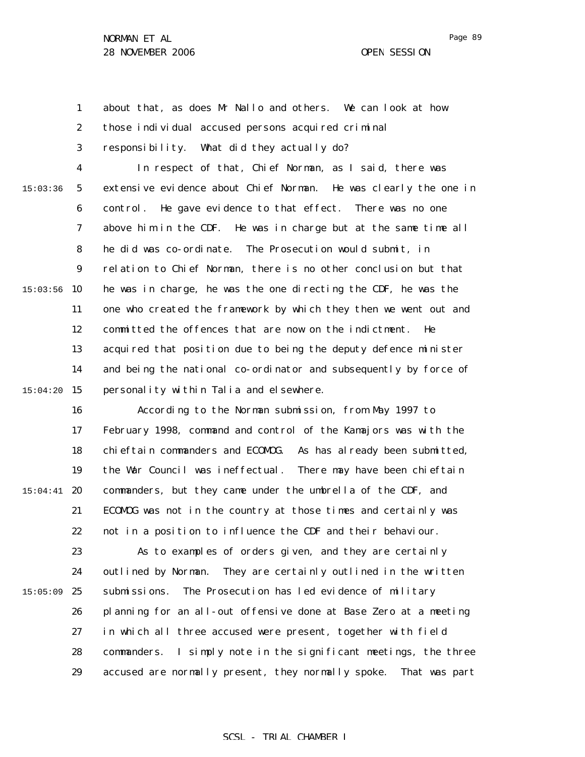about that, as does Mr Nallo and others. We can look at how those individual accused persons acquired criminal responsibility. What did they actually do?

In respect of that, Chief Norman, as I said, there was extensive evidence about Chief Norman. He was clearly the one in control. He gave evidence to that effect. There was no one above him in the CDF. He was in charge but at the same time all he did was co-ordinate. The Prosecution would submit, in relation to Chief Norman, there is no other conclusion but that he was in charge, he was the one directing the CDF, he was the one who created the framework by which they then we went out and committed the offences that are now on the indictment. He acquired that position due to being the deputy defence minister and being the national co-ordinator and subsequently by force of personality within Talia and elsewhere.

According to the Norman submission, from May 1997 to February 1998, command and control of the Kamajors was with the chieftain commanders and ECOMOG. As has already been submitted, the War Council was ineffectual. There may have been chieftain commanders, but they came under the umbrella of the CDF, and ECOMOG was not in the country at those times and certainly was not in a position to influence the CDF and their behaviour.

As to examples of orders given, and they are certainly outlined by Norman. They are certainly outlined in the written submissions. The Prosecution has led evidence of military planning for an all-out offensive done at Base Zero at a meeting in which all three accused were present, together with field commanders. I simply note in the significant meetings, the three accused are normally present, they normally spoke. That was part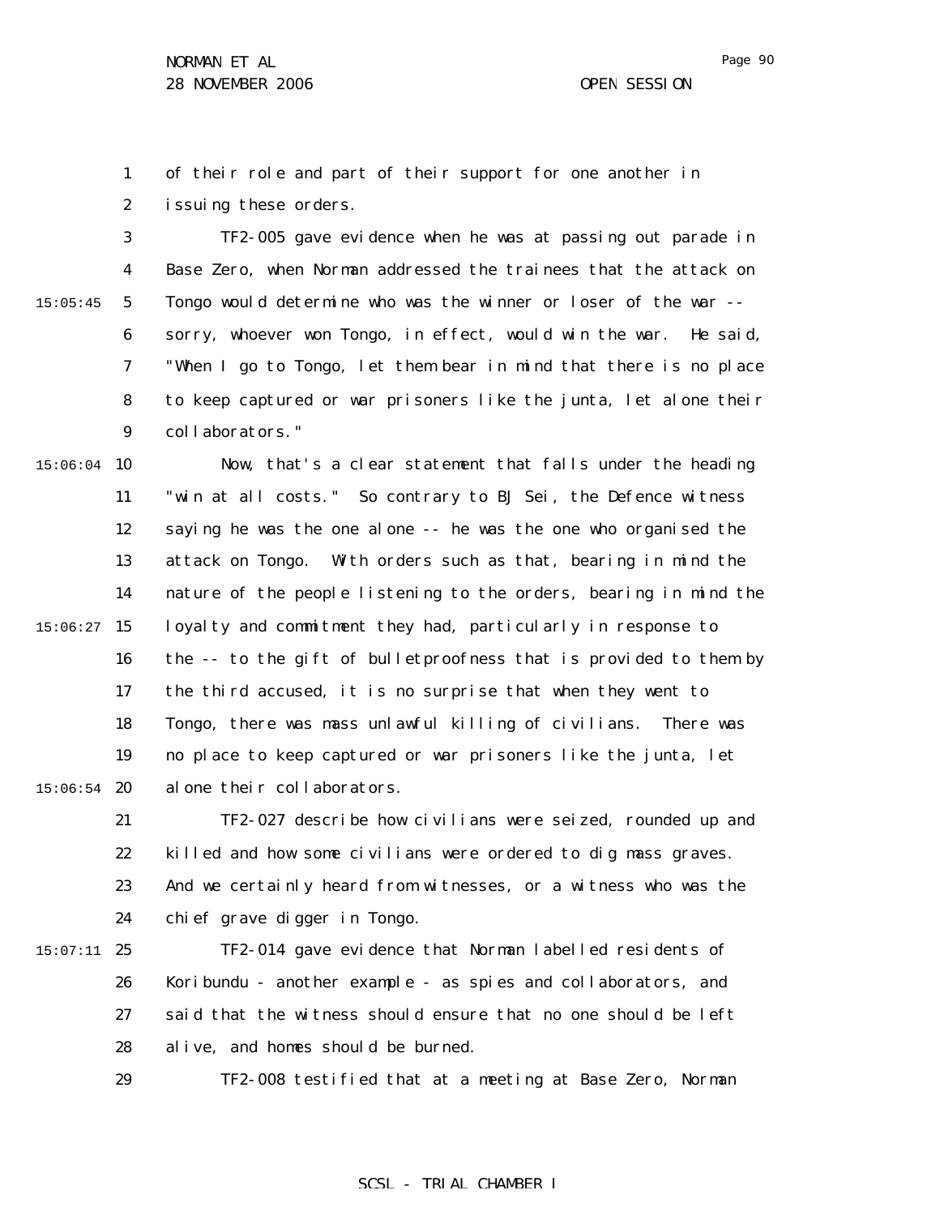of their role and part of their support for one another in issuing these orders.

TF2-005 gave evidence when he was at passing out parade in Base Zero, when Norman addressed the trainees that the attack on Tongo would determine who was the winner or loser of the war -- sorry, whoever won Tongo, in effect, would win the war. He said, "When I go to Tongo, let them bear in mind that there is no place to keep captured or war prisoners like the junta, let alone their collaborators."

Now, that's a clear statement that falls under the heading "win at all costs." So contrary to BJ Sei, the Defence witness saying he was the one alone -- he was the one who organised the attack on Tongo. With orders such as that, bearing in mind the nature of the people listening to the orders, bearing in mind the loyalty and commitment they had, particularly in response to the -- to the gift of bulletproofness that is provided to them by the third accused, it is no surprise that when they went to Tongo, there was mass unlawful killing of civilians. There was no place to keep captured or war prisoners like the junta, let alone their collaborators.

TF2-027 describe how civilians were seized, rounded up and killed and how some civilians were ordered to dig mass graves. And we certainly heard from witnesses, or a witness who was the chief grave digger in Tongo.

TF2-014 gave evidence that Norman labelled residents of Koribundu - another example - as spies and collaborators, and said that the witness should ensure that no one should be left alive, and homes should be burned.

TF2-008 testified that at a meeting at Base Zero, Norman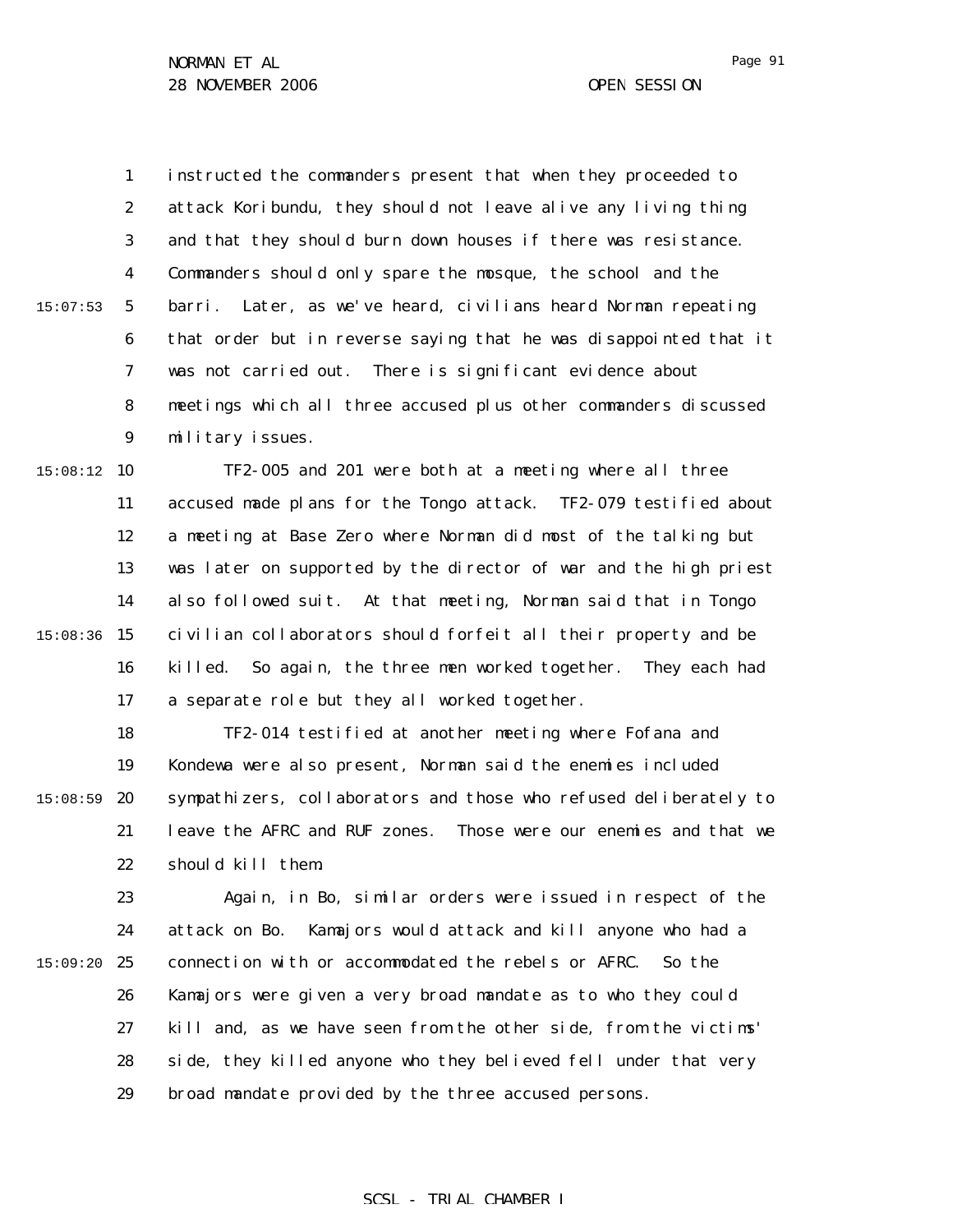instructed the commanders present that when they proceeded to attack Koribundu, they should not leave alive any living thing and that they should burn down houses if there was resistance. Commanders should only spare the mosque, the school and the barri. Later, as we've heard, civilians heard Norman repeating that order but in reverse saying that he was disappointed that it was not carried out. There is significant evidence about meetings which all three accused plus other commanders discussed military issues.

TF2-005 and 201 were both at a meeting where all three accused made plans for the Tongo attack. TF2-079 testified about a meeting at Base Zero where Norman did most of the talking but was later on supported by the director of war and the high priest also followed suit. At that meeting, Norman said that in Tongo civilian collaborators should forfeit all their property and be killed. So again, the three men worked together. They each had a separate role but they all worked together.

TF2-014 testified at another meeting where Fofana and Kondewa were also present, Norman said the enemies included sympathizers, collaborators and those who refused deliberately to leave the AFRC and RUF zones. Those were our enemies and that we should kill them.

Again, in Bo, similar orders were issued in respect of the attack on Bo. Kamajors would attack and kill anyone who had a connection with or accommodated the rebels or AFRC. So the Kamajors were given a very broad mandate as to who they could kill and, as we have seen from the other side, from the victims' side, they killed anyone who they believed fell under that very broad mandate provided by the three accused persons.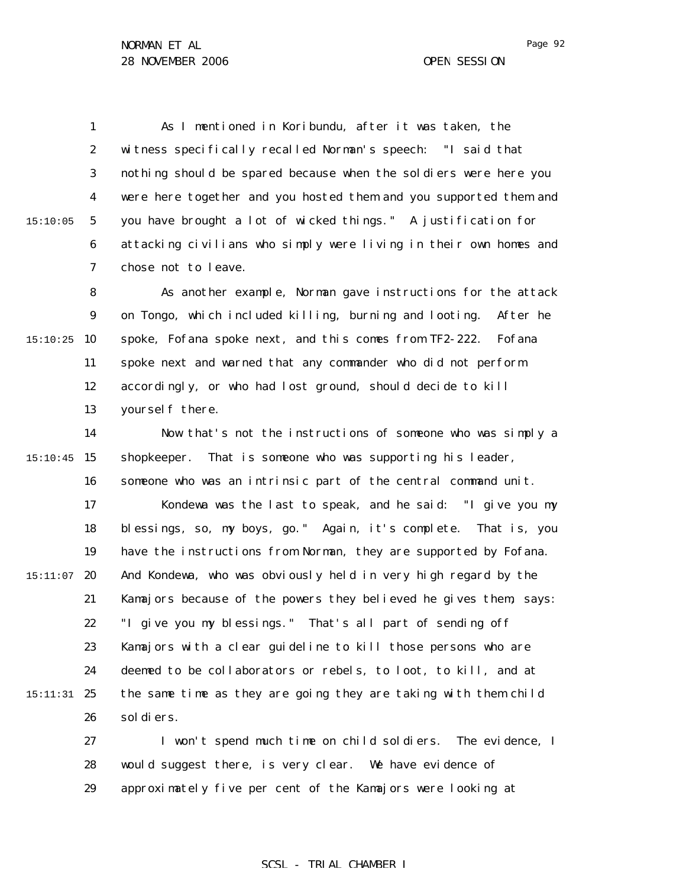As I mentioned in Koribundu, after it was taken, the witness specifically recalled Norman's speech: "I said that nothing should be spared because when the soldiers were here you were here together and you hosted them and you supported them and you have brought a lot of wicked things." A justification for attacking civilians who simply were living in their own homes and chose not to leave.

As another example, Norman gave instructions for the attack on Tongo, which included killing, burning and looting. After he spoke, Fofana spoke next, and this comes from TF2-222. Fofana spoke next and warned that any commander who did not perform accordingly, or who had lost ground, should decide to kill yourself there.

Now that's not the instructions of someone who was simply a shopkeeper. That is someone who was supporting his leader, someone who was an intrinsic part of the central command unit.

Kondewa was the last to speak, and he said: "I give you my blessings, so, my boys, go." Again, it's complete. That is, you have the instructions from Norman, they are supported by Fofana. And Kondewa, who was obviously held in very high regard by the Kamajors because of the powers they believed he gives them, says: "I give you my blessings." That's all part of sending off Kamajors with a clear guideline to kill those persons who are deemed to be collaborators or rebels, to loot, to kill, and at the same time as they are going they are taking with them child soldiers.

I won't spend much time on child soldiers. The evidence, I would suggest there, is very clear. We have evidence of approximately five per cent of the Kamajors were looking at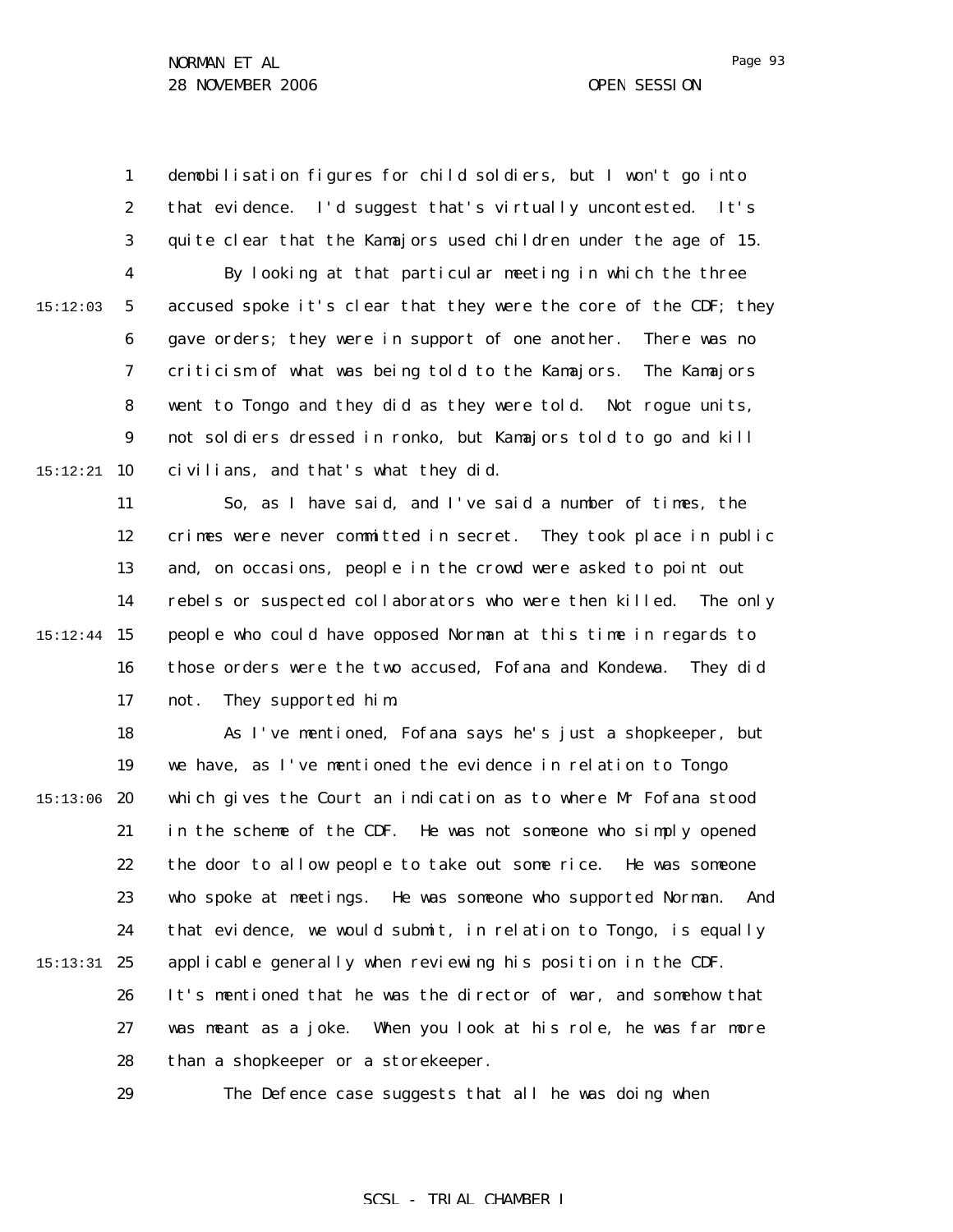demobilisation figures for child soldiers, but I won't go into that evidence. I'd suggest that's virtually uncontested. It's quite clear that the Kamajors used children under the age of 15.

By looking at that particular meeting in which the three accused spoke it's clear that they were the core of the CDF; they gave orders; they were in support of one another. There was no criticism of what was being told to the Kamajors. The Kamajors went to Tongo and they did as they were told. Not rogue units, not soldiers dressed in ronko, but Kamajors told to go and kill civilians, and that's what they did.

So, as I have said, and I've said a number of times, the crimes were never committed in secret. They took place in public and, on occasions, people in the crowd were asked to point out rebels or suspected collaborators who were then killed. The only people who could have opposed Norman at this time in regards to those orders were the two accused, Fofana and Kondewa. They did not. They supported him.

As I've mentioned, Fofana says he's just a shopkeeper, but we have, as I've mentioned the evidence in relation to Tongo which gives the Court an indication as to where Mr Fofana stood in the scheme of the CDF. He was not someone who simply opened the door to allow people to take out some rice. He was someone who spoke at meetings. He was someone who supported Norman. And that evidence, we would submit, in relation to Tongo, is equally applicable generally when reviewing his position in the CDF. It's mentioned that he was the director of war, and somehow that was meant as a joke. When you look at his role, he was far more than a shopkeeper or a storekeeper.

The Defence case suggests that all he was doing when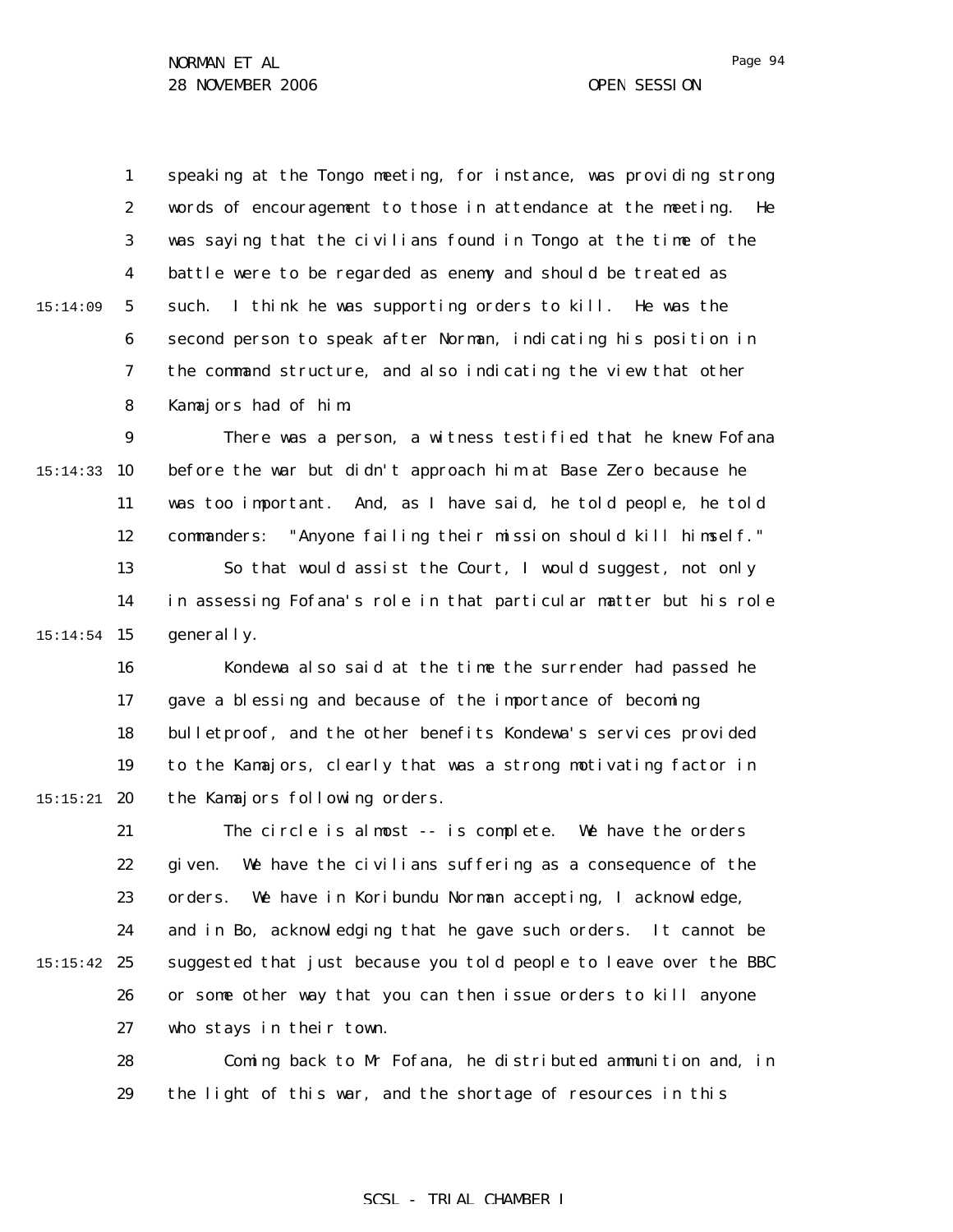speaking at the Tongo meeting, for instance, was providing strong words of encouragement to those in attendance at the meeting. He was saying that the civilians found in Tongo at the time of the battle were to be regarded as enemy and should be treated as such. I think he was supporting orders to kill. He was the second person to speak after Norman, indicating his position in the command structure, and also indicating the view that other Kamajors had of him.

There was a person, a witness testified that he knew Fofana before the war but didn't approach him at Base Zero because he was too important. And, as I have said, he told people, he told commanders: "Anyone failing their mission should kill himself."

So that would assist the Court, I would suggest, not only in assessing Fofana's role in that particular matter but his role generally.

Kondewa also said at the time the surrender had passed he gave a blessing and because of the importance of becoming bulletproof, and the other benefits Kondewa's services provided to the Kamajors, clearly that was a strong motivating factor in the Kamajors following orders.

The circle is almost -- is complete. We have the orders given. We have the civilians suffering as a consequence of the orders. We have in Koribundu Norman accepting, I acknowledge, and in Bo, acknowledging that he gave such orders. It cannot be suggested that just because you told people to leave over the BBC or some other way that you can then issue orders to kill anyone who stays in their town.

Coming back to Mr Fofana, he distributed ammunition and, in the light of this war, and the shortage of resources in this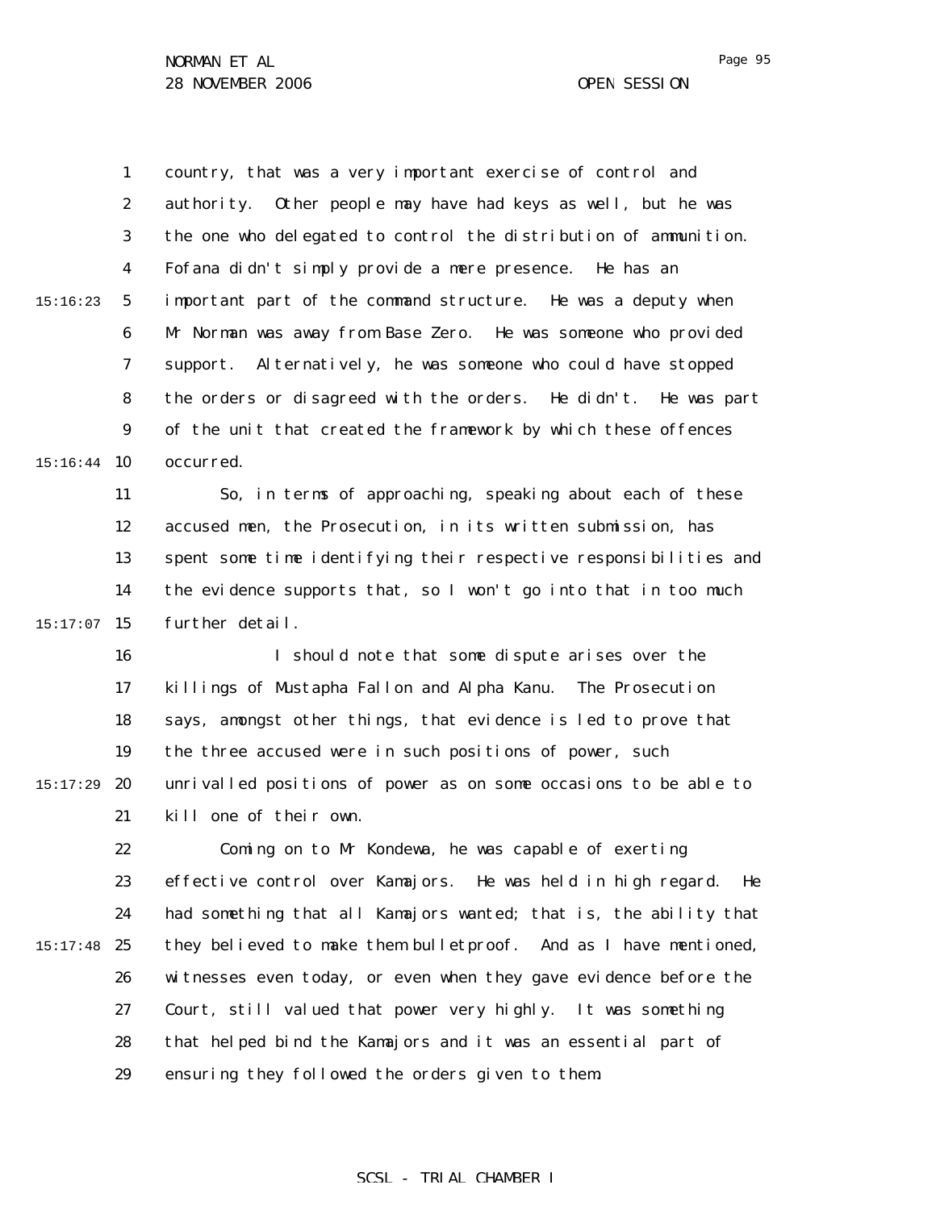country, that was a very important exercise of control and authority. Other people may have had keys as well, but he was the one who delegated to control the distribution of ammunition. Fofana didn't simply provide a mere presence. He has an important part of the command structure. He was a deputy when Mr Norman was away from Base Zero. He was someone who provided support. Alternatively, he was someone who could have stopped the orders or disagreed with the orders. He didn't. He was part of the unit that created the framework by which these offences occurred.

So, in terms of approaching, speaking about each of these accused men, the Prosecution, in its written submission, has spent some time identifying their respective responsibilities and the evidence supports that, so I won't go into that in too much further detail.

I should note that some dispute arises over the killings of Mustapha Fallon and Alpha Kanu. The Prosecution says, amongst other things, that evidence is led to prove that the three accused were in such positions of power, such unrivalled positions of power as on some occasions to be able to kill one of their own.

Coming on to Mr Kondewa, he was capable of exerting effective control over Kamajors. He was held in high regard. He had something that all Kamajors wanted; that is, the ability that they believed to make them bulletproof. And as I have mentioned, witnesses even today, or even when they gave evidence before the Court, still valued that power very highly. It was something that helped bind the Kamajors and it was an essential part of ensuring they followed the orders given to them.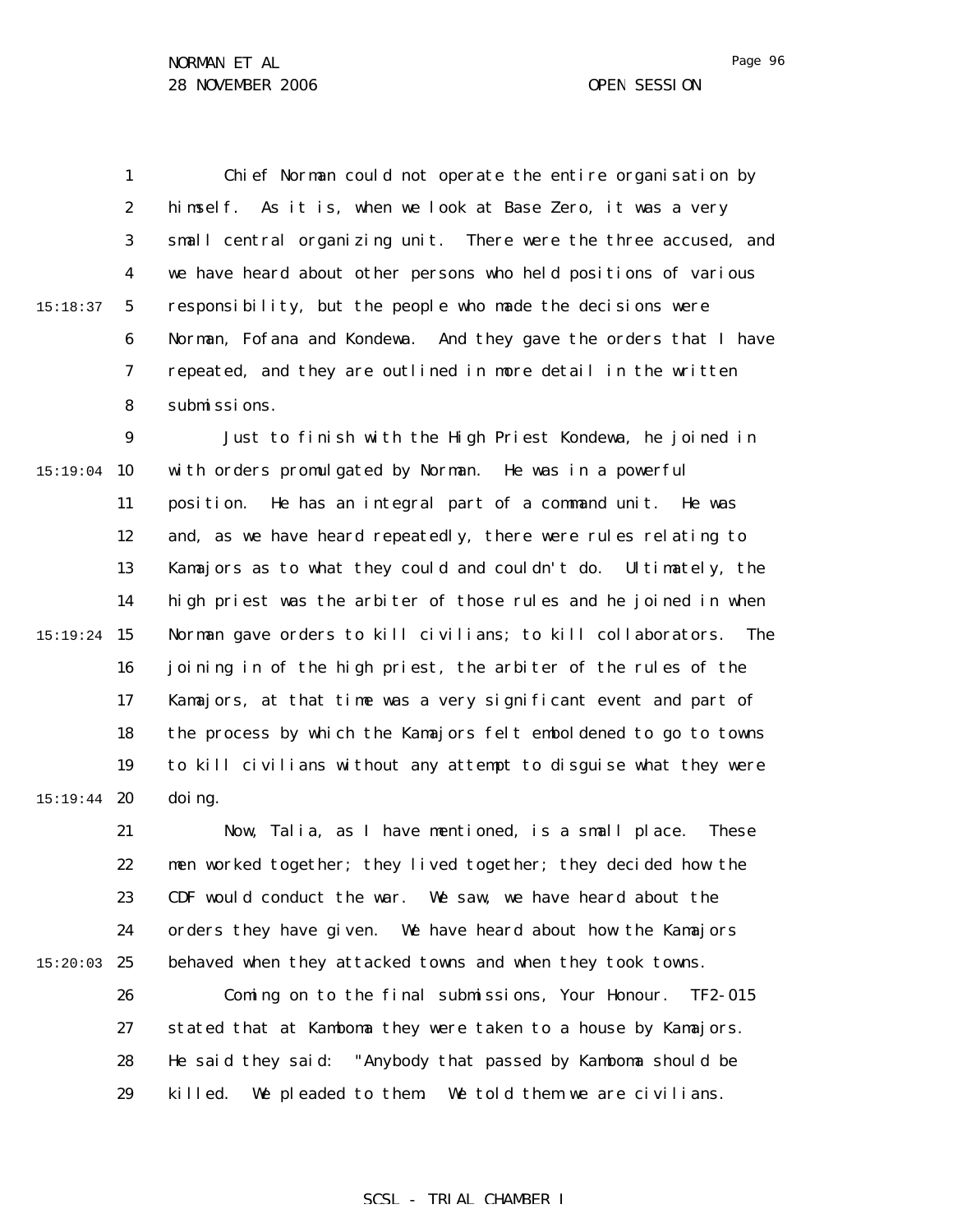Chief Norman could not operate the entire organisation by himself. As it is, when we look at Base Zero, it was a very small central organizing unit. There were the three accused, and we have heard about other persons who held positions of various responsibility, but the people who made the decisions were Norman, Fofana and Kondewa. And they gave the orders that I have repeated, and they are outlined in more detail in the written submissions.

Just to finish with the High Priest Kondewa, he joined in with orders promulgated by Norman. He was in a powerful position. He has an integral part of a command unit. He was and, as we have heard repeatedly, there were rules relating to Kamajors as to what they could and couldn't do. Ultimately, the high priest was the arbiter of those rules and he joined in when Norman gave orders to kill civilians; to kill collaborators. The joining in of the high priest, the arbiter of the rules of the Kamajors, at that time was a very significant event and part of the process by which the Kamajors felt emboldened to go to towns to kill civilians without any attempt to disguise what they were doing.

Now, Talia, as I have mentioned, is a small place. These men worked together; they lived together; they decided how the CDF would conduct the war. We saw, we have heard about the orders they have given. We have heard about how the Kamajors behaved when they attacked towns and when they took towns.

Coming on to the final submissions, Your Honour. TF2-015 stated that at Kamboma they were taken to a house by Kamajors. He said they said: "Anybody that passed by Kamboma should be killed. We pleaded to them. We told them we are civilians.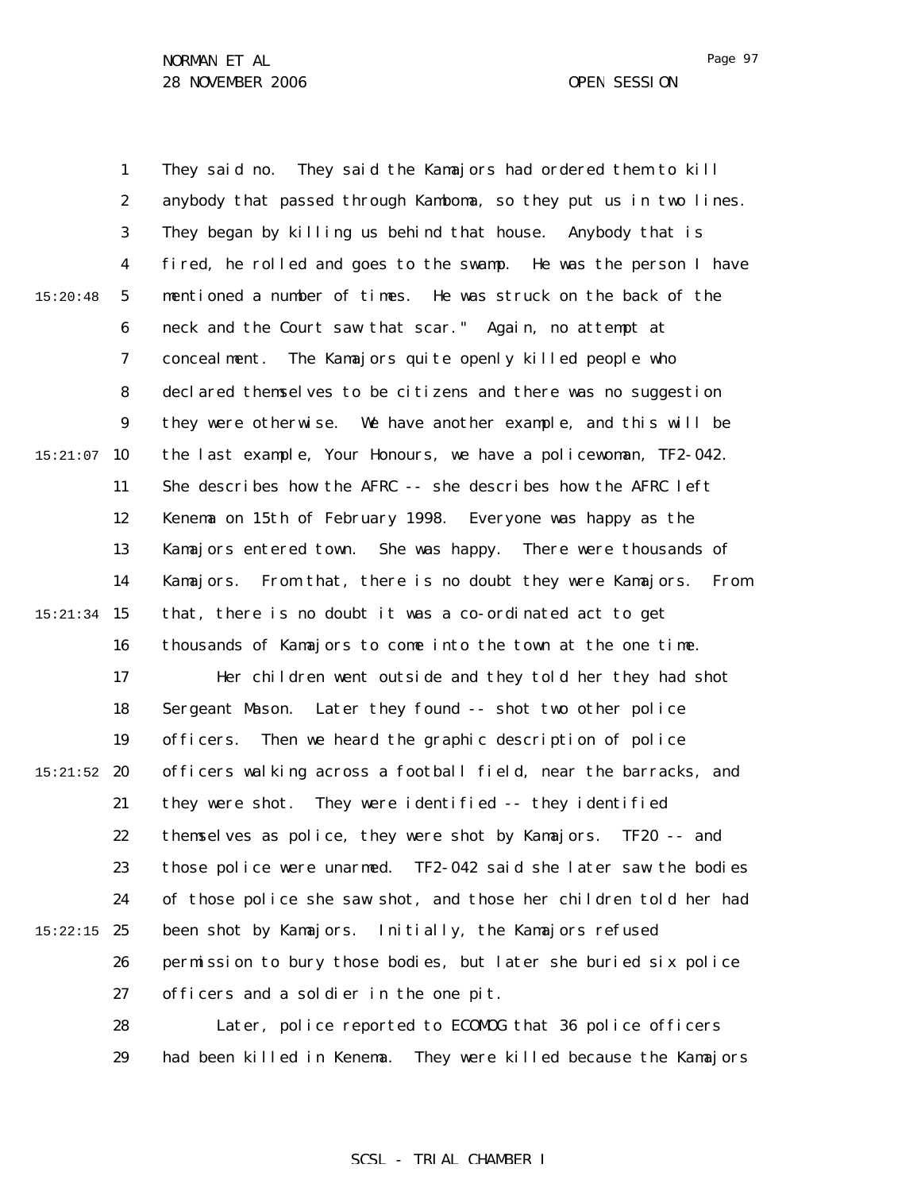They said no. They said the Kamajors had ordered them to kill anybody that passed through Kamboma, so they put us in two lines. They began by killing us behind that house. Anybody that is fired, he rolled and goes to the swamp. He was the person I have mentioned a number of times. He was struck on the back of the neck and the Court saw that scar." Again, no attempt at concealment. The Kamajors quite openly killed people who declared themselves to be citizens and there was no suggestion they were otherwise. We have another example, and this will be the last example, Your Honours, we have a policewoman, TF2-042. She describes how the AFRC -- she describes how the AFRC left Kenema on 15th of February 1998. Everyone was happy as the Kamajors entered town. She was happy. There were thousands of Kamajors. From that, there is no doubt they were Kamajors. From that, there is no doubt it was a co-ordinated act to get thousands of Kamajors to come into the town at the one time.

Her children went outside and they told her they had shot Sergeant Mason. Later they found -- shot two other police officers. Then we heard the graphic description of police officers walking across a football field, near the barracks, and they were shot. They were identified -- they identified themselves as police, they were shot by Kamajors. TF20 -- and those police were unarmed. TF2-042 said she later saw the bodies of those police she saw shot, and those her children told her had been shot by Kamajors. Initially, the Kamajors refused permission to bury those bodies, but later she buried six police officers and a soldier in the one pit.

Later, police reported to ECOMOG that 36 police officers had been killed in Kenema. They were killed because the Kamajors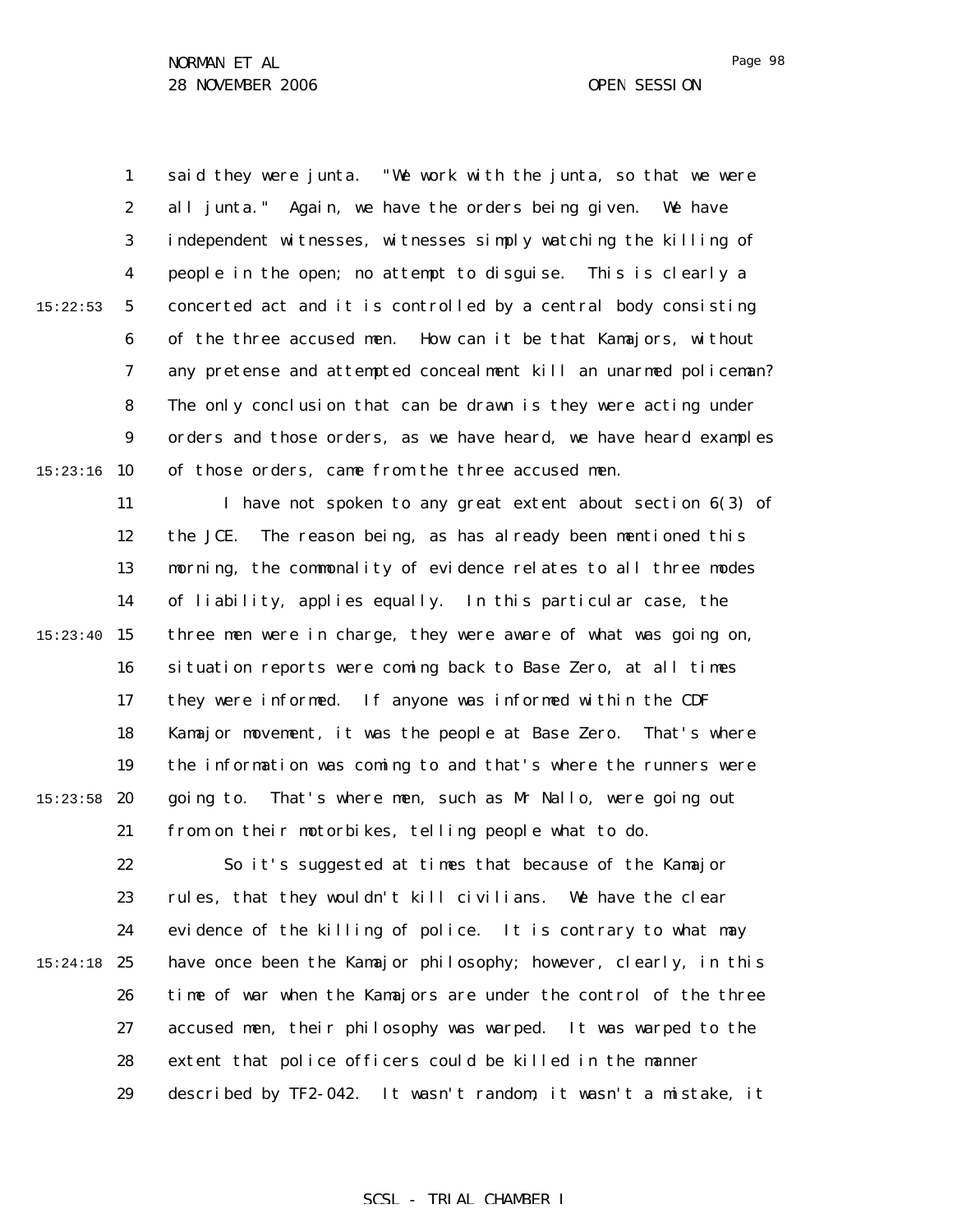said they were junta. "We work with the junta, so that we were all junta." Again, we have the orders being given. We have independent witnesses, witnesses simply watching the killing of people in the open; no attempt to disguise. This is clearly a concerted act and it is controlled by a central body consisting of the three accused men. How can it be that Kamajors, without any pretense and attempted concealment kill an unarmed policeman? The only conclusion that can be drawn is they were acting under orders and those orders, as we have heard, we have heard examples of those orders, came from the three accused men.

I have not spoken to any great extent about section 6(3) of the JCE. The reason being, as has already been mentioned this morning, the commonality of evidence relates to all three modes of liability, applies equally. In this particular case, the three men were in charge, they were aware of what was going on, situation reports were coming back to Base Zero, at all times they were informed. If anyone was informed within the CDF Kamajor movement, it was the people at Base Zero. That's where the information was coming to and that's where the runners were going to. That's where men, such as Mr Nallo, were going out from on their motorbikes, telling people what to do.

So it's suggested at times that because of the Kamajor rules, that they wouldn't kill civilians. We have the clear evidence of the killing of police. It is contrary to what may have once been the Kamajor philosophy; however, clearly, in this time of war when the Kamajors are under the control of the three accused men, their philosophy was warped. It was warped to the extent that police officers could be killed in the manner described by TF2-042. It wasn't random, it wasn't a mistake, it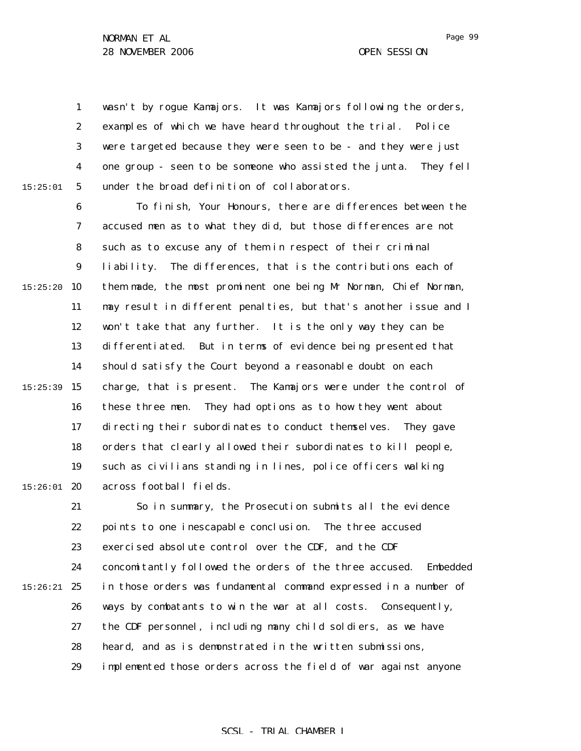wasn't by rogue Kamajors. It was Kamajors following the orders, examples of which we have heard throughout the trial. Police were targeted because they were seen to be - and they were just one group - seen to be someone who assisted the junta. They fell under the broad definition of collaborators.

To finish, Your Honours, there are differences between the accused men as to what they did, but those differences are not such as to excuse any of them in respect of their criminal liability. The differences, that is the contributions each of them made, the most prominent one being Mr Norman, Chief Norman, may result in different penalties, but that's another issue and I won't take that any further. It is the only way they can be differentiated. But in terms of evidence being presented that should satisfy the Court beyond a reasonable doubt on each charge, that is present. The Kamajors were under the control of these three men. They had options as to how they went about directing their subordinates to conduct themselves. They gave orders that clearly allowed their subordinates to kill people, such as civilians standing in lines, police officers walking across football fields.

So in summary, the Prosecution submits all the evidence points to one inescapable conclusion. The three accused exercised absolute control over the CDF, and the CDF concomitantly followed the orders of the three accused. Embedded in those orders was fundamental command expressed in a number of ways by combatants to win the war at all costs. Consequently, the CDF personnel, including many child soldiers, as we have heard, and as is demonstrated in the written submissions, implemented those orders across the field of war against anyone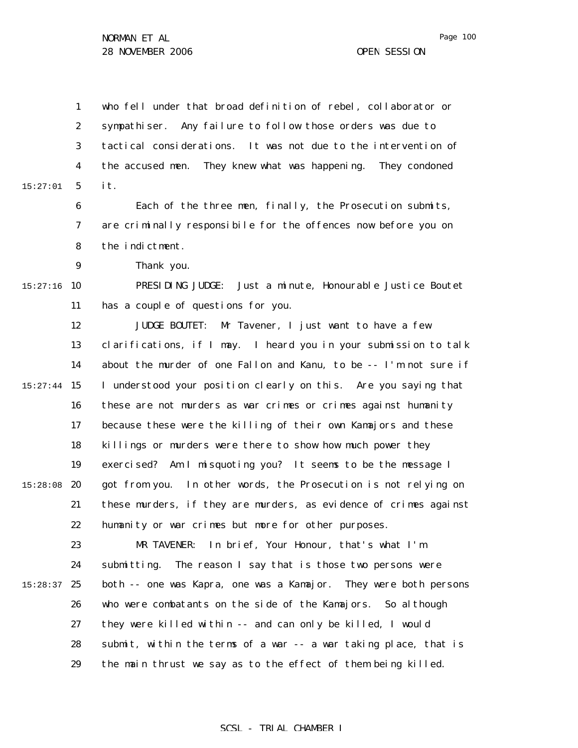who fell under that broad definition of rebel, collaborator or sympathiser. Any failure to follow those orders was due to tactical considerations. It was not due to the intervention of the accused men. They knew what was happening. They condoned it.

Each of the three men, finally, the Prosecution submits, are criminally responsibile for the offences now before you on the indictment.

Thank you.

PRESIDING JUDGE: Just a minute, Honourable Justice Boutet has a couple of questions for you.

JUDGE BOUTET: Mr Tavener, I just want to have a few clarifications, if I may. I heard you in your submission to talk about the murder of one Fallon and Kanu, to be -- I'm not sure if I understood your position clearly on this. Are you saying that these are not murders as war crimes or crimes against humanity because these were the killing of their own Kamajors and these killings or murders were there to show how much power they exercised? Am I misquoting you? It seems to be the message I got from you. In other words, the Prosecution is not relying on these murders, if they are murders, as evidence of crimes against humanity or war crimes but more for other purposes.

MR TAVENER: In brief, Your Honour, that's what I'm submitting. The reason I say that is those two persons were both -- one was Kapra, one was a Kamajor. They were both persons who were combatants on the side of the Kamajors. So although they were killed within -- and can only be killed, I would submit, within the terms of a war -- a war taking place, that is the main thrust we say as to the effect of them being killed.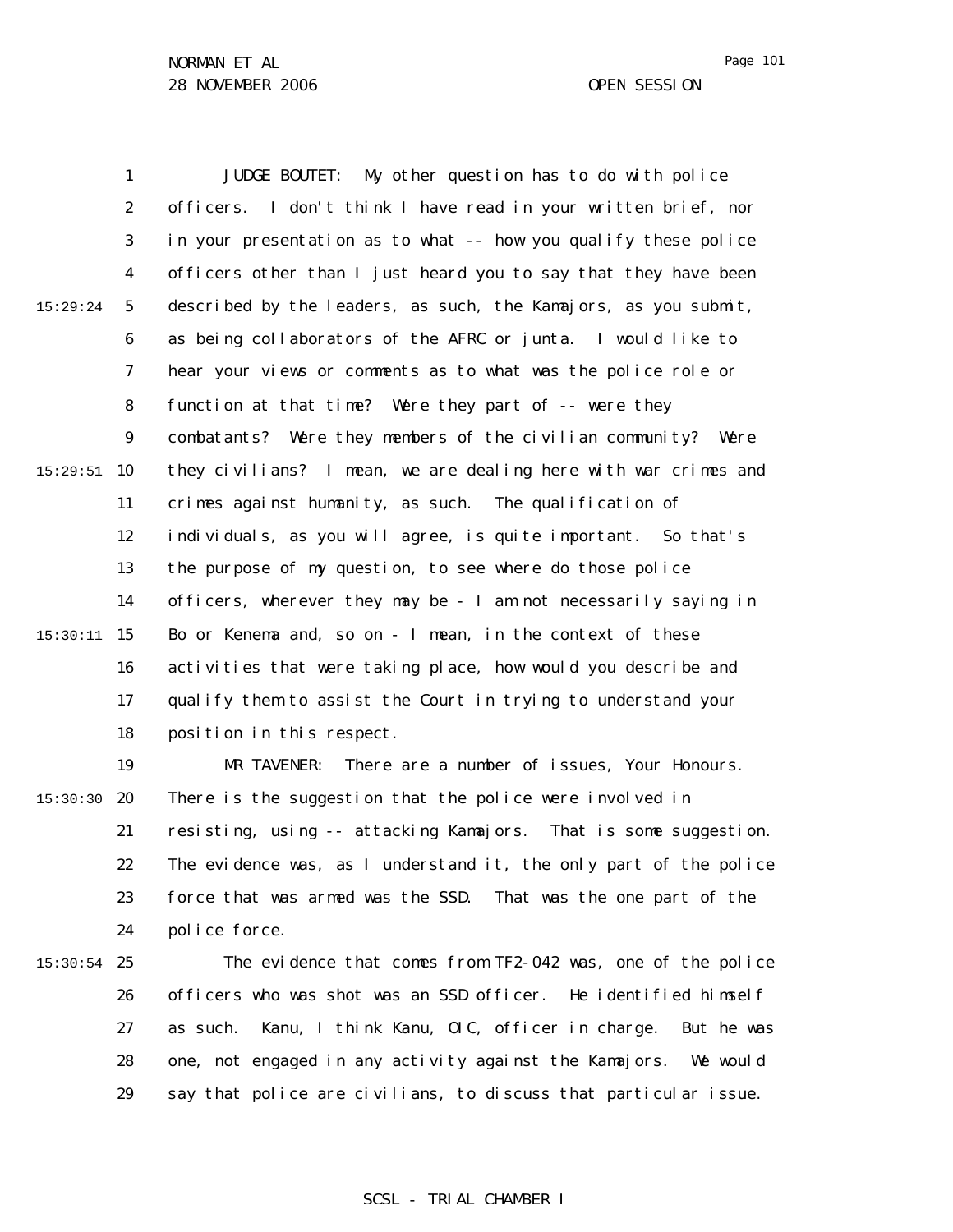JUDGE BOUTET: My other question has to do with police officers. I don't think I have read in your written brief, nor in your presentation as to what -- how you qualify these police officers other than I just heard you to say that they have been described by the leaders, as such, the Kamajors, as you submit, as being collaborators of the AFRC or junta. I would like to hear your views or comments as to what was the police role or function at that time? Were they part of -- were they combatants? Were they members of the civilian community? Were they civilians? I mean, we are dealing here with war crimes and crimes against humanity, as such. The qualification of individuals, as you will agree, is quite important. So that's the purpose of my question, to see where do those police officers, wherever they may be - I am not necessarily saying in Bo or Kenema and, so on - I mean, in the context of these activities that were taking place, how would you describe and qualify them to assist the Court in trying to understand your position in this respect.

MR TAVENER: There are a number of issues, Your Honours. There is the suggestion that the police were involved in resisting, using -- attacking Kamajors. That is some suggestion. The evidence was, as I understand it, the only part of the police force that was armed was the SSD. That was the one part of the police force.

The evidence that comes from TF2-042 was, one of the police officers who was shot was an SSD officer. He identified himself as such. Kanu, I think Kanu, OIC, officer in charge. But he was one, not engaged in any activity against the Kamajors. We would say that police are civilians, to discuss that particular issue.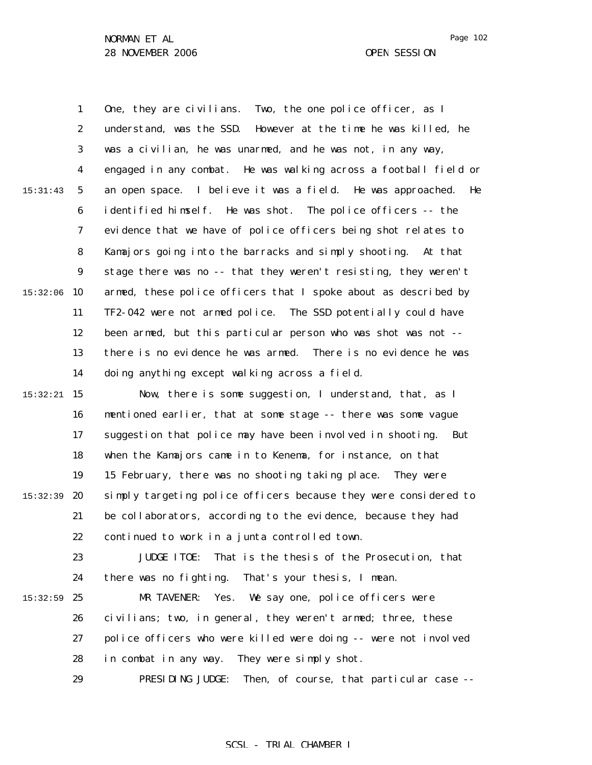One, they are civilians. Two, the one police officer, as I understand, was the SSD. However at the time he was killed, he was a civilian, he was unarmed, and he was not, in any way, engaged in any combat. He was walking across a football field or an open space. I believe it was a field. He was approached. He identified himself. He was shot. The police officers -- the evidence that we have of police officers being shot relates to Kamajors going into the barracks and simply shooting. At that stage there was no -- that they weren't resisting, they weren't armed, these police officers that I spoke about as described by TF2-042 were not armed police. The SSD potentially could have been armed, but this particular person who was shot was not -- there is no evidence he was armed. There is no evidence he was doing anything except walking across a field.

Now, there is some suggestion, I understand, that, as I mentioned earlier, that at some stage -- there was some vague suggestion that police may have been involved in shooting. But when the Kamajors came in to Kenema, for instance, on that 15 February, there was no shooting taking place. They were simply targeting police officers because they were considered to be collaborators, according to the evidence, because they had continued to work in a junta controlled town.

JUDGE ITOE: That is the thesis of the Prosecution, that there was no fighting. That's your thesis, I mean.

MR TAVENER: Yes. We say one, police officers were civilians; two, in general, they weren't armed; three, these police officers who were killed were doing -- were not involved in combat in any way. They were simply shot.

PRESIDING JUDGE: Then, of course, that particular case --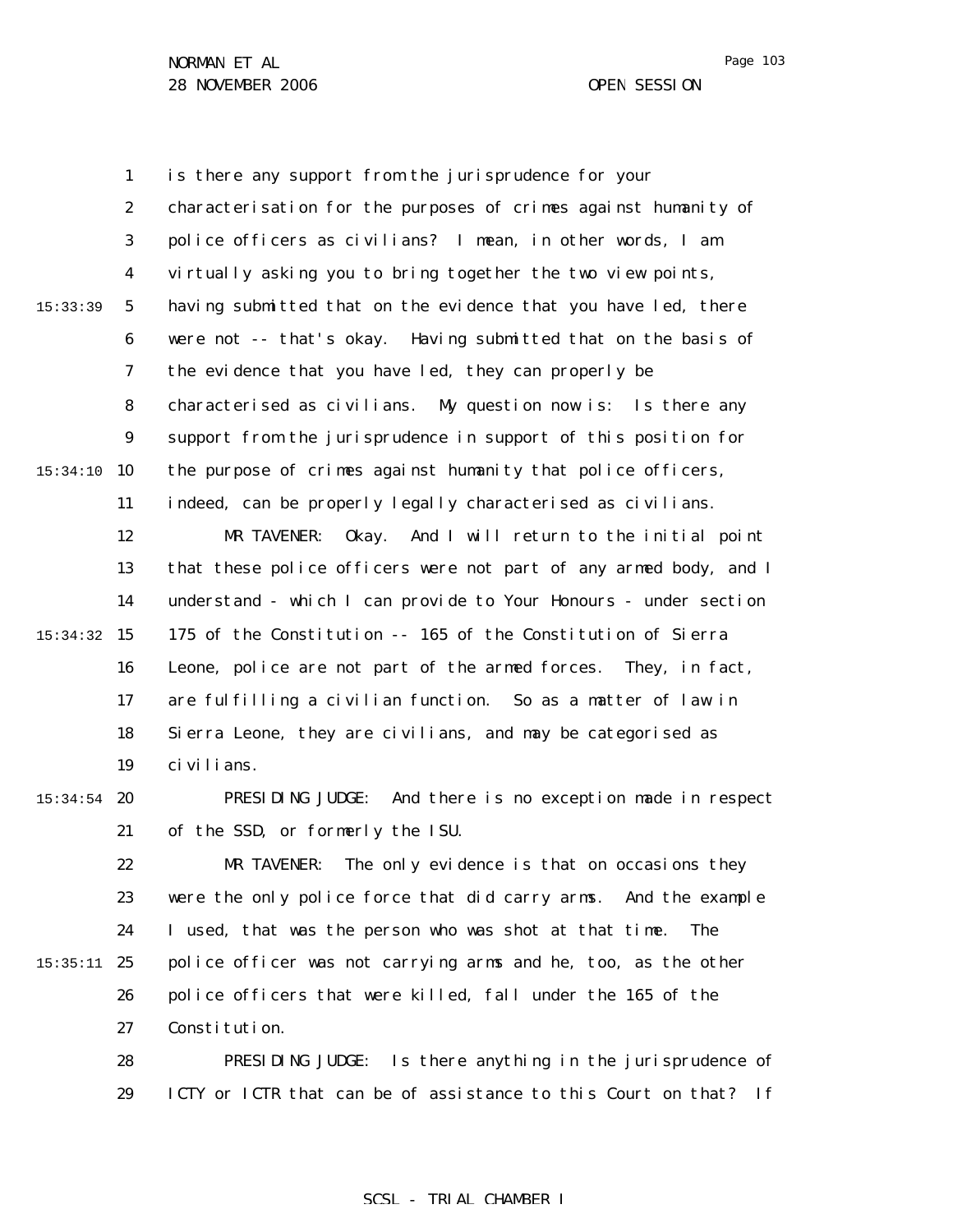is there any support from the jurisprudence for your characterisation for the purposes of crimes against humanity of police officers as civilians? I mean, in other words, I am virtually asking you to bring together the two view points, having submitted that on the evidence that you have led, there were not -- that's okay. Having submitted that on the basis of the evidence that you have led, they can properly be characterised as civilians. My question now is: Is there any support from the jurisprudence in support of this position for the purpose of crimes against humanity that police officers, indeed, can be properly legally characterised as civilians.

MR TAVENER: Okay. And I will return to the initial point that these police officers were not part of any armed body, and I understand - which I can provide to Your Honours - under section 175 of the Constitution -- 165 of the Constitution of Sierra Leone, police are not part of the armed forces. They, in fact, are fulfilling a civilian function. So as a matter of law in Sierra Leone, they are civilians, and may be categorised as civilians.

PRESIDING JUDGE: And there is no exception made in respect of the SSD, or formerly the ISU.

MR TAVENER: The only evidence is that on occasions they were the only police force that did carry arms. And the example I used, that was the person who was shot at that time. The police officer was not carrying arms and he, too, as the other police officers that were killed, fall under the 165 of the Constitution.

PRESIDING JUDGE: Is there anything in the jurisprudence of ICTY or ICTR that can be of assistance to this Court on that? If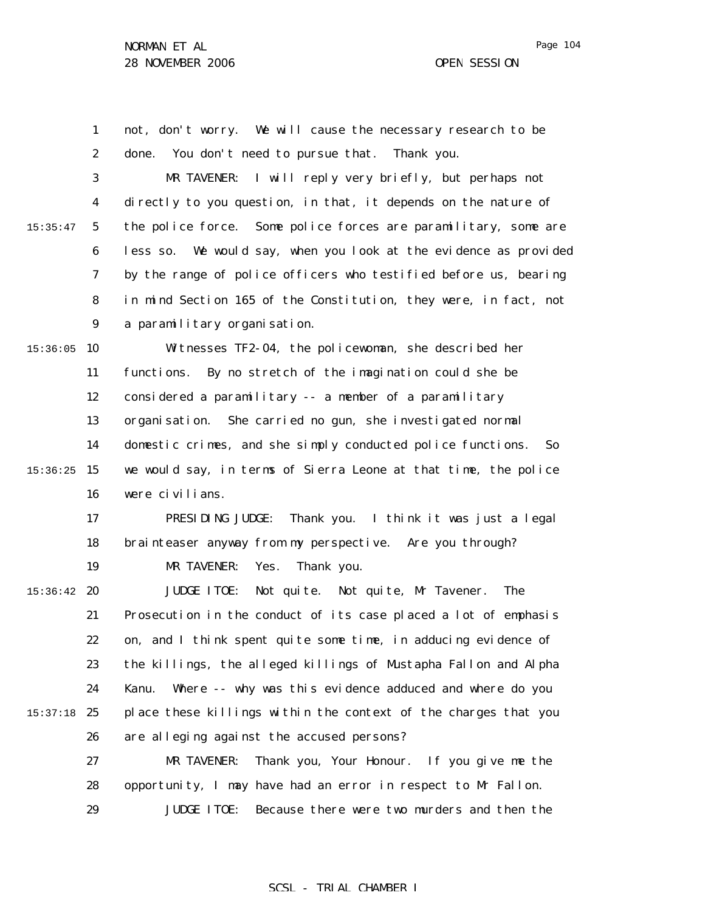not, don't worry. We will cause the necessary research to be done. You don't need to pursue that. Thank you.

MR TAVENER: I will reply very briefly, but perhaps not directly to you question, in that, it depends on the nature of the police force. Some police forces are paramilitary, some are less so. We would say, when you look at the evidence as provided by the range of police officers who testified before us, bearing in mind Section 165 of the Constitution, they were, in fact, not a paramilitary organisation.

Witnesses TF2-04, the policewoman, she described her functions. By no stretch of the imagination could she be considered a paramilitary -- a member of a paramilitary organisation. She carried no gun, she investigated normal domestic crimes, and she simply conducted police functions. So we would say, in terms of Sierra Leone at that time, the police were civilians.

PRESIDING JUDGE: Thank you. I think it was just a legal brainteaser anyway from my perspective. Are you through?

MR TAVENER: Yes. Thank you.

JUDGE ITOE: Not quite. Not quite, Mr Tavener. The Prosecution in the conduct of its case placed a lot of emphasis on, and I think spent quite some time, in adducing evidence of the killings, the alleged killings of Mustapha Fallon and Alpha Kanu. Where -- why was this evidence adduced and where do you place these killings within the context of the charges that you are alleging against the accused persons?

MR TAVENER: Thank you, Your Honour. If you give me the opportunity, I may have had an error in respect to Mr Fallon.

JUDGE ITOE: Because there were two murders and then the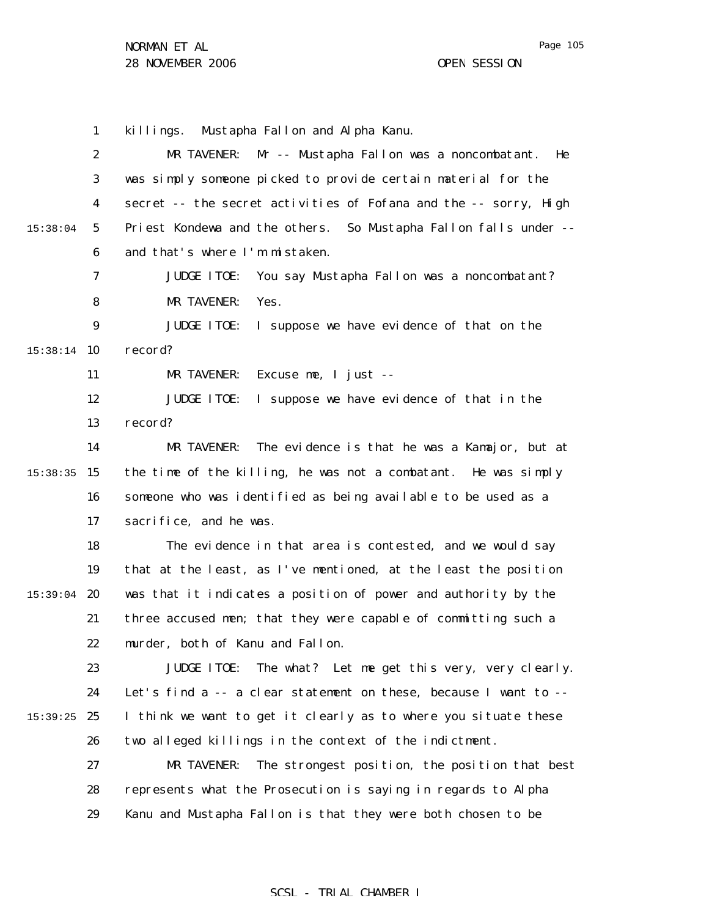killings. Mustapha Fallon and Alpha Kanu.

MR TAVENER: Mr -- Mustapha Fallon was a noncombatant. He was simply someone picked to provide certain material for the secret -- the secret activities of Fofana and the -- sorry, High Priest Kondewa and the others. So Mustapha Fallon falls under -- and that's where I'm mistaken.

JUDGE ITOE: You say Mustapha Fallon was a noncombatant?

MR TAVENER: Yes.

JUDGE ITOE: I suppose we have evidence of that on the record?

MR TAVENER: Excuse me, I just --

JUDGE ITOE: I suppose we have evidence of that in the record?

MR TAVENER: The evidence is that he was a Kamajor, but at the time of the killing, he was not a combatant. He was simply someone who was identified as being available to be used as a sacrifice, and he was.

The evidence in that area is contested, and we would say that at the least, as I've mentioned, at the least the position was that it indicates a position of power and authority by the three accused men; that they were capable of committing such a murder, both of Kanu and Fallon.

JUDGE ITOE: The what? Let me get this very, very clearly. Let's find a -- a clear statement on these, because I want to -- I think we want to get it clearly as to where you situate these two alleged killings in the context of the indictment.

MR TAVENER: The strongest position, the position that best represents what the Prosecution is saying in regards to Alpha Kanu and Mustapha Fallon is that they were both chosen to be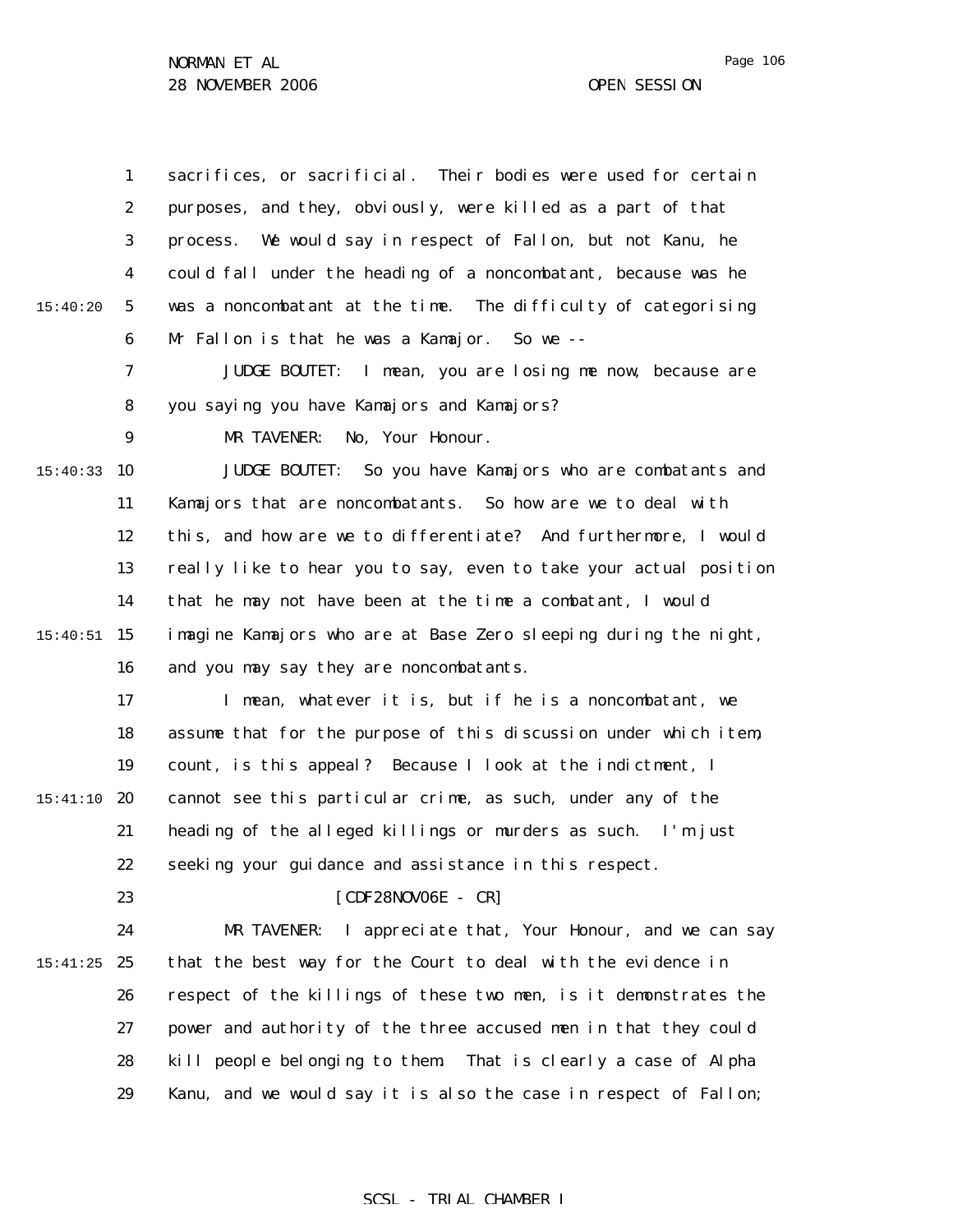sacrifices, or sacrificial. Their bodies were used for certain purposes, and they, obviously, were killed as a part of that process. We would say in respect of Fallon, but not Kanu, he could fall under the heading of a noncombatant, because was he was a noncombatant at the time. The difficulty of categorising Mr Fallon is that he was a Kamajor. So we --

JUDGE BOUTET: I mean, you are losing me now, because are you saying you have Kamajors and Kamajors?

MR TAVENER: No, Your Honour.

JUDGE BOUTET: So you have Kamajors who are combatants and Kamajors that are noncombatants. So how are we to deal with this, and how are we to differentiate? And furthermore, I would really like to hear you to say, even to take your actual position that he may not have been at the time a combatant, I would imagine Kamajors who are at Base Zero sleeping during the night, and you may say they are noncombatants.

I mean, whatever it is, but if he is a noncombatant, we assume that for the purpose of this discussion under which item, count, is this appeal? Because I look at the indictment, I cannot see this particular crime, as such, under any of the heading of the alleged killings or murders as such. I'm just seeking your guidance and assistance in this respect.

[CDF28NOV06E - CR]

MR TAVENER: I appreciate that, Your Honour, and we can say that the best way for the Court to deal with the evidence in respect of the killings of these two men, is it demonstrates the power and authority of the three accused men in that they could kill people belonging to them. That is clearly a case of Alpha Kanu, and we would say it is also the case in respect of Fallon;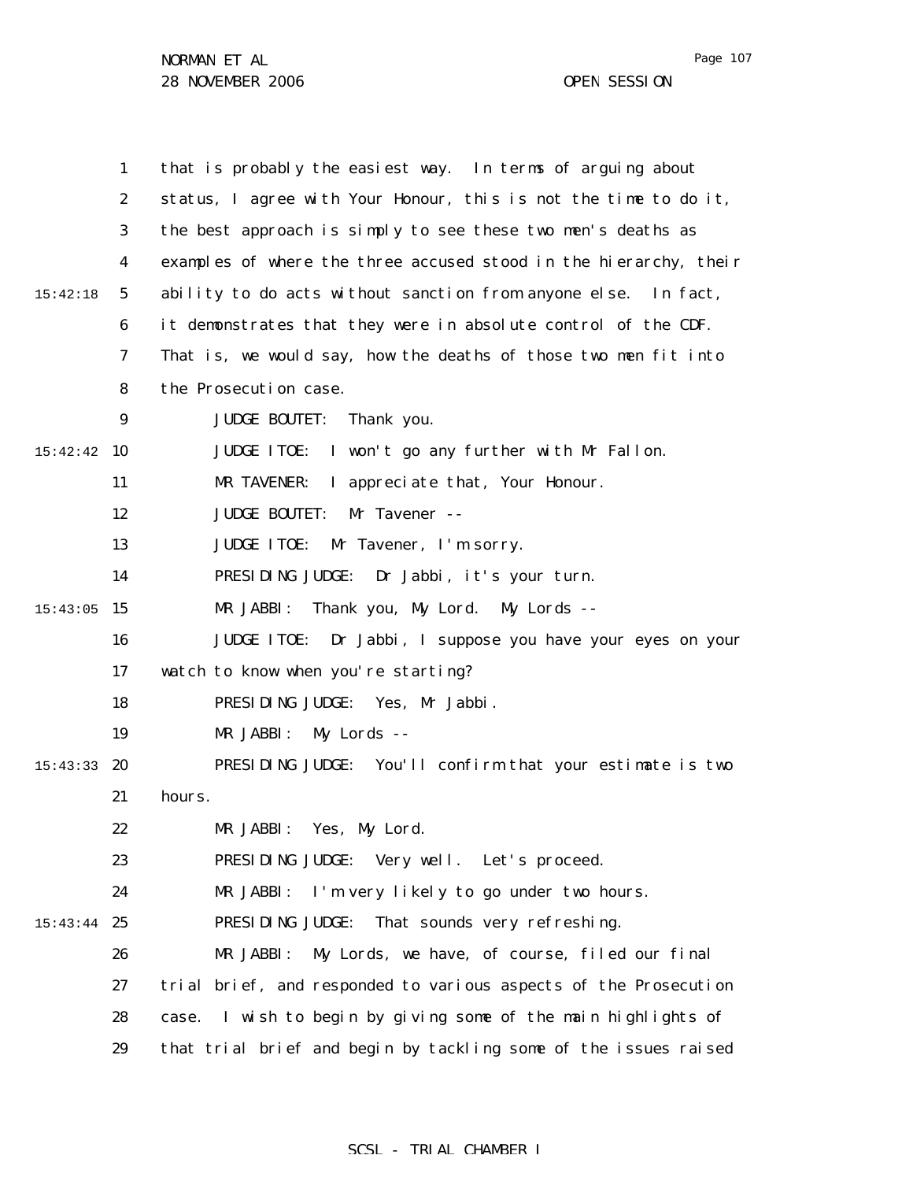that is probably the easiest way. In terms of arguing about status, I agree with Your Honour, this is not the time to do it, the best approach is simply to see these two men's deaths as examples of where the three accused stood in the hierarchy, their ability to do acts without sanction from anyone else. In fact, it demonstrates that they were in absolute control of the CDF. That is, we would say, how the deaths of those two men fit into the Prosecution case.

JUDGE BOUTET: Thank you.

JUDGE ITOE: I won't go any further with Mr Fallon.

MR TAVENER: I appreciate that, Your Honour.

JUDGE BOUTET: Mr Tavener --

JUDGE ITOE: Mr Tavener, I'm sorry.

PRESIDING JUDGE: Dr Jabbi, it's your turn.

MR JABBI: Thank you, My Lord. My Lords --

JUDGE ITOE: Dr Jabbi, I suppose you have your eyes on your watch to know when you're starting?

PRESIDING JUDGE: Yes, Mr Jabbi.

MR JABBI: My Lords --

PRESIDING JUDGE: You'll confirm that your estimate is two hours.

MR JABBI: Yes, My Lord.

PRESIDING JUDGE: Very well. Let's proceed.

MR JABBI: I'm very likely to go under two hours.

PRESIDING JUDGE: That sounds very refreshing.

MR JABBI: My Lords, we have, of course, filed our final trial brief, and responded to various aspects of the Prosecution case. I wish to begin by giving some of the main highlights of that trial brief and begin by tackling some of the issues raised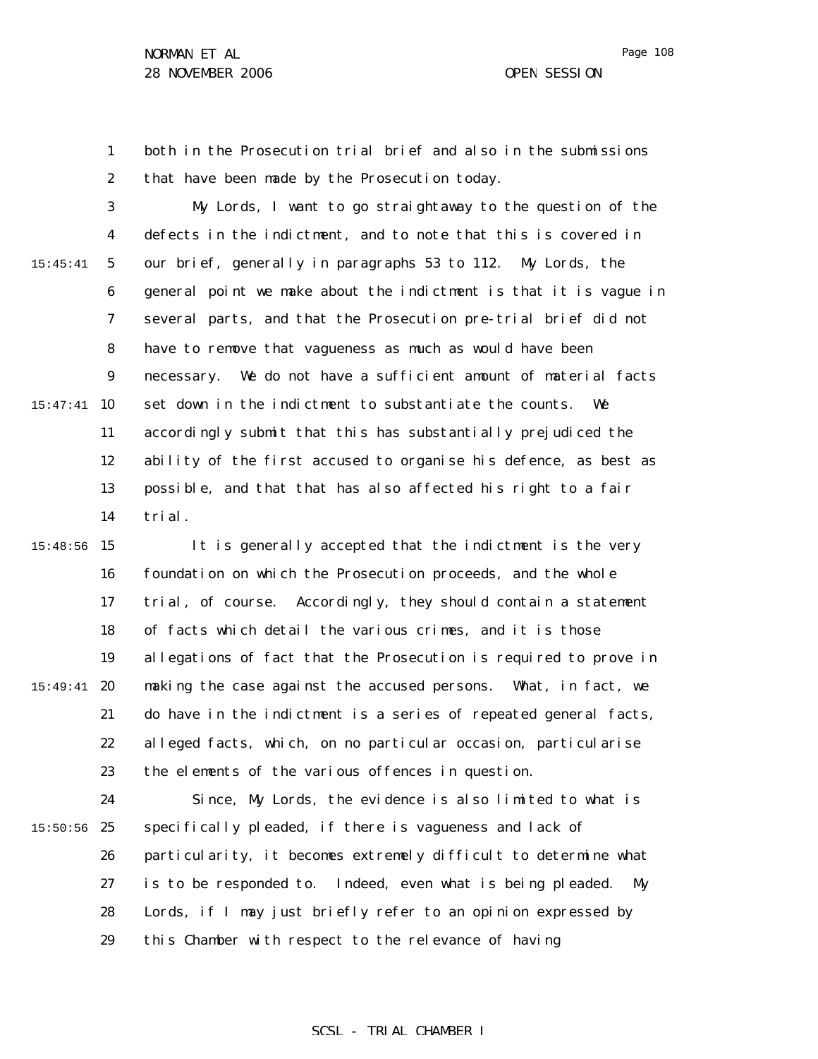both in the Prosecution trial brief and also in the submissions that have been made by the Prosecution today.

My Lords, I want to go straightaway to the question of the defects in the indictment, and to note that this is covered in our brief, generally in paragraphs 53 to 112. My Lords, the general point we make about the indictment is that it is vague in several parts, and that the Prosecution pre-trial brief did not have to remove that vagueness as much as would have been necessary. We do not have a sufficient amount of material facts set down in the indictment to substantiate the counts. We accordingly submit that this has substantially prejudiced the ability of the first accused to organise his defence, as best as possible, and that that has also affected his right to a fair trial.

It is generally accepted that the indictment is the very foundation on which the Prosecution proceeds, and the whole trial, of course. Accordingly, they should contain a statement of facts which detail the various crimes, and it is those allegations of fact that the Prosecution is required to prove in making the case against the accused persons. What, in fact, we do have in the indictment is a series of repeated general facts, alleged facts, which, on no particular occasion, particularise the elements of the various offences in question.

Since, My Lords, the evidence is also limited to what is specifically pleaded, if there is vagueness and lack of particularity, it becomes extremely difficult to determine what is to be responded to. Indeed, even what is being pleaded. My Lords, if I may just briefly refer to an opinion expressed by this Chamber with respect to the relevance of having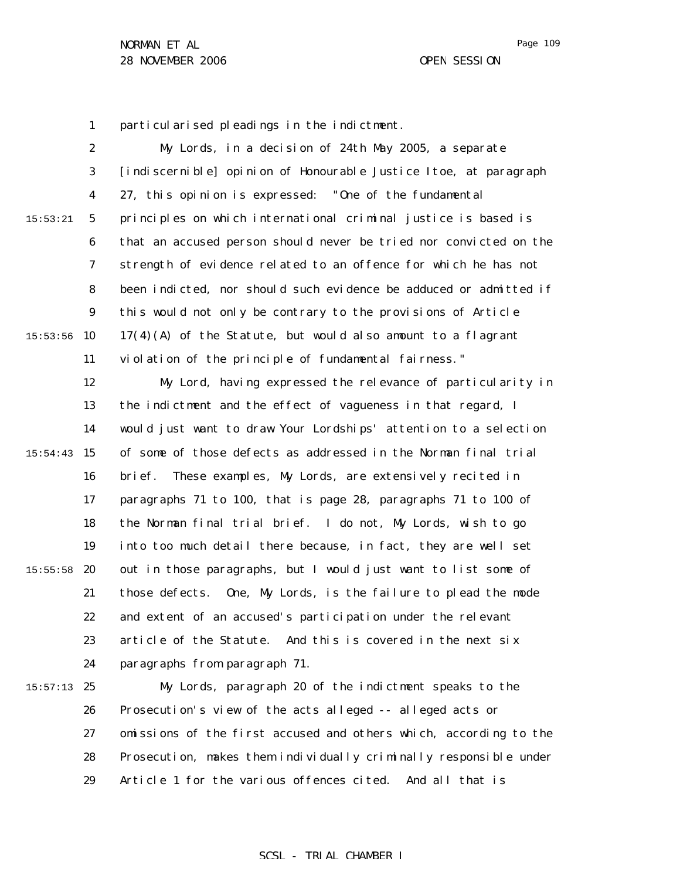particularised pleadings in the indictment.

My Lords, in a decision of 24th May 2005, a separate [indiscernible] opinion of Honourable Justice Itoe, at paragraph 27, this opinion is expressed: "One of the fundamental principles on which international criminal justice is based is that an accused person should never be tried nor convicted on the strength of evidence related to an offence for which he has not been indicted, nor should such evidence be adduced or admitted if this would not only be contrary to the provisions of Article 17(4)(A) of the Statute, but would also amount to a flagrant violation of the principle of fundamental fairness."

My Lord, having expressed the relevance of particularity in the indictment and the effect of vagueness in that regard, I would just want to draw Your Lordships' attention to a selection of some of those defects as addressed in the Norman final trial brief. These examples, My Lords, are extensively recited in paragraphs 71 to 100, that is page 28, paragraphs 71 to 100 of the Norman final trial brief. I do not, My Lords, wish to go into too much detail there because, in fact, they are well set out in those paragraphs, but I would just want to list some of those defects. One, My Lords, is the failure to plead the mode and extent of an accused's participation under the relevant article of the Statute. And this is covered in the next six paragraphs from paragraph 71.

My Lords, paragraph 20 of the indictment speaks to the Prosecution's view of the acts alleged -- alleged acts or omissions of the first accused and others which, according to the Prosecution, makes them individually criminally responsible under Article 1 for the various offences cited. And all that is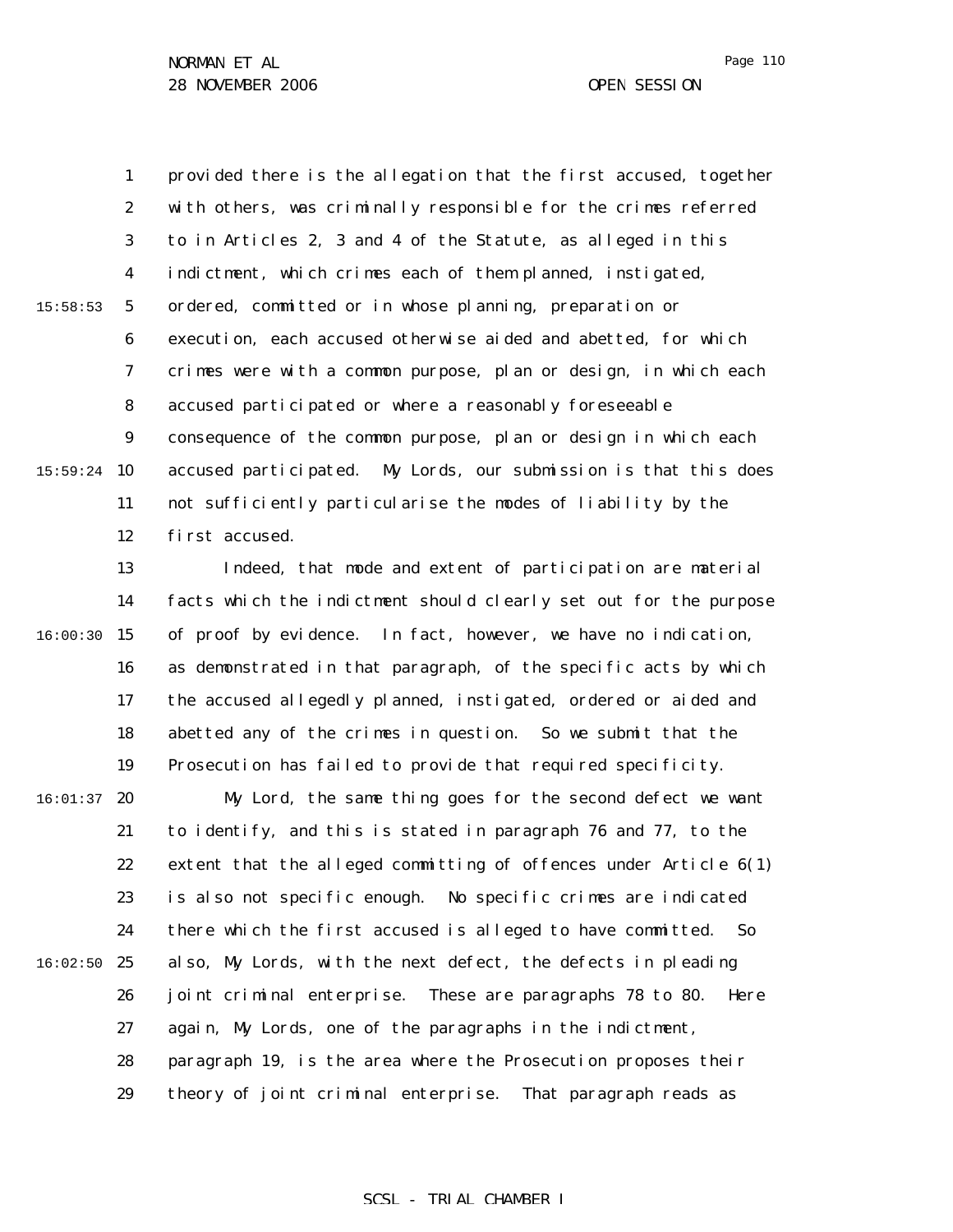provided there is the allegation that the first accused, together with others, was criminally responsible for the crimes referred to in Articles 2, 3 and 4 of the Statute, as alleged in this indictment, which crimes each of them planned, instigated, ordered, committed or in whose planning, preparation or execution, each accused otherwise aided and abetted, for which crimes were with a common purpose, plan or design, in which each accused participated or where a reasonably foreseeable consequence of the common purpose, plan or design in which each accused participated. My Lords, our submission is that this does not sufficiently particularise the modes of liability by the first accused.

Indeed, that mode and extent of participation are material facts which the indictment should clearly set out for the purpose of proof by evidence. In fact, however, we have no indication, as demonstrated in that paragraph, of the specific acts by which the accused allegedly planned, instigated, ordered or aided and abetted any of the crimes in question. So we submit that the Prosecution has failed to provide that required specificity.

My Lord, the same thing goes for the second defect we want to identify, and this is stated in paragraph 76 and 77, to the extent that the alleged committing of offences under Article 6(1) is also not specific enough. No specific crimes are indicated there which the first accused is alleged to have committed. So also, My Lords, with the next defect, the defects in pleading joint criminal enterprise. These are paragraphs 78 to 80. Here again, My Lords, one of the paragraphs in the indictment, paragraph 19, is the area where the Prosecution proposes their theory of joint criminal enterprise. That paragraph reads as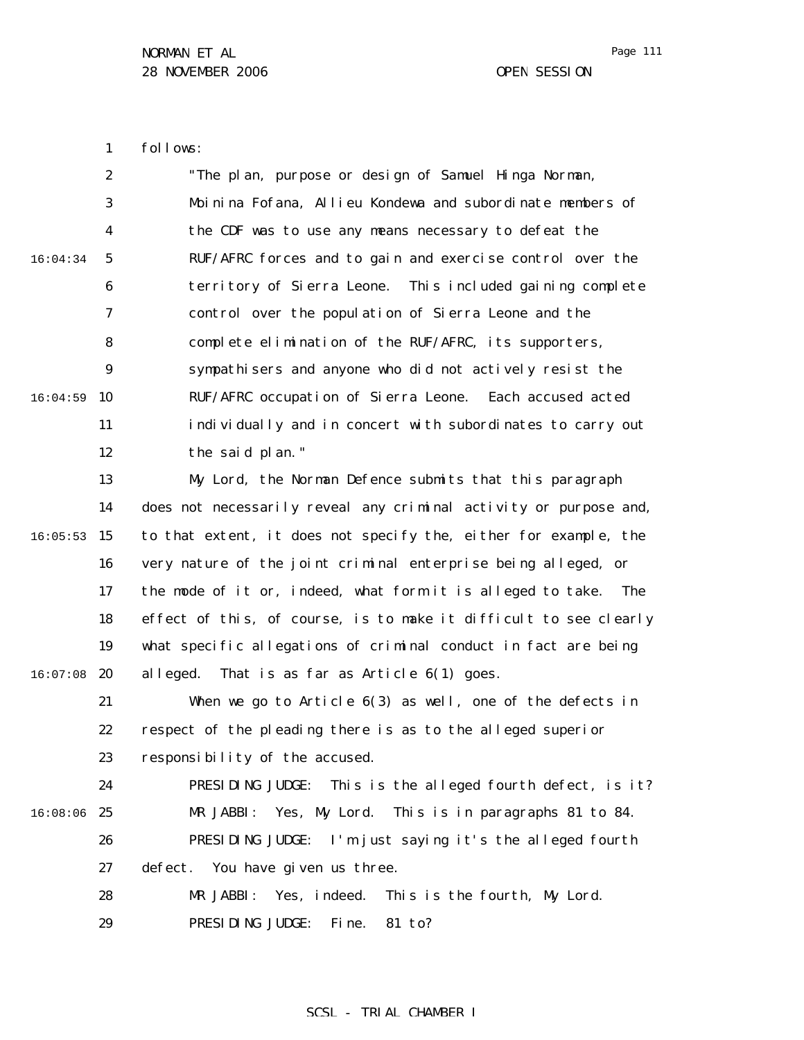follows:

"The plan, purpose or design of Samuel Hinga Norman, Moinina Fofana, Allieu Kondewa and subordinate members of the CDF was to use any means necessary to defeat the RUF/AFRC forces and to gain and exercise control over the territory of Sierra Leone. This included gaining complete control over the population of Sierra Leone and the complete elimination of the RUF/AFRC, its supporters, sympathisers and anyone who did not actively resist the RUF/AFRC occupation of Sierra Leone. Each accused acted individually and in concert with subordinates to carry out the said plan."

My Lord, the Norman Defence submits that this paragraph does not necessarily reveal any criminal activity or purpose and, to that extent, it does not specify the, either for example, the very nature of the joint criminal enterprise being alleged, or the mode of it or, indeed, what form it is alleged to take. The effect of this, of course, is to make it difficult to see clearly what specific allegations of criminal conduct in fact are being alleged. That is as far as Article 6(1) goes.

When we go to Article 6(3) as well, one of the defects in respect of the pleading there is as to the alleged superior responsibility of the accused.

PRESIDING JUDGE: This is the alleged fourth defect, is it?

MR JABBI: Yes, My Lord. This is in paragraphs 81 to 84.

PRESIDING JUDGE: I'm just saying it's the alleged fourth defect. You have given us three.

MR JABBI: Yes, indeed. This is the fourth, My Lord.

PRESIDING JUDGE: Fine. 81 to?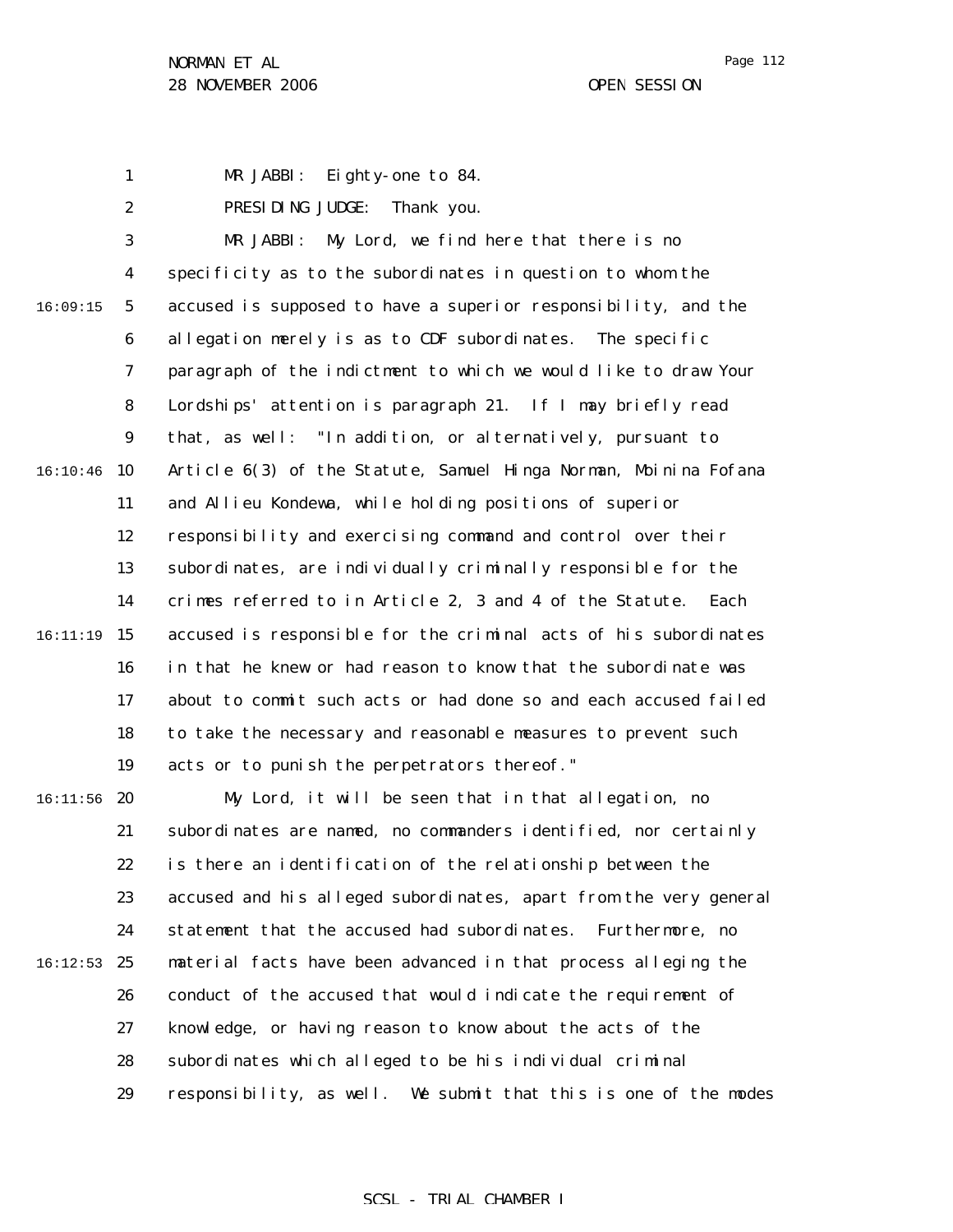MR JABBI: Eighty-one to 84.

PRESIDING JUDGE: Thank you.

MR JABBI: My Lord, we find here that there is no specificity as to the subordinates in question to whom the accused is supposed to have a superior responsibility, and the allegation merely is as to CDF subordinates. The specific paragraph of the indictment to which we would like to draw Your Lordships' attention is paragraph 21. If I may briefly read that, as well: "In addition, or alternatively, pursuant to Article 6(3) of the Statute, Samuel Hinga Norman, Moinina Fofana and Allieu Kondewa, while holding positions of superior responsibility and exercising command and control over their subordinates, are individually criminally responsible for the crimes referred to in Article 2, 3 and 4 of the Statute. Each accused is responsible for the criminal acts of his subordinates in that he knew or had reason to know that the subordinate was about to commit such acts or had done so and each accused failed to take the necessary and reasonable measures to prevent such acts or to punish the perpetrators thereof."

My Lord, it will be seen that in that allegation, no subordinates are named, no commanders identified, nor certainly is there an identification of the relationship between the accused and his alleged subordinates, apart from the very general statement that the accused had subordinates. Furthermore, no material facts have been advanced in that process alleging the conduct of the accused that would indicate the requirement of knowledge, or having reason to know about the acts of the subordinates which alleged to be his individual criminal responsibility, as well. We submit that this is one of the modes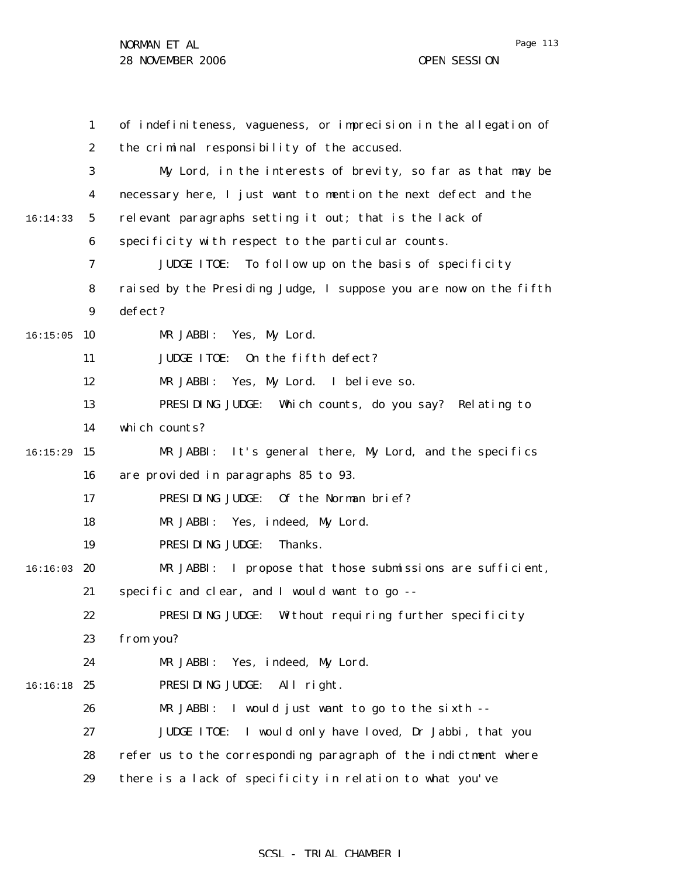of indefiniteness, vagueness, or imprecision in the allegation of the criminal responsibility of the accused.

My Lord, in the interests of brevity, so far as that may be necessary here, I just want to mention the next defect and the relevant paragraphs setting it out; that is the lack of specificity with respect to the particular counts.

JUDGE ITOE: To follow up on the basis of specificity raised by the Presiding Judge, I suppose you are now on the fifth defect?

MR JABBI: Yes, My Lord.

JUDGE ITOE: On the fifth defect?

MR JABBI: Yes, My Lord. I believe so.

PRESIDING JUDGE: Which counts, do you say? Relating to which counts?

MR JABBI: It's general there, My Lord, and the specifics are provided in paragraphs 85 to 93.

PRESIDING JUDGE: Of the Norman brief?

MR JABBI: Yes, indeed, My Lord.

PRESIDING JUDGE: Thanks.

MR JABBI: I propose that those submissions are sufficient, specific and clear, and I would want to go --

PRESIDING JUDGE: Without requiring further specificity from you?

MR JABBI: Yes, indeed, My Lord.

PRESIDING JUDGE: All right.

MR JABBI: I would just want to go to the sixth --

JUDGE ITOE: I would only have loved, Dr Jabbi, that you refer us to the corresponding paragraph of the indictment where there is a lack of specificity in relation to what you've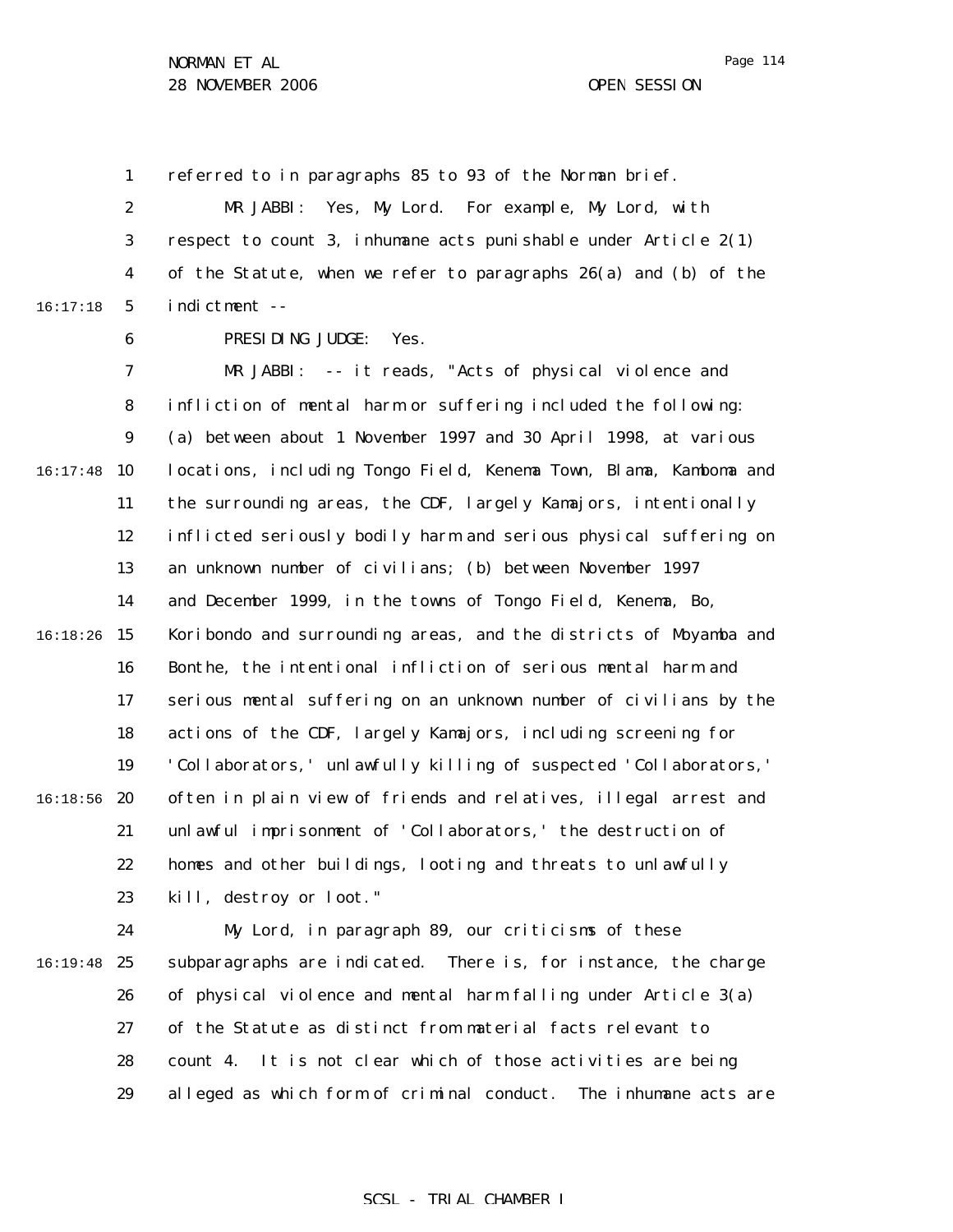referred to in paragraphs 85 to 93 of the Norman brief.

MR JABBI: Yes, My Lord. For example, My Lord, with respect to count 3, inhumane acts punishable under Article 2(1) of the Statute, when we refer to paragraphs 26(a) and (b) of the indictment --

PRESIDING JUDGE: Yes.

MR JABBI: -- it reads, "Acts of physical violence and infliction of mental harm or suffering included the following: (a) between about 1 November 1997 and 30 April 1998, at various locations, including Tongo Field, Kenema Town, Blama, Kamboma and the surrounding areas, the CDF, largely Kamajors, intentionally inflicted seriously bodily harm and serious physical suffering on an unknown number of civilians; (b) between November 1997 and December 1999, in the towns of Tongo Field, Kenema, Bo, Koribondo and surrounding areas, and the districts of Moyamba and Bonthe, the intentional infliction of serious mental harm and serious mental suffering on an unknown number of civilians by the actions of the CDF, largely Kamajors, including screening for 'Collaborators,' unlawfully killing of suspected 'Collaborators,' often in plain view of friends and relatives, illegal arrest and unlawful imprisonment of 'Collaborators,' the destruction of homes and other buildings, looting and threats to unlawfully kill, destroy or loot."

My Lord, in paragraph 89, our criticisms of these subparagraphs are indicated. There is, for instance, the charge of physical violence and mental harm falling under Article 3(a) of the Statute as distinct from material facts relevant to count 4. It is not clear which of those activities are being alleged as which form of criminal conduct. The inhumane acts are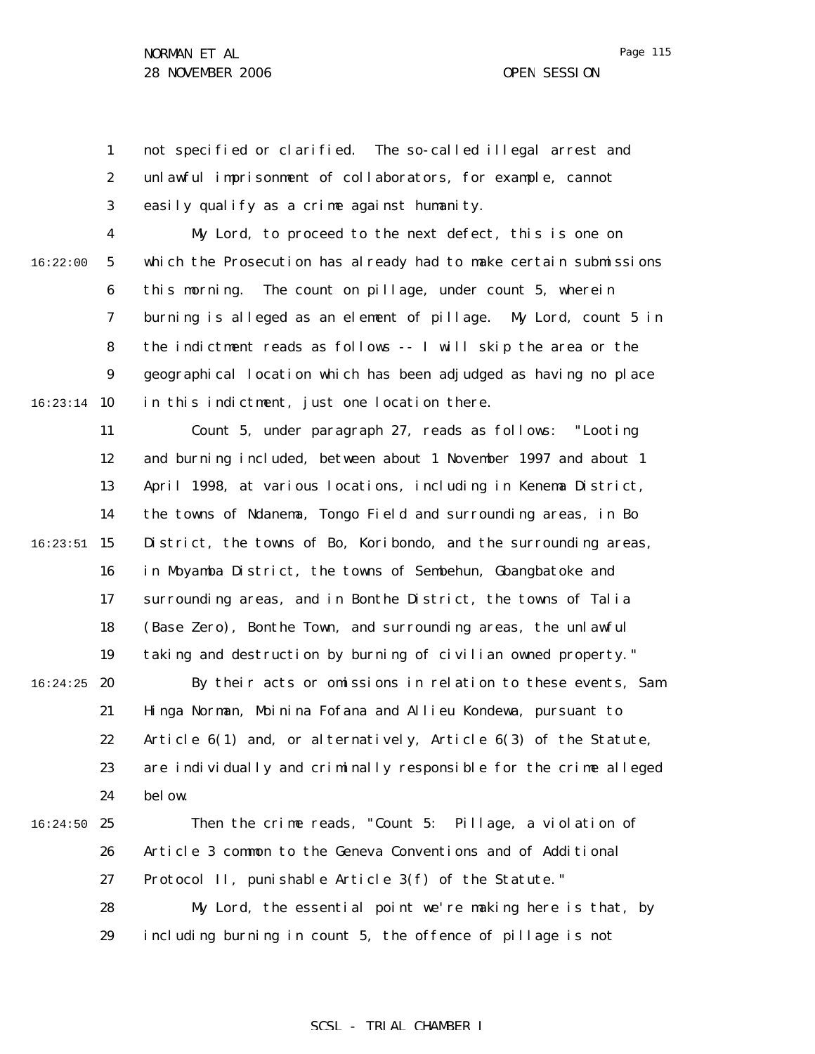not specified or clarified. The so-called illegal arrest and unlawful imprisonment of collaborators, for example, cannot easily qualify as a crime against humanity.

My Lord, to proceed to the next defect, this is one on which the Prosecution has already had to make certain submissions this morning. The count on pillage, under count 5, wherein burning is alleged as an element of pillage. My Lord, count 5 in the indictment reads as follows -- I will skip the area or the geographical location which has been adjudged as having no place in this indictment, just one location there.

Count 5, under paragraph 27, reads as follows: "Looting and burning included, between about 1 November 1997 and about 1 April 1998, at various locations, including in Kenema District, the towns of Ndanema, Tongo Field and surrounding areas, in Bo District, the towns of Bo, Koribondo, and the surrounding areas, in Moyamba District, the towns of Sembehun, Gbangbatoke and surrounding areas, and in Bonthe District, the towns of Talia (Base Zero), Bonthe Town, and surrounding areas, the unlawful taking and destruction by burning of civilian owned property."

By their acts or omissions in relation to these events, Sam Hinga Norman, Moinina Fofana and Allieu Kondewa, pursuant to Article 6(1) and, or alternatively, Article 6(3) of the Statute, are individually and criminally responsible for the crime alleged below.

Then the crime reads, "Count 5: Pillage, a violation of Article 3 common to the Geneva Conventions and of Additional Protocol II, punishable Article 3(f) of the Statute."

My Lord, the essential point we're making here is that, by including burning in count 5, the offence of pillage is not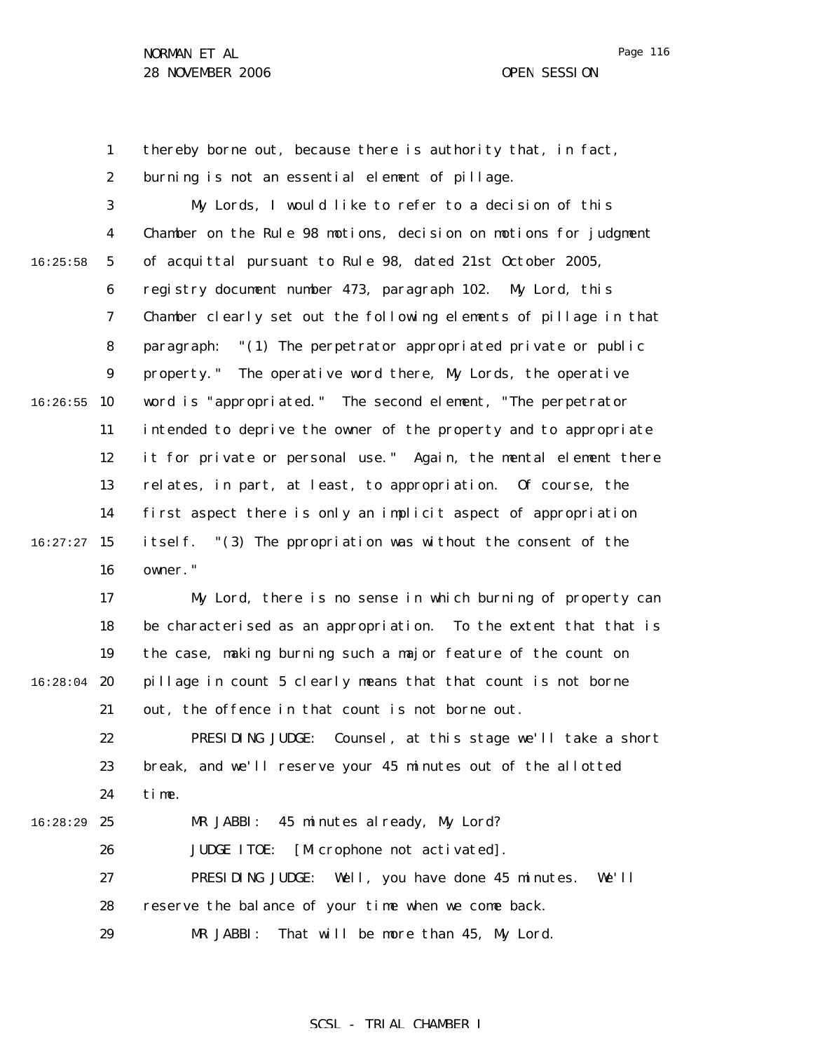thereby borne out, because there is authority that, in fact, burning is not an essential element of pillage.

My Lords, I would like to refer to a decision of this Chamber on the Rule 98 motions, decision on motions for judgment of acquittal pursuant to Rule 98, dated 21st October 2005, registry document number 473, paragraph 102. My Lord, this Chamber clearly set out the following elements of pillage in that paragraph: "(1) The perpetrator appropriated private or public property." The operative word there, My Lords, the operative word is "appropriated." The second element, "The perpetrator intended to deprive the owner of the property and to appropriate it for private or personal use." Again, the mental element there relates, in part, at least, to appropriation. Of course, the first aspect there is only an implicit aspect of appropriation itself. "(3) The ppropriation was without the consent of the owner."

My Lord, there is no sense in which burning of property can be characterised as an appropriation. To the extent that that is the case, making burning such a major feature of the count on pillage in count 5 clearly means that that count is not borne out, the offence in that count is not borne out.

PRESIDING JUDGE: Counsel, at this stage we'll take a short break, and we'll reserve your 45 minutes out of the allotted time.

MR JABBI: 45 minutes already, My Lord?

JUDGE ITOE: [Microphone not activated].

PRESIDING JUDGE: Well, you have done 45 minutes. We'll reserve the balance of your time when we come back.

MR JABBI: That will be more than 45, My Lord.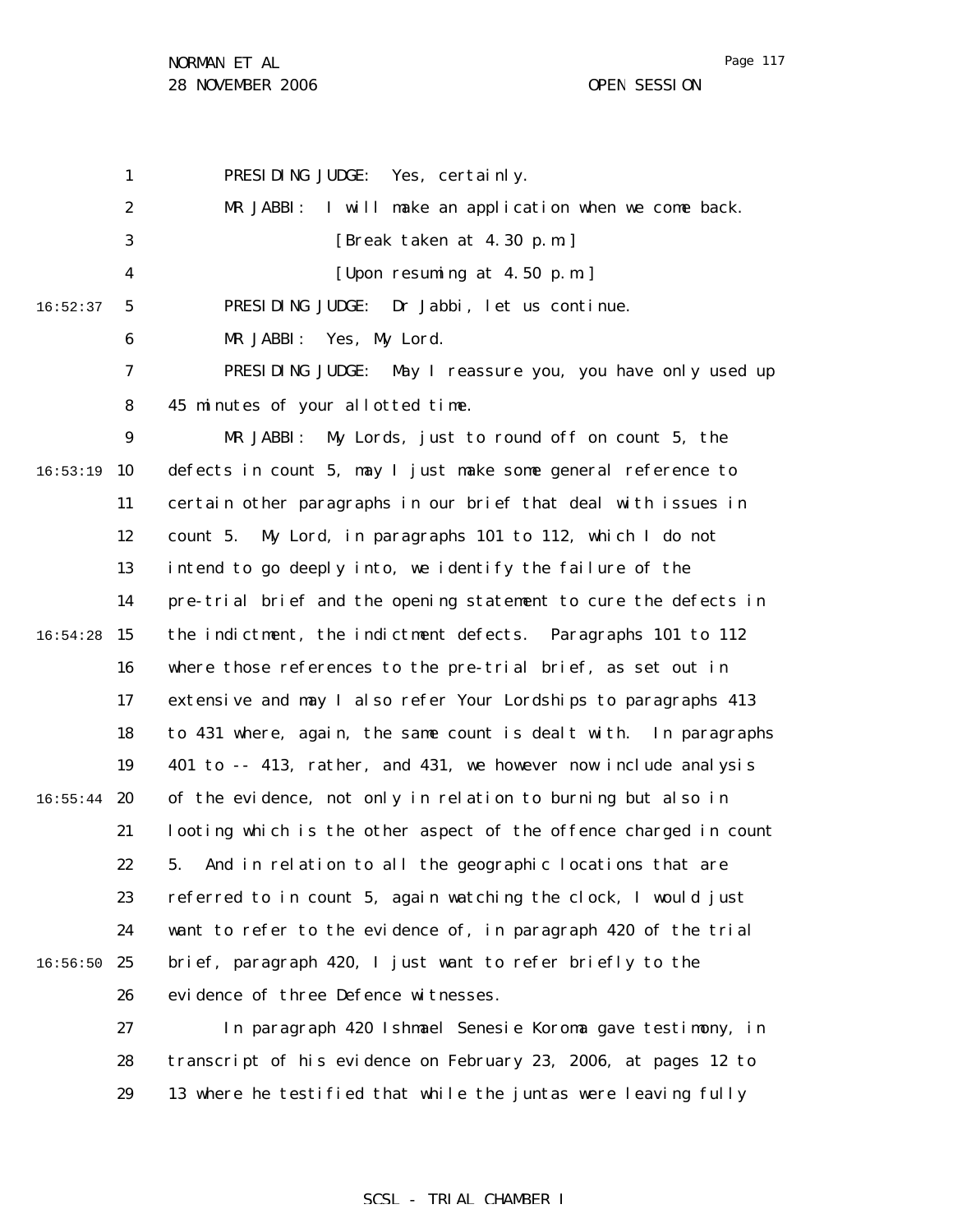PRESIDING JUDGE: Yes, certainly.

MR JABBI: I will make an application when we come back.

[Break taken at 4.30 p.m.]

[Upon resuming at 4.50 p.m.]

PRESIDING JUDGE: Dr Jabbi, let us continue.

MR JABBI: Yes, My Lord.

PRESIDING JUDGE: May I reassure you, you have only used up 45 minutes of your allotted time.

MR JABBI: My Lords, just to round off on count 5, the defects in count 5, may I just make some general reference to certain other paragraphs in our brief that deal with issues in count 5. My Lord, in paragraphs 101 to 112, which I do not intend to go deeply into, we identify the failure of the pre-trial brief and the opening statement to cure the defects in the indictment, the indictment defects. Paragraphs 101 to 112 where those references to the pre-trial brief, as set out in extensive and may I also refer Your Lordships to paragraphs 413 to 431 where, again, the same count is dealt with. In paragraphs 401 to -- 413, rather, and 431, we however now include analysis of the evidence, not only in relation to burning but also in looting which is the other aspect of the offence charged in count 5. And in relation to all the geographic locations that are referred to in count 5, again watching the clock, I would just want to refer to the evidence of, in paragraph 420 of the trial brief, paragraph 420, I just want to refer briefly to the evidence of three Defence witnesses.

In paragraph 420 Ishmael Senesie Koroma gave testimony, in transcript of his evidence on February 23, 2006, at pages 12 to 13 where he testified that while the juntas were leaving fully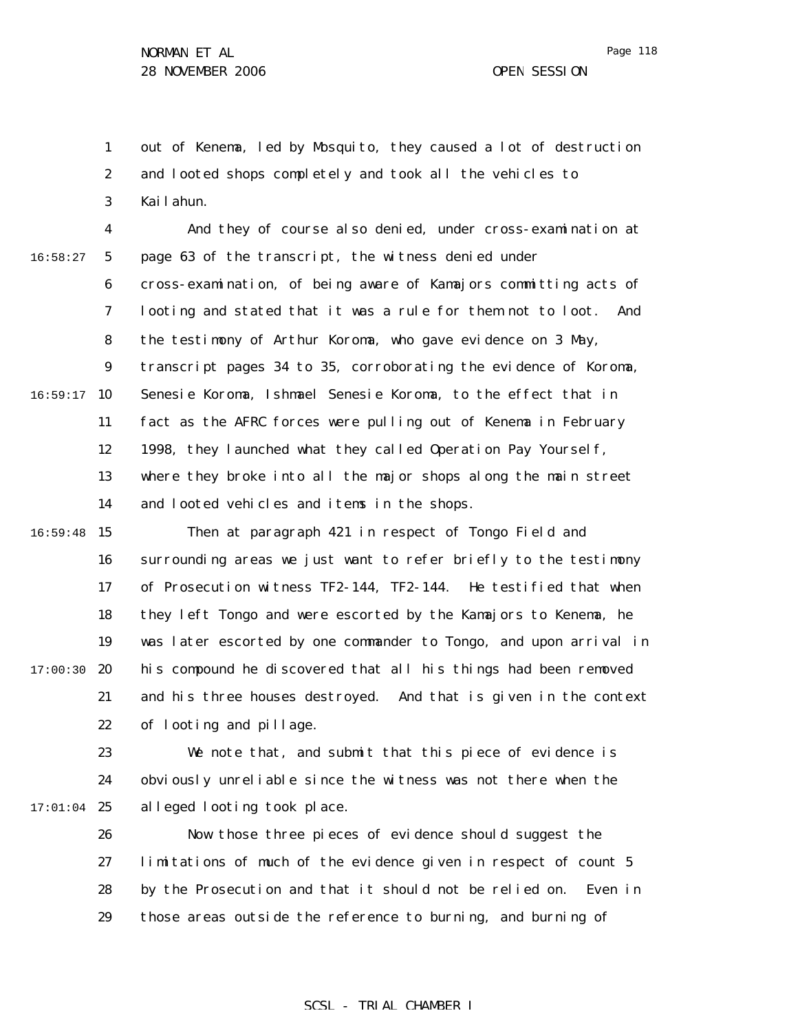out of Kenema, led by Mosquito, they caused a lot of destruction and looted shops completely and took all the vehicles to Kailahun.

And they of course also denied, under cross-examination at page 63 of the transcript, the witness denied under cross-examination, of being aware of Kamajors committing acts of looting and stated that it was a rule for them not to loot. And the testimony of Arthur Koroma, who gave evidence on 3 May, transcript pages 34 to 35, corroborating the evidence of Koroma, Senesie Koroma, Ishmael Senesie Koroma, to the effect that in fact as the AFRC forces were pulling out of Kenema in February 1998, they launched what they called Operation Pay Yourself, where they broke into all the major shops along the main street and looted vehicles and items in the shops.

Then at paragraph 421 in respect of Tongo Field and surrounding areas we just want to refer briefly to the testimony of Prosecution witness TF2-144, TF2-144. He testified that when they left Tongo and were escorted by the Kamajors to Kenema, he was later escorted by one commander to Tongo, and upon arrival in his compound he discovered that all his things had been removed and his three houses destroyed. And that is given in the context of looting and pillage.

We note that, and submit that this piece of evidence is obviously unreliable since the witness was not there when the alleged looting took place.

Now those three pieces of evidence should suggest the limitations of much of the evidence given in respect of count 5 by the Prosecution and that it should not be relied on. Even in those areas outside the reference to burning, and burning of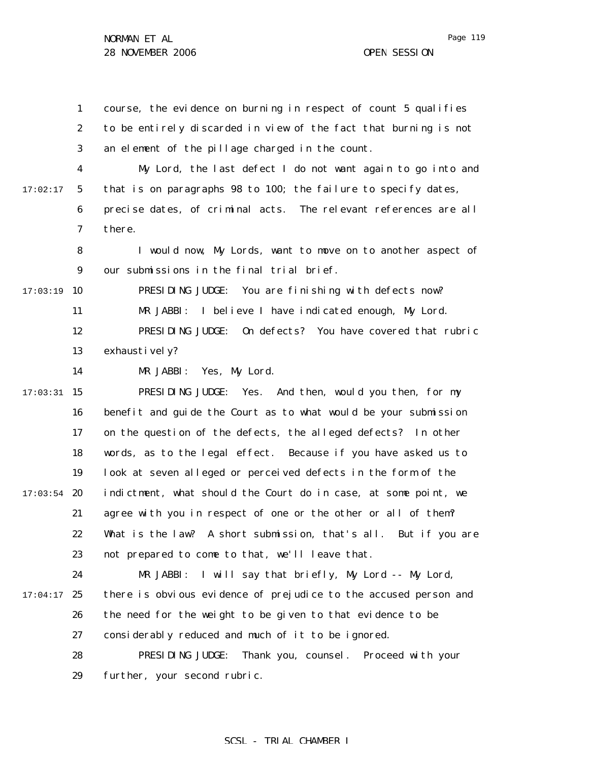course, the evidence on burning in respect of count 5 qualifies to be entirely discarded in view of the fact that burning is not an element of the pillage charged in the count.

My Lord, the last defect I do not want again to go into and that is on paragraphs 98 to 100; the failure to specify dates, precise dates, of criminal acts. The relevant references are all there.

I would now, My Lords, want to move on to another aspect of our submissions in the final trial brief.

PRESIDING JUDGE: You are finishing with defects now?

MR JABBI: I believe I have indicated enough, My Lord.

PRESIDING JUDGE: On defects? You have covered that rubric exhaustively?

MR JABBI: Yes, My Lord.

PRESIDING JUDGE: Yes. And then, would you then, for my benefit and guide the Court as to what would be your submission on the question of the defects, the alleged defects? In other words, as to the legal effect. Because if you have asked us to look at seven alleged or perceived defects in the form of the indictment, what should the Court do in case, at some point, we agree with you in respect of one or the other or all of them? What is the law? A short submission, that's all. But if you are not prepared to come to that, we'll leave that.

MR JABBI: I will say that briefly, My Lord -- My Lord, there is obvious evidence of prejudice to the accused person and the need for the weight to be given to that evidence to be considerably reduced and much of it to be ignored.

PRESIDING JUDGE: Thank you, counsel. Proceed with your further, your second rubric.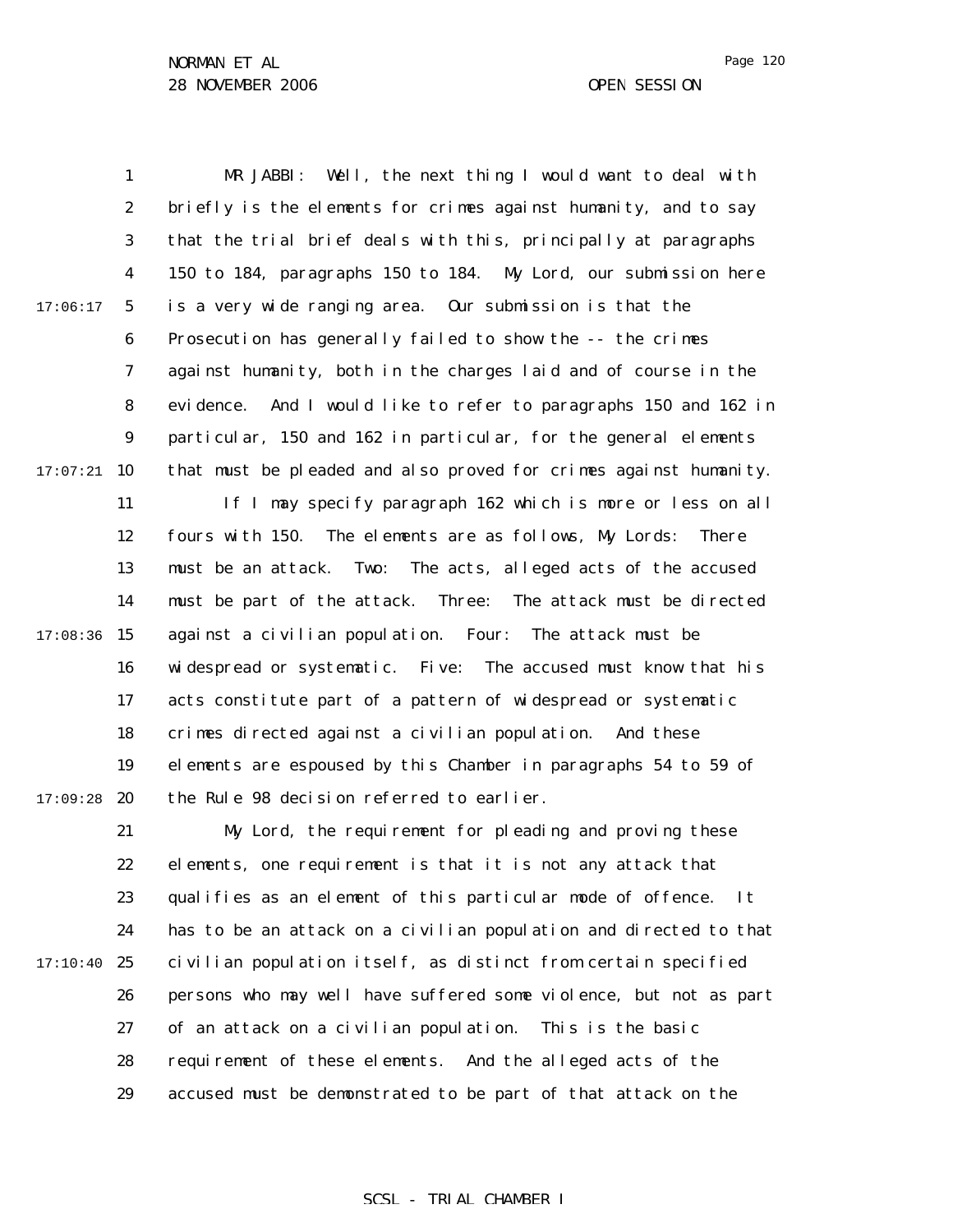MR JABBI: Well, the next thing I would want to deal with briefly is the elements for crimes against humanity, and to say that the trial brief deals with this, principally at paragraphs 150 to 184, paragraphs 150 to 184. My Lord, our submission here is a very wide ranging area. Our submission is that the Prosecution has generally failed to show the -- the crimes against humanity, both in the charges laid and of course in the evidence. And I would like to refer to paragraphs 150 and 162 in particular, 150 and 162 in particular, for the general elements that must be pleaded and also proved for crimes against humanity.

If I may specify paragraph 162 which is more or less on all fours with 150. The elements are as follows, My Lords: There must be an attack. Two: The acts, alleged acts of the accused must be part of the attack. Three: The attack must be directed against a civilian population. Four: The attack must be widespread or systematic. Five: The accused must know that his acts constitute part of a pattern of widespread or systematic crimes directed against a civilian population. And these elements are espoused by this Chamber in paragraphs 54 to 59 of the Rule 98 decision referred to earlier.

My Lord, the requirement for pleading and proving these elements, one requirement is that it is not any attack that qualifies as an element of this particular mode of offence. It has to be an attack on a civilian population and directed to that civilian population itself, as distinct from certain specified persons who may well have suffered some violence, but not as part of an attack on a civilian population. This is the basic requirement of these elements. And the alleged acts of the accused must be demonstrated to be part of that attack on the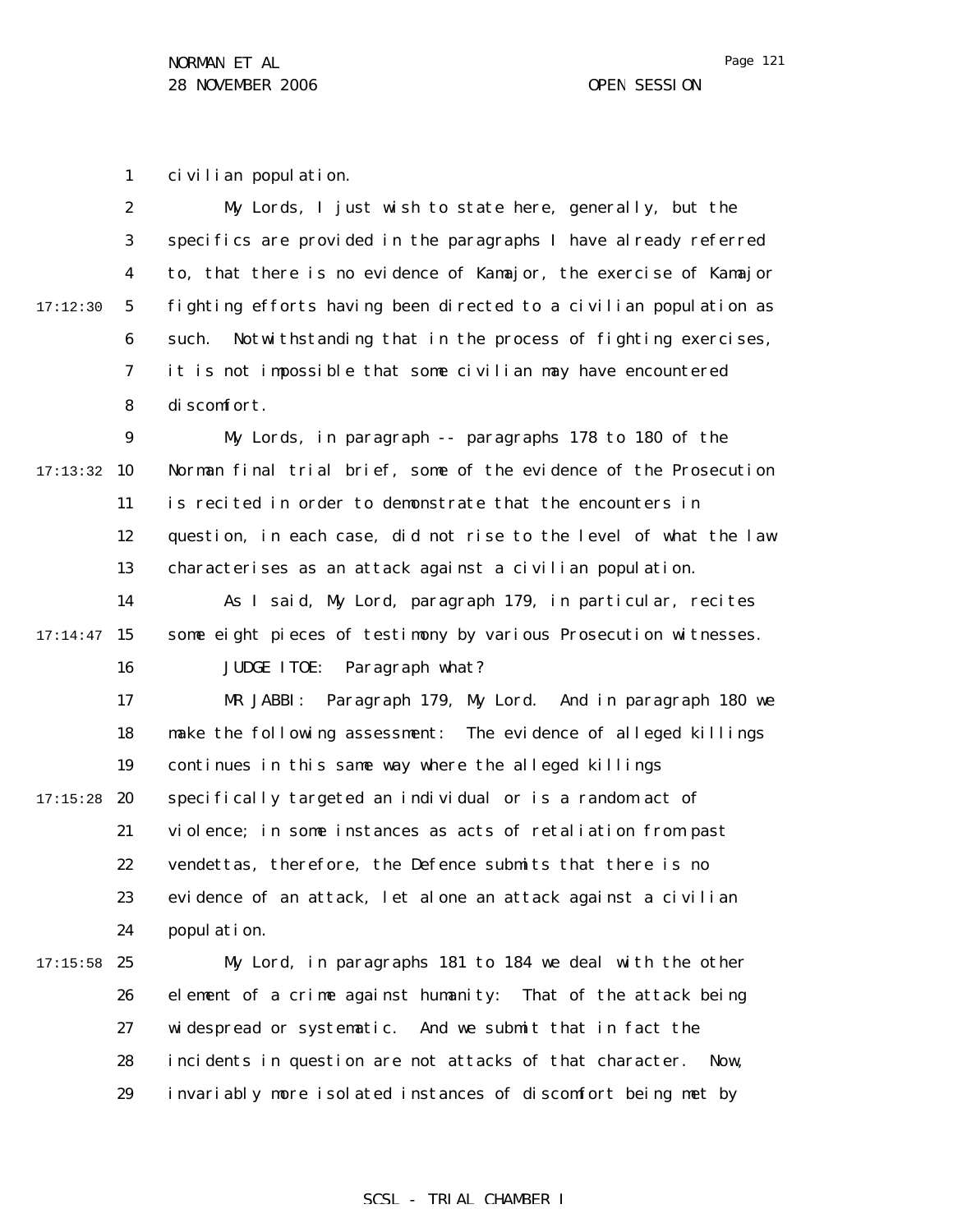civilian population.

My Lords, I just wish to state here, generally, but the specifics are provided in the paragraphs I have already referred to, that there is no evidence of Kamajor, the exercise of Kamajor fighting efforts having been directed to a civilian population as such. Notwithstanding that in the process of fighting exercises, it is not impossible that some civilian may have encountered discomfort.

My Lords, in paragraph -- paragraphs 178 to 180 of the Norman final trial brief, some of the evidence of the Prosecution is recited in order to demonstrate that the encounters in question, in each case, did not rise to the level of what the law characterises as an attack against a civilian population.

As I said, My Lord, paragraph 179, in particular, recites some eight pieces of testimony by various Prosecution witnesses.

JUDGE ITOE: Paragraph what?

MR JABBI: Paragraph 179, My Lord. And in paragraph 180 we make the following assessment: The evidence of alleged killings continues in this same way where the alleged killings specifically targeted an individual or is a random act of violence; in some instances as acts of retaliation from past vendettas, therefore, the Defence submits that there is no evidence of an attack, let alone an attack against a civilian population.

My Lord, in paragraphs 181 to 184 we deal with the other element of a crime against humanity: That of the attack being widespread or systematic. And we submit that in fact the incidents in question are not attacks of that character. Now, invariably more isolated instances of discomfort being met by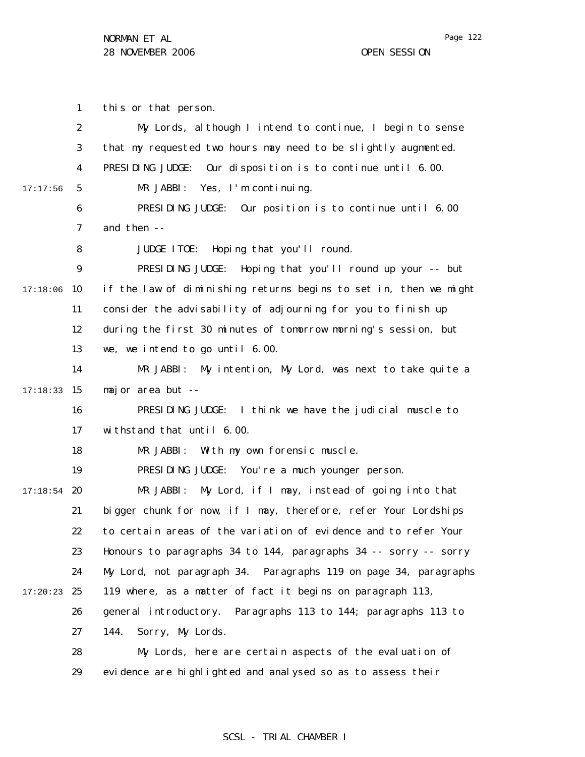this or that person.

My Lords, although I intend to continue, I begin to sense that my requested two hours may need to be slightly augmented.

PRESIDING JUDGE: Our disposition is to continue until 6.00.

MR JABBI: Yes, I'm continuing.

PRESIDING JUDGE: Our position is to continue until 6.00 and then --

JUDGE ITOE: Hoping that you'll round.

PRESIDING JUDGE: Hoping that you'll round up your -- but if the law of diminishing returns begins to set in, then we might consider the advisability of adjourning for you to finish up during the first 30 minutes of tomorrow morning's session, but we, we intend to go until 6.00.

MR JABBI: My intention, My Lord, was next to take quite a major area but --

PRESIDING JUDGE: I think we have the judicial muscle to withstand that until 6.00.

MR JABBI: With my own forensic muscle.

PRESIDING JUDGE: You're a much younger person.

MR JABBI: My Lord, if I may, instead of going into that bigger chunk for now, if I may, therefore, refer Your Lordships to certain areas of the variation of evidence and to refer Your Honours to paragraphs 34 to 144, paragraphs 34 -- sorry -- sorry My Lord, not paragraph 34. Paragraphs 119 on page 34, paragraphs 119 where, as a matter of fact it begins on paragraph 113, general introductory. Paragraphs 113 to 144; paragraphs 113 to 144. Sorry, My Lords.

My Lords, here are certain aspects of the evaluation of evidence are highlighted and analysed so as to assess their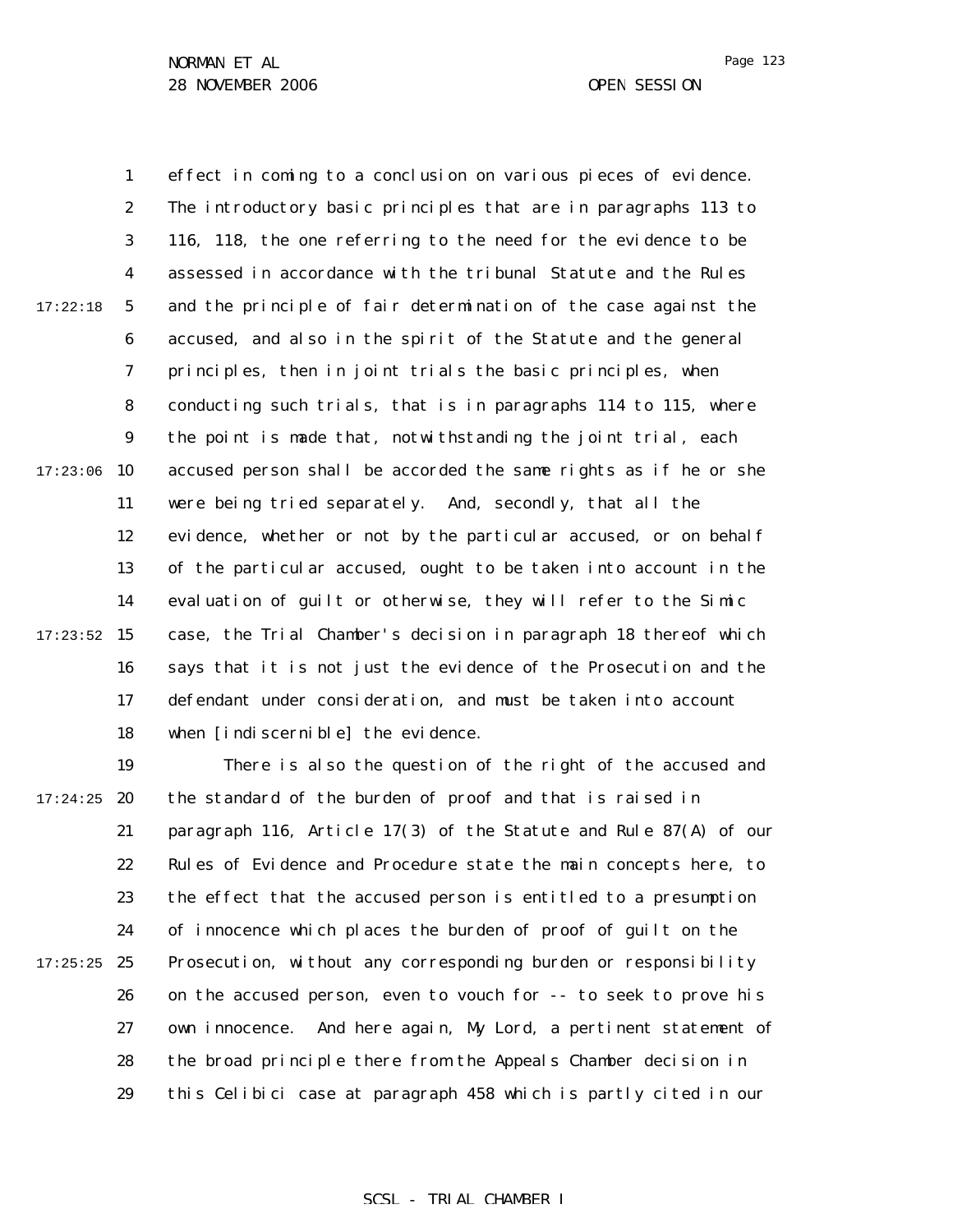effect in coming to a conclusion on various pieces of evidence. The introductory basic principles that are in paragraphs 113 to 116, 118, the one referring to the need for the evidence to be assessed in accordance with the tribunal Statute and the Rules and the principle of fair determination of the case against the accused, and also in the spirit of the Statute and the general principles, then in joint trials the basic principles, when conducting such trials, that is in paragraphs 114 to 115, where the point is made that, notwithstanding the joint trial, each accused person shall be accorded the same rights as if he or she were being tried separately. And, secondly, that all the evidence, whether or not by the particular accused, or on behalf of the particular accused, ought to be taken into account in the evaluation of guilt or otherwise, they will refer to the Simic case, the Trial Chamber's decision in paragraph 18 thereof which says that it is not just the evidence of the Prosecution and the defendant under consideration, and must be taken into account when [indiscernible] the evidence.

There is also the question of the right of the accused and the standard of the burden of proof and that is raised in paragraph 116, Article 17(3) of the Statute and Rule 87(A) of our Rules of Evidence and Procedure state the main concepts here, to the effect that the accused person is entitled to a presumption of innocence which places the burden of proof of guilt on the Prosecution, without any corresponding burden or responsibility on the accused person, even to vouch for -- to seek to prove his own innocence. And here again, My Lord, a pertinent statement of the broad principle there from the Appeals Chamber decision in this Celibici case at paragraph 458 which is partly cited in our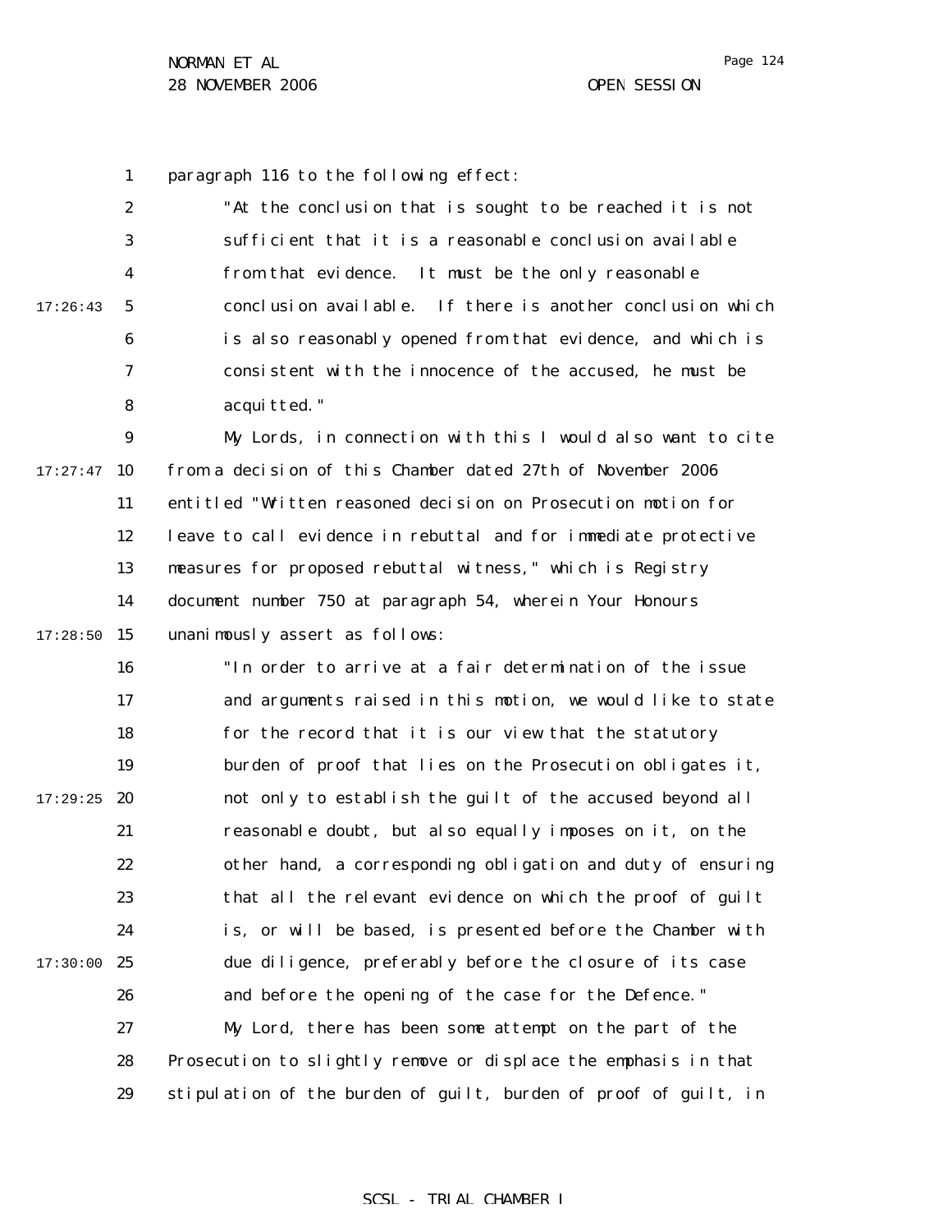paragraph 116 to the following effect:

> "At the conclusion that is sought to be reached it is not sufficient that it is a reasonable conclusion available from that evidence. It must be the only reasonable conclusion available. If there is another conclusion which is also reasonably opened from that evidence, and which is consistent with the innocence of the accused, he must be acquitted."

My Lords, in connection with this I would also want to cite from a decision of this Chamber dated 27th of November 2006 entitled "Written reasoned decision on Prosecution motion for leave to call evidence in rebuttal and for immediate protective measures for proposed rebuttal witness," which is Registry document number 750 at paragraph 54, wherein Your Honours unanimously assert as follows:

> "In order to arrive at a fair determination of the issue and arguments raised in this motion, we would like to state for the record that it is our view that the statutory burden of proof that lies on the Prosecution obligates it, not only to establish the guilt of the accused beyond all reasonable doubt, but also equally imposes on it, on the other hand, a corresponding obligation and duty of ensuring that all the relevant evidence on which the proof of guilt is, or will be based, is presented before the Chamber with due diligence, preferably before the closure of its case and before the opening of the case for the Defence."

My Lord, there has been some attempt on the part of the Prosecution to slightly remove or displace the emphasis in that stipulation of the burden of guilt, burden of proof of guilt, in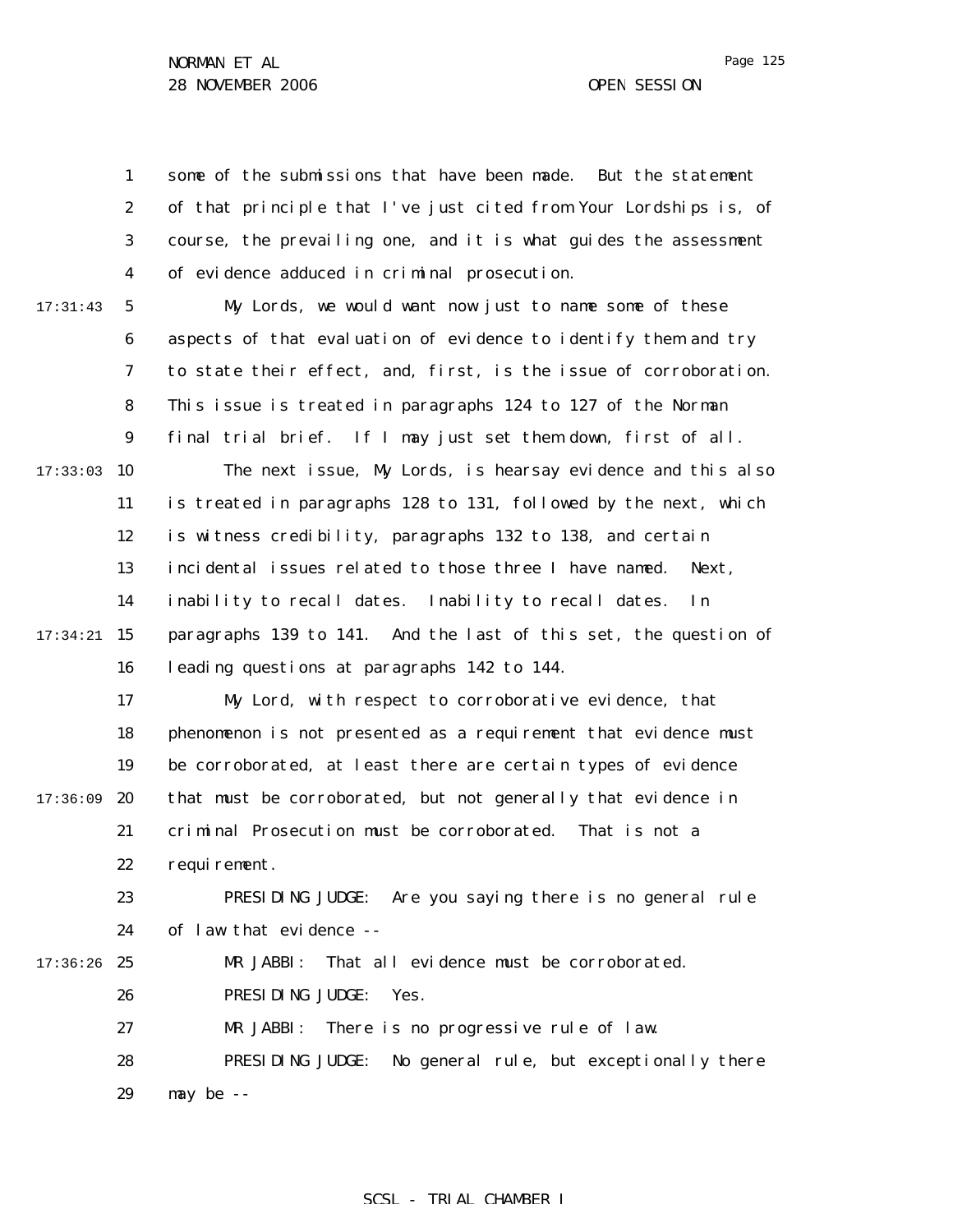some of the submissions that have been made. But the statement of that principle that I've just cited from Your Lordships is, of course, the prevailing one, and it is what guides the assessment of evidence adduced in criminal prosecution.

My Lords, we would want now just to name some of these aspects of that evaluation of evidence to identify them and try to state their effect, and, first, is the issue of corroboration. This issue is treated in paragraphs 124 to 127 of the Norman final trial brief. If I may just set them down, first of all.

The next issue, My Lords, is hearsay evidence and this also is treated in paragraphs 128 to 131, followed by the next, which is witness credibility, paragraphs 132 to 138, and certain incidental issues related to those three I have named. Next, inability to recall dates. Inability to recall dates. In paragraphs 139 to 141. And the last of this set, the question of leading questions at paragraphs 142 to 144.

My Lord, with respect to corroborative evidence, that phenomenon is not presented as a requirement that evidence must be corroborated, at least there are certain types of evidence that must be corroborated, but not generally that evidence in criminal Prosecution must be corroborated. That is not a requirement.

PRESIDING JUDGE: Are you saying there is no general rule of law that evidence --

MR JABBI: That all evidence must be corroborated.

PRESIDING JUDGE: Yes.

MR JABBI: There is no progressive rule of law.

PRESIDING JUDGE: No general rule, but exceptionally there may be --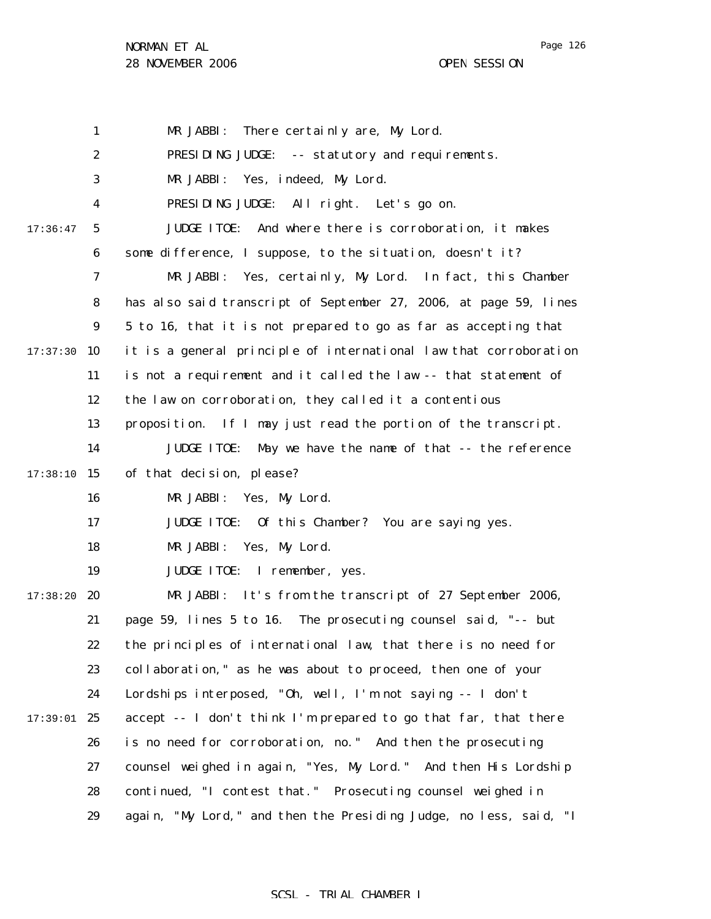MR JABBI: There certainly are, My Lord.

PRESIDING JUDGE: -- statutory and requirements.

MR JABBI: Yes, indeed, My Lord.

PRESIDING JUDGE: All right. Let's go on.

JUDGE ITOE: And where there is corroboration, it makes some difference, I suppose, to the situation, doesn't it?

MR JABBI: Yes, certainly, My Lord. In fact, this Chamber has also said transcript of September 27, 2006, at page 59, lines 5 to 16, that it is not prepared to go as far as accepting that it is a general principle of international law that corroboration is not a requirement and it called the law -- that statement of the law on corroboration, they called it a contentious proposition. If I may just read the portion of the transcript.

JUDGE ITOE: May we have the name of that -- the reference of that decision, please?

MR JABBI: Yes, My Lord.

JUDGE ITOE: Of this Chamber? You are saying yes.

MR JABBI: Yes, My Lord.

JUDGE ITOE: I remember, yes.

MR JABBI: It's from the transcript of 27 September 2006, page 59, lines 5 to 16. The prosecuting counsel said, "-- but the principles of international law, that there is no need for collaboration," as he was about to proceed, then one of your Lordships interposed, "Oh, well, I'm not saying -- I don't accept -- I don't think I'm prepared to go that far, that there is no need for corroboration, no." And then the prosecuting counsel weighed in again, "Yes, My Lord." And then His Lordship continued, "I contest that." Prosecuting counsel weighed in again, "My Lord," and then the Presiding Judge, no less, said, "I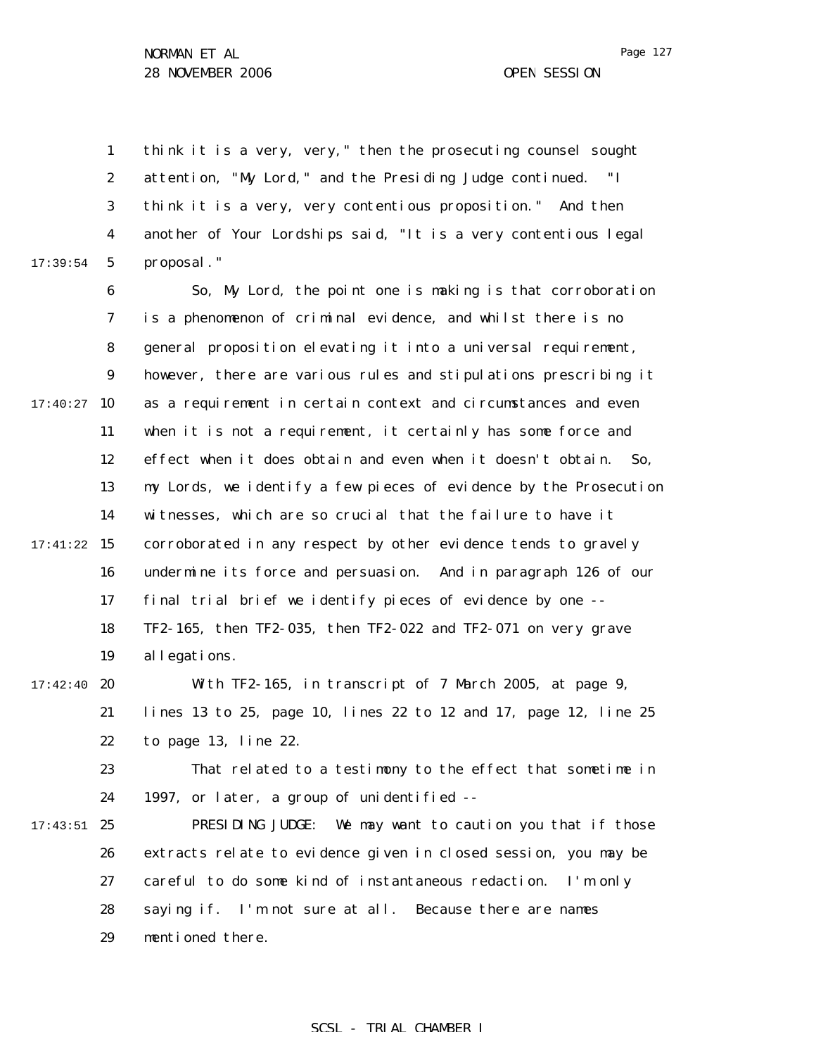think it is a very, very," then the prosecuting counsel sought attention, "My Lord," and the Presiding Judge continued. "I think it is a very, very contentious proposition." And then another of Your Lordships said, "It is a very contentious legal proposal."

So, My Lord, the point one is making is that corroboration is a phenomenon of criminal evidence, and whilst there is no general proposition elevating it into a universal requirement, however, there are various rules and stipulations prescribing it as a requirement in certain context and circumstances and even when it is not a requirement, it certainly has some force and effect when it does obtain and even when it doesn't obtain. So, my Lords, we identify a few pieces of evidence by the Prosecution witnesses, which are so crucial that the failure to have it corroborated in any respect by other evidence tends to gravely undermine its force and persuasion. And in paragraph 126 of our final trial brief we identify pieces of evidence by one -- TF2-165, then TF2-035, then TF2-022 and TF2-071 on very grave allegations.

With TF2-165, in transcript of 7 March 2005, at page 9, lines 13 to 25, page 10, lines 22 to 12 and 17, page 12, line 25 to page 13, line 22.

That related to a testimony to the effect that sometime in 1997, or later, a group of unidentified --

PRESIDING JUDGE: We may want to caution you that if those extracts relate to evidence given in closed session, you may be careful to do some kind of instantaneous redaction. I'm only saying if. I'm not sure at all. Because there are names mentioned there.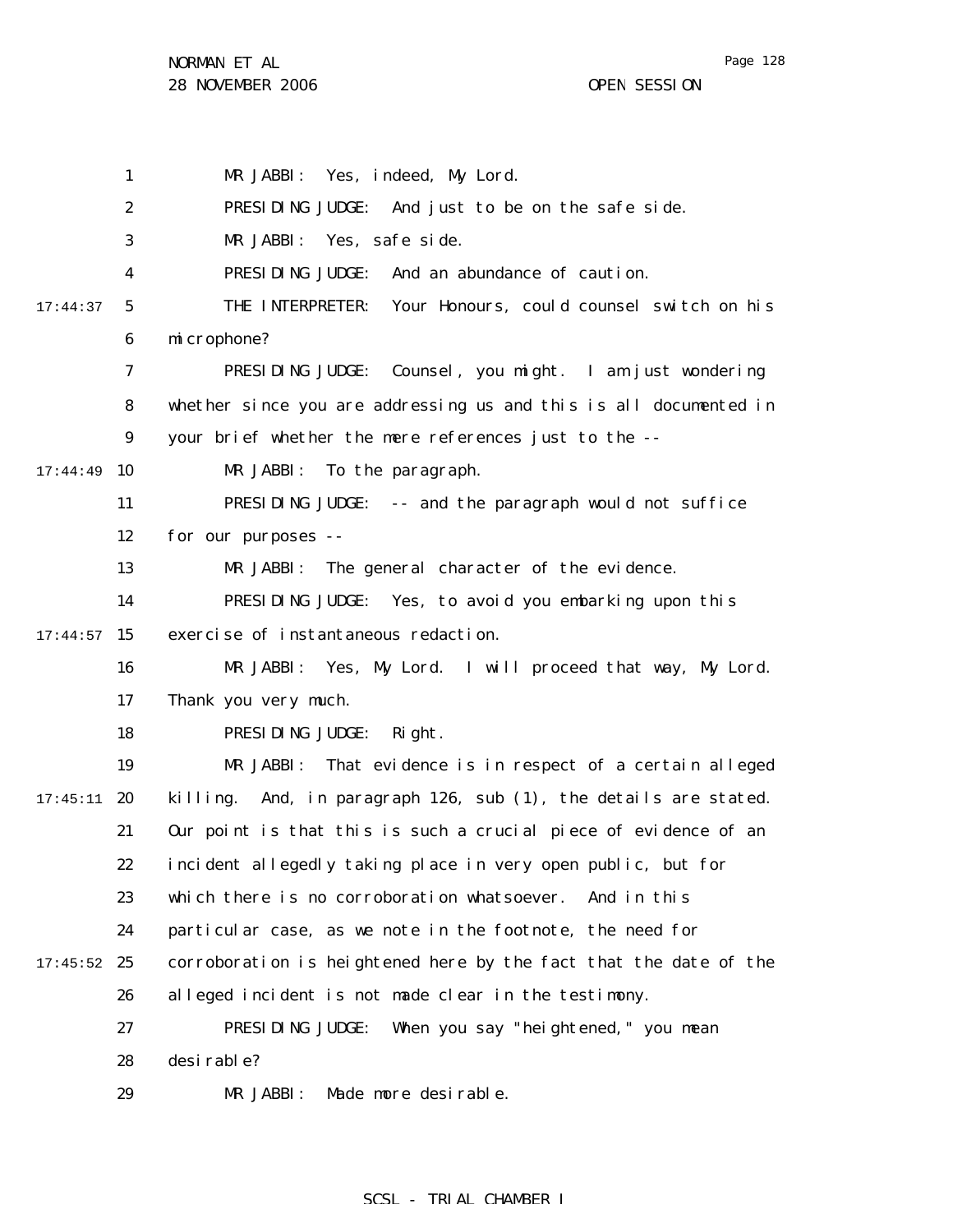MR JABBI: Yes, indeed, My Lord.

PRESIDING JUDGE: And just to be on the safe side.

MR JABBI: Yes, safe side.

PRESIDING JUDGE: And an abundance of caution.

THE INTERPRETER: Your Honours, could counsel switch on his microphone?

PRESIDING JUDGE: Counsel, you might. I am just wondering whether since you are addressing us and this is all documented in your brief whether the mere references just to the --

MR JABBI: To the paragraph.

PRESIDING JUDGE: -- and the paragraph would not suffice for our purposes --

MR JABBI: The general character of the evidence.

PRESIDING JUDGE: Yes, to avoid you embarking upon this exercise of instantaneous redaction.

MR JABBI: Yes, My Lord. I will proceed that way, My Lord. Thank you very much.

PRESIDING JUDGE: Right.

MR JABBI: That evidence is in respect of a certain alleged killing. And, in paragraph 126, sub (1), the details are stated. Our point is that this is such a crucial piece of evidence of an incident allegedly taking place in very open public, but for which there is no corroboration whatsoever. And in this particular case, as we note in the footnote, the need for corroboration is heightened here by the fact that the date of the alleged incident is not made clear in the testimony.

PRESIDING JUDGE: When you say "heightened," you mean desirable?

MR JABBI: Made more desirable.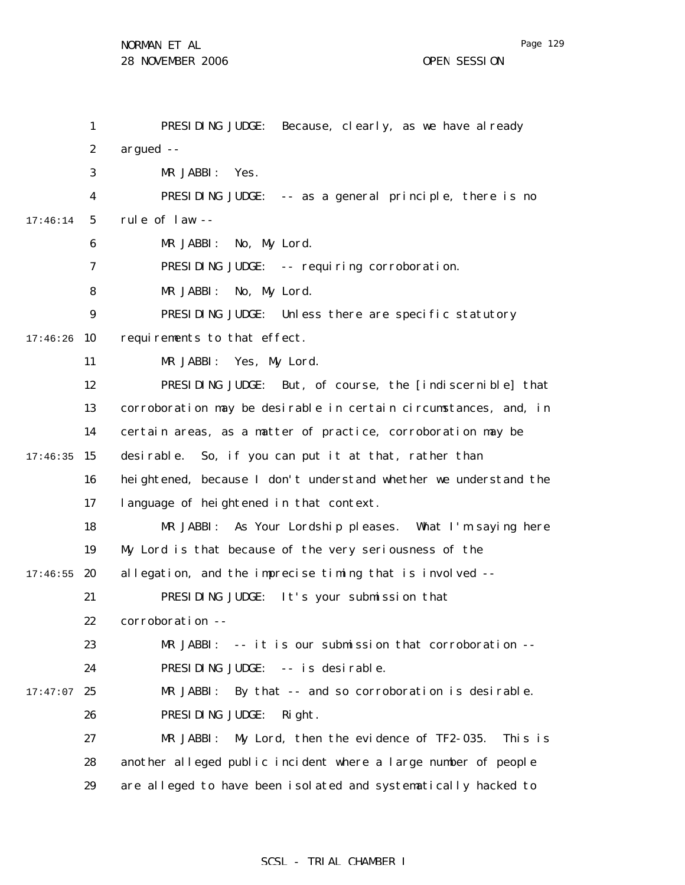PRESIDING JUDGE: Because, clearly, as we have already argued --

MR JABBI: Yes.

PRESIDING JUDGE: -- as a general principle, there is no rule of law --

MR JABBI: No, My Lord.

PRESIDING JUDGE: -- requiring corroboration.

MR JABBI: No, My Lord.

PRESIDING JUDGE: Unless there are specific statutory requirements to that effect.

MR JABBI: Yes, My Lord.

PRESIDING JUDGE: But, of course, the [indiscernible] that corroboration may be desirable in certain circumstances, and, in certain areas, as a matter of practice, corroboration may be desirable. So, if you can put it at that, rather than heightened, because I don't understand whether we understand the language of heightened in that context.

MR JABBI: As Your Lordship pleases. What I'm saying here My Lord is that because of the very seriousness of the allegation, and the imprecise timing that is involved --

PRESIDING JUDGE: It's your submission that corroboration --

MR JABBI: -- it is our submission that corroboration --

PRESIDING JUDGE: -- is desirable.

MR JABBI: By that -- and so corroboration is desirable.

PRESIDING JUDGE: Right.

MR JABBI: My Lord, then the evidence of TF2-035. This is another alleged public incident where a large number of people are alleged to have been isolated and systematically hacked to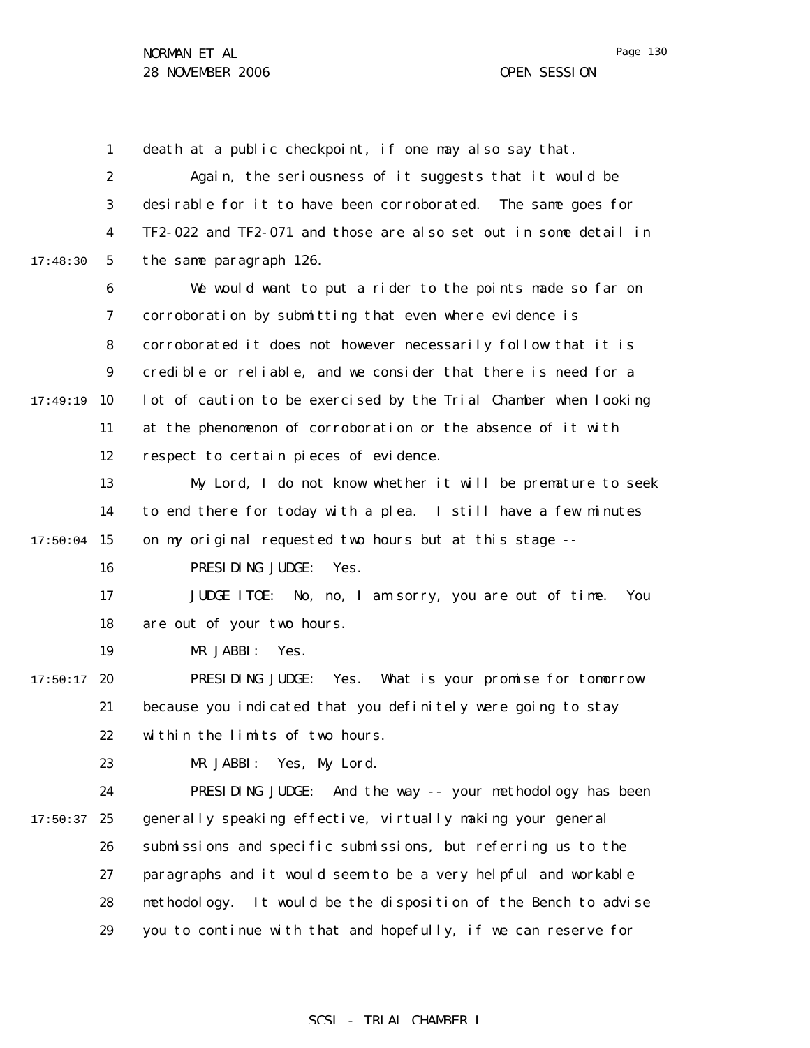death at a public checkpoint, if one may also say that.

Again, the seriousness of it suggests that it would be desirable for it to have been corroborated. The same goes for TF2-022 and TF2-071 and those are also set out in some detail in the same paragraph 126.

We would want to put a rider to the points made so far on corroboration by submitting that even where evidence is corroborated it does not however necessarily follow that it is credible or reliable, and we consider that there is need for a lot of caution to be exercised by the Trial Chamber when looking at the phenomenon of corroboration or the absence of it with respect to certain pieces of evidence.

My Lord, I do not know whether it will be premature to seek to end there for today with a plea. I still have a few minutes on my original requested two hours but at this stage --

PRESIDING JUDGE: Yes.

JUDGE ITOE: No, no, I am sorry, you are out of time. You are out of your two hours.

MR JABBI: Yes.

PRESIDING JUDGE: Yes. What is your promise for tomorrow because you indicated that you definitely were going to stay within the limits of two hours.

MR JABBI: Yes, My Lord.

PRESIDING JUDGE: And the way -- your methodology has been generally speaking effective, virtually making your general submissions and specific submissions, but referring us to the paragraphs and it would seem to be a very helpful and workable methodology. It would be the disposition of the Bench to advise you to continue with that and hopefully, if we can reserve for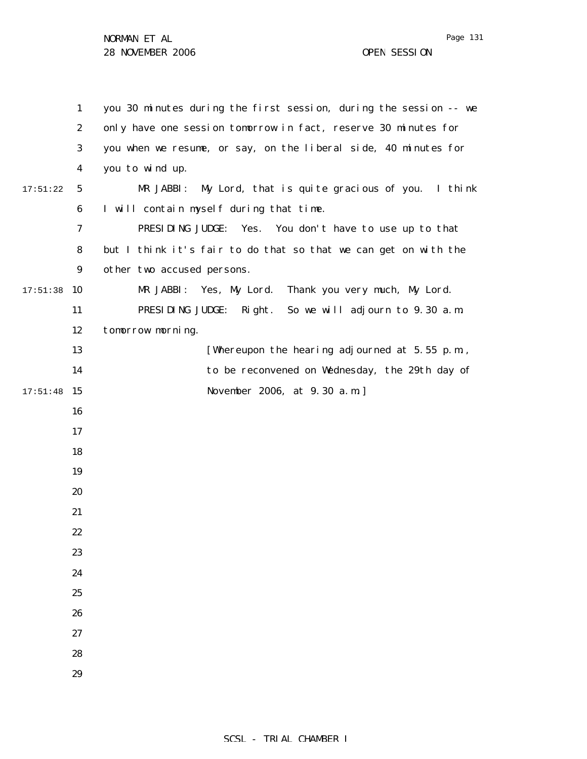you 30 minutes during the first session, during the session -- we only have one session tomorrow in fact, reserve 30 minutes for you when we resume, or say, on the liberal side, 40 minutes for you to wind up.

MR JABBI: My Lord, that is quite gracious of you. I think I will contain myself during that time.

PRESIDING JUDGE: Yes. You don't have to use up to that but I think it's fair to do that so that we can get on with the other two accused persons.

MR JABBI: Yes, My Lord. Thank you very much, My Lord.

PRESIDING JUDGE: Right. So we will adjourn to 9.30 a.m. tomorrow morning.

[Whereupon the hearing adjourned at 5.55 p.m., to be reconvened on Wednesday, the 29th day of November 2006, at 9.30 a.m.]